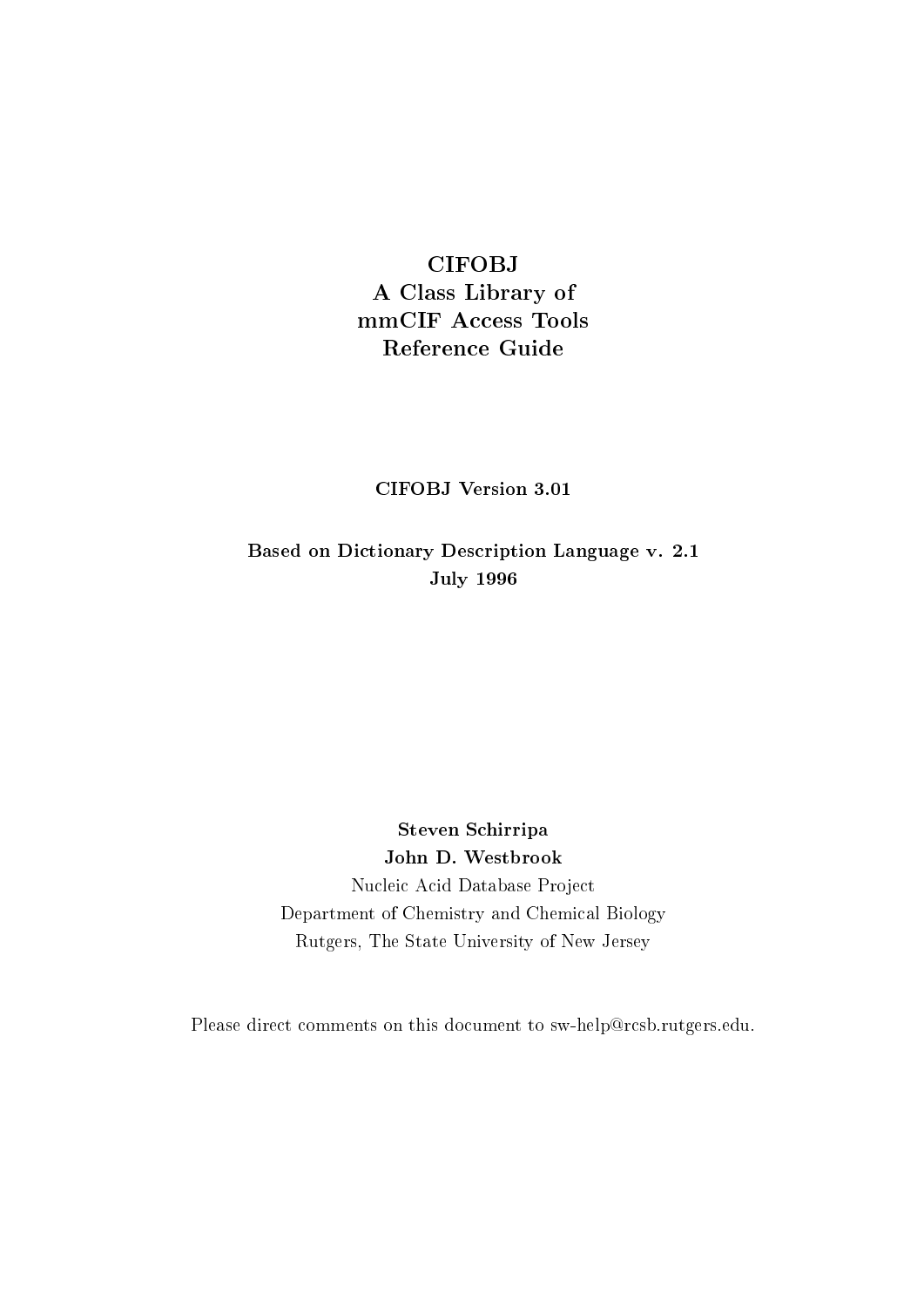# CIFOBJ
# A Class Library of mmCIF Access Tools
# Reference Guide

**CIFOBJ Version 3.01**

**Based on Dictionary Description Language v. 2.1**
**July 1996**

**Steven Schirripa**
**John D. Westbrook**
Nucleic Acid Database Project
Department of Chemistry and Chemical Biology
Rutgers, The State University of New Jersey

Please direct comments on this document to sw-help@rcsb.rutgers.edu.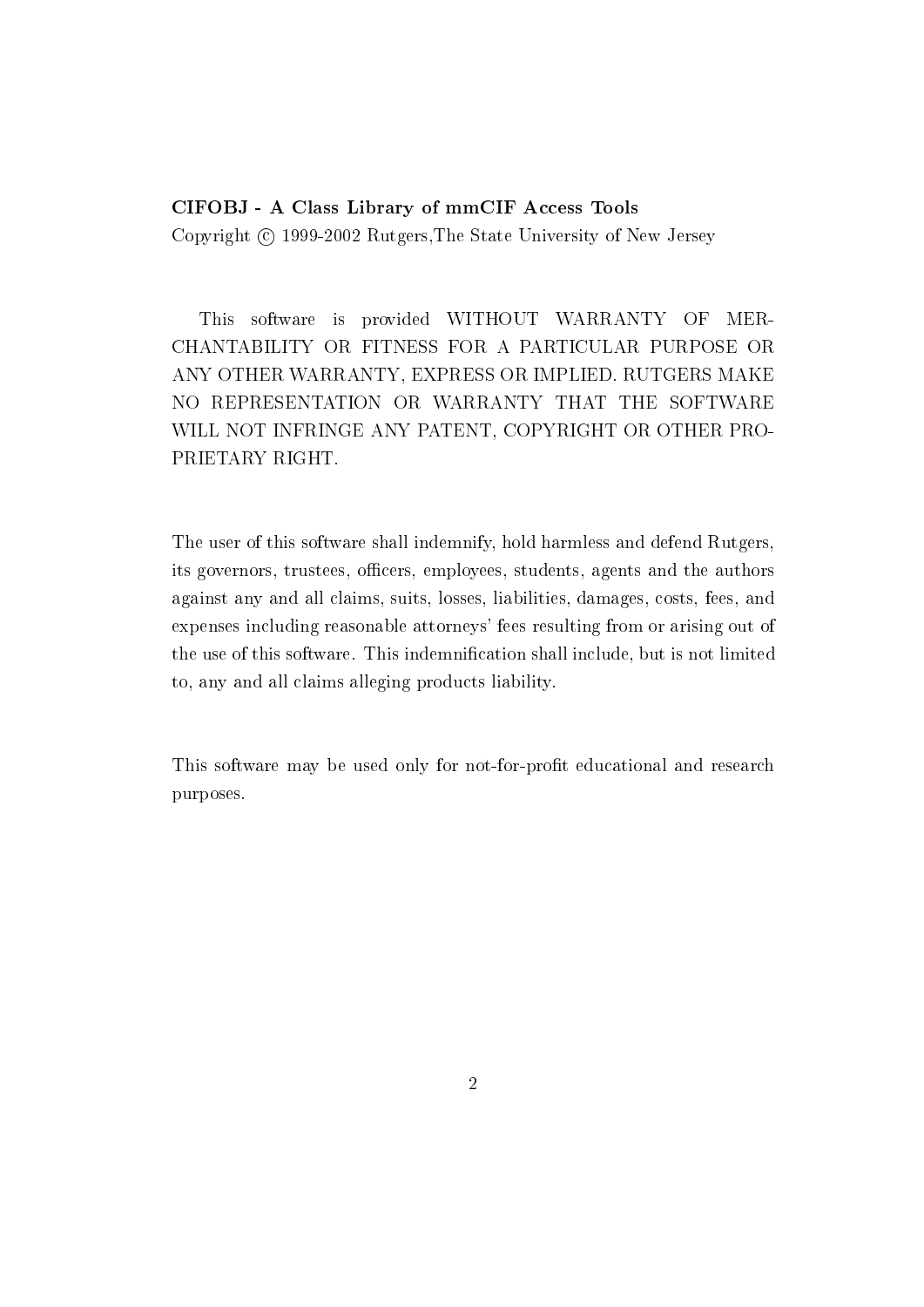**CIFOBJ - A Class Library of mmCIF Access Tools**

Copyright © 1999-2002 Rutgers,The State University of New Jersey

This software is provided WITHOUT WARRANTY OF MERCHANTABILITY OR FITNESS FOR A PARTICULAR PURPOSE OR ANY OTHER WARRANTY, EXPRESS OR IMPLIED. RUTGERS MAKE NO REPRESENTATION OR WARRANTY THAT THE SOFTWARE WILL NOT INFRINGE ANY PATENT, COPYRIGHT OR OTHER PROPRIETARY RIGHT.

The user of this software shall indemnify, hold harmless and defend Rutgers, its governors, trustees, officers, employees, students, agents and the authors against any and all claims, suits, losses, liabilities, damages, costs, fees, and expenses including reasonable attorneys' fees resulting from or arising out of the use of this software. This indemnification shall include, but is not limited to, any and all claims alleging products liability.

This software may be used only for not-for-profit educational and research purposes.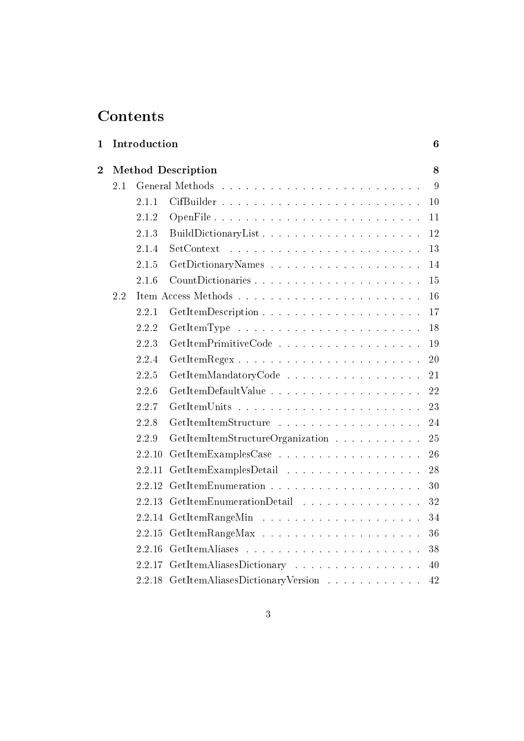# Contents

**1 Introduction** **6**

**2 Method Description** **8**

- 2.1 General Methods . . . . . . . . . . 9
  - 2.1.1 CifBuilder . . . . . . . . . . 10
  - 2.1.2 OpenFile . . . . . . . . . . 11
  - 2.1.3 BuildDictionaryList . . . . . . . . . . 12
  - 2.1.4 SetContext . . . . . . . . . . 13
  - 2.1.5 GetDictionaryNames . . . . . . . . . . 14
  - 2.1.6 CountDictionaries . . . . . . . . . . 15
- 2.2 Item Access Methods . . . . . . . . . . 16
  - 2.2.1 GetItemDescription . . . . . . . . . . 17
  - 2.2.2 GetItemType . . . . . . . . . . 18
  - 2.2.3 GetItemPrimitiveCode . . . . . . . . . . 19
  - 2.2.4 GetItemRegex . . . . . . . . . . 20
  - 2.2.5 GetItemMandatoryCode . . . . . . . . . . 21
  - 2.2.6 GetItemDefaultValue . . . . . . . . . . 22
  - 2.2.7 GetItemUnits . . . . . . . . . . 23
  - 2.2.8 GetItemItemStructure . . . . . . . . . . 24
  - 2.2.9 GetItemItemStructureOrganization . . . . . . . . . . 25
  - 2.2.10 GetItemExamplesCase . . . . . . . . . . 26
  - 2.2.11 GetItemExamplesDetail . . . . . . . . . . 28
  - 2.2.12 GetItemEnumeration . . . . . . . . . . 30
  - 2.2.13 GetItemEnumerationDetail . . . . . . . . . . 32
  - 2.2.14 GetItemRangeMin . . . . . . . . . . 34
  - 2.2.15 GetItemRangeMax . . . . . . . . . . 36
  - 2.2.16 GetItemAliases . . . . . . . . . . 38
  - 2.2.17 GetItemAliasesDictionary . . . . . . . . . . 40
  - 2.2.18 GetItemAliasesDictionaryVersion . . . . . . . . . . 42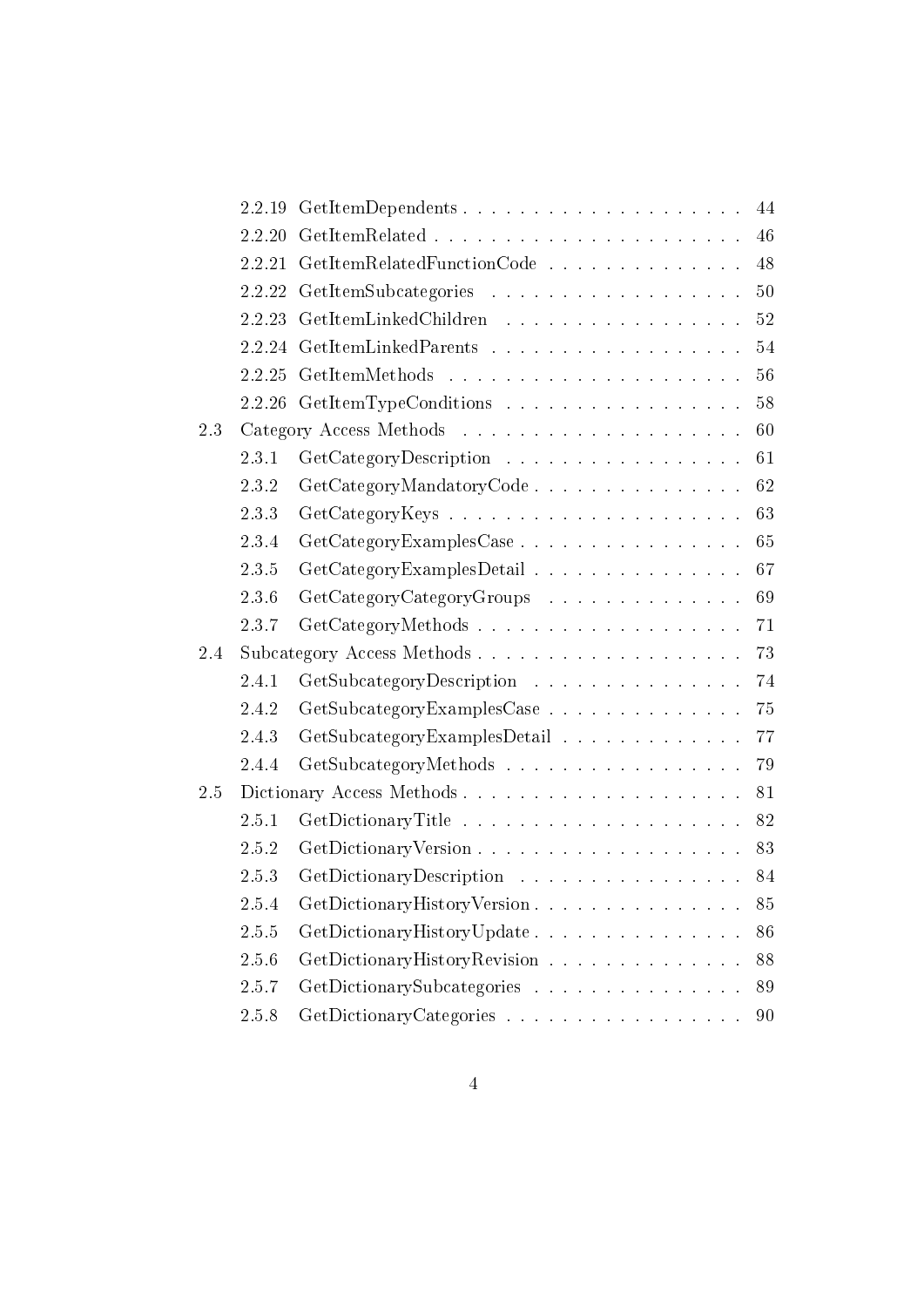- 2.2.19 GetItemDependents . . . . . . . . . . . . . . . . . . . . 44
- 2.2.20 GetItemRelated . . . . . . . . . . . . . . . . . . . . . . 46
- 2.2.21 GetItemRelatedFunctionCode . . . . . . . . . . . . . . 48
- 2.2.22 GetItemSubcategories . . . . . . . . . . . . . . . . . . 50
- 2.2.23 GetItemLinkedChildren . . . . . . . . . . . . . . . . . 52
- 2.2.24 GetItemLinkedParents . . . . . . . . . . . . . . . . . . 54
- 2.2.25 GetItemMethods . . . . . . . . . . . . . . . . . . . . . 56
- 2.2.26 GetItemTypeConditions . . . . . . . . . . . . . . . . . 58

2.3 Category Access Methods . . . . . . . . . . . . . . . . . . . . 60

- 2.3.1 GetCategoryDescription . . . . . . . . . . . . . . . . . 61
- 2.3.2 GetCategoryMandatoryCode . . . . . . . . . . . . . . . 62
- 2.3.3 GetCategoryKeys . . . . . . . . . . . . . . . . . . . . . 63
- 2.3.4 GetCategoryExamplesCase . . . . . . . . . . . . . . . . 65
- 2.3.5 GetCategoryExamplesDetail . . . . . . . . . . . . . . . 67
- 2.3.6 GetCategoryCategoryGroups . . . . . . . . . . . . . . 69
- 2.3.7 GetCategoryMethods . . . . . . . . . . . . . . . . . . . 71

2.4 Subcategory Access Methods . . . . . . . . . . . . . . . . . . . 73

- 2.4.1 GetSubcategoryDescription . . . . . . . . . . . . . . . 74
- 2.4.2 GetSubcategoryExamplesCase . . . . . . . . . . . . . . 75
- 2.4.3 GetSubcategoryExamplesDetail . . . . . . . . . . . . . 77
- 2.4.4 GetSubcategoryMethods . . . . . . . . . . . . . . . . . 79

2.5 Dictionary Access Methods . . . . . . . . . . . . . . . . . . . . 81

- 2.5.1 GetDictionaryTitle . . . . . . . . . . . . . . . . . . . . 82
- 2.5.2 GetDictionaryVersion . . . . . . . . . . . . . . . . . . . 83
- 2.5.3 GetDictionaryDescription . . . . . . . . . . . . . . . . 84
- 2.5.4 GetDictionaryHistoryVersion . . . . . . . . . . . . . . . 85
- 2.5.5 GetDictionaryHistoryUpdate . . . . . . . . . . . . . . . 86
- 2.5.6 GetDictionaryHistoryRevision . . . . . . . . . . . . . . 88
- 2.5.7 GetDictionarySubcategories . . . . . . . . . . . . . . . 89
- 2.5.8 GetDictionaryCategories . . . . . . . . . . . . . . . . . 90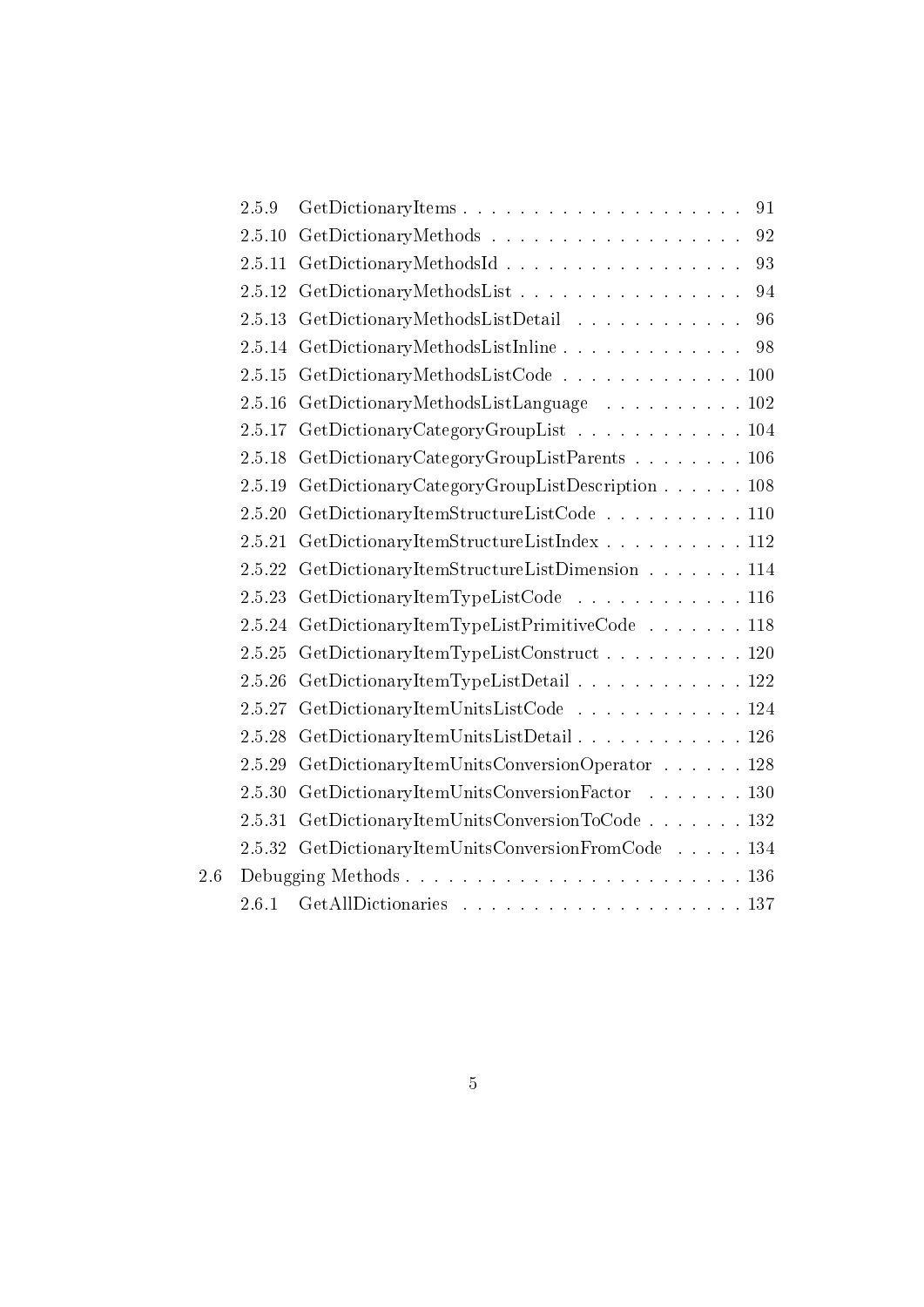- 2.5.9 GetDictionaryItems . . . . . . . . . . . . . . . . . . . . 91
- 2.5.10 GetDictionaryMethods . . . . . . . . . . . . . . . . . . 92
- 2.5.11 GetDictionaryMethodsId . . . . . . . . . . . . . . . . . 93
- 2.5.12 GetDictionaryMethodsList . . . . . . . . . . . . . . . . 94
- 2.5.13 GetDictionaryMethodsListDetail . . . . . . . . . . . . 96
- 2.5.14 GetDictionaryMethodsListInline . . . . . . . . . . . . . 98
- 2.5.15 GetDictionaryMethodsListCode . . . . . . . . . . . . . 100
- 2.5.16 GetDictionaryMethodsListLanguage . . . . . . . . . . 102
- 2.5.17 GetDictionaryCategoryGroupList . . . . . . . . . . . . 104
- 2.5.18 GetDictionaryCategoryGroupListParents . . . . . . . . 106
- 2.5.19 GetDictionaryCategoryGroupListDescription . . . . . . 108
- 2.5.20 GetDictionaryItemStructureListCode . . . . . . . . . . 110
- 2.5.21 GetDictionaryItemStructureListIndex . . . . . . . . . . 112
- 2.5.22 GetDictionaryItemStructureListDimension . . . . . . . 114
- 2.5.23 GetDictionaryItemTypeListCode . . . . . . . . . . . . 116
- 2.5.24 GetDictionaryItemTypeListPrimitiveCode . . . . . . . 118
- 2.5.25 GetDictionaryItemTypeListConstruct . . . . . . . . . . 120
- 2.5.26 GetDictionaryItemTypeListDetail . . . . . . . . . . . . 122
- 2.5.27 GetDictionaryItemUnitsListCode . . . . . . . . . . . . 124
- 2.5.28 GetDictionaryItemUnitsListDetail . . . . . . . . . . . . 126
- 2.5.29 GetDictionaryItemUnitsConversionOperator . . . . . . 128
- 2.5.30 GetDictionaryItemUnitsConversionFactor . . . . . . . 130
- 2.5.31 GetDictionaryItemUnitsConversionToCode . . . . . . . 132
- 2.5.32 GetDictionaryItemUnitsConversionFromCode . . . . . 134

2.6 Debugging Methods . . . . . . . . . . . . . . . . . . . . . . . . 136

- 2.6.1 GetAllDictionaries . . . . . . . . . . . . . . . . . . . . 137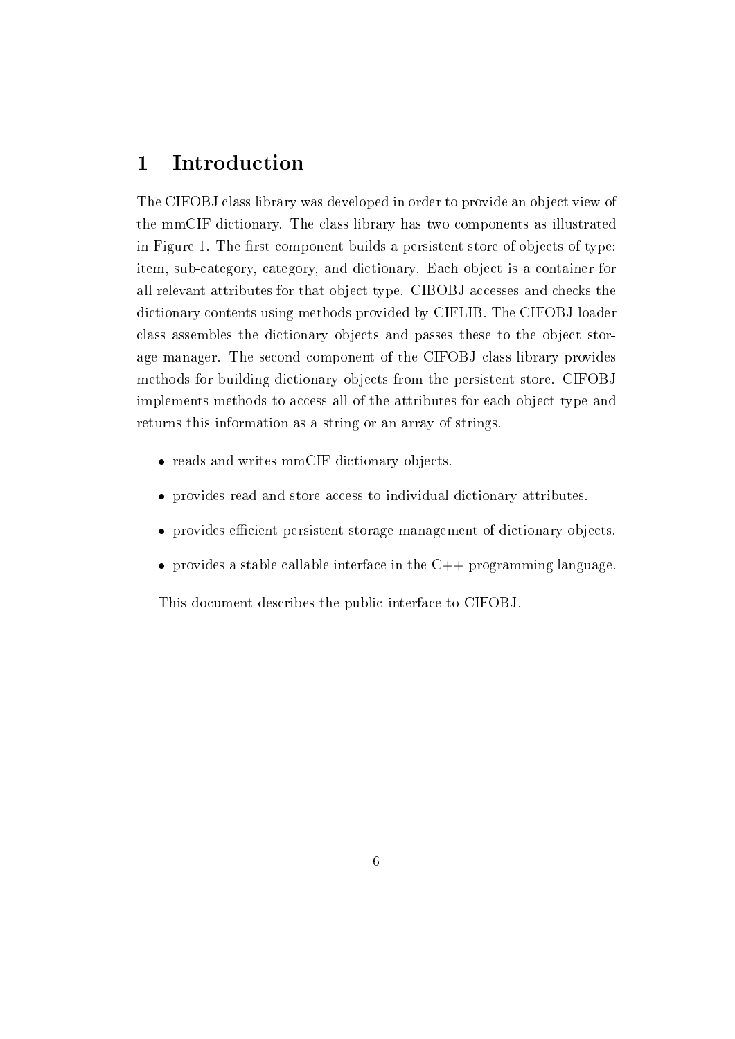# 1 Introduction

The CIFOBJ class library was developed in order to provide an object view of the mmCIF dictionary. The class library has two components as illustrated in Figure 1. The first component builds a persistent store of objects of type: item, sub-category, category, and dictionary. Each object is a container for all relevant attributes for that object type. CIBOBJ accesses and checks the dictionary contents using methods provided by CIFLIB. The CIFOBJ loader class assembles the dictionary objects and passes these to the object storage manager. The second component of the CIFOBJ class library provides methods for building dictionary objects from the persistent store. CIFOBJ implements methods to access all of the attributes for each object type and returns this information as a string or an array of strings.

- reads and writes mmCIF dictionary objects.
- provides read and store access to individual dictionary attributes.
- provides efficient persistent storage management of dictionary objects.
- provides a stable callable interface in the C++ programming language.

This document describes the public interface to CIFOBJ.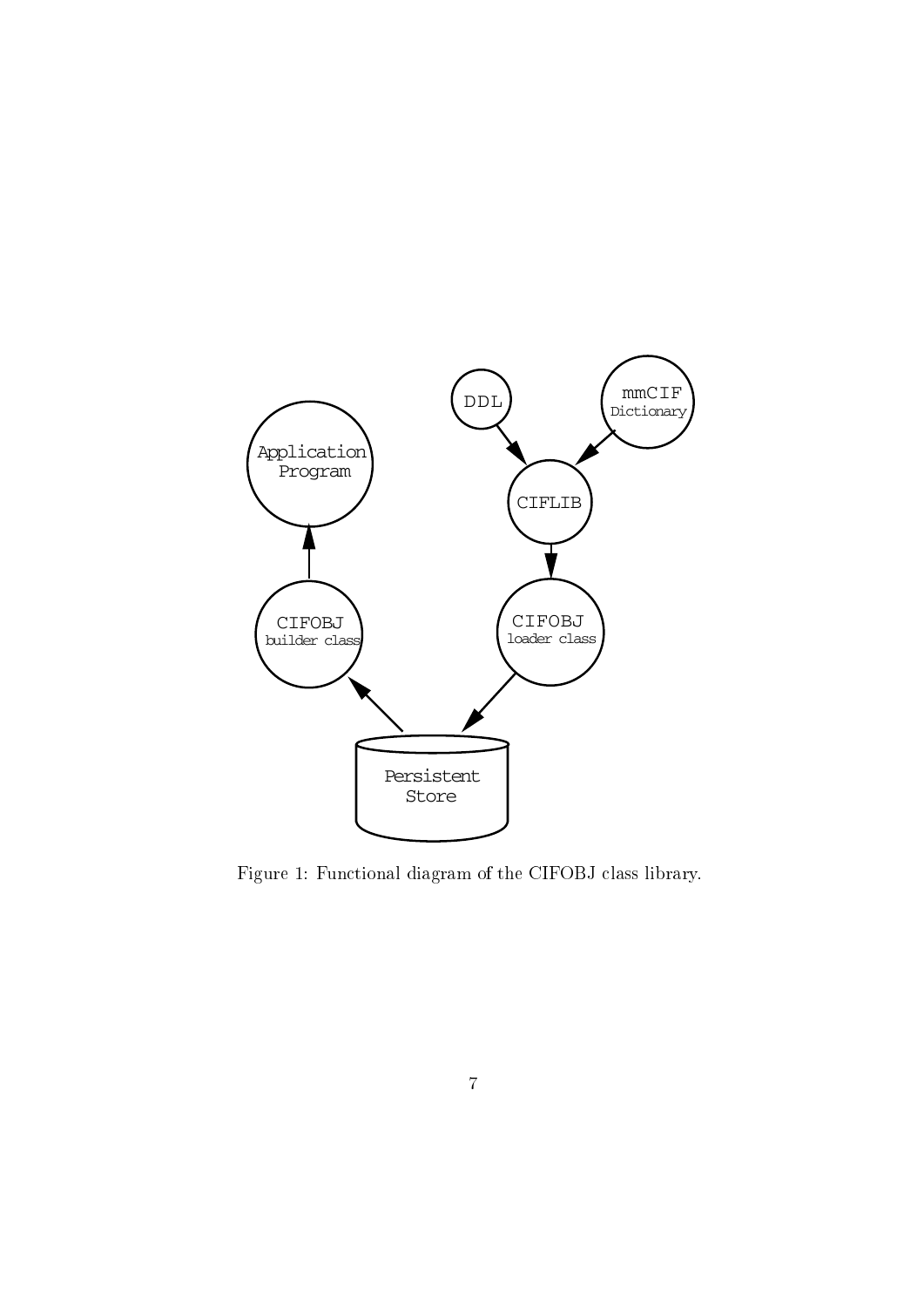Figure 1: Functional diagram of the CIFOBJ class library.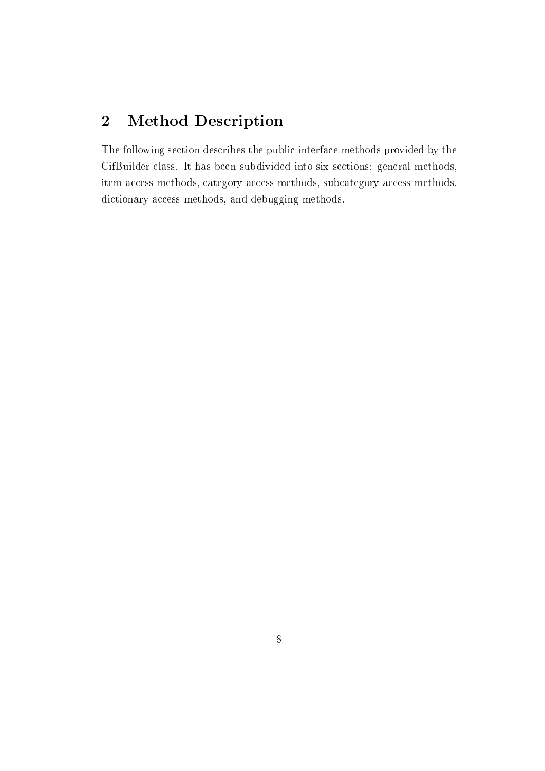# 2 Method Description

The following section describes the public interface methods provided by the CifBuilder class. It has been subdivided into six sections: general methods, item access methods, category access methods, subcategory access methods, dictionary access methods, and debugging methods.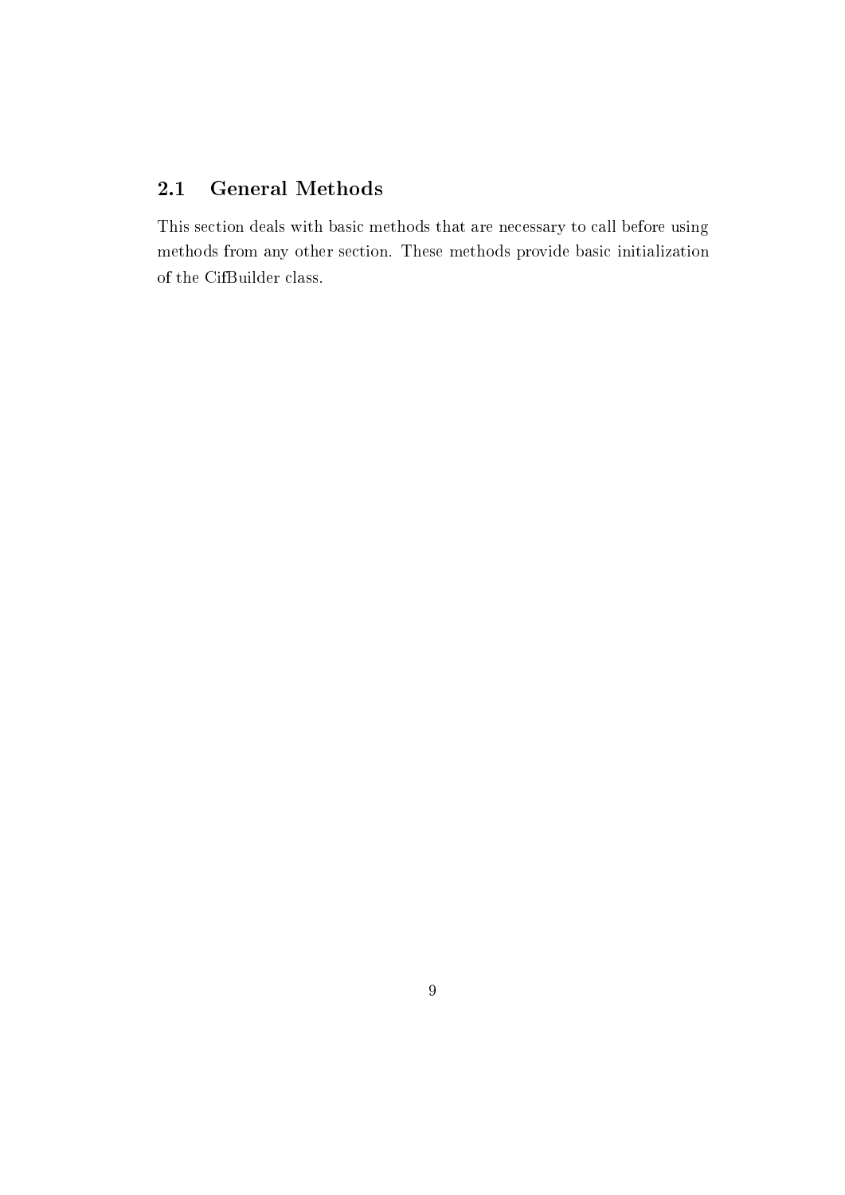## 2.1 General Methods

This section deals with basic methods that are necessary to call before using methods from any other section. These methods provide basic initialization of the CifBuilder class.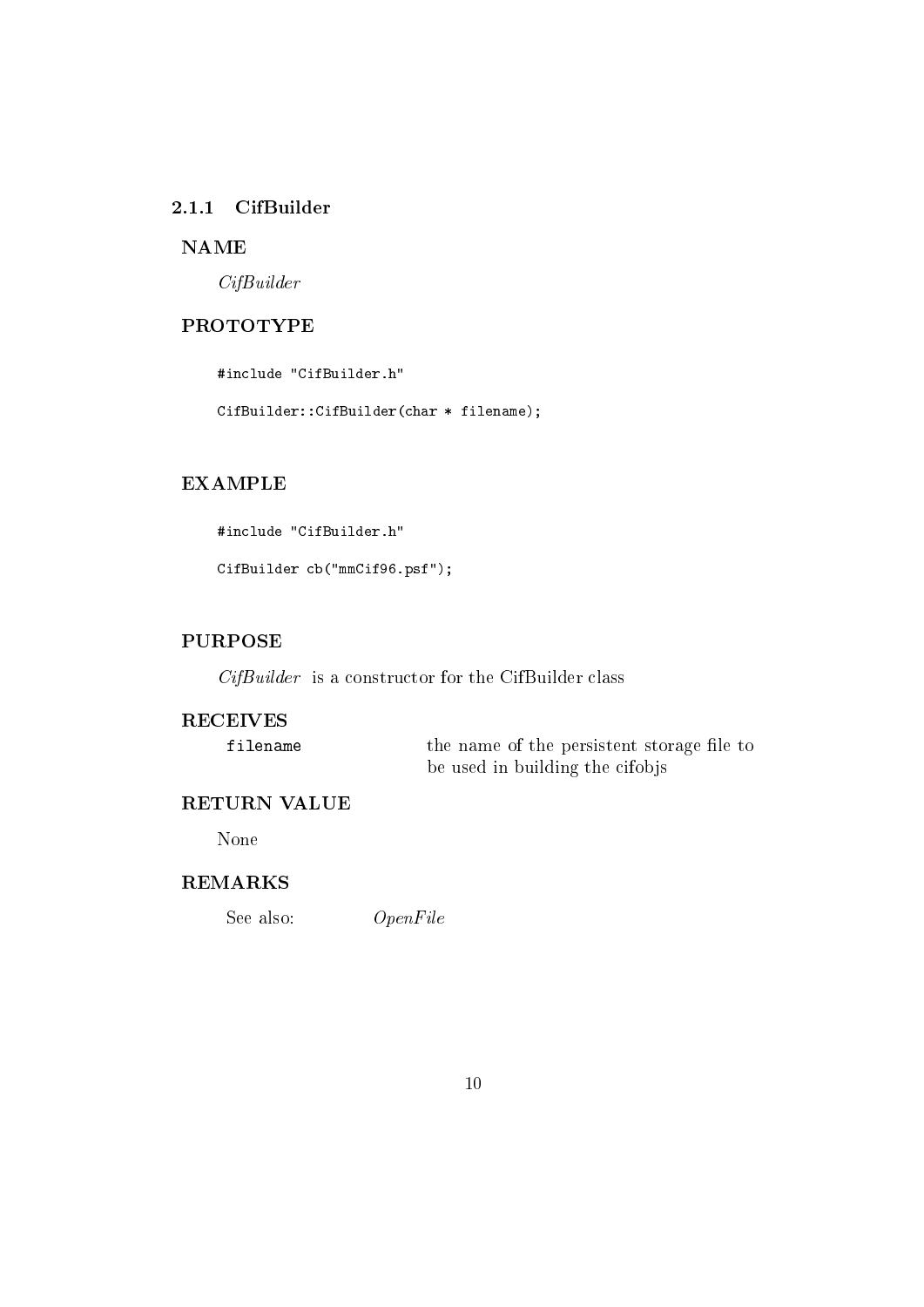### 2.1.1 CifBuilder

#### NAME

*CifBuilder*

#### PROTOTYPE

```
#include "CifBuilder.h"

CifBuilder::CifBuilder(char * filename);
```

#### EXAMPLE

```
#include "CifBuilder.h"

CifBuilder cb("mmCif96.psf");
```

#### PURPOSE

*CifBuilder* is a constructor for the CifBuilder class

#### RECEIVES

| | |
|---|---|
| `filename` | the name of the persistent storage file to be used in building the cifobjs |

#### RETURN VALUE

None

#### REMARKS

See also: *OpenFile*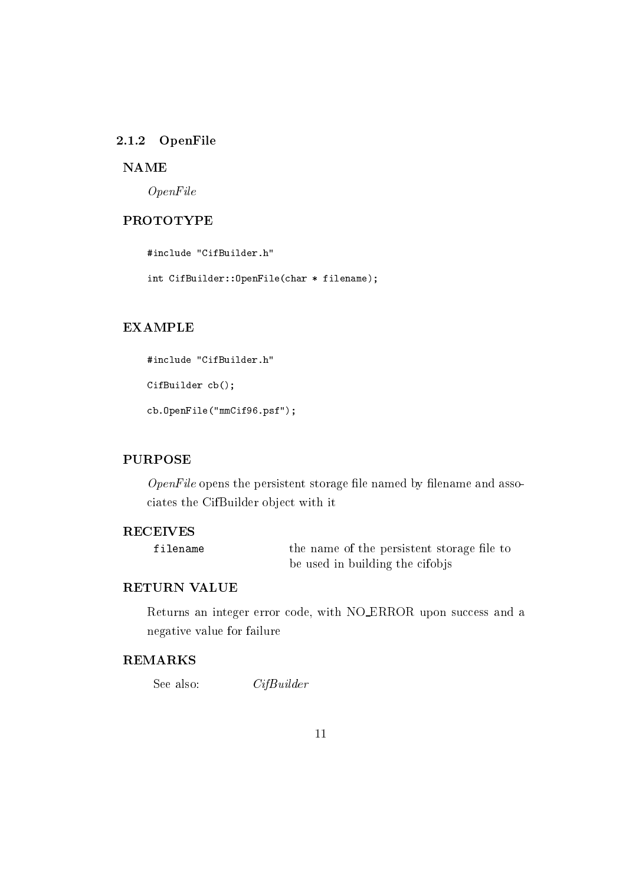### 2.1.2 OpenFile

#### NAME

*OpenFile*

#### PROTOTYPE

```
#include "CifBuilder.h"

int CifBuilder::OpenFile(char * filename);
```

#### EXAMPLE

```
#include "CifBuilder.h"

CifBuilder cb();

cb.OpenFile("mmCif96.psf");
```

#### PURPOSE

*OpenFile* opens the persistent storage file named by filename and associates the CifBuilder object with it

#### RECEIVES

| | |
|---|---|
| `filename` | the name of the persistent storage file to be used in building the cifobjs |

#### RETURN VALUE

Returns an integer error code, with NO_ERROR upon success and a negative value for failure

#### REMARKS

See also: *CifBuilder*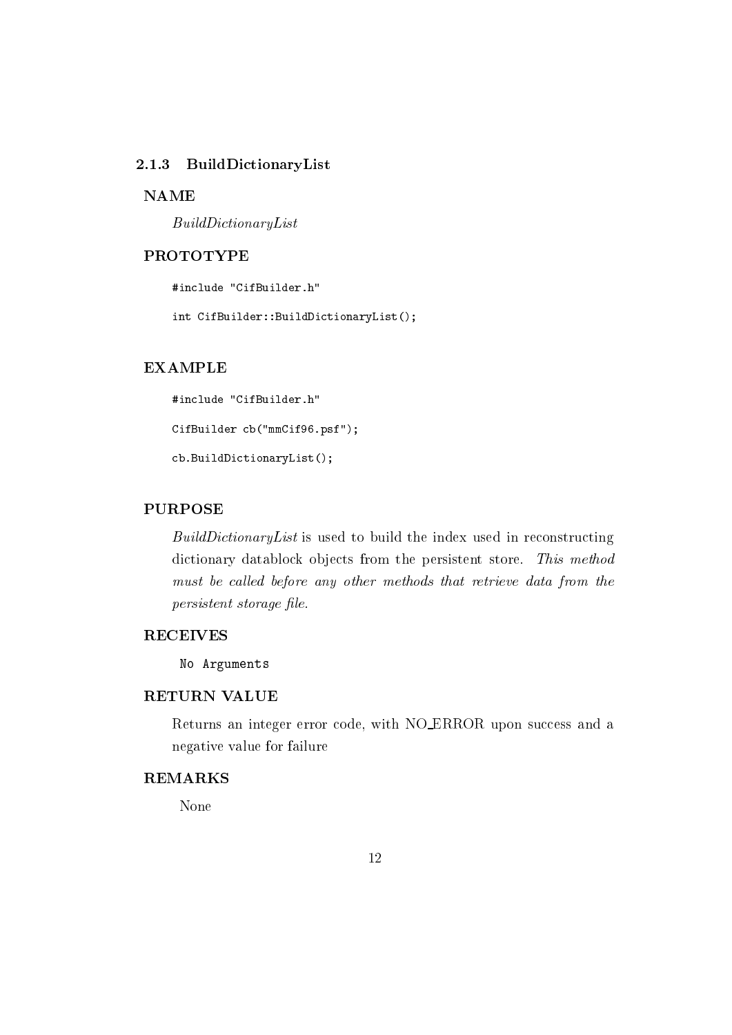### 2.1.3 BuildDictionaryList

**NAME**

*BuildDictionaryList*

**PROTOTYPE**

```
#include "CifBuilder.h"

int CifBuilder::BuildDictionaryList();
```

**EXAMPLE**

```
#include "CifBuilder.h"

CifBuilder cb("mmCif96.psf");

cb.BuildDictionaryList();
```

**PURPOSE**

*BuildDictionaryList* is used to build the index used in reconstructing dictionary datablock objects from the persistent store. *This method must be called before any other methods that retrieve data from the persistent storage file.*

**RECEIVES**

```
No Arguments
```

**RETURN VALUE**

Returns an integer error code, with NO_ERROR upon success and a negative value for failure

**REMARKS**

None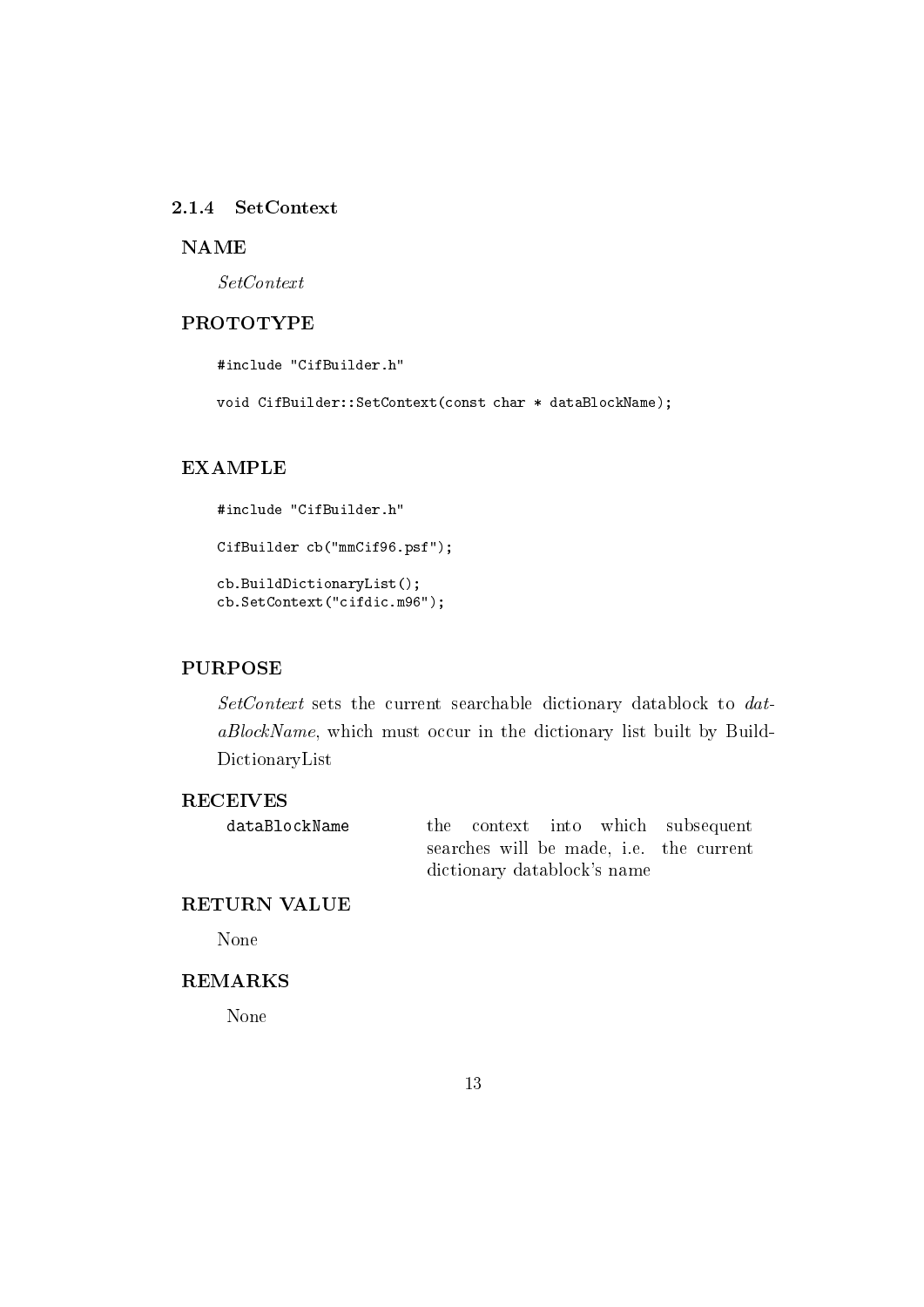### 2.1.4 SetContext

**NAME**

*SetContext*

**PROTOTYPE**

```
#include "CifBuilder.h"

void CifBuilder::SetContext(const char * dataBlockName);
```

**EXAMPLE**

```
#include "CifBuilder.h"

CifBuilder cb("mmCif96.psf");

cb.BuildDictionaryList();
cb.SetContext("cifdic.m96");
```

**PURPOSE**

*SetContext* sets the current searchable dictionary datablock to *dataBlockName*, which must occur in the dictionary list built by BuildDictionaryList

**RECEIVES**

| | |
|---|---|
| `dataBlockName` | the context into which subsequent searches will be made, i.e. the current dictionary datablock's name |

**RETURN VALUE**

None

**REMARKS**

None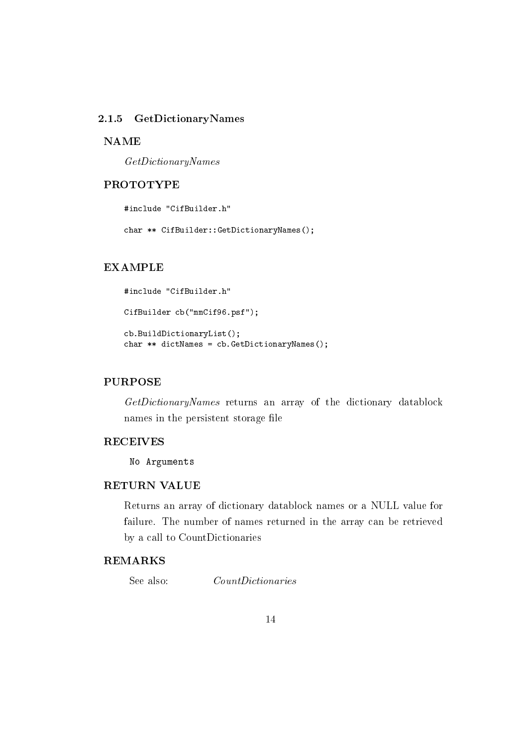### 2.1.5 GetDictionaryNames

**NAME**

*GetDictionaryNames*

**PROTOTYPE**

```
#include "CifBuilder.h"

char ** CifBuilder::GetDictionaryNames();
```

**EXAMPLE**

```
#include "CifBuilder.h"

CifBuilder cb("mmCif96.psf");

cb.BuildDictionaryList();
char ** dictNames = cb.GetDictionaryNames();
```

**PURPOSE**

*GetDictionaryNames* returns an array of the dictionary datablock names in the persistent storage file

**RECEIVES**

`No Arguments`

**RETURN VALUE**

Returns an array of dictionary datablock names or a NULL value for failure. The number of names returned in the array can be retrieved by a call to CountDictionaries

**REMARKS**

See also: *CountDictionaries*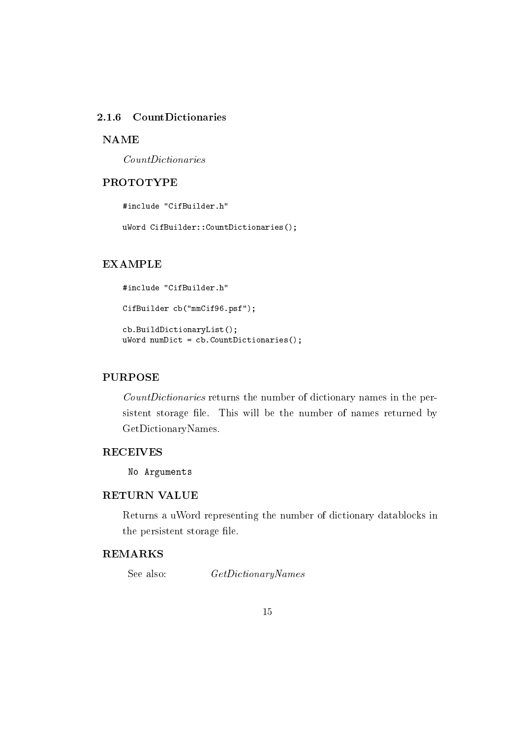### 2.1.6 CountDictionaries

**NAME**

*CountDictionaries*

**PROTOTYPE**

```
#include "CifBuilder.h"

uWord CifBuilder::CountDictionaries();
```

**EXAMPLE**

```
#include "CifBuilder.h"

CifBuilder cb("mmCif96.psf");

cb.BuildDictionaryList();
uWord numDict = cb.CountDictionaries();
```

**PURPOSE**

*CountDictionaries* returns the number of dictionary names in the persistent storage file. This will be the number of names returned by GetDictionaryNames.

**RECEIVES**

`No Arguments`

**RETURN VALUE**

Returns a uWord representing the number of dictionary datablocks in the persistent storage file.

**REMARKS**

See also: *GetDictionaryNames*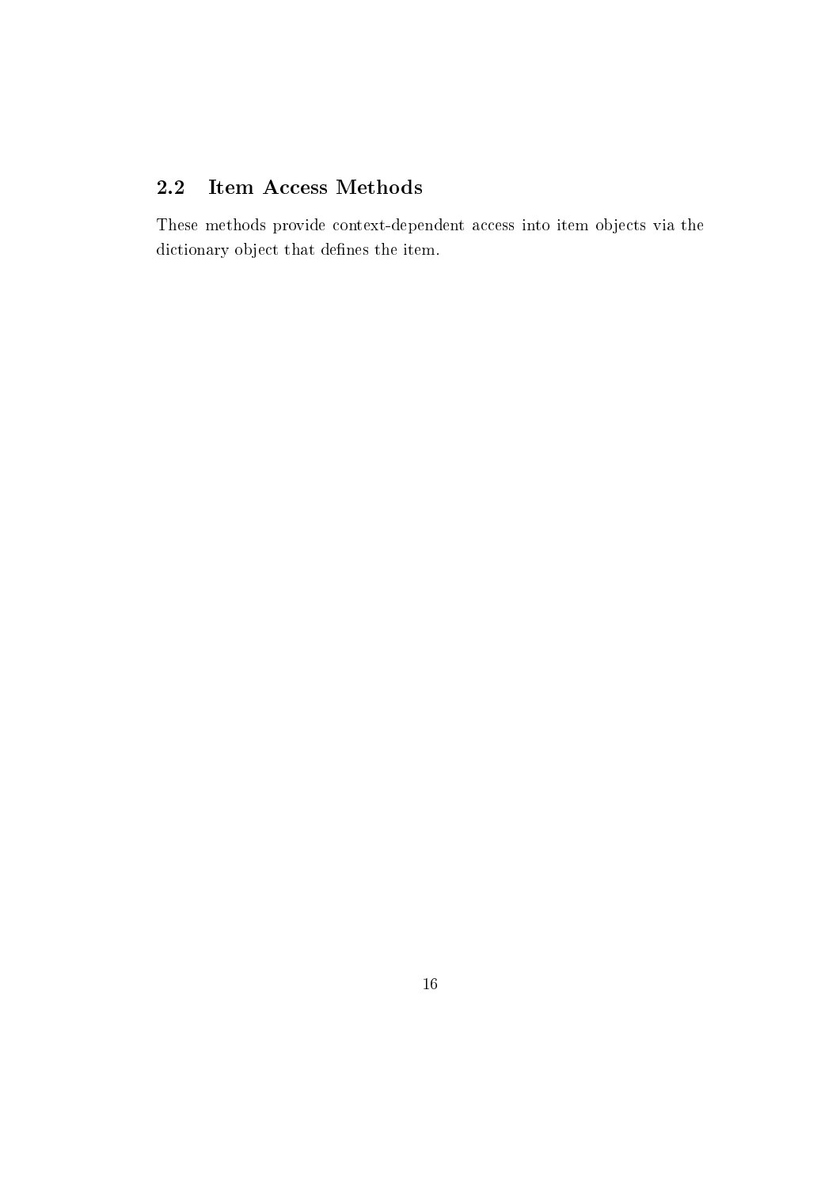## 2.2 Item Access Methods

These methods provide context-dependent access into item objects via the dictionary object that defines the item.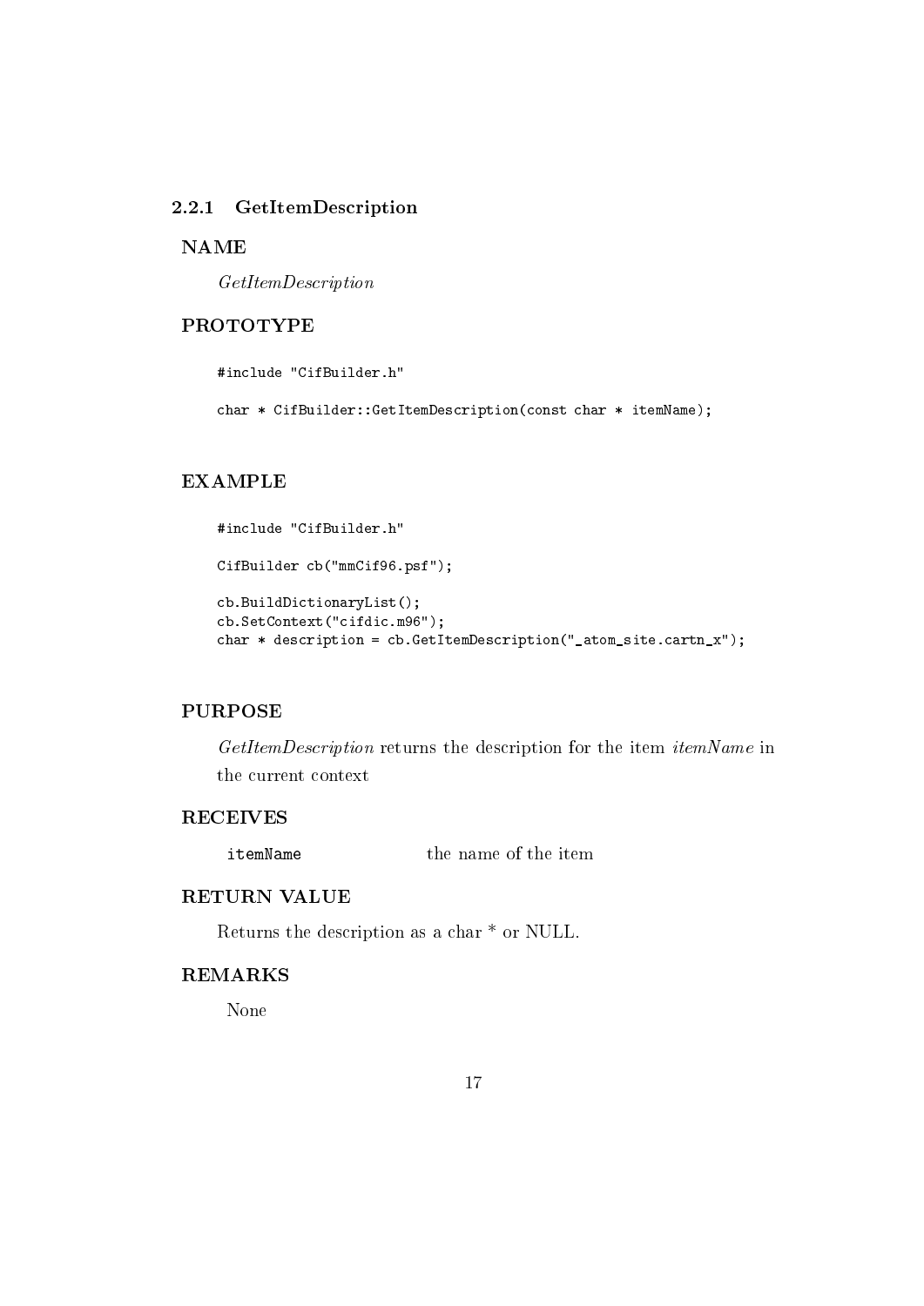### 2.2.1 GetItemDescription

**NAME**

*GetItemDescription*

**PROTOTYPE**

```
#include "CifBuilder.h"

char * CifBuilder::GetItemDescription(const char * itemName);
```

**EXAMPLE**

```
#include "CifBuilder.h"

CifBuilder cb("mmCif96.psf");

cb.BuildDictionaryList();
cb.SetContext("cifdic.m96");
char * description = cb.GetItemDescription("_atom_site.cartn_x");
```

**PURPOSE**

*GetItemDescription* returns the description for the item *itemName* in the current context

**RECEIVES**

| | |
|---|---|
| `itemName` | the name of the item |

**RETURN VALUE**

Returns the description as a char * or NULL.

**REMARKS**

None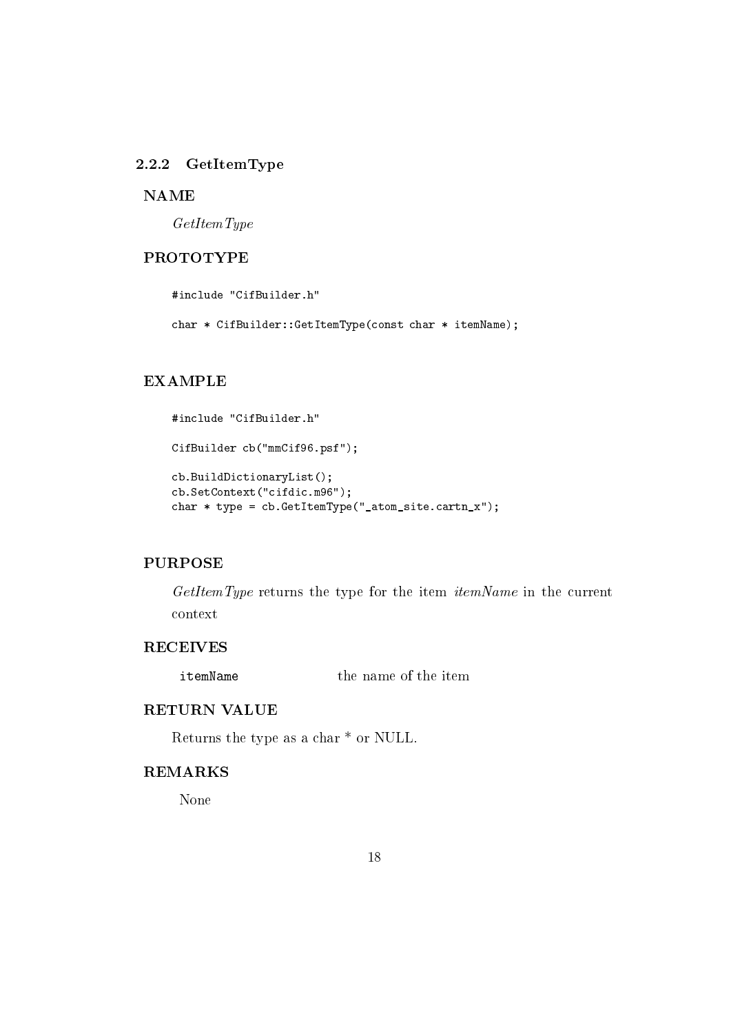### 2.2.2 GetItemType

**NAME**

*GetItemType*

**PROTOTYPE**

```
#include "CifBuilder.h"

char * CifBuilder::GetItemType(const char * itemName);
```

**EXAMPLE**

```
#include "CifBuilder.h"

CifBuilder cb("mmCif96.psf");

cb.BuildDictionaryList();
cb.SetContext("cifdic.m96");
char * type = cb.GetItemType("_atom_site.cartn_x");
```

**PURPOSE**

*GetItemType* returns the type for the item *itemName* in the current context

**RECEIVES**

| | |
|---|---|
| `itemName` | the name of the item |

**RETURN VALUE**

Returns the type as a char * or NULL.

**REMARKS**

None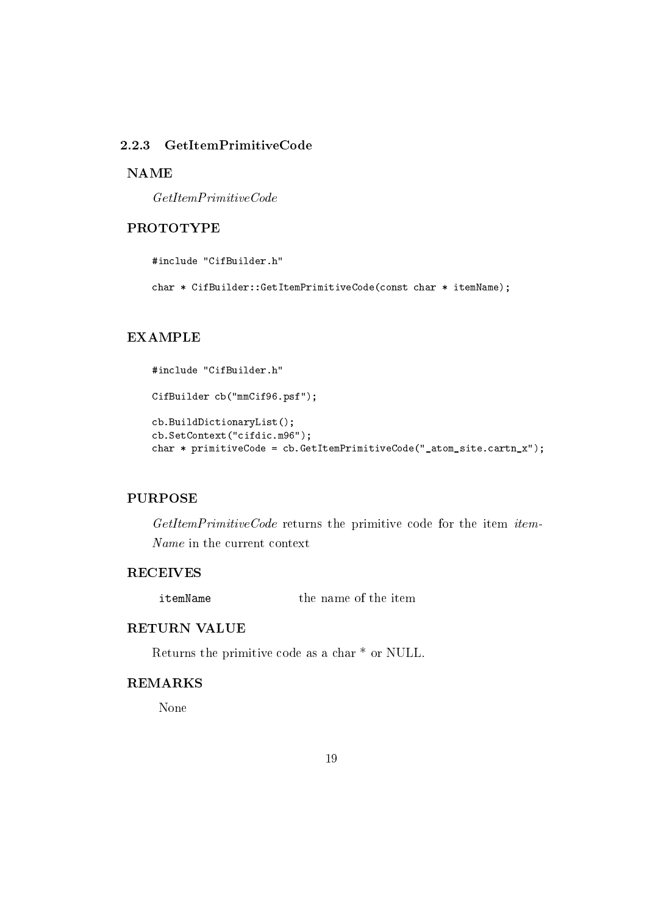### 2.2.3 GetItemPrimitiveCode

#### NAME

*GetItemPrimitiveCode*

#### PROTOTYPE

```
#include "CifBuilder.h"

char * CifBuilder::GetItemPrimitiveCode(const char * itemName);
```

#### EXAMPLE

```
#include "CifBuilder.h"

CifBuilder cb("mmCif96.psf");

cb.BuildDictionaryList();
cb.SetContext("cifdic.m96");
char * primitiveCode = cb.GetItemPrimitiveCode("_atom_site.cartn_x");
```

#### PURPOSE

*GetItemPrimitiveCode* returns the primitive code for the item *itemName* in the current context

#### RECEIVES

| | |
|---|---|
| `itemName` | the name of the item |

#### RETURN VALUE

Returns the primitive code as a char * or NULL.

#### REMARKS

None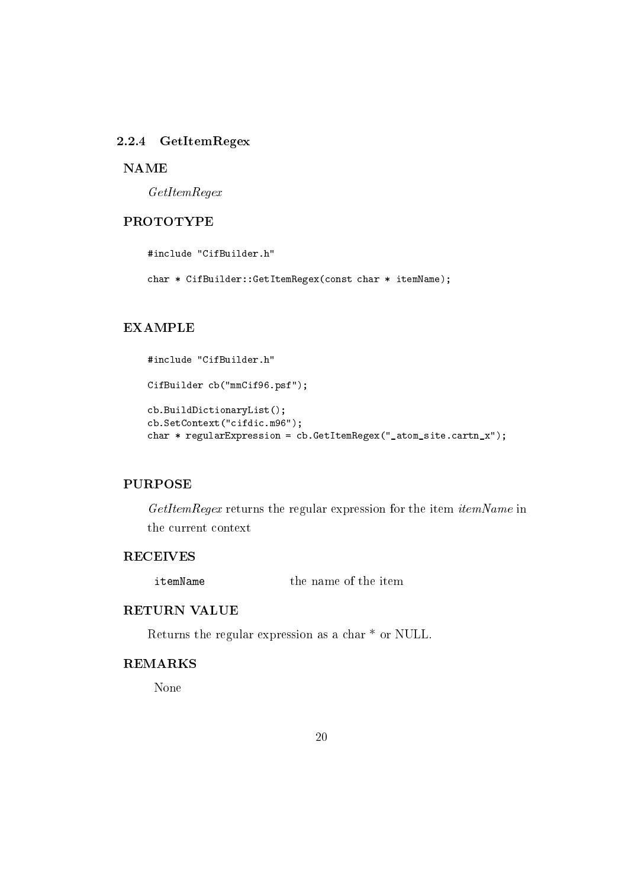### 2.2.4 GetItemRegex

#### NAME

*GetItemRegex*

#### PROTOTYPE

```
#include "CifBuilder.h"

char * CifBuilder::GetItemRegex(const char * itemName);
```

#### EXAMPLE

```
#include "CifBuilder.h"

CifBuilder cb("mmCif96.psf");

cb.BuildDictionaryList();
cb.SetContext("cifdic.m96");
char * regularExpression = cb.GetItemRegex("_atom_site.cartn_x");
```

#### PURPOSE

*GetItemRegex* returns the regular expression for the item *itemName* in the current context

#### RECEIVES

| | |
|---|---|
| `itemName` | the name of the item |

#### RETURN VALUE

Returns the regular expression as a char * or NULL.

#### REMARKS

None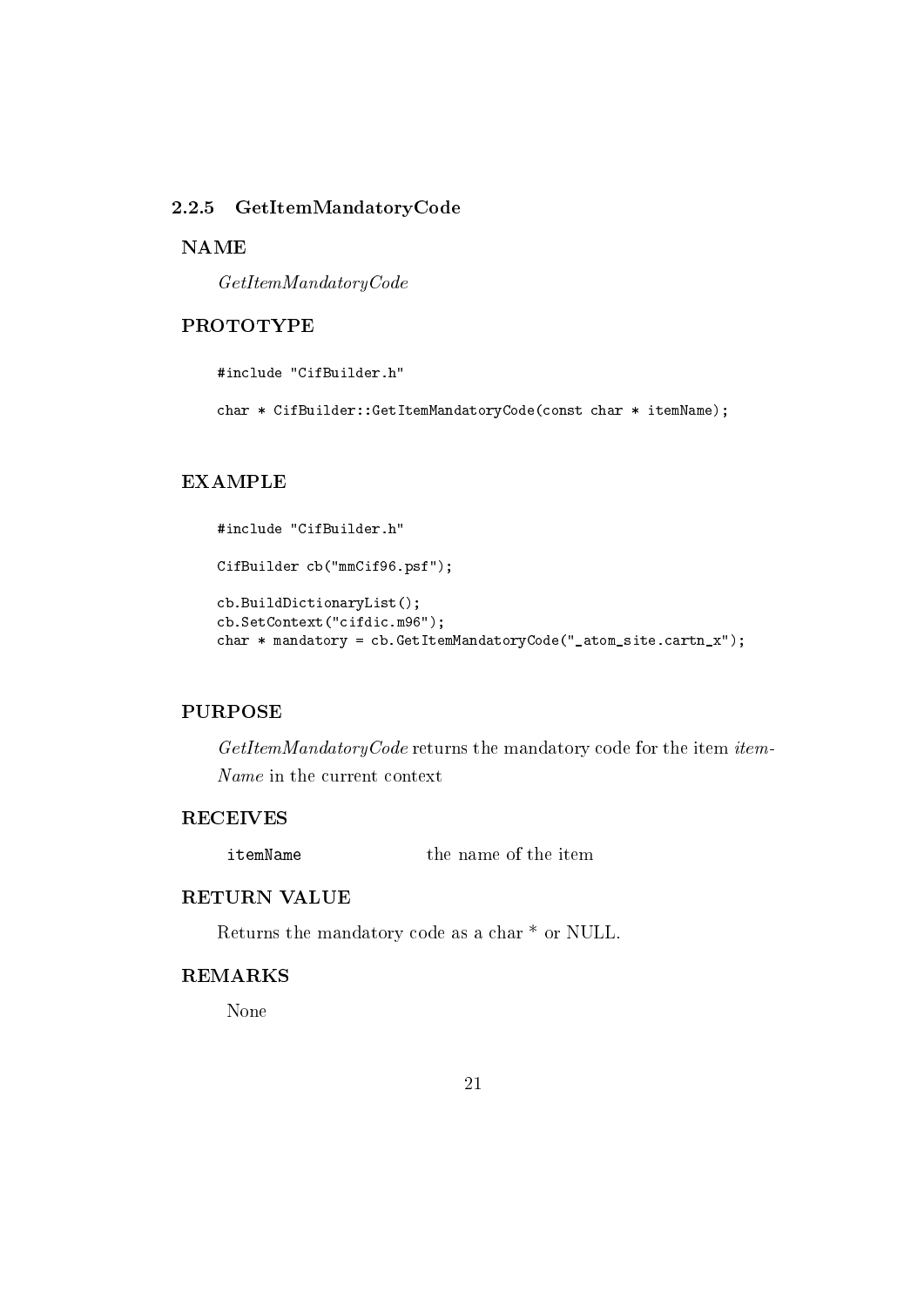### 2.2.5 GetItemMandatoryCode

#### NAME

*GetItemMandatoryCode*

#### PROTOTYPE

```
#include "CifBuilder.h"

char * CifBuilder::GetItemMandatoryCode(const char * itemName);
```

#### EXAMPLE

```
#include "CifBuilder.h"

CifBuilder cb("mmCif96.psf");

cb.BuildDictionaryList();
cb.SetContext("cifdic.m96");
char * mandatory = cb.GetItemMandatoryCode("_atom_site.cartn_x");
```

#### PURPOSE

*GetItemMandatoryCode* returns the mandatory code for the item *itemName* in the current context

#### RECEIVES

| | |
|---|---|
| `itemName` | the name of the item |

#### RETURN VALUE

Returns the mandatory code as a char * or NULL.

#### REMARKS

None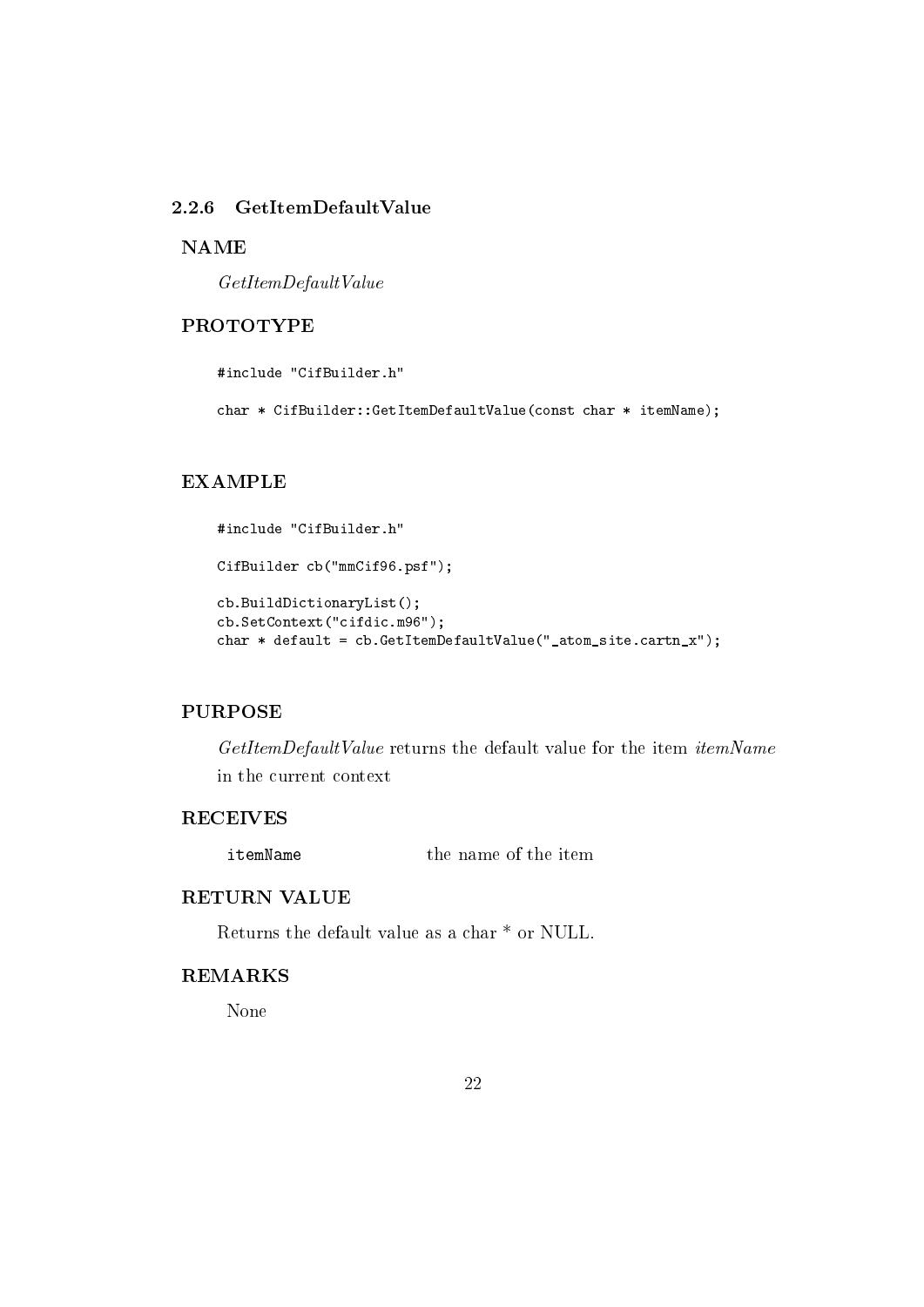### 2.2.6 GetItemDefaultValue

**NAME**

*GetItemDefaultValue*

**PROTOTYPE**

```
#include "CifBuilder.h"

char * CifBuilder::GetItemDefaultValue(const char * itemName);
```

**EXAMPLE**

```
#include "CifBuilder.h"

CifBuilder cb("mmCif96.psf");

cb.BuildDictionaryList();
cb.SetContext("cifdic.m96");
char * default = cb.GetItemDefaultValue("_atom_site.cartn_x");
```

**PURPOSE**

*GetItemDefaultValue* returns the default value for the item *itemName* in the current context

**RECEIVES**

| | |
|---|---|
| `itemName` | the name of the item |

**RETURN VALUE**

Returns the default value as a char * or NULL.

**REMARKS**

None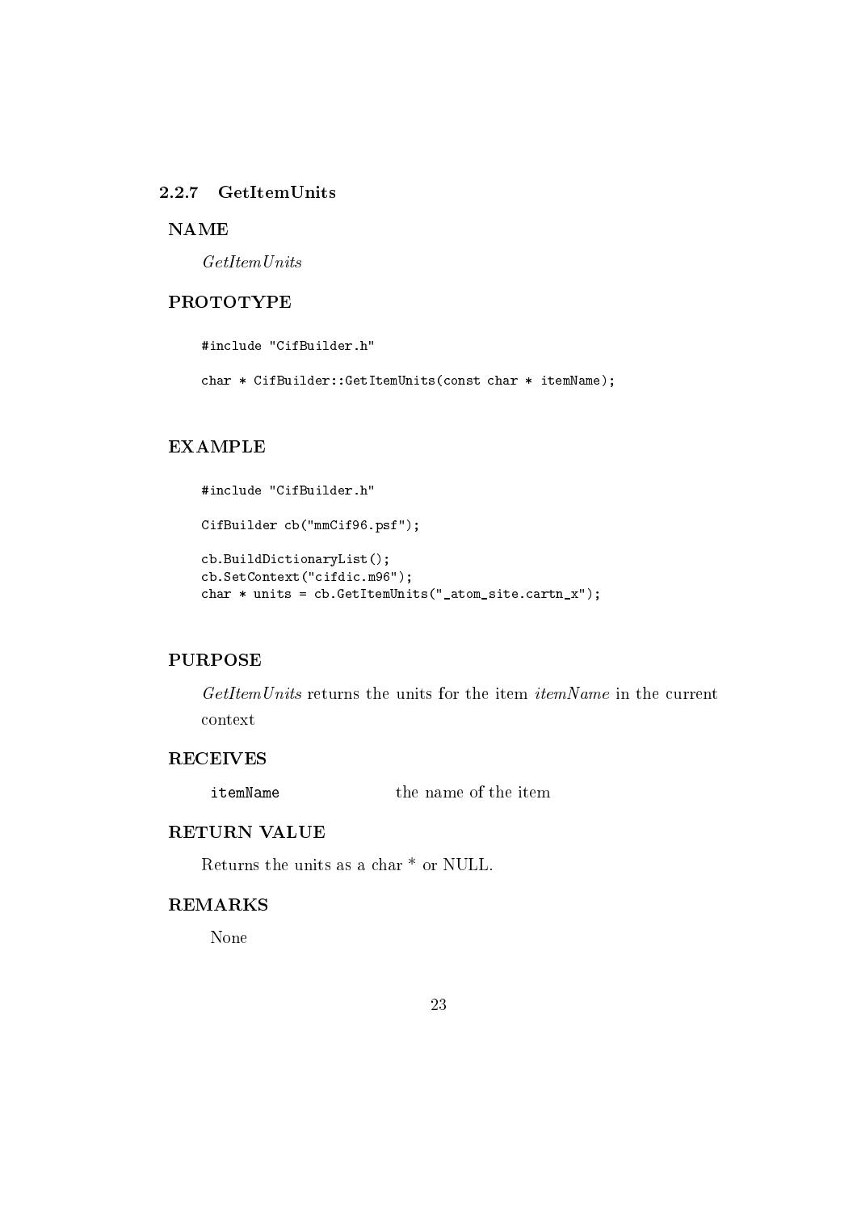### 2.2.7 GetItemUnits

#### NAME

*GetItemUnits*

#### PROTOTYPE

```
#include "CifBuilder.h"

char * CifBuilder::GetItemUnits(const char * itemName);
```

#### EXAMPLE

```
#include "CifBuilder.h"

CifBuilder cb("mmCif96.psf");

cb.BuildDictionaryList();
cb.SetContext("cifdic.m96");
char * units = cb.GetItemUnits("_atom_site.cartn_x");
```

#### PURPOSE

*GetItemUnits* returns the units for the item *itemName* in the current context

#### RECEIVES

| | |
|---|---|
| itemName | the name of the item |

#### RETURN VALUE

Returns the units as a char * or NULL.

#### REMARKS

None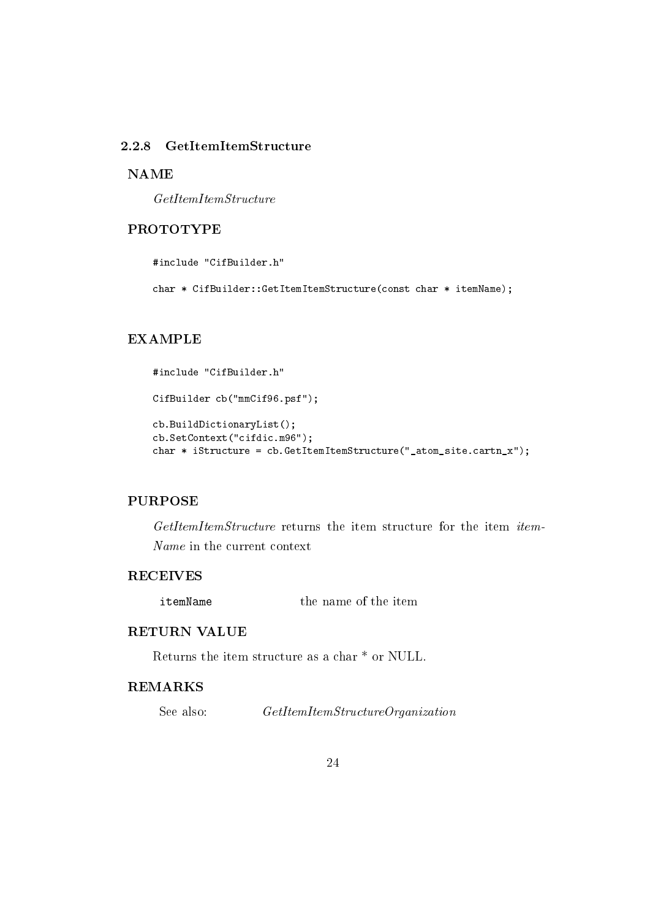### 2.2.8 GetItemItemStructure

**NAME**

*GetItemItemStructure*

**PROTOTYPE**

```
#include "CifBuilder.h"

char * CifBuilder::GetItemItemStructure(const char * itemName);
```

**EXAMPLE**

```
#include "CifBuilder.h"

CifBuilder cb("mmCif96.psf");

cb.BuildDictionaryList();
cb.SetContext("cifdic.m96");
char * iStructure = cb.GetItemItemStructure("_atom_site.cartn_x");
```

**PURPOSE**

*GetItemItemStructure* returns the item structure for the item *itemName* in the current context

**RECEIVES**

| | |
|---|---|
| itemName | the name of the item |

**RETURN VALUE**

Returns the item structure as a char * or NULL.

**REMARKS**

| | |
|---|---|
| See also: | *GetItemItemStructureOrganization* |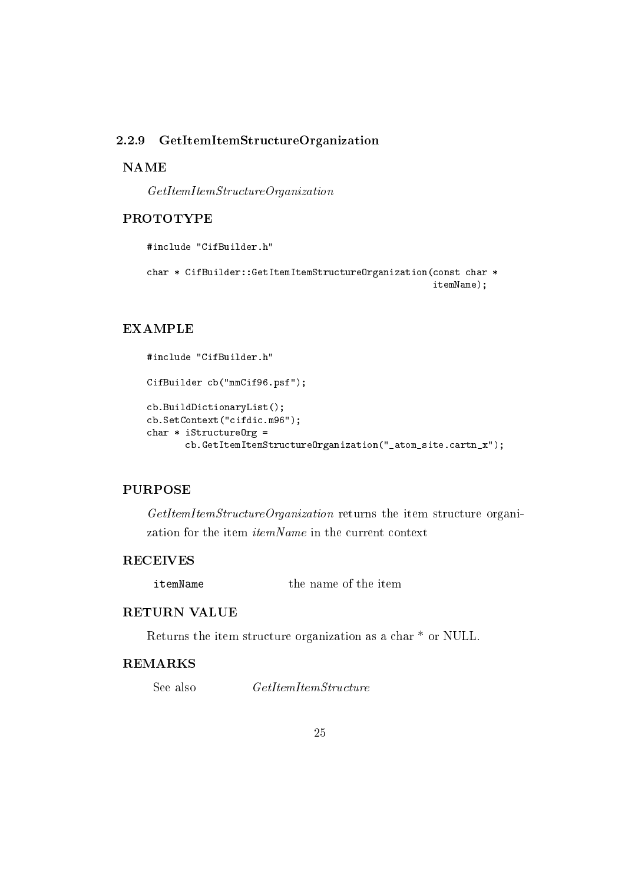### 2.2.9 GetItemItemStructureOrganization

**NAME**

*GetItemItemStructureOrganization*

**PROTOTYPE**

```
#include "CifBuilder.h"

char * CifBuilder::GetItemItemStructureOrganization(const char *
                                                     itemName);
```

**EXAMPLE**

```
#include "CifBuilder.h"

CifBuilder cb("mmCif96.psf");

cb.BuildDictionaryList();
cb.SetContext("cifdic.m96");
char * iStructureOrg =
       cb.GetItemItemStructureOrganization("_atom_site.cartn_x");
```

**PURPOSE**

*GetItemItemStructureOrganization* returns the item structure organization for the item *itemName* in the current context

**RECEIVES**

| | |
|---|---|
| `itemName` | the name of the item |

**RETURN VALUE**

Returns the item structure organization as a char * or NULL.

**REMARKS**

| | |
|---|---|
| See also | *GetItemItemStructure* |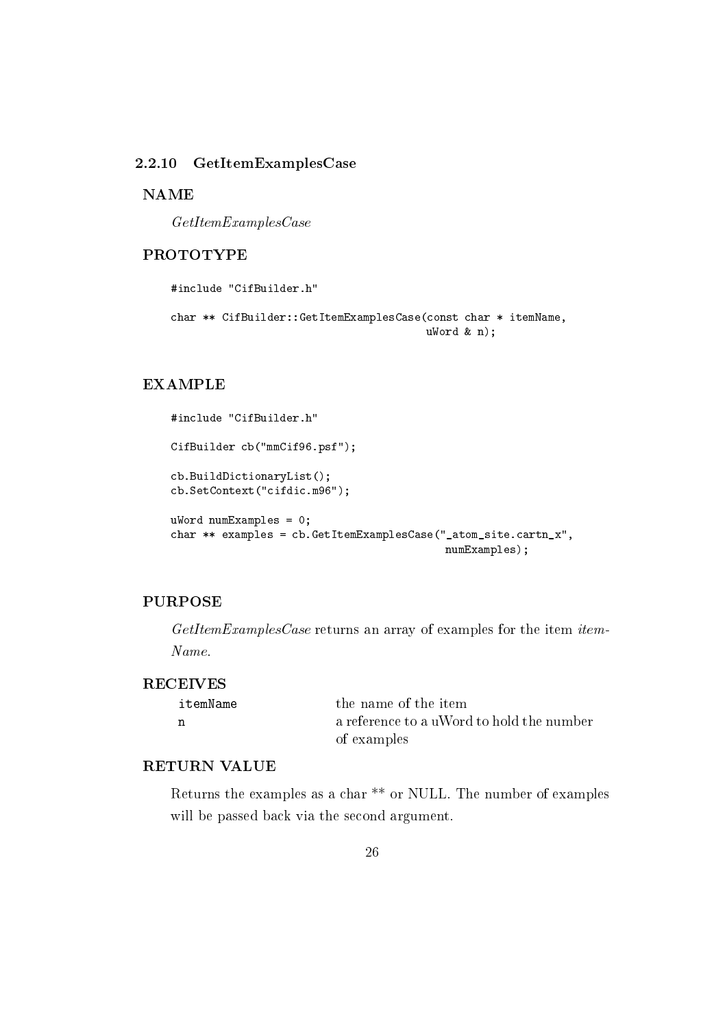### 2.2.10 GetItemExamplesCase

**NAME**

*GetItemExamplesCase*

**PROTOTYPE**

```
#include "CifBuilder.h"

char ** CifBuilder::GetItemExamplesCase(const char * itemName,
                                        uWord & n);
```

**EXAMPLE**

```
#include "CifBuilder.h"

CifBuilder cb("mmCif96.psf");

cb.BuildDictionaryList();
cb.SetContext("cifdic.m96");

uWord numExamples = 0;
char ** examples = cb.GetItemExamplesCase("_atom_site.cartn_x",
                                          numExamples);
```

**PURPOSE**

*GetItemExamplesCase* returns an array of examples for the item *itemName*.

**RECEIVES**

| | |
|---|---|
| `itemName` | the name of the item |
| `n` | a reference to a uWord to hold the number of examples |

**RETURN VALUE**

Returns the examples as a char ** or NULL. The number of examples will be passed back via the second argument.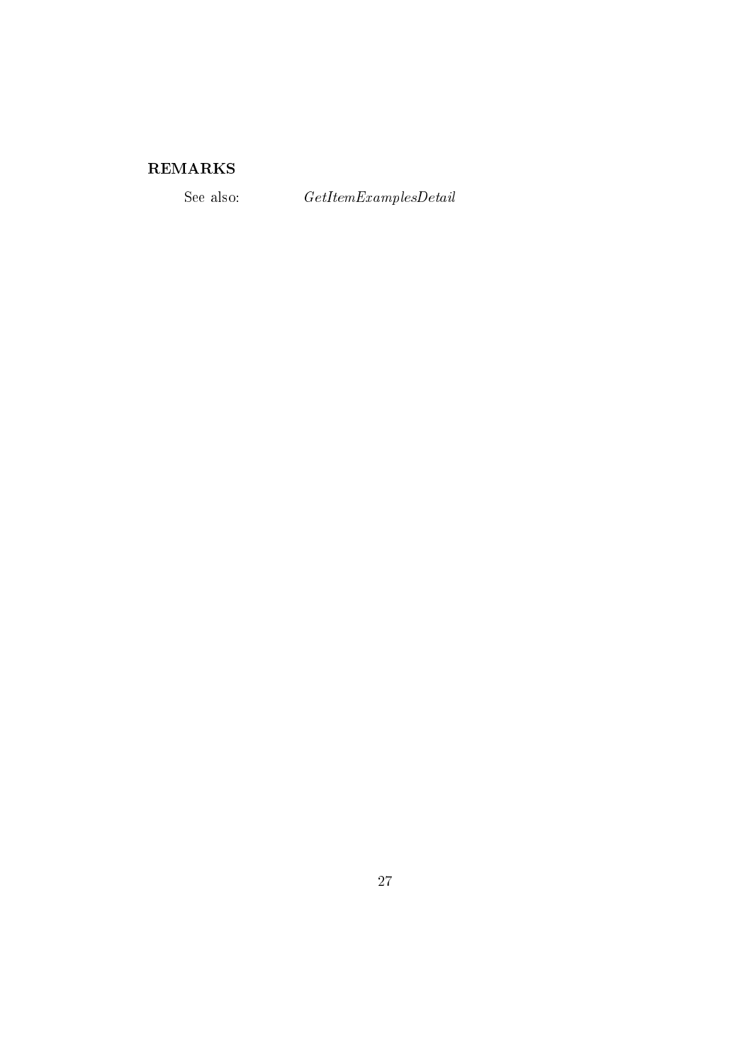### REMARKS

See also: *GetItemExamplesDetail*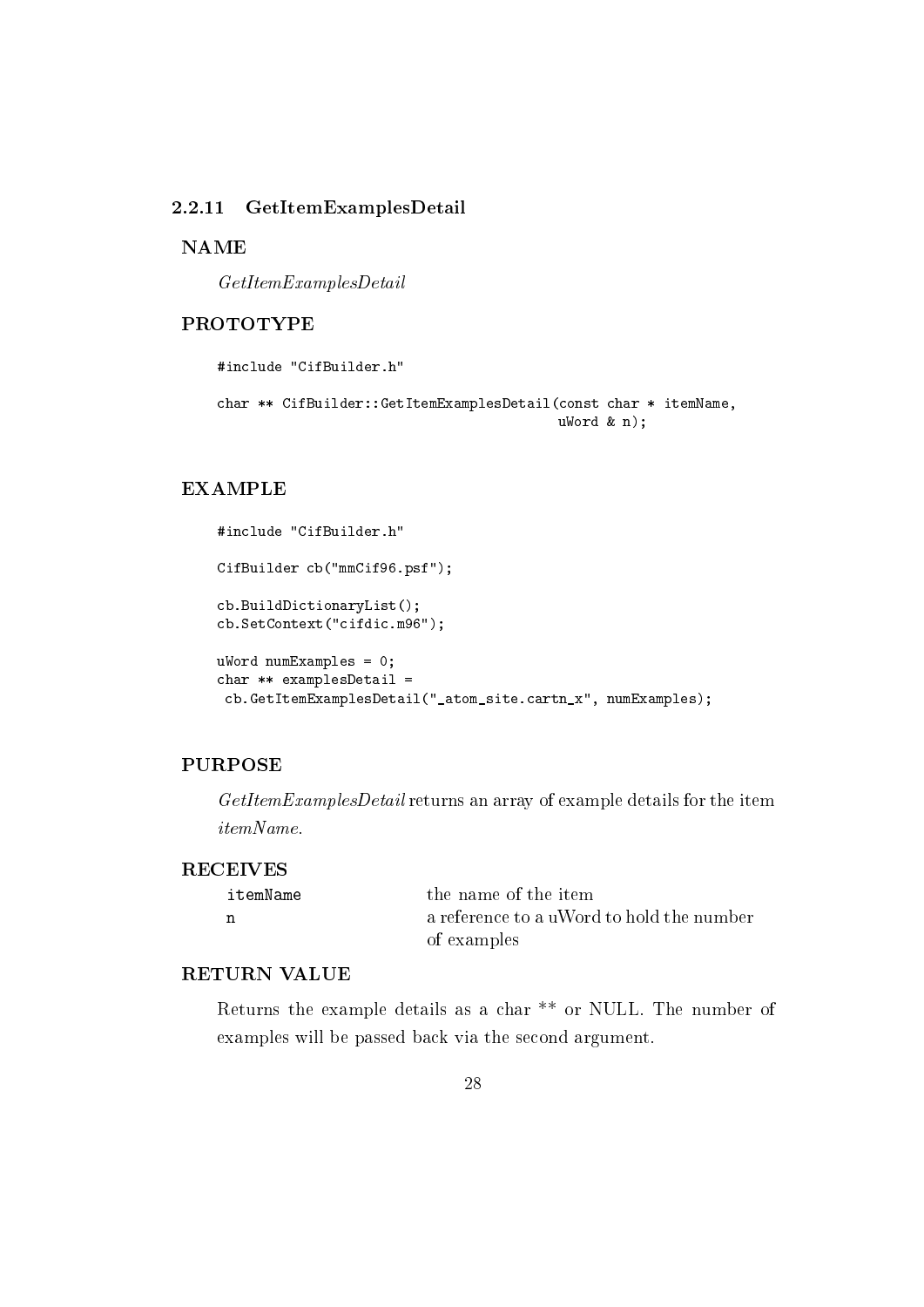### 2.2.11 GetItemExamplesDetail

**NAME**

*GetItemExamplesDetail*

**PROTOTYPE**

```
#include "CifBuilder.h"

char ** CifBuilder::GetItemExamplesDetail(const char * itemName,
                                           uWord & n);
```

**EXAMPLE**

```
#include "CifBuilder.h"

CifBuilder cb("mmCif96.psf");

cb.BuildDictionaryList();
cb.SetContext("cifdic.m96");

uWord numExamples = 0;
char ** examplesDetail =
 cb.GetItemExamplesDetail("_atom_site.cartn_x", numExamples);
```

**PURPOSE**

*GetItemExamplesDetail* returns an array of example details for the item *itemName*.

**RECEIVES**

| | |
|---|---|
| itemName | the name of the item |
| n | a reference to a uWord to hold the number of examples |

**RETURN VALUE**

Returns the example details as a char ** or NULL. The number of examples will be passed back via the second argument.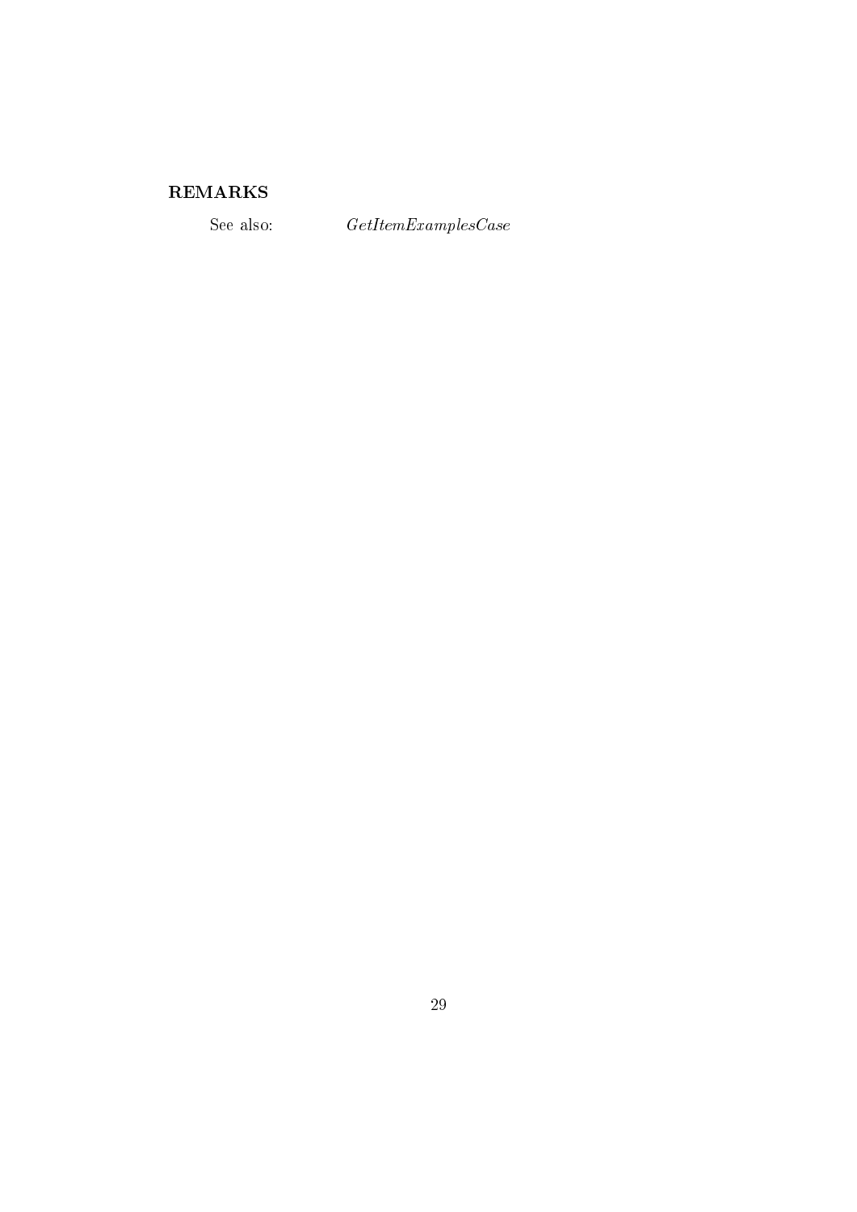### REMARKS

See also: *GetItemExamplesCase*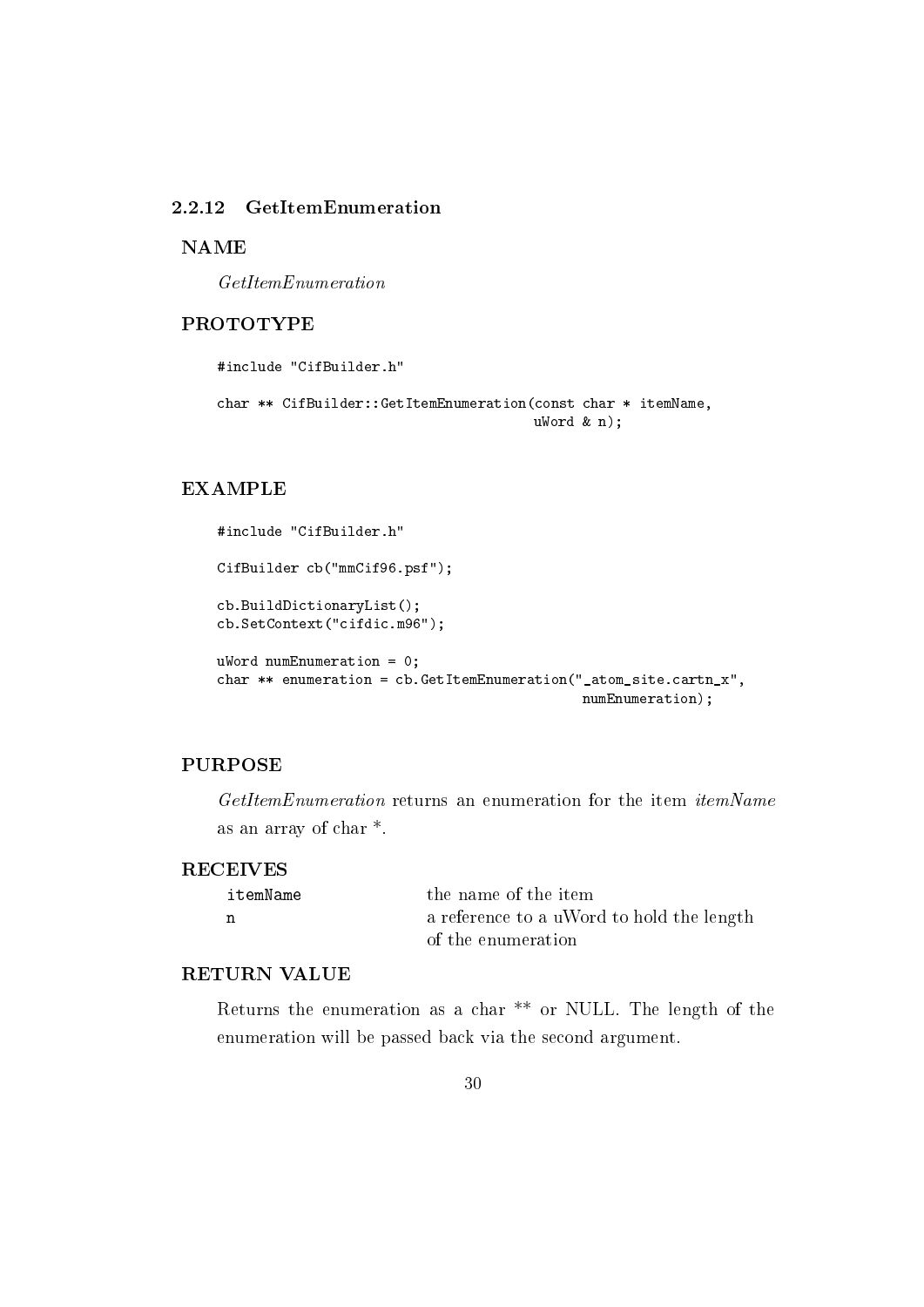### 2.2.12 GetItemEnumeration

#### NAME

*GetItemEnumeration*

#### PROTOTYPE

```
#include "CifBuilder.h"

char ** CifBuilder::GetItemEnumeration(const char * itemName,
                                       uWord & n);
```

#### EXAMPLE

```
#include "CifBuilder.h"

CifBuilder cb("mmCif96.psf");

cb.BuildDictionaryList();
cb.SetContext("cifdic.m96");

uWord numEnumeration = 0;
char ** enumeration = cb.GetItemEnumeration("_atom_site.cartn_x",
                                             numEnumeration);
```

#### PURPOSE

*GetItemEnumeration* returns an enumeration for the item *itemName* as an array of char *.

#### RECEIVES

| | |
|---|---|
| `itemName` | the name of the item |
| `n` | a reference to a uWord to hold the length of the enumeration |

#### RETURN VALUE

Returns the enumeration as a char ** or NULL. The length of the enumeration will be passed back via the second argument.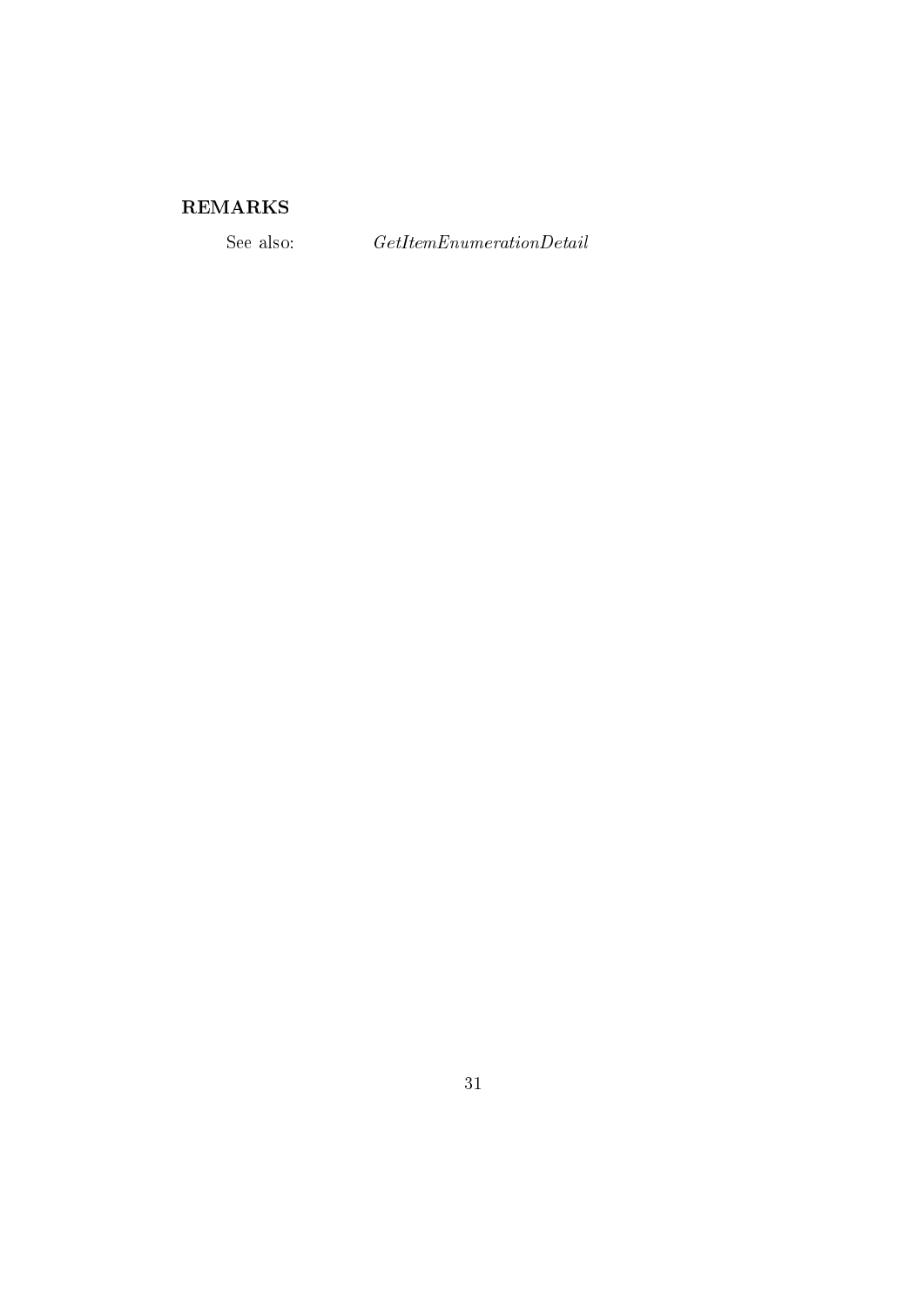**REMARKS**

See also: *GetItemEnumerationDetail*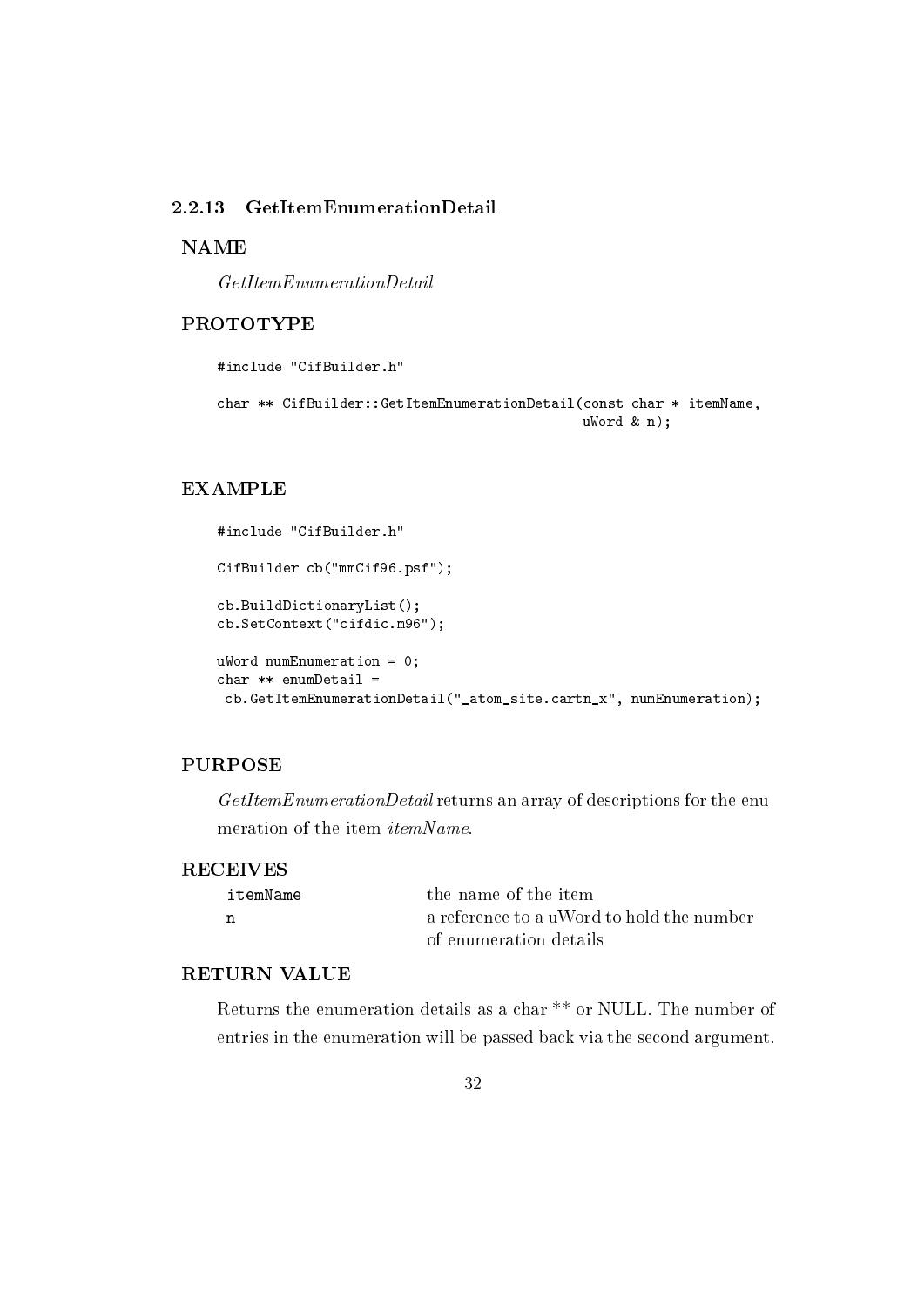### 2.2.13 GetItemEnumerationDetail

**NAME**

*GetItemEnumerationDetail*

**PROTOTYPE**

```
#include "CifBuilder.h"

char ** CifBuilder::GetItemEnumerationDetail(const char * itemName,
                                             uWord & n);
```

**EXAMPLE**

```
#include "CifBuilder.h"

CifBuilder cb("mmCif96.psf");

cb.BuildDictionaryList();
cb.SetContext("cifdic.m96");

uWord numEnumeration = 0;
char ** enumDetail =
 cb.GetItemEnumerationDetail("_atom_site.cartn_x", numEnumeration);
```

**PURPOSE**

*GetItemEnumerationDetail* returns an array of descriptions for the enumeration of the item *itemName*.

**RECEIVES**

| | |
|---|---|
| `itemName` | the name of the item |
| `n` | a reference to a uWord to hold the number of enumeration details |

**RETURN VALUE**

Returns the enumeration details as a char ** or NULL. The number of entries in the enumeration will be passed back via the second argument.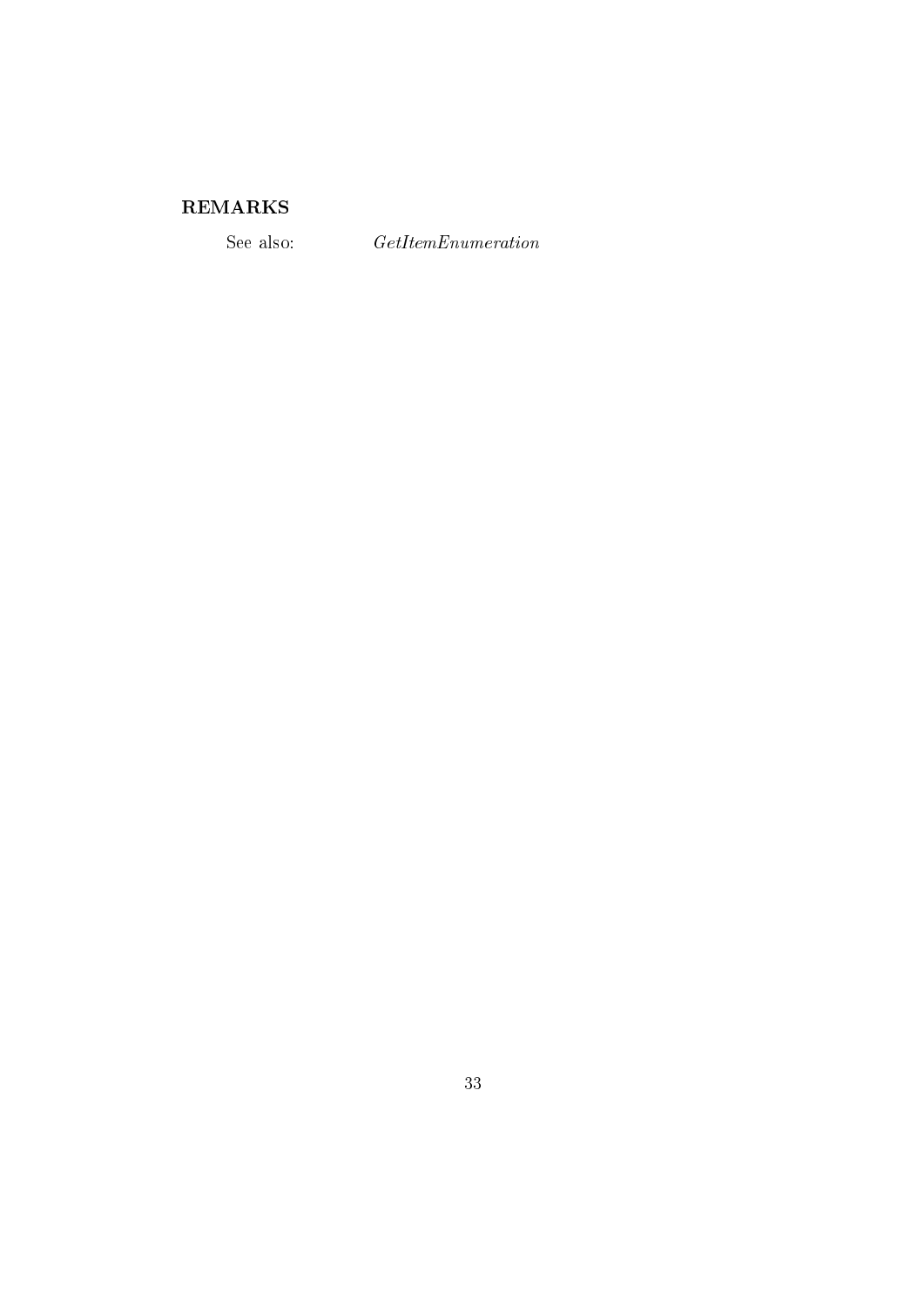## REMARKS

See also: *GetItemEnumeration*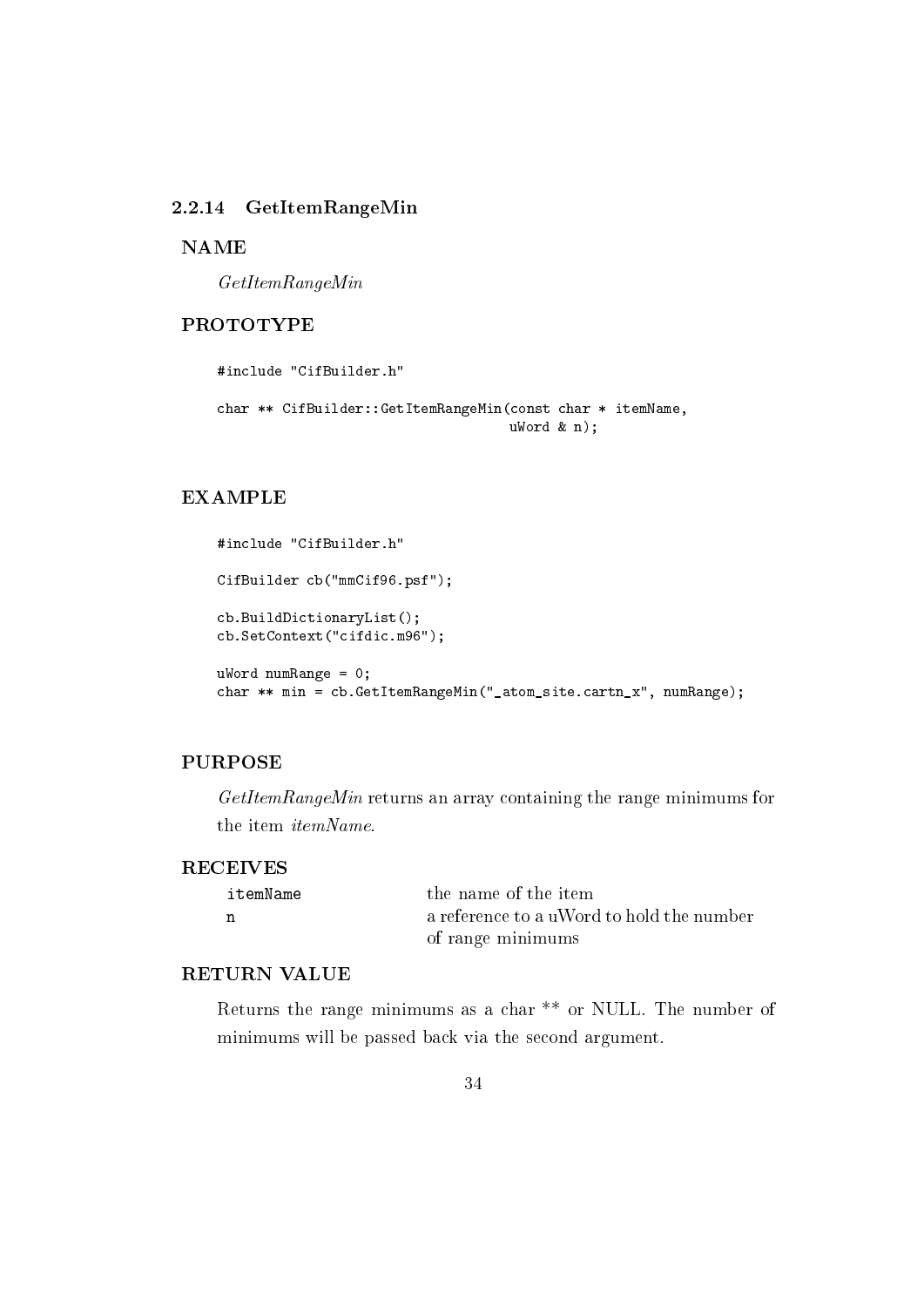### 2.2.14 GetItemRangeMin

**NAME**

*GetItemRangeMin*

**PROTOTYPE**

```
#include "CifBuilder.h"

char ** CifBuilder::GetItemRangeMin(const char * itemName,
                                    uWord & n);
```

**EXAMPLE**

```
#include "CifBuilder.h"

CifBuilder cb("mmCif96.psf");

cb.BuildDictionaryList();
cb.SetContext("cifdic.m96");

uWord numRange = 0;
char ** min = cb.GetItemRangeMin("_atom_site.cartn_x", numRange);
```

**PURPOSE**

*GetItemRangeMin* returns an array containing the range minimums for the item *itemName*.

**RECEIVES**

| | |
|---|---|
| `itemName` | the name of the item |
| `n` | a reference to a uWord to hold the number of range minimums |

**RETURN VALUE**

Returns the range minimums as a char ** or NULL. The number of minimums will be passed back via the second argument.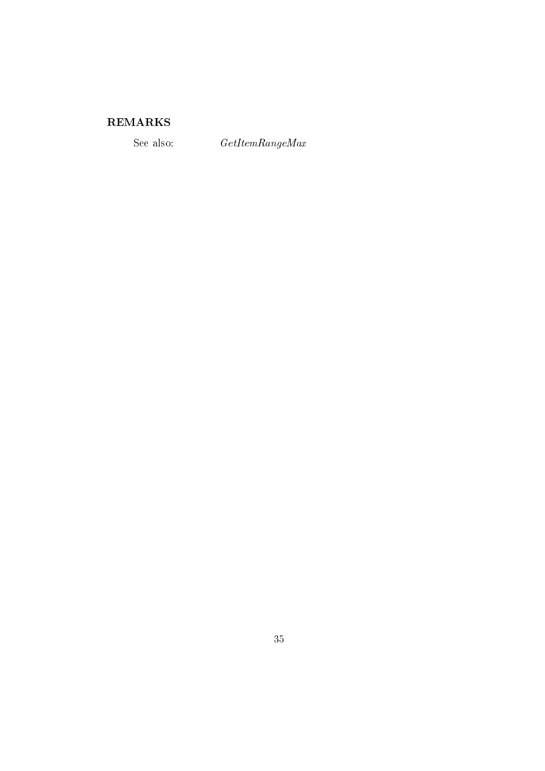## REMARKS

See also: *GetItemRangeMax*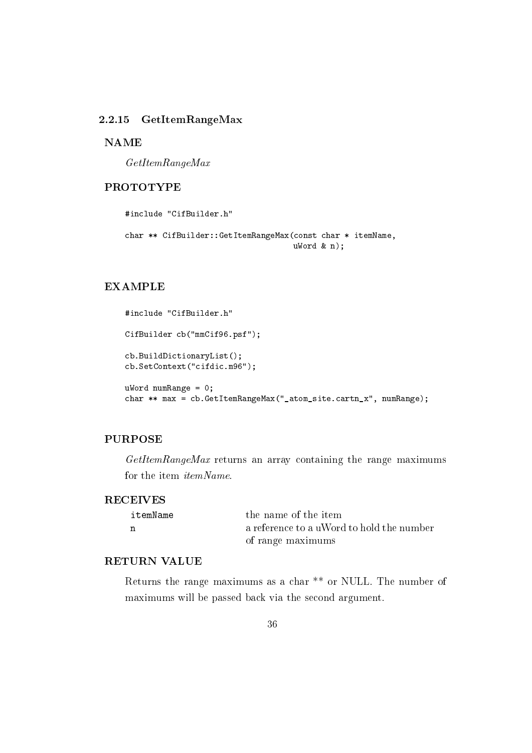### 2.2.15 GetItemRangeMax

**NAME**

*GetItemRangeMax*

**PROTOTYPE**

```
#include "CifBuilder.h"

char ** CifBuilder::GetItemRangeMax(const char * itemName,
                                    uWord & n);
```

**EXAMPLE**

```
#include "CifBuilder.h"

CifBuilder cb("mmCif96.psf");

cb.BuildDictionaryList();
cb.SetContext("cifdic.m96");

uWord numRange = 0;
char ** max = cb.GetItemRangeMax("_atom_site.cartn_x", numRange);
```

**PURPOSE**

*GetItemRangeMax* returns an array containing the range maximums for the item *itemName*.

**RECEIVES**

| | |
|---|---|
| `itemName` | the name of the item |
| `n` | a reference to a uWord to hold the number of range maximums |

**RETURN VALUE**

Returns the range maximums as a char ** or NULL. The number of maximums will be passed back via the second argument.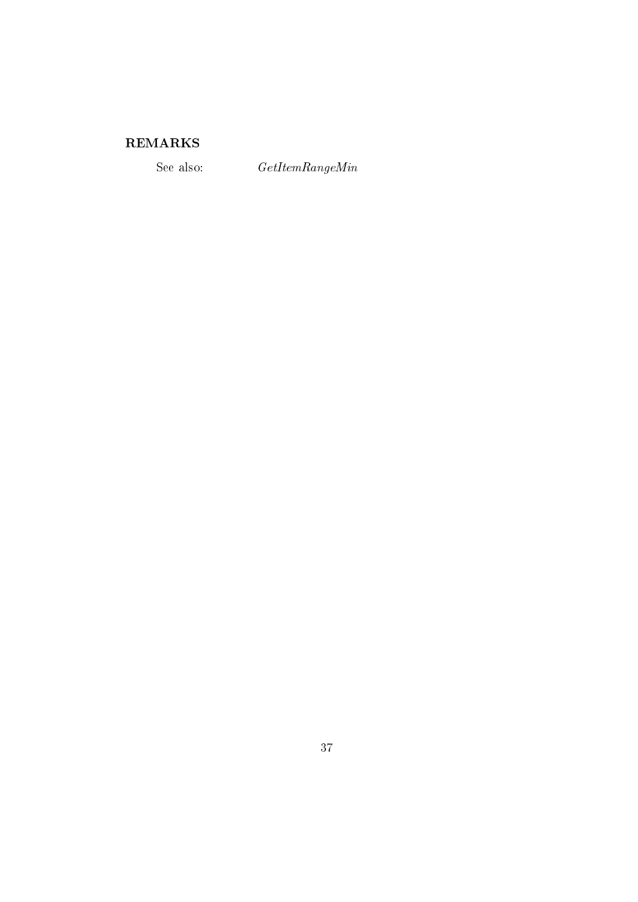**REMARKS**

See also: *GetItemRangeMin*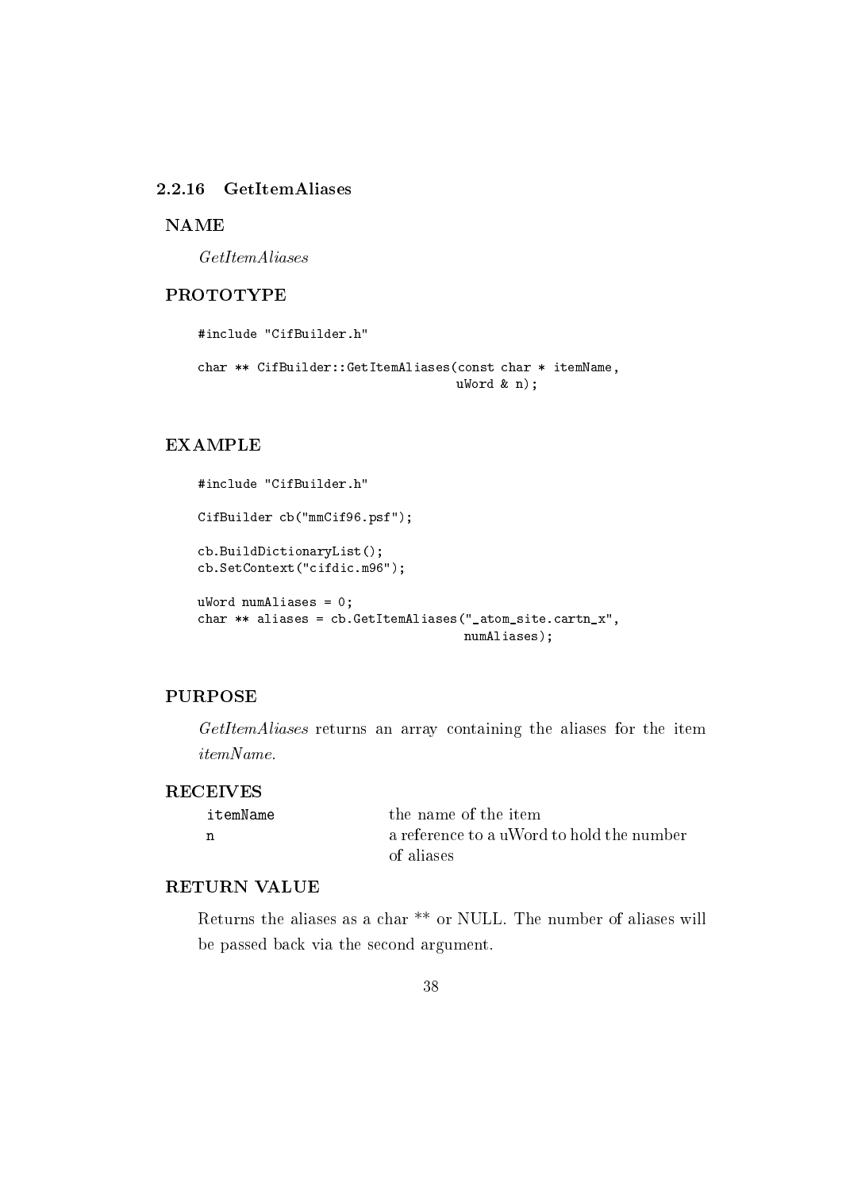### 2.2.16 GetItemAliases

#### NAME

*GetItemAliases*

#### PROTOTYPE

```
#include "CifBuilder.h"

char ** CifBuilder::GetItemAliases(const char * itemName,
                                   uWord & n);
```

#### EXAMPLE

```
#include "CifBuilder.h"

CifBuilder cb("mmCif96.psf");

cb.BuildDictionaryList();
cb.SetContext("cifdic.m96");

uWord numAliases = 0;
char ** aliases = cb.GetItemAliases("_atom_site.cartn_x",
                                    numAliases);
```

#### PURPOSE

*GetItemAliases* returns an array containing the aliases for the item *itemName*.

#### RECEIVES

| | |
|---|---|
| `itemName` | the name of the item |
| `n` | a reference to a uWord to hold the number of aliases |

#### RETURN VALUE

Returns the aliases as a char ** or NULL. The number of aliases will be passed back via the second argument.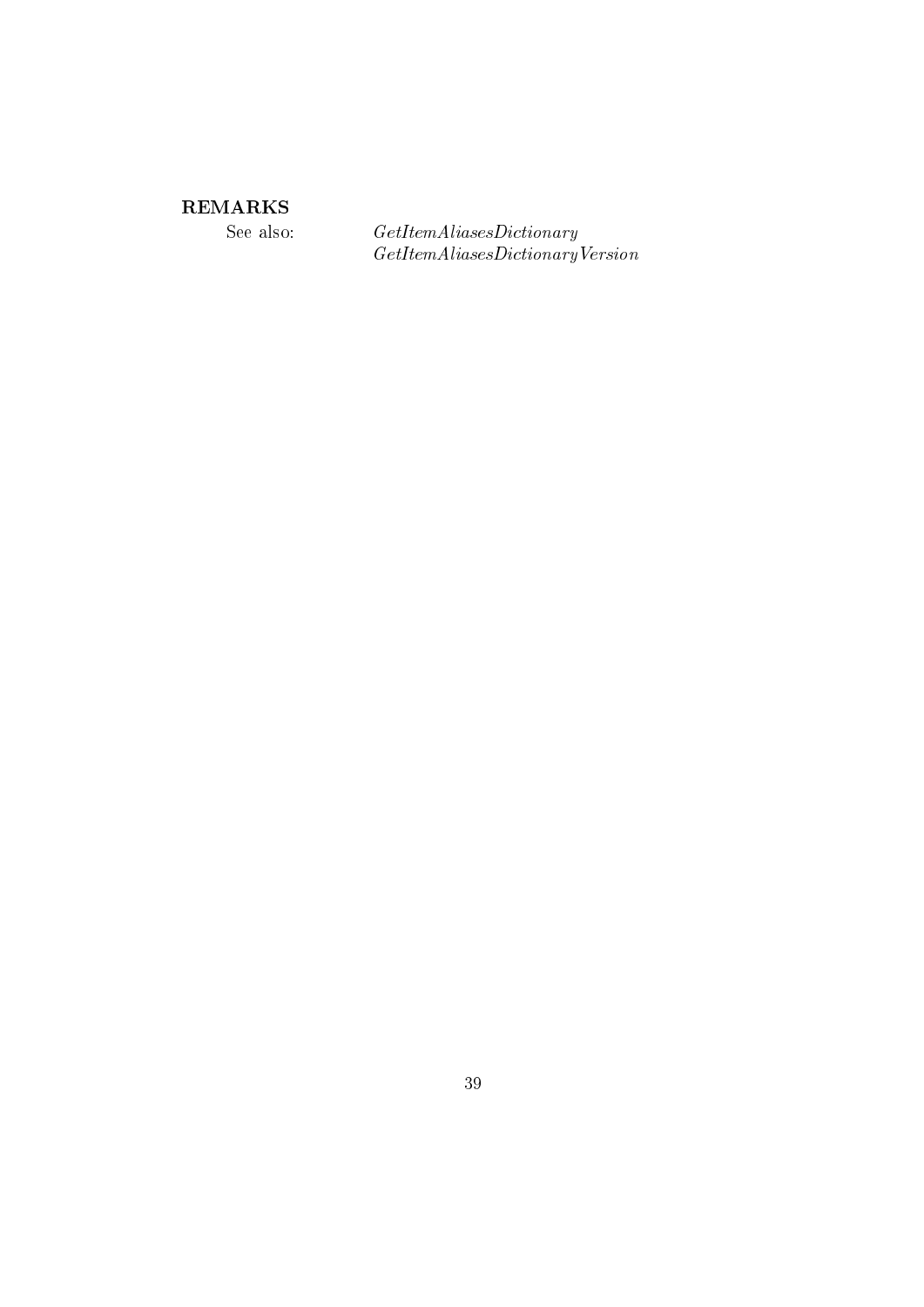**REMARKS**

See also: *GetItemAliasesDictionary*
*GetItemAliasesDictionaryVersion*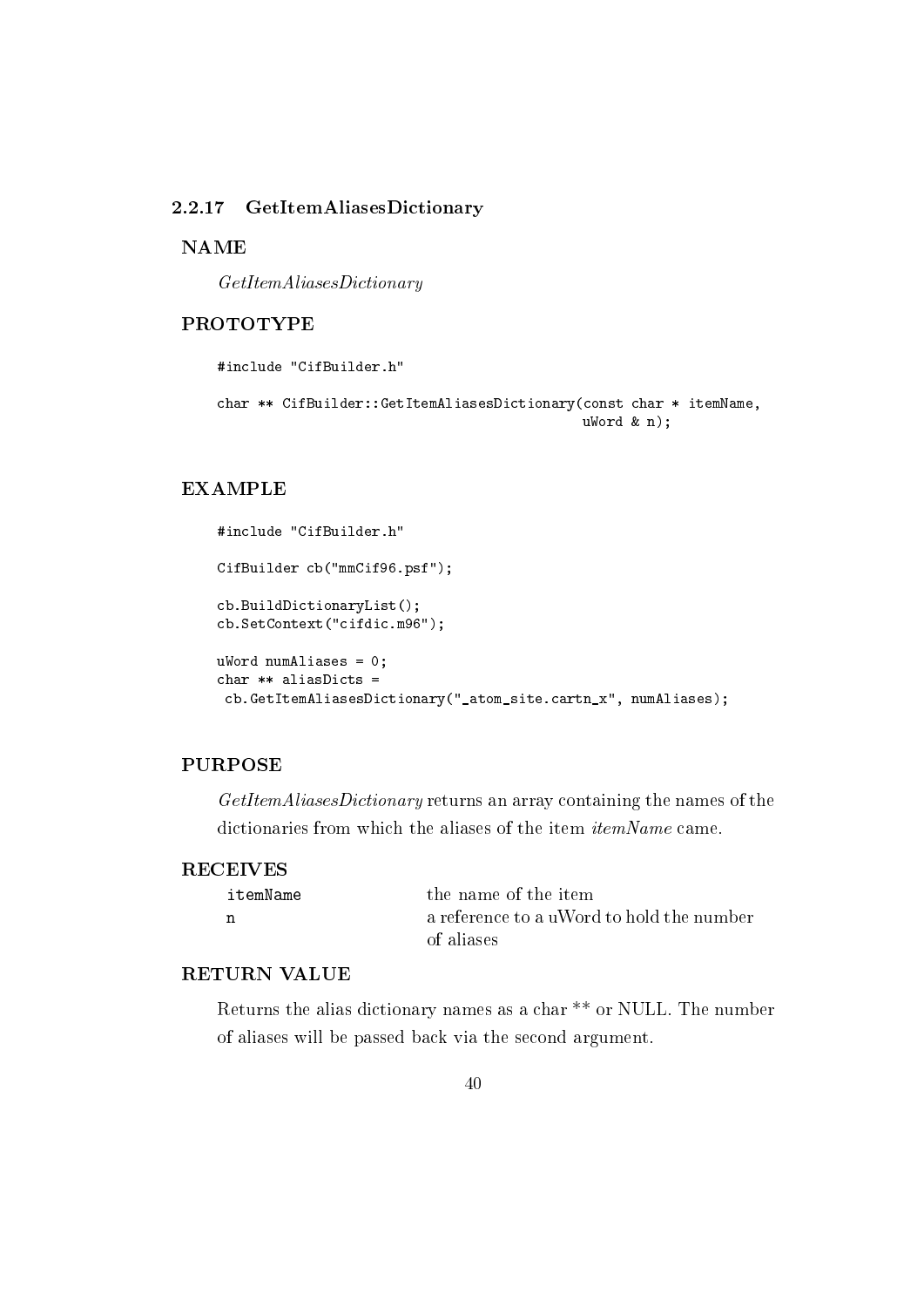### 2.2.17 GetItemAliasesDictionary

**NAME**

*GetItemAliasesDictionary*

**PROTOTYPE**

```
#include "CifBuilder.h"

char ** CifBuilder::GetItemAliasesDictionary(const char * itemName,
                                              uWord & n);
```

**EXAMPLE**

```
#include "CifBuilder.h"

CifBuilder cb("mmCif96.psf");

cb.BuildDictionaryList();
cb.SetContext("cifdic.m96");

uWord numAliases = 0;
char ** aliasDicts =
 cb.GetItemAliasesDictionary("_atom_site.cartn_x", numAliases);
```

**PURPOSE**

*GetItemAliasesDictionary* returns an array containing the names of the dictionaries from which the aliases of the item *itemName* came.

**RECEIVES**

| | |
|---|---|
| `itemName` | the name of the item |
| `n` | a reference to a uWord to hold the number of aliases |

**RETURN VALUE**

Returns the alias dictionary names as a char ** or NULL. The number of aliases will be passed back via the second argument.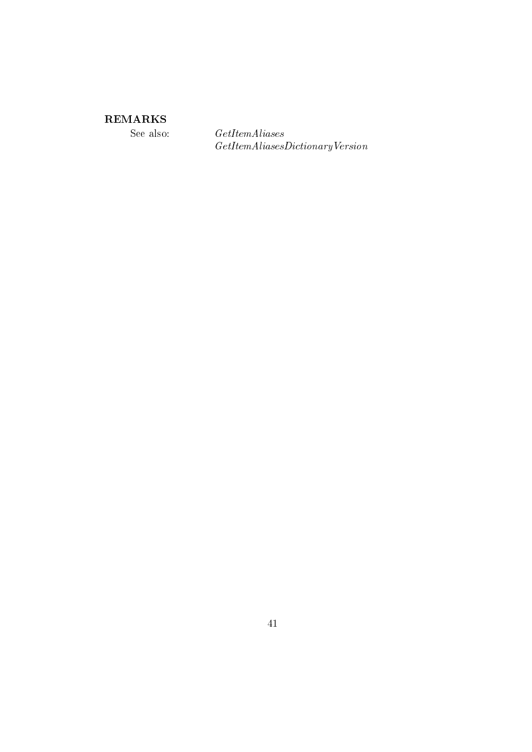**REMARKS**

See also: *GetItemAliases*
*GetItemAliasesDictionaryVersion*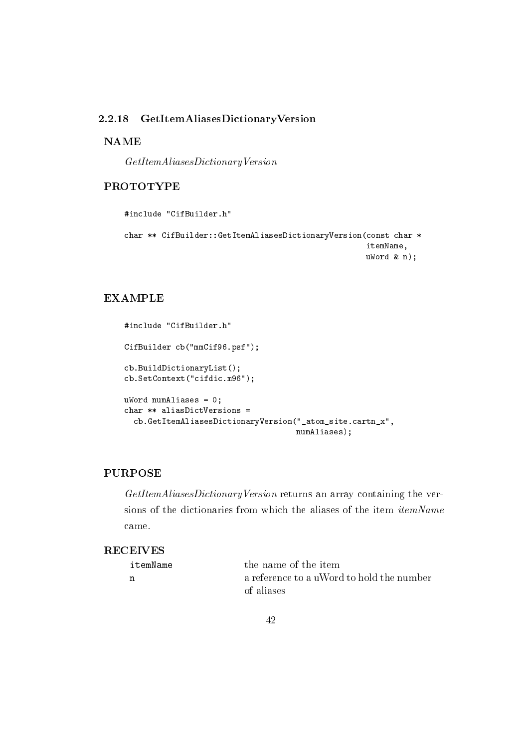### 2.2.18 GetItemAliasesDictionaryVersion

**NAME**

*GetItemAliasesDictionaryVersion*

**PROTOTYPE**

```
#include "CifBuilder.h"

char ** CifBuilder::GetItemAliasesDictionaryVersion(const char *
                                                     itemName,
                                                     uWord & n);
```

**EXAMPLE**

```
#include "CifBuilder.h"

CifBuilder cb("mmCif96.psf");

cb.BuildDictionaryList();
cb.SetContext("cifdic.m96");

uWord numAliases = 0;
char ** aliasDictVersions =
  cb.GetItemAliasesDictionaryVersion("_atom_site.cartn_x",
                                     numAliases);
```

**PURPOSE**

*GetItemAliasesDictionaryVersion* returns an array containing the versions of the dictionaries from which the aliases of the item *itemName* came.

**RECEIVES**

| | |
|---|---|
| itemName | the name of the item |
| n | a reference to a uWord to hold the number of aliases |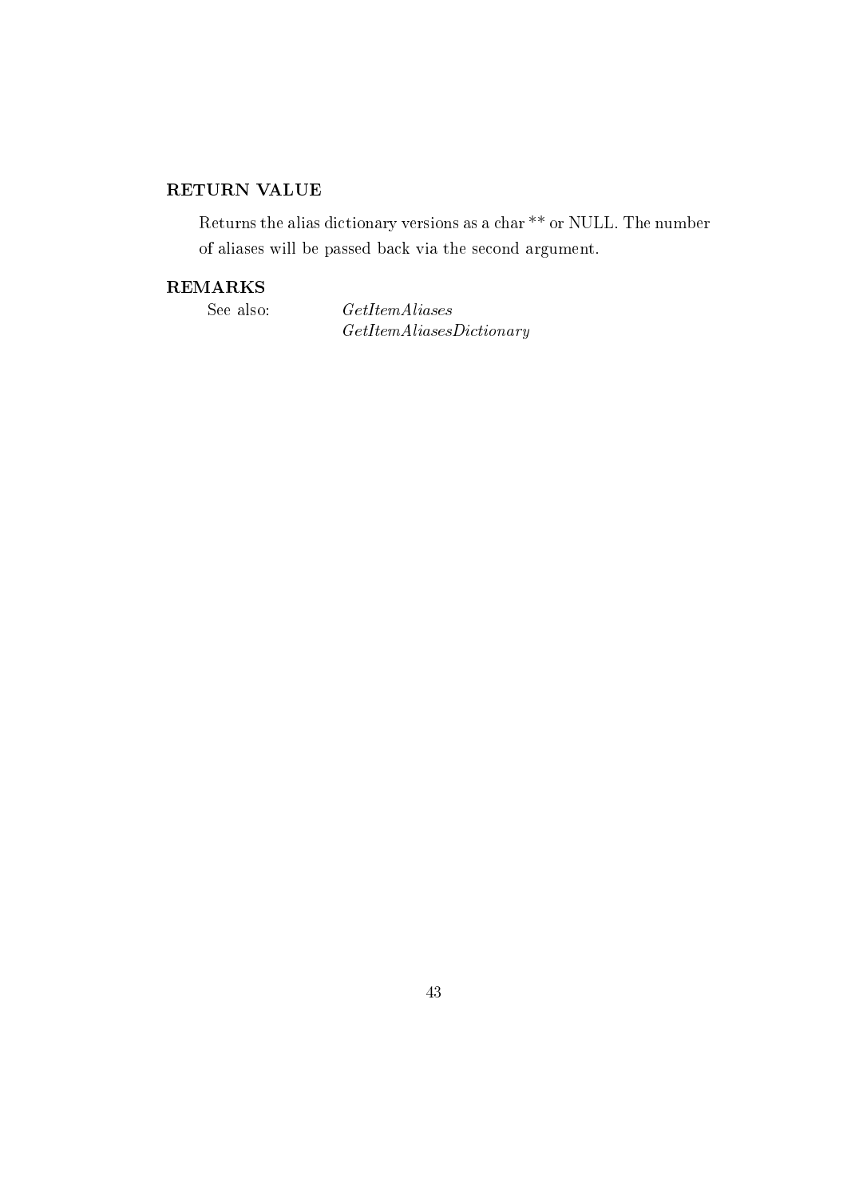### RETURN VALUE

Returns the alias dictionary versions as a char ** or NULL. The number of aliases will be passed back via the second argument.

### REMARKS

See also: *GetItemAliases*
*GetItemAliasesDictionary*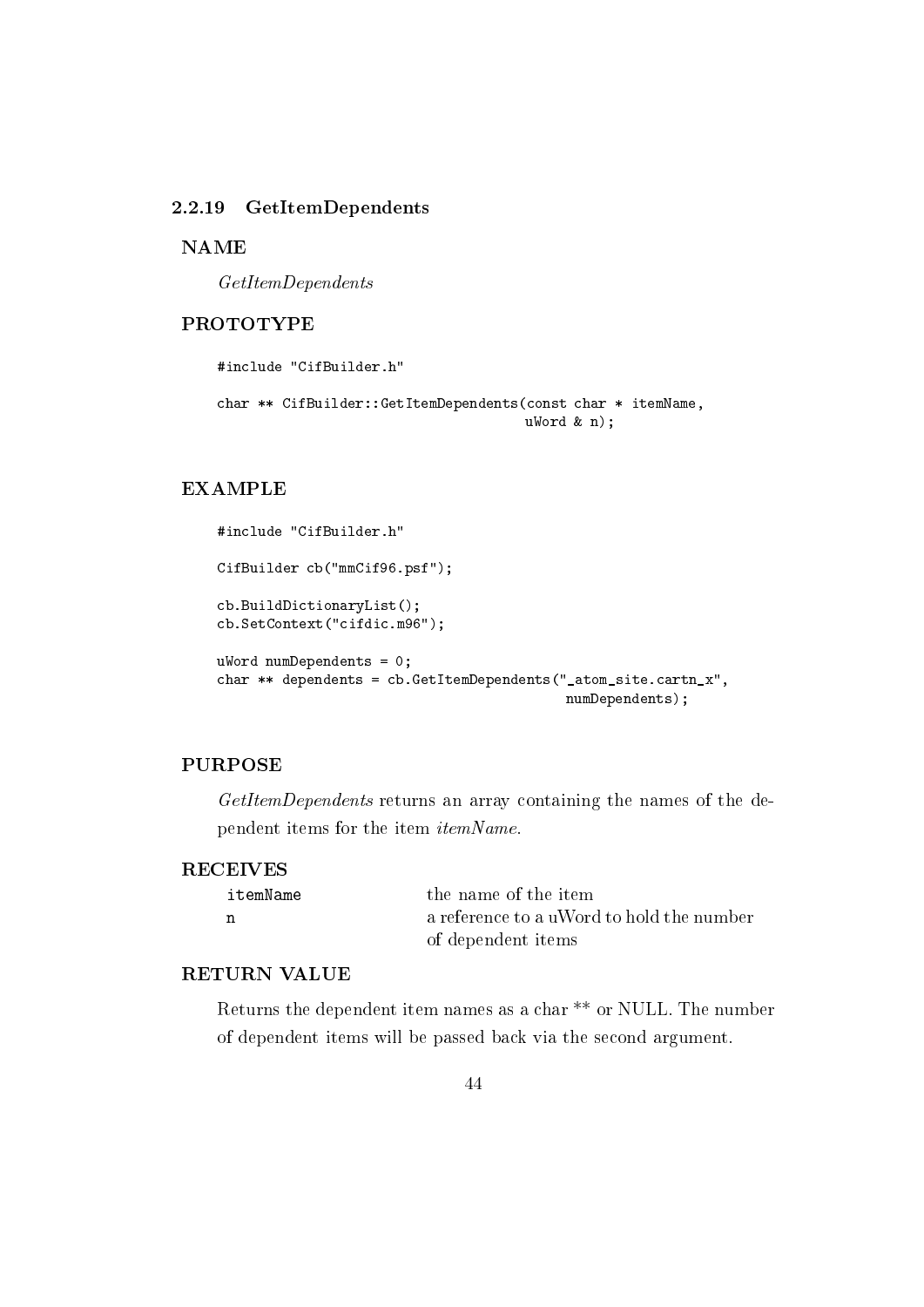### 2.2.19 GetItemDependents

**NAME**

*GetItemDependents*

**PROTOTYPE**

```
#include "CifBuilder.h"

char ** CifBuilder::GetItemDependents(const char * itemName,
                                       uWord & n);
```

**EXAMPLE**

```
#include "CifBuilder.h"

CifBuilder cb("mmCif96.psf");

cb.BuildDictionaryList();
cb.SetContext("cifdic.m96");

uWord numDependents = 0;
char ** dependents = cb.GetItemDependents("_atom_site.cartn_x",
                                           numDependents);
```

**PURPOSE**

*GetItemDependents* returns an array containing the names of the dependent items for the item *itemName*.

**RECEIVES**

| | |
|---|---|
| `itemName` | the name of the item |
| `n` | a reference to a uWord to hold the number of dependent items |

**RETURN VALUE**

Returns the dependent item names as a char ** or NULL. The number of dependent items will be passed back via the second argument.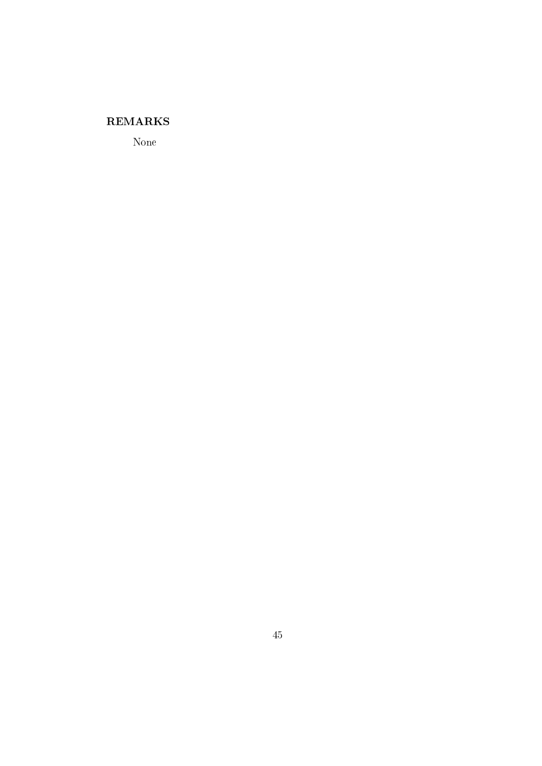### REMARKS

None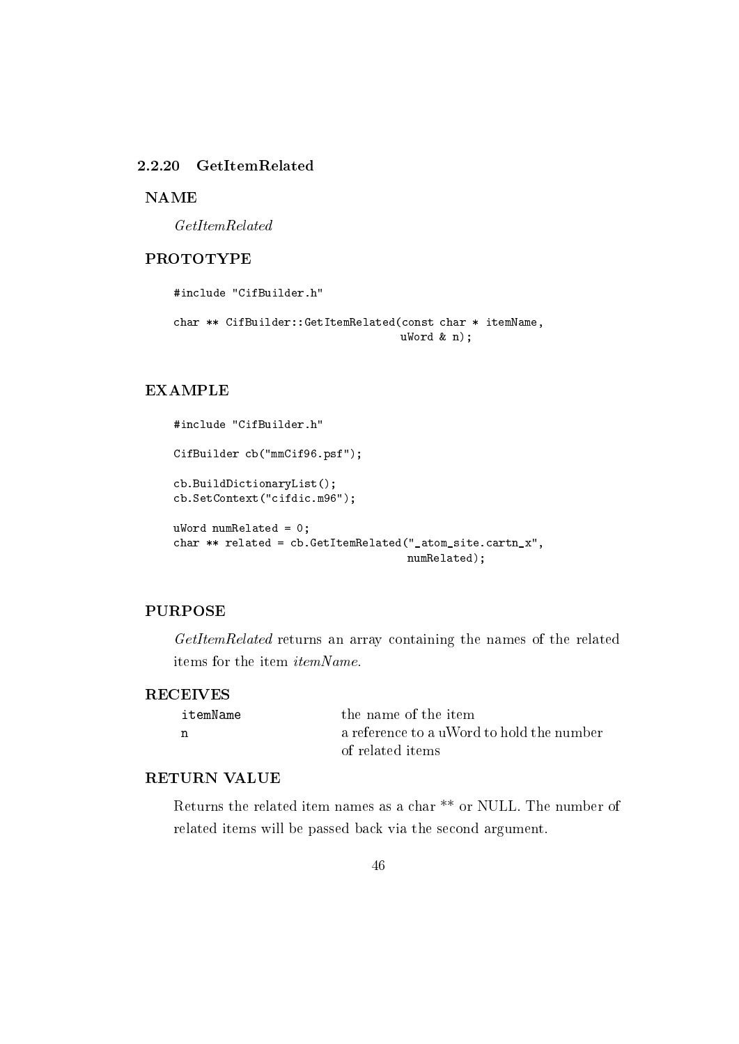### 2.2.20 GetItemRelated

**NAME**

*GetItemRelated*

**PROTOTYPE**

```
#include "CifBuilder.h"

char ** CifBuilder::GetItemRelated(const char * itemName,
                                   uWord & n);
```

**EXAMPLE**

```
#include "CifBuilder.h"

CifBuilder cb("mmCif96.psf");

cb.BuildDictionaryList();
cb.SetContext("cifdic.m96");

uWord numRelated = 0;
char ** related = cb.GetItemRelated("_atom_site.cartn_x",
                                    numRelated);
```

**PURPOSE**

*GetItemRelated* returns an array containing the names of the related items for the item *itemName*.

**RECEIVES**

| | |
|---|---|
| `itemName` | the name of the item |
| `n` | a reference to a uWord to hold the number of related items |

**RETURN VALUE**

Returns the related item names as a char ** or NULL. The number of related items will be passed back via the second argument.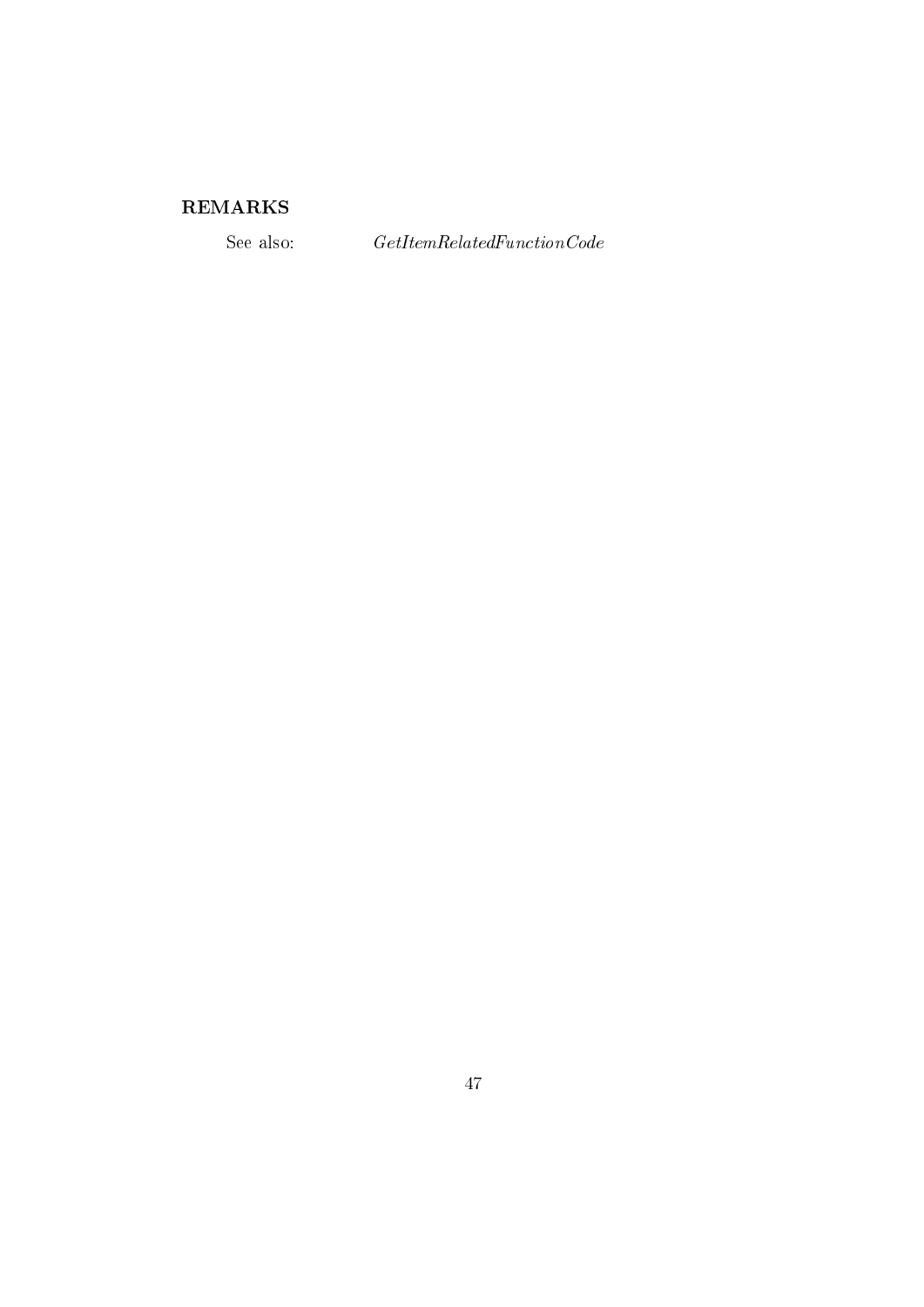**REMARKS**

See also: *GetItemRelatedFunctionCode*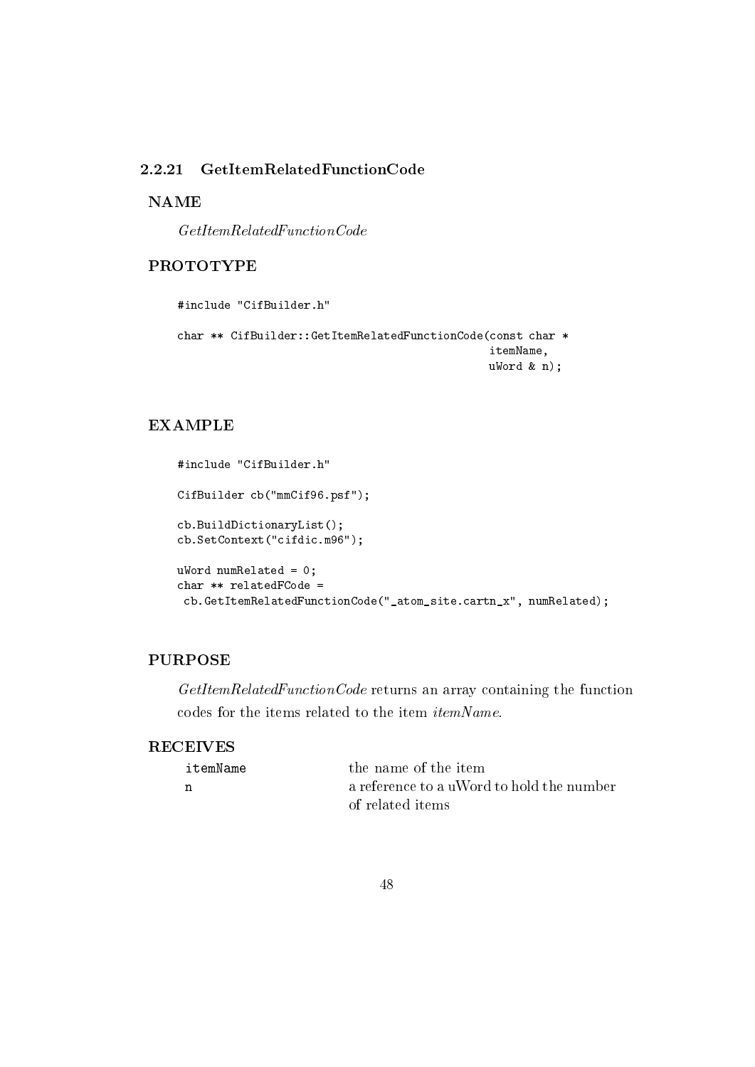### 2.2.21 GetItemRelatedFunctionCode

#### NAME

*GetItemRelatedFunctionCode*

#### PROTOTYPE

```
#include "CifBuilder.h"

char ** CifBuilder::GetItemRelatedFunctionCode(const char *
                                                itemName,
                                                uWord & n);
```

#### EXAMPLE

```
#include "CifBuilder.h"

CifBuilder cb("mmCif96.psf");

cb.BuildDictionaryList();
cb.SetContext("cifdic.m96");

uWord numRelated = 0;
char ** relatedFCode =
 cb.GetItemRelatedFunctionCode("_atom_site.cartn_x", numRelated);
```

#### PURPOSE

*GetItemRelatedFunctionCode* returns an array containing the function codes for the items related to the item *itemName*.

#### RECEIVES

| | |
|---|---|
| `itemName` | the name of the item |
| `n` | a reference to a uWord to hold the number of related items |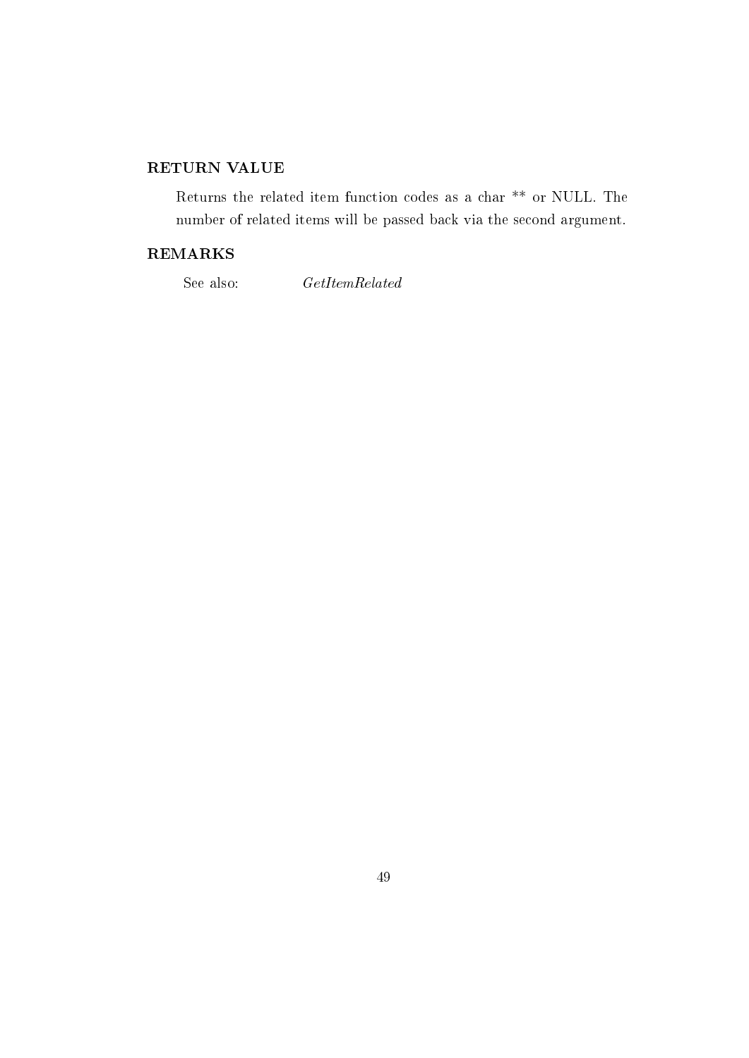### RETURN VALUE

Returns the related item function codes as a char ** or NULL. The number of related items will be passed back via the second argument.

### REMARKS

See also: *GetItemRelated*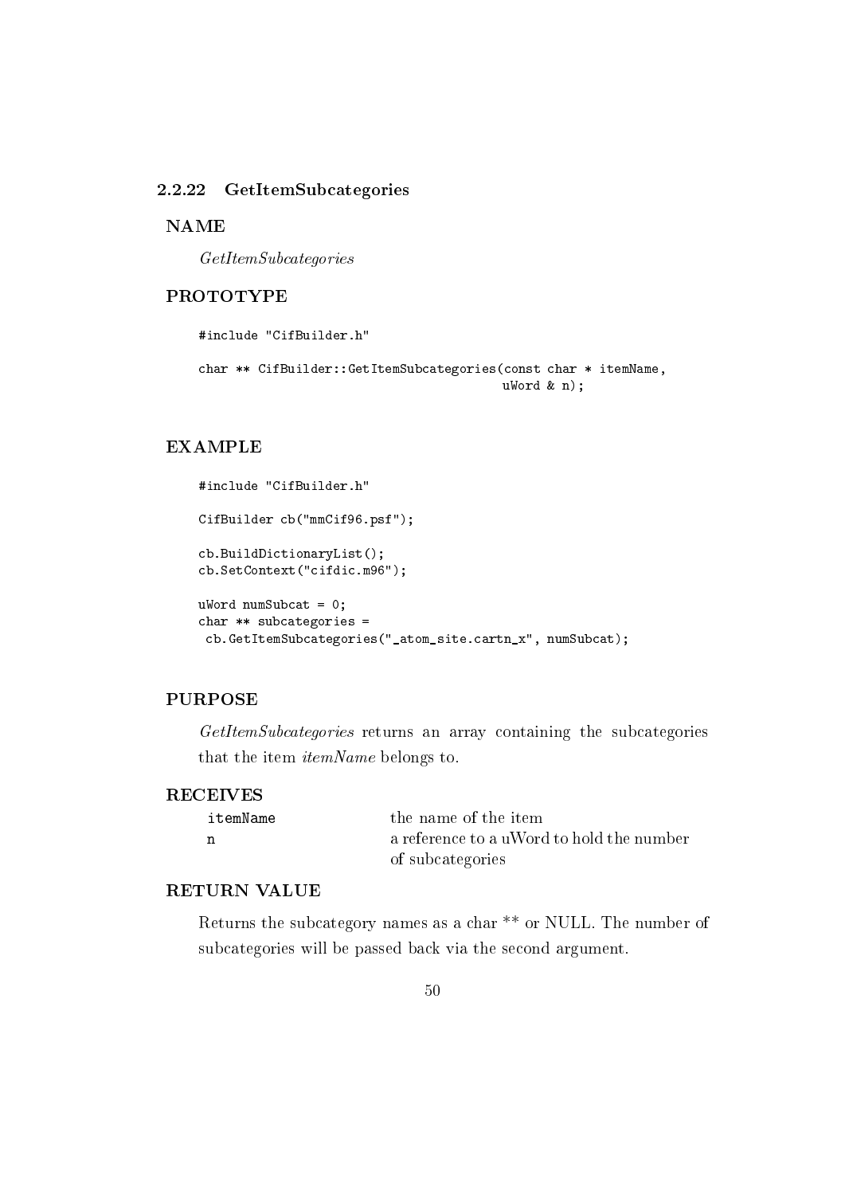### 2.2.22 GetItemSubcategories

**NAME**

*GetItemSubcategories*

**PROTOTYPE**

```
#include "CifBuilder.h"

char ** CifBuilder::GetItemSubcategories(const char * itemName,
                                          uWord & n);
```

**EXAMPLE**

```
#include "CifBuilder.h"

CifBuilder cb("mmCif96.psf");

cb.BuildDictionaryList();
cb.SetContext("cifdic.m96");

uWord numSubcat = 0;
char ** subcategories =
 cb.GetItemSubcategories("_atom_site.cartn_x", numSubcat);
```

**PURPOSE**

*GetItemSubcategories* returns an array containing the subcategories that the item *itemName* belongs to.

**RECEIVES**

| | |
|---|---|
| `itemName` | the name of the item |
| `n` | a reference to a uWord to hold the number of subcategories |

**RETURN VALUE**

Returns the subcategory names as a char ** or NULL. The number of subcategories will be passed back via the second argument.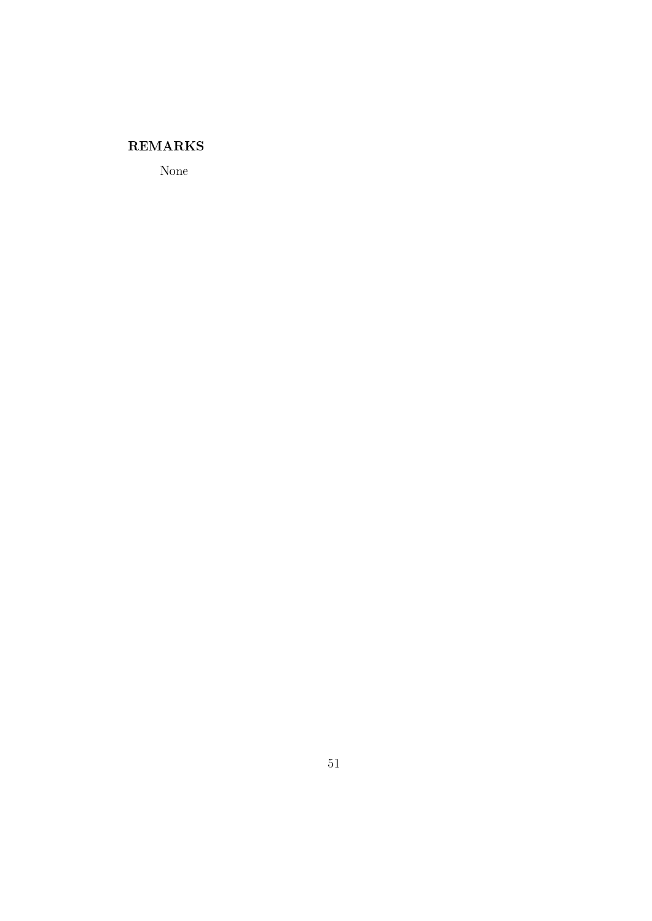### REMARKS

None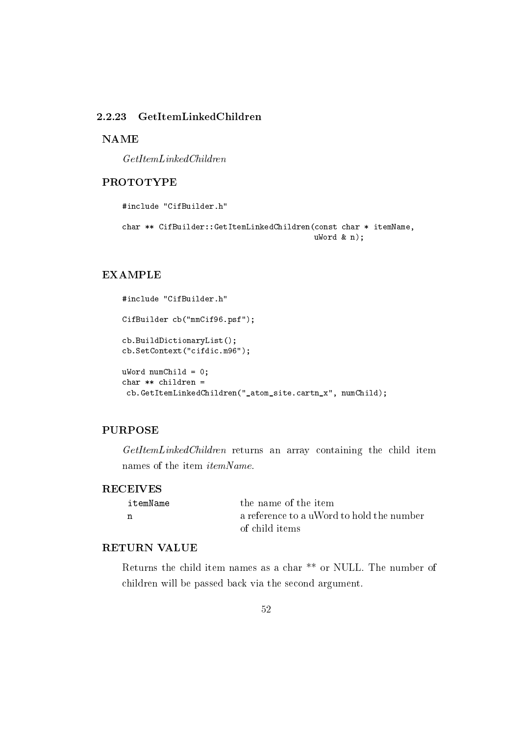### 2.2.23 GetItemLinkedChildren

**NAME**

*GetItemLinkedChildren*

**PROTOTYPE**

```
#include "CifBuilder.h"

char ** CifBuilder::GetItemLinkedChildren(const char * itemName,
                                          uWord & n);
```

**EXAMPLE**

```
#include "CifBuilder.h"

CifBuilder cb("mmCif96.psf");

cb.BuildDictionaryList();
cb.SetContext("cifdic.m96");

uWord numChild = 0;
char ** children =
 cb.GetItemLinkedChildren("_atom_site.cartn_x", numChild);
```

**PURPOSE**

*GetItemLinkedChildren* returns an array containing the child item names of the item *itemName*.

**RECEIVES**

| | |
|---|---|
| `itemName` | the name of the item |
| `n` | a reference to a uWord to hold the number of child items |

**RETURN VALUE**

Returns the child item names as a char ** or NULL. The number of children will be passed back via the second argument.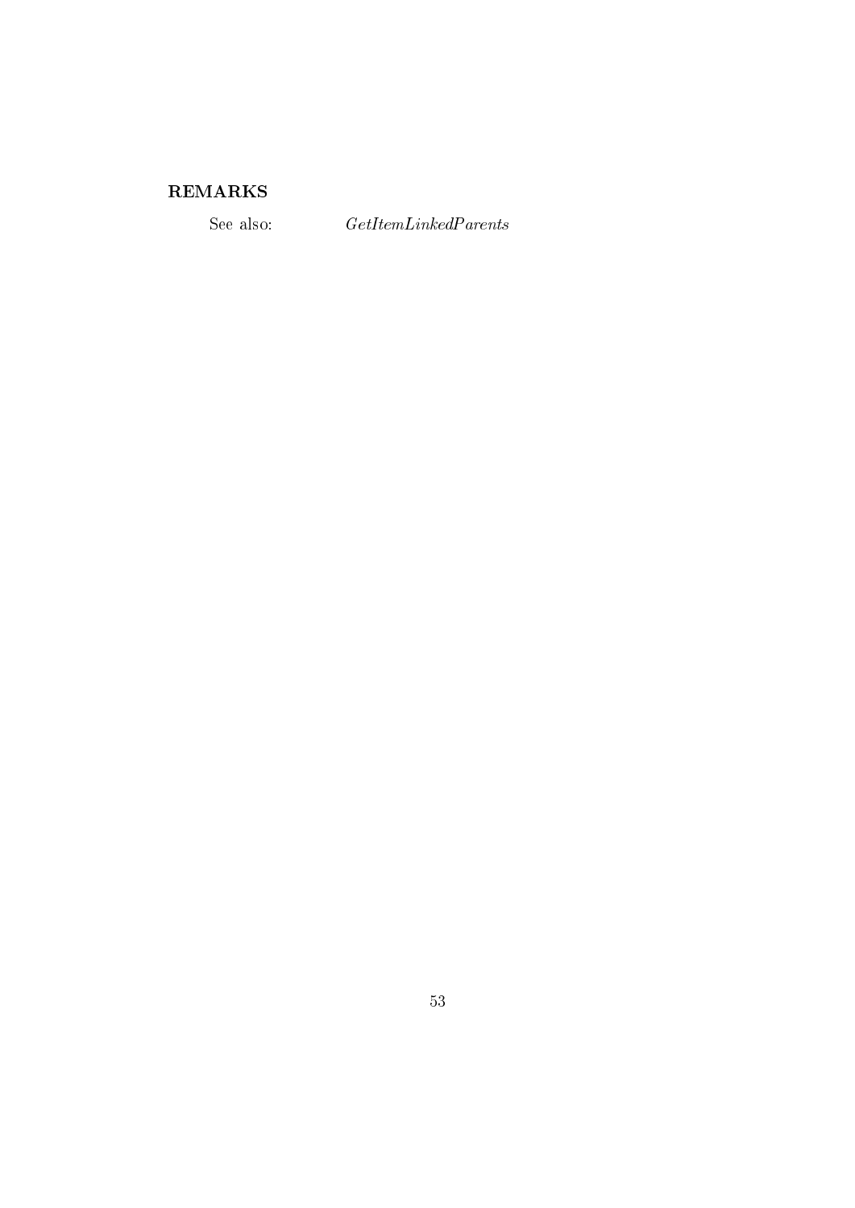## REMARKS

See also: *GetItemLinkedParents*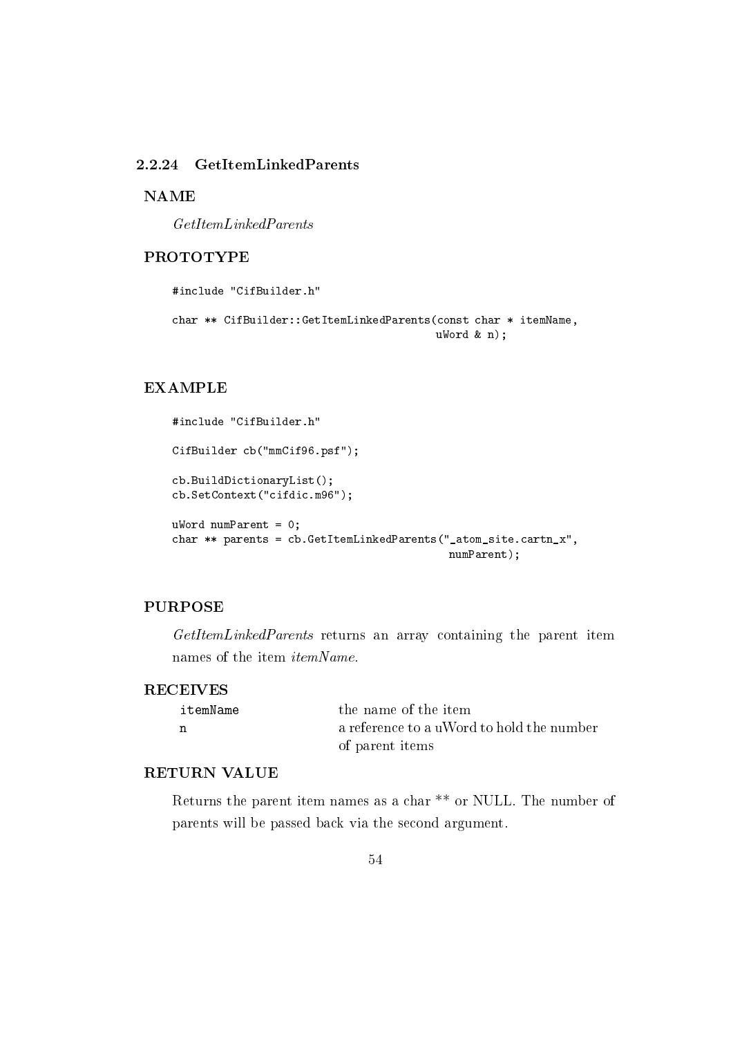### 2.2.24 GetItemLinkedParents

**NAME**

*GetItemLinkedParents*

**PROTOTYPE**

```
#include "CifBuilder.h"

char ** CifBuilder::GetItemLinkedParents(const char * itemName,
                                         uWord & n);
```

**EXAMPLE**

```
#include "CifBuilder.h"

CifBuilder cb("mmCif96.psf");

cb.BuildDictionaryList();
cb.SetContext("cifdic.m96");

uWord numParent = 0;
char ** parents = cb.GetItemLinkedParents("_atom_site.cartn_x",
                                          numParent);
```

**PURPOSE**

*GetItemLinkedParents* returns an array containing the parent item names of the item *itemName*.

**RECEIVES**

| | |
|---|---|
| `itemName` | the name of the item |
| `n` | a reference to a uWord to hold the number of parent items |

**RETURN VALUE**

Returns the parent item names as a char ** or NULL. The number of parents will be passed back via the second argument.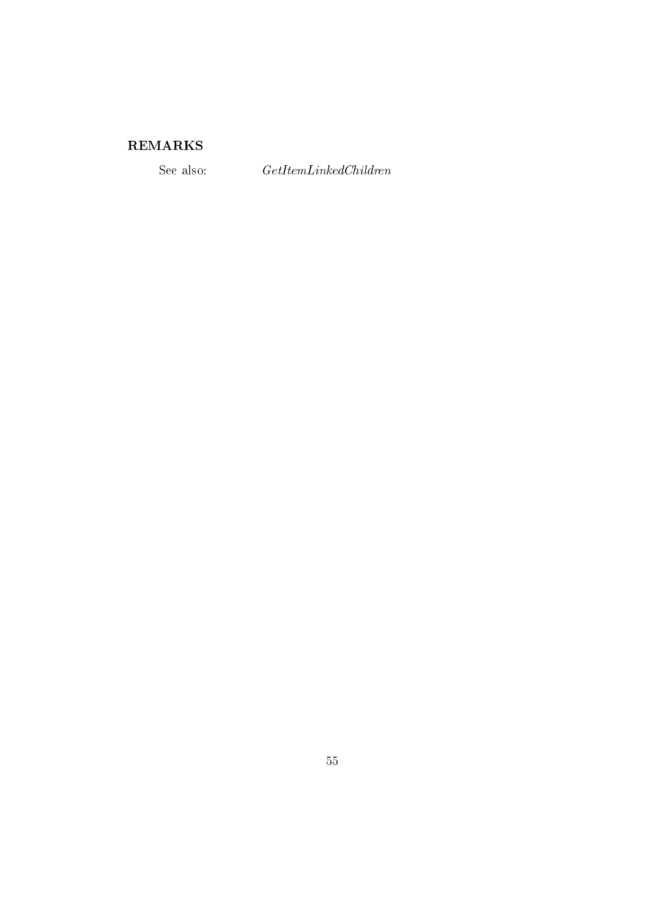### REMARKS

See also: *GetItemLinkedChildren*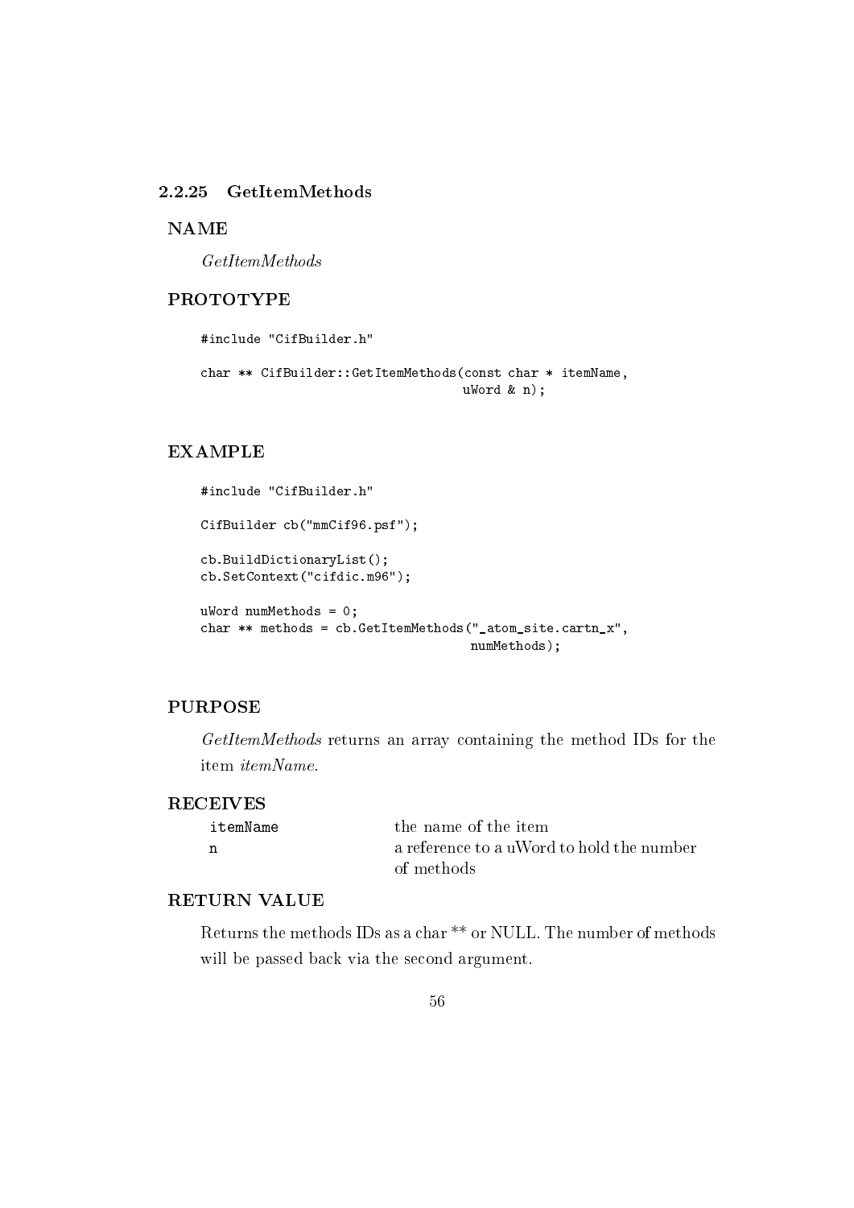### 2.2.25 GetItemMethods

**NAME**

*GetItemMethods*

**PROTOTYPE**

```
#include "CifBuilder.h"

char ** CifBuilder::GetItemMethods(const char * itemName,
                                   uWord & n);
```

**EXAMPLE**

```
#include "CifBuilder.h"

CifBuilder cb("mmCif96.psf");

cb.BuildDictionaryList();
cb.SetContext("cifdic.m96");

uWord numMethods = 0;
char ** methods = cb.GetItemMethods("_atom_site.cartn_x",
                                    numMethods);
```

**PURPOSE**

*GetItemMethods* returns an array containing the method IDs for the item *itemName*.

**RECEIVES**

| | |
|---|---|
| `itemName` | the name of the item |
| `n` | a reference to a uWord to hold the number of methods |

**RETURN VALUE**

Returns the methods IDs as a char ** or NULL. The number of methods will be passed back via the second argument.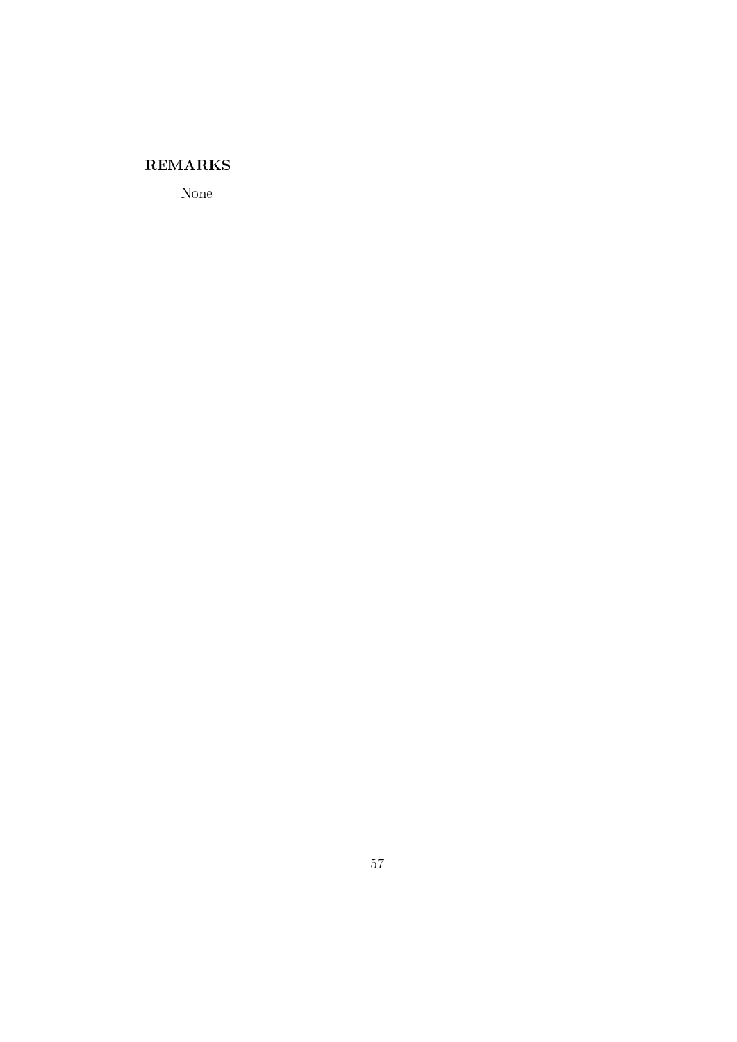**REMARKS**

None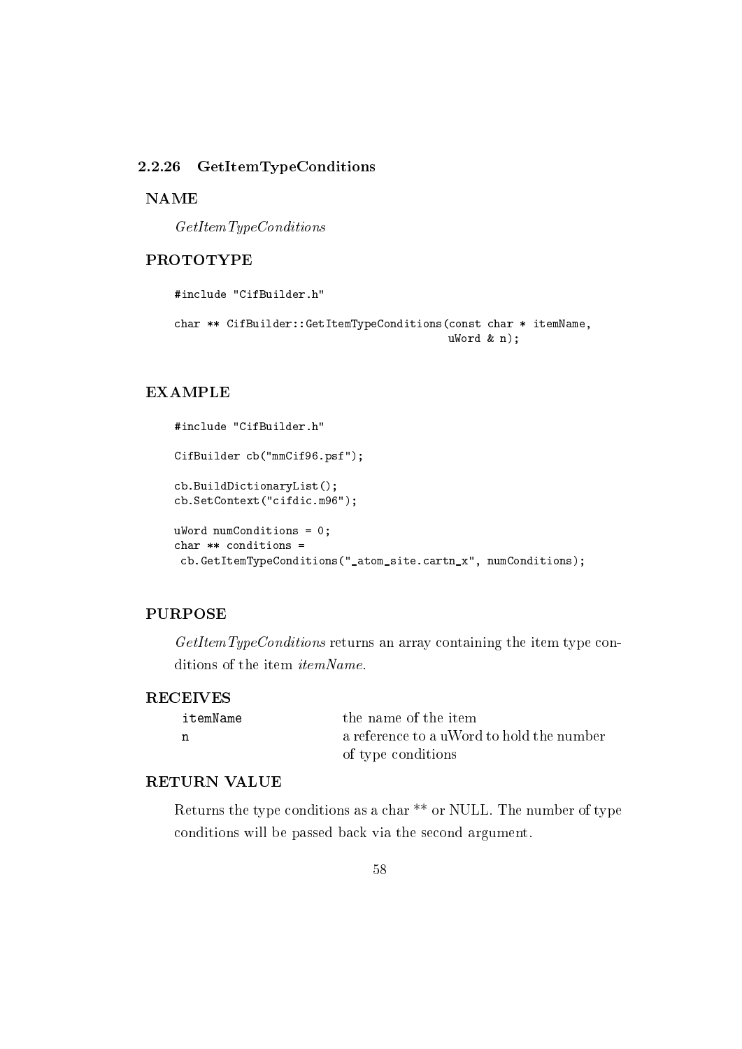### 2.2.26 GetItemTypeConditions

**NAME**

*GetItemTypeConditions*

**PROTOTYPE**

```
#include "CifBuilder.h"

char ** CifBuilder::GetItemTypeConditions(const char * itemName,
                                          uWord & n);
```

**EXAMPLE**

```
#include "CifBuilder.h"

CifBuilder cb("mmCif96.psf");

cb.BuildDictionaryList();
cb.SetContext("cifdic.m96");

uWord numConditions = 0;
char ** conditions =
 cb.GetItemTypeConditions("_atom_site.cartn_x", numConditions);
```

**PURPOSE**

*GetItemTypeConditions* returns an array containing the item type conditions of the item *itemName*.

**RECEIVES**

| | |
|---|---|
| itemName | the name of the item |
| n | a reference to a uWord to hold the number of type conditions |

**RETURN VALUE**

Returns the type conditions as a char ** or NULL. The number of type conditions will be passed back via the second argument.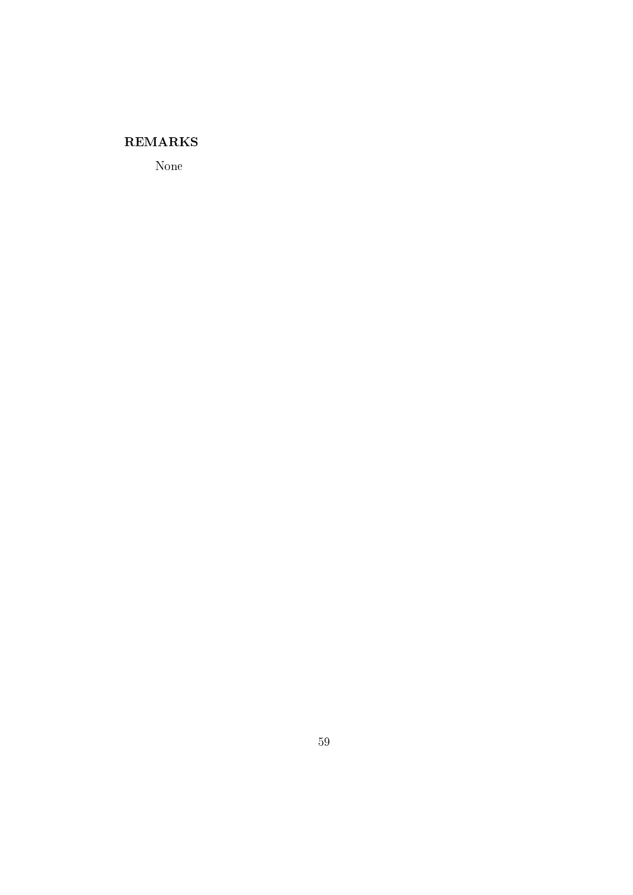**REMARKS**

None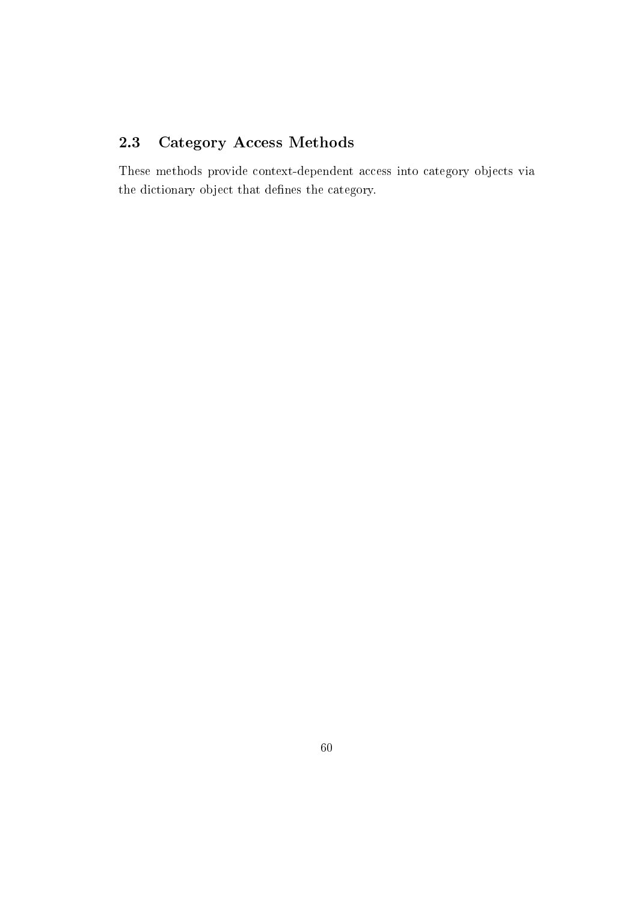## 2.3 Category Access Methods

These methods provide context-dependent access into category objects via the dictionary object that defines the category.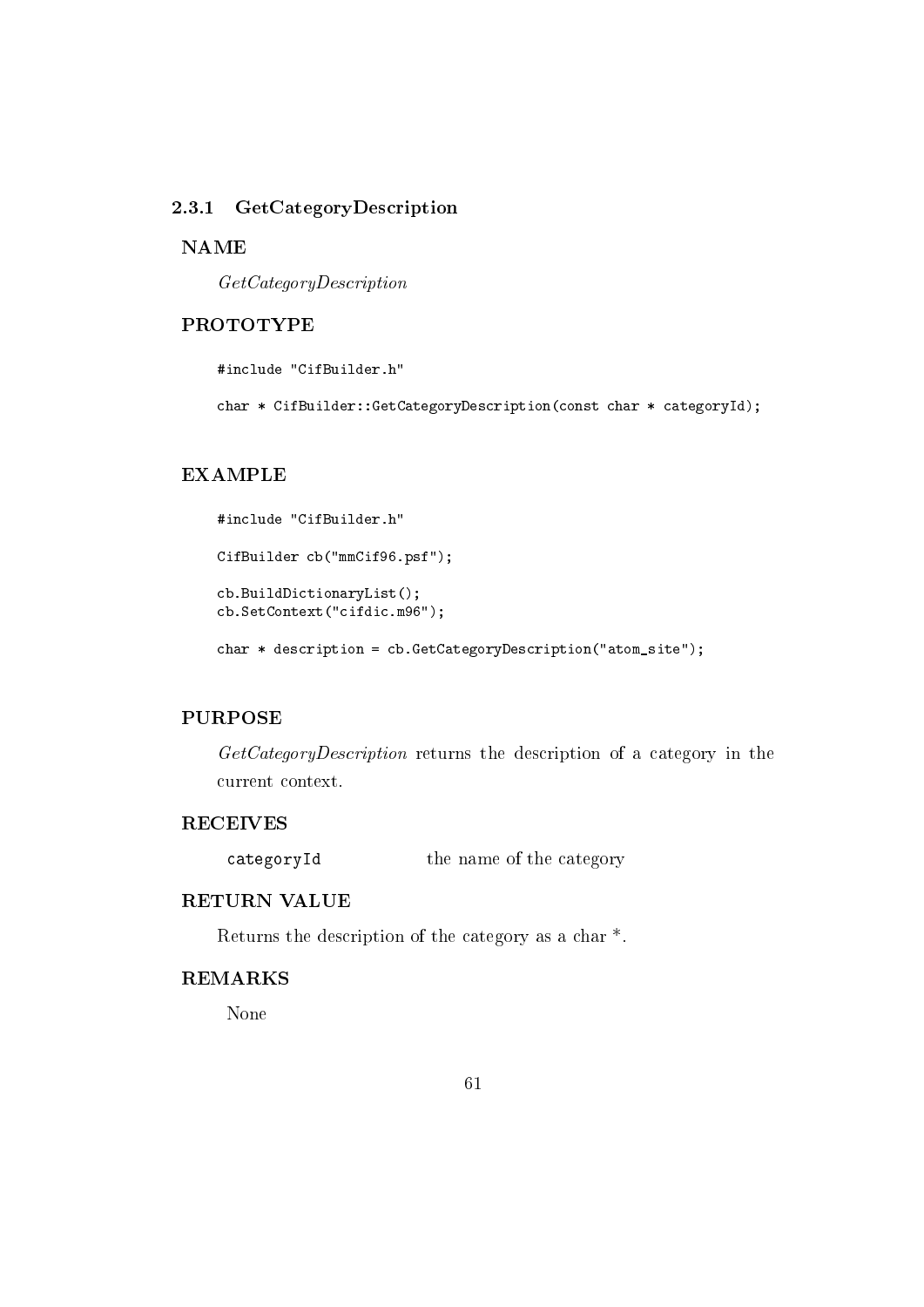### 2.3.1 GetCategoryDescription

**NAME**

*GetCategoryDescription*

**PROTOTYPE**

```
#include "CifBuilder.h"

char * CifBuilder::GetCategoryDescription(const char * categoryId);
```

**EXAMPLE**

```
#include "CifBuilder.h"

CifBuilder cb("mmCif96.psf");

cb.BuildDictionaryList();
cb.SetContext("cifdic.m96");

char * description = cb.GetCategoryDescription("atom_site");
```

**PURPOSE**

*GetCategoryDescription* returns the description of a category in the current context.

**RECEIVES**

| | |
|---|---|
| `categoryId` | the name of the category |

**RETURN VALUE**

Returns the description of the category as a char *.

**REMARKS**

None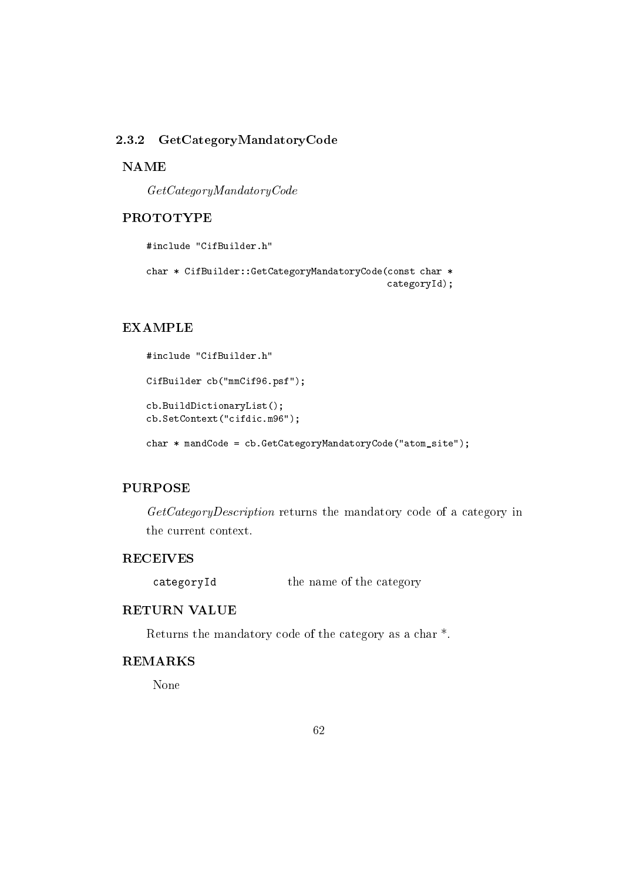### 2.3.2 GetCategoryMandatoryCode

**NAME**

*GetCategoryMandatoryCode*

**PROTOTYPE**

```
#include "CifBuilder.h"

char * CifBuilder::GetCategoryMandatoryCode(const char *
                                             categoryId);
```

**EXAMPLE**

```
#include "CifBuilder.h"

CifBuilder cb("mmCif96.psf");

cb.BuildDictionaryList();
cb.SetContext("cifdic.m96");

char * mandCode = cb.GetCategoryMandatoryCode("atom_site");
```

**PURPOSE**

*GetCategoryDescription* returns the mandatory code of a category in the current context.

**RECEIVES**

| | |
|---|---|
| `categoryId` | the name of the category |

**RETURN VALUE**

Returns the mandatory code of the category as a char *.

**REMARKS**

None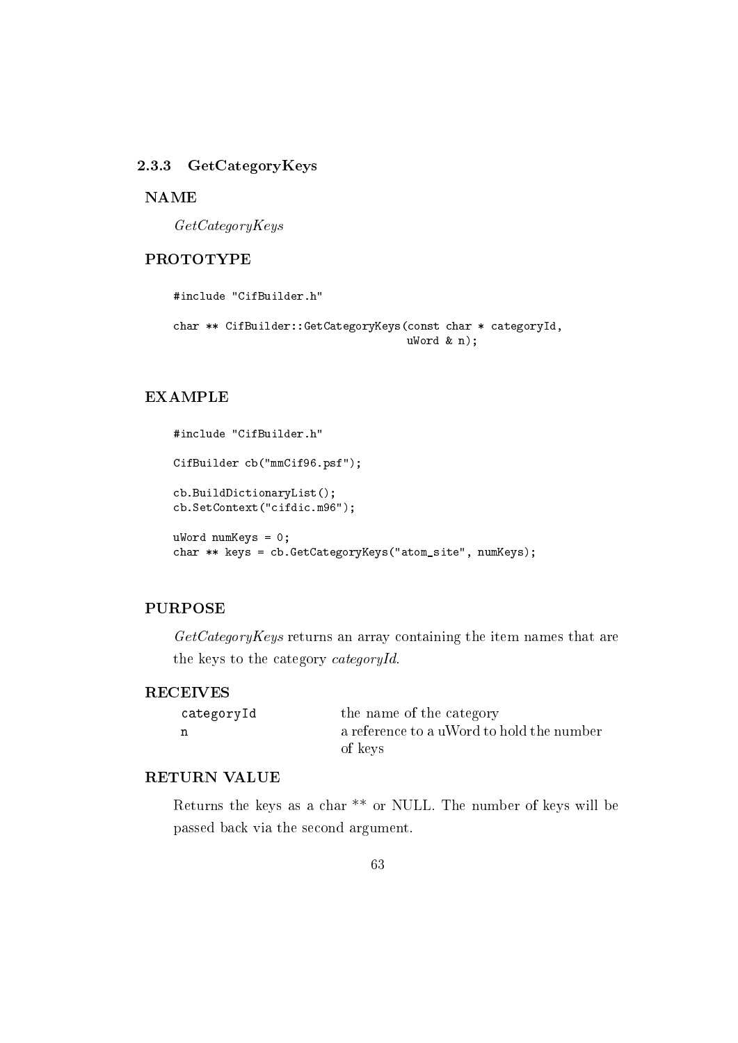### 2.3.3 GetCategoryKeys

**NAME**

*GetCategoryKeys*

**PROTOTYPE**

```
#include "CifBuilder.h"

char ** CifBuilder::GetCategoryKeys(const char * categoryId,
                                    uWord & n);
```

**EXAMPLE**

```
#include "CifBuilder.h"

CifBuilder cb("mmCif96.psf");

cb.BuildDictionaryList();
cb.SetContext("cifdic.m96");

uWord numKeys = 0;
char ** keys = cb.GetCategoryKeys("atom_site", numKeys);
```

**PURPOSE**

*GetCategoryKeys* returns an array containing the item names that are the keys to the category *categoryId*.

**RECEIVES**

| | |
|---|---|
| `categoryId` | the name of the category |
| `n` | a reference to a uWord to hold the number of keys |

**RETURN VALUE**

Returns the keys as a char ** or NULL. The number of keys will be passed back via the second argument.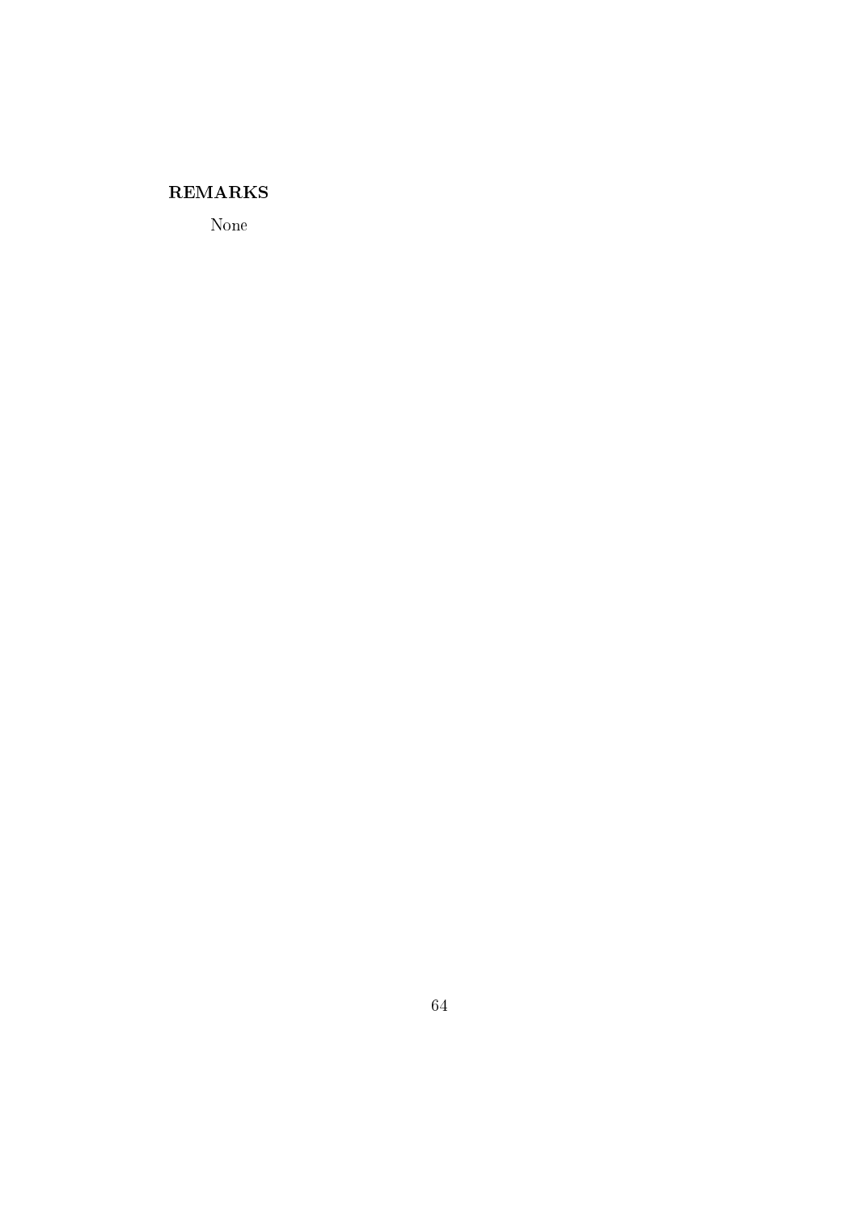**REMARKS**

None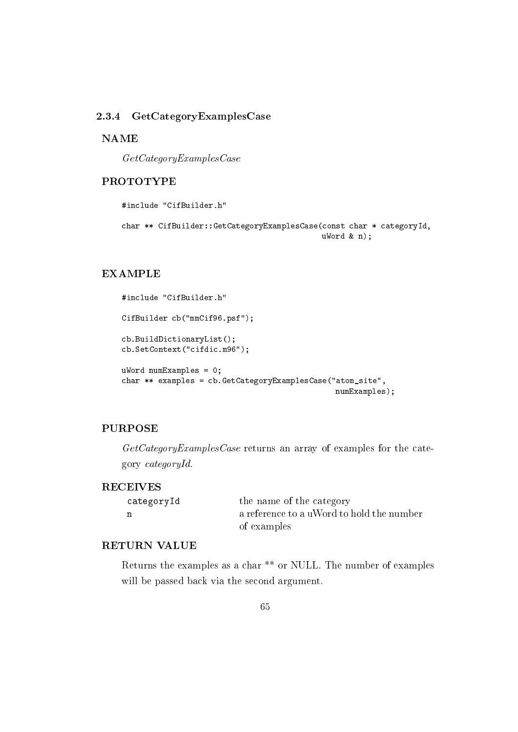### 2.3.4 GetCategoryExamplesCase

**NAME**

*GetCategoryExamplesCase*

**PROTOTYPE**

```
#include "CifBuilder.h"

char ** CifBuilder::GetCategoryExamplesCase(const char * categoryId,
                                             uWord & n);
```

**EXAMPLE**

```
#include "CifBuilder.h"

CifBuilder cb("mmCif96.psf");

cb.BuildDictionaryList();
cb.SetContext("cifdic.m96");

uWord numExamples = 0;
char ** examples = cb.GetCategoryExamplesCase("atom_site",
                                                numExamples);
```

**PURPOSE**

*GetCategoryExamplesCase* returns an array of examples for the category *categoryId*.

**RECEIVES**

| | |
|---|---|
| categoryId | the name of the category |
| n | a reference to a uWord to hold the number of examples |

**RETURN VALUE**

Returns the examples as a char ** or NULL. The number of examples will be passed back via the second argument.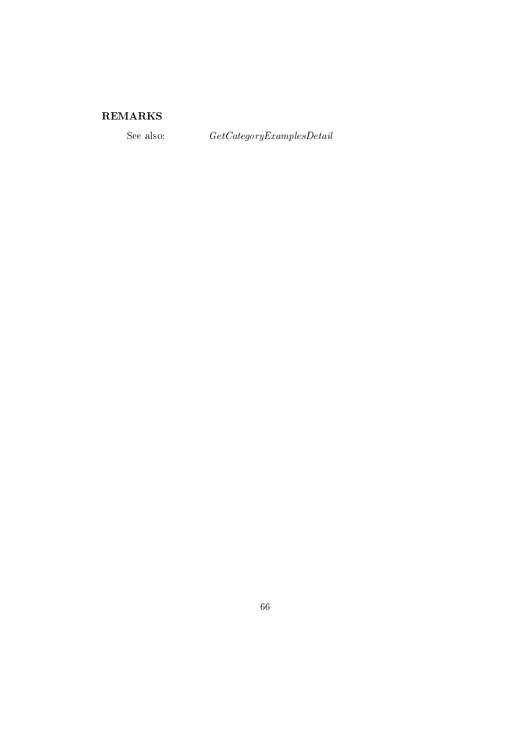### REMARKS

See also: *GetCategoryExamplesDetail*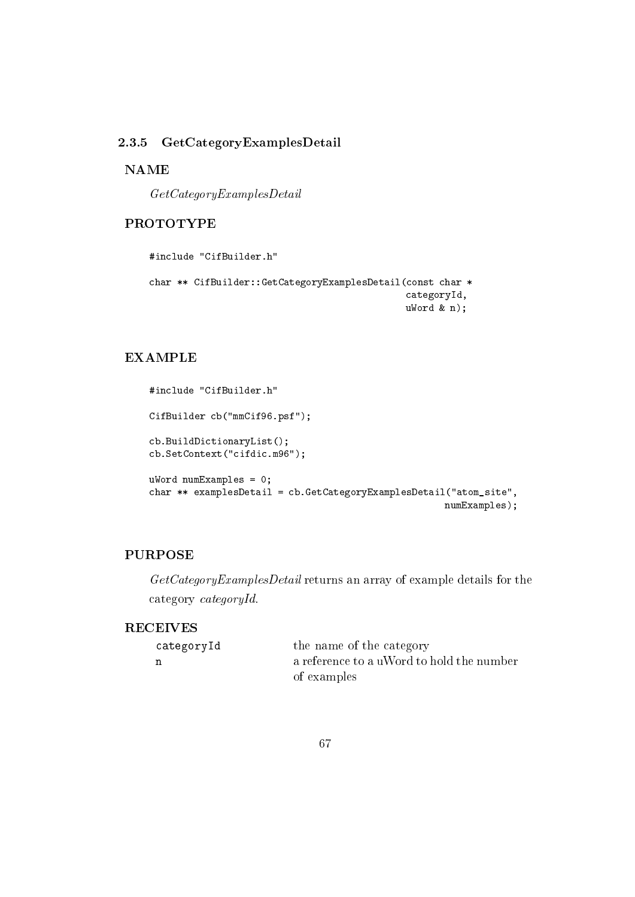### 2.3.5 GetCategoryExamplesDetail

**NAME**

*GetCategoryExamplesDetail*

**PROTOTYPE**

```
#include "CifBuilder.h"

char ** CifBuilder::GetCategoryExamplesDetail(const char *
                                                categoryId,
                                                uWord & n);
```

**EXAMPLE**

```
#include "CifBuilder.h"

CifBuilder cb("mmCif96.psf");

cb.BuildDictionaryList();
cb.SetContext("cifdic.m96");

uWord numExamples = 0;
char ** examplesDetail = cb.GetCategoryExamplesDetail("atom_site",
                                                       numExamples);
```

**PURPOSE**

*GetCategoryExamplesDetail* returns an array of example details for the category *categoryId*.

**RECEIVES**

| | |
|---|---|
| `categoryId` | the name of the category |
| `n` | a reference to a uWord to hold the number of examples |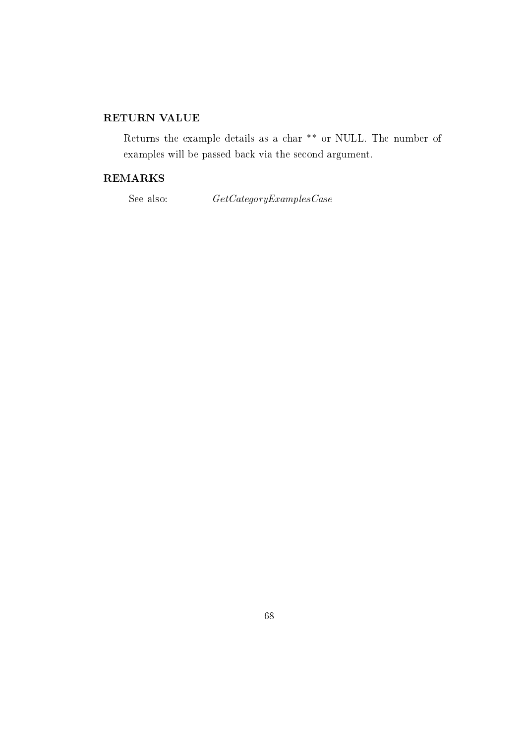### RETURN VALUE

Returns the example details as a char ** or NULL. The number of examples will be passed back via the second argument.

### REMARKS

See also: *GetCategoryExamplesCase*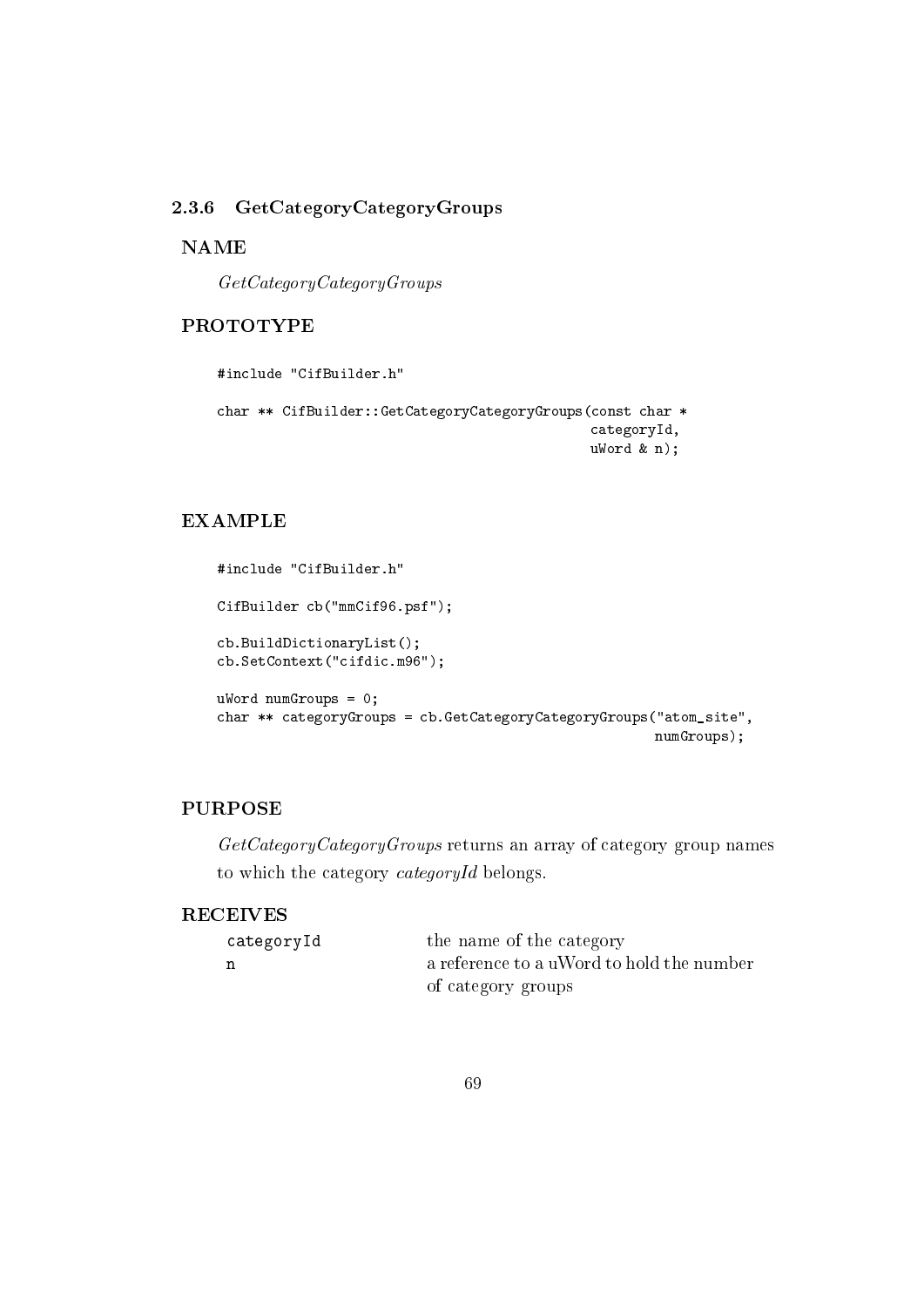### 2.3.6 GetCategoryCategoryGroups

**NAME**

*GetCategoryCategoryGroups*

**PROTOTYPE**

```
#include "CifBuilder.h"

char ** CifBuilder::GetCategoryCategoryGroups(const char *
                                              categoryId,
                                              uWord & n);
```

**EXAMPLE**

```
#include "CifBuilder.h"

CifBuilder cb("mmCif96.psf");

cb.BuildDictionaryList();
cb.SetContext("cifdic.m96");

uWord numGroups = 0;
char ** categoryGroups = cb.GetCategoryCategoryGroups("atom_site",
                                                       numGroups);
```

**PURPOSE**

*GetCategoryCategoryGroups* returns an array of category group names to which the category *categoryId* belongs.

**RECEIVES**

| | |
|---|---|
| `categoryId` | the name of the category |
| `n` | a reference to a uWord to hold the number of category groups |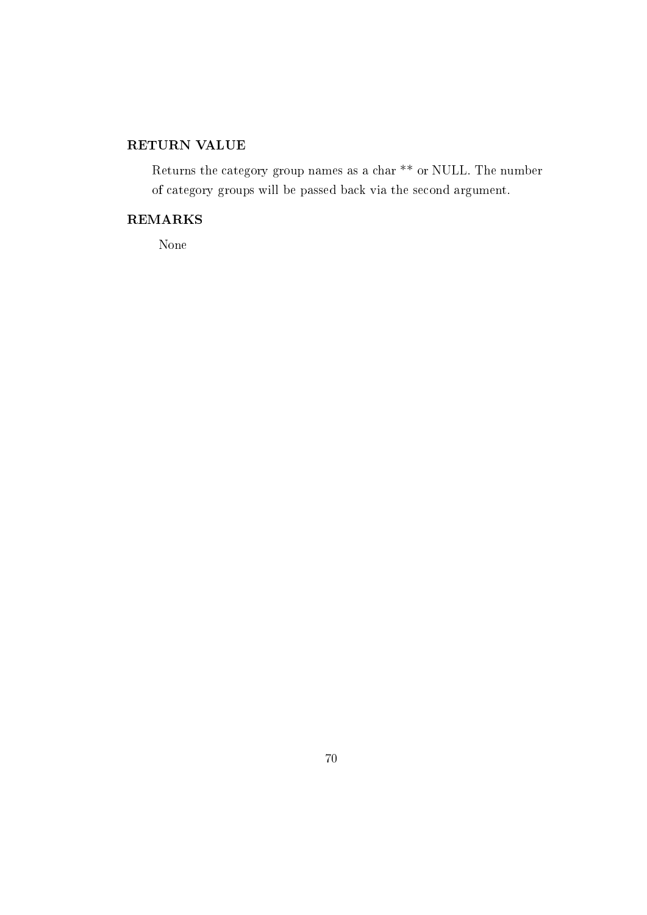### RETURN VALUE

Returns the category group names as a char ** or NULL. The number of category groups will be passed back via the second argument.

### REMARKS

None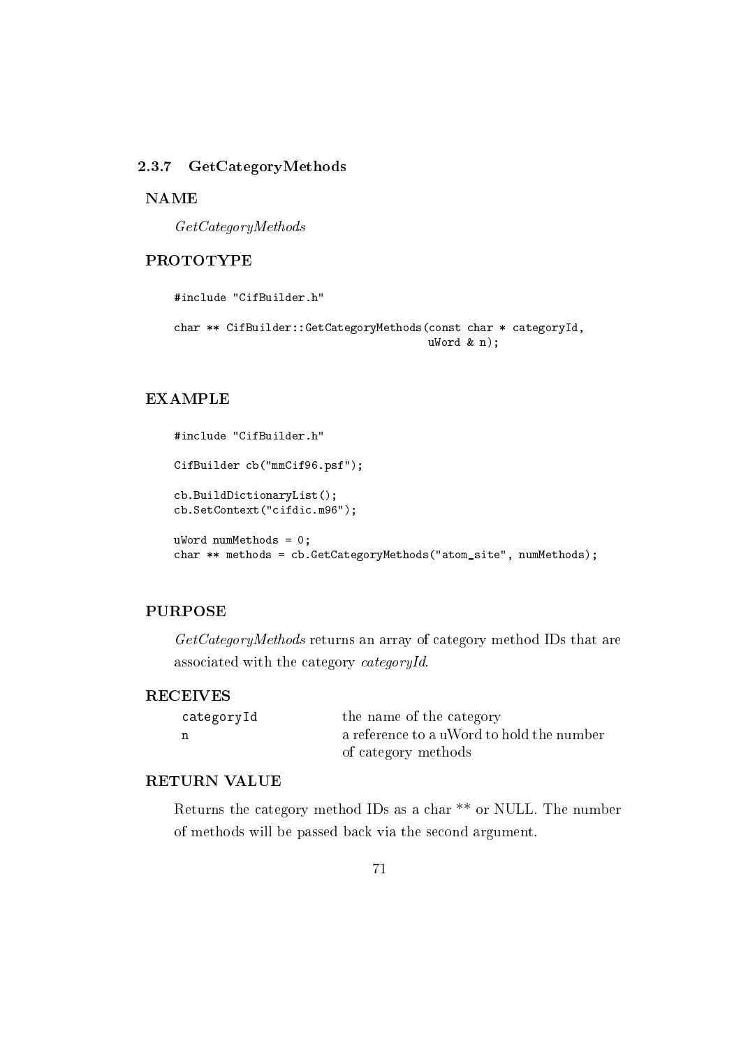### 2.3.7 GetCategoryMethods

**NAME**

*GetCategoryMethods*

**PROTOTYPE**

```
#include "CifBuilder.h"

char ** CifBuilder::GetCategoryMethods(const char * categoryId,
                                       uWord & n);
```

**EXAMPLE**

```
#include "CifBuilder.h"

CifBuilder cb("mmCif96.psf");

cb.BuildDictionaryList();
cb.SetContext("cifdic.m96");

uWord numMethods = 0;
char ** methods = cb.GetCategoryMethods("atom_site", numMethods);
```

**PURPOSE**

*GetCategoryMethods* returns an array of category method IDs that are associated with the category *categoryId*.

**RECEIVES**

| | |
|---|---|
| `categoryId` | the name of the category |
| `n` | a reference to a uWord to hold the number of category methods |

**RETURN VALUE**

Returns the category method IDs as a char ** or NULL. The number of methods will be passed back via the second argument.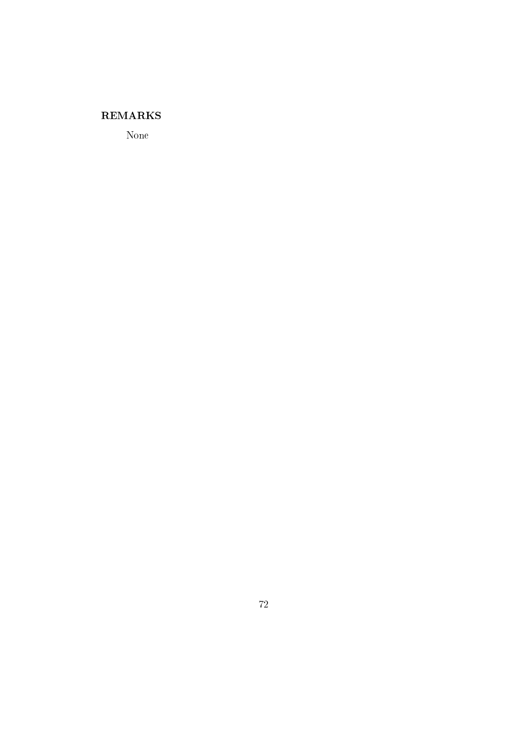**REMARKS**

None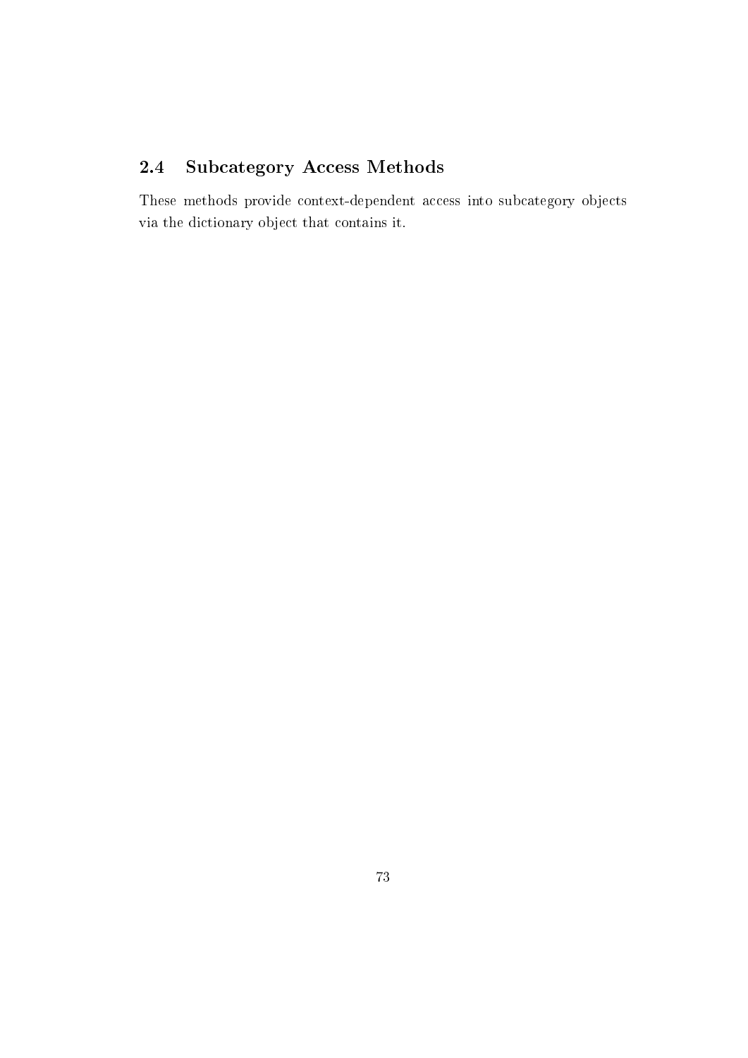## 2.4 Subcategory Access Methods

These methods provide context-dependent access into subcategory objects via the dictionary object that contains it.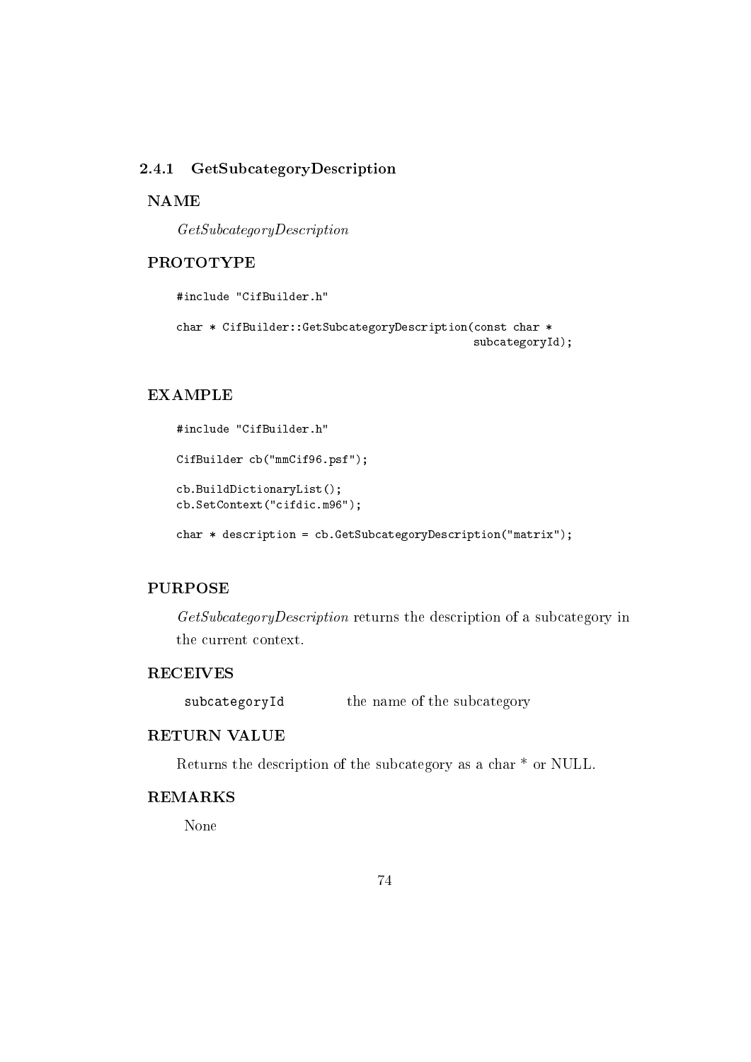### 2.4.1 GetSubcategoryDescription

**NAME**

*GetSubcategoryDescription*

**PROTOTYPE**

```
#include "CifBuilder.h"

char * CifBuilder::GetSubcategoryDescription(const char *
                                              subcategoryId);
```

**EXAMPLE**

```
#include "CifBuilder.h"

CifBuilder cb("mmCif96.psf");

cb.BuildDictionaryList();
cb.SetContext("cifdic.m96");

char * description = cb.GetSubcategoryDescription("matrix");
```

**PURPOSE**

*GetSubcategoryDescription* returns the description of a subcategory in the current context.

**RECEIVES**

| | |
|---|---|
| `subcategoryId` | the name of the subcategory |

**RETURN VALUE**

Returns the description of the subcategory as a char * or NULL.

**REMARKS**

None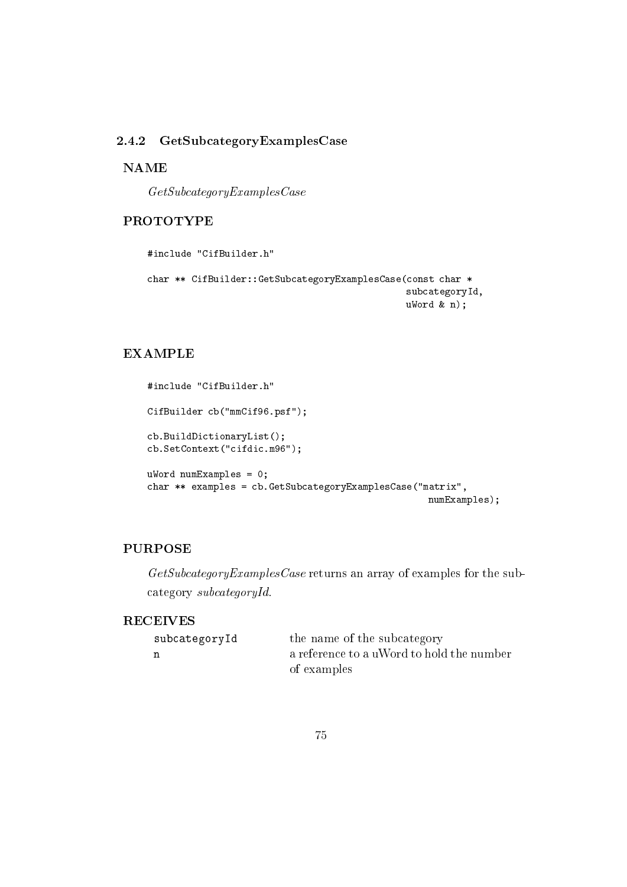### 2.4.2 GetSubcategoryExamplesCase

**NAME**

*GetSubcategoryExamplesCase*

**PROTOTYPE**

```
#include "CifBuilder.h"

char ** CifBuilder::GetSubcategoryExamplesCase(const char *
                                                subcategoryId,
                                                uWord & n);
```

**EXAMPLE**

```
#include "CifBuilder.h"

CifBuilder cb("mmCif96.psf");

cb.BuildDictionaryList();
cb.SetContext("cifdic.m96");

uWord numExamples = 0;
char ** examples = cb.GetSubcategoryExamplesCase("matrix",
                                                    numExamples);
```

**PURPOSE**

*GetSubcategoryExamplesCase* returns an array of examples for the subcategory *subcategoryId*.

**RECEIVES**

| | |
|---|---|
| `subcategoryId` | the name of the subcategory |
| `n` | a reference to a uWord to hold the number of examples |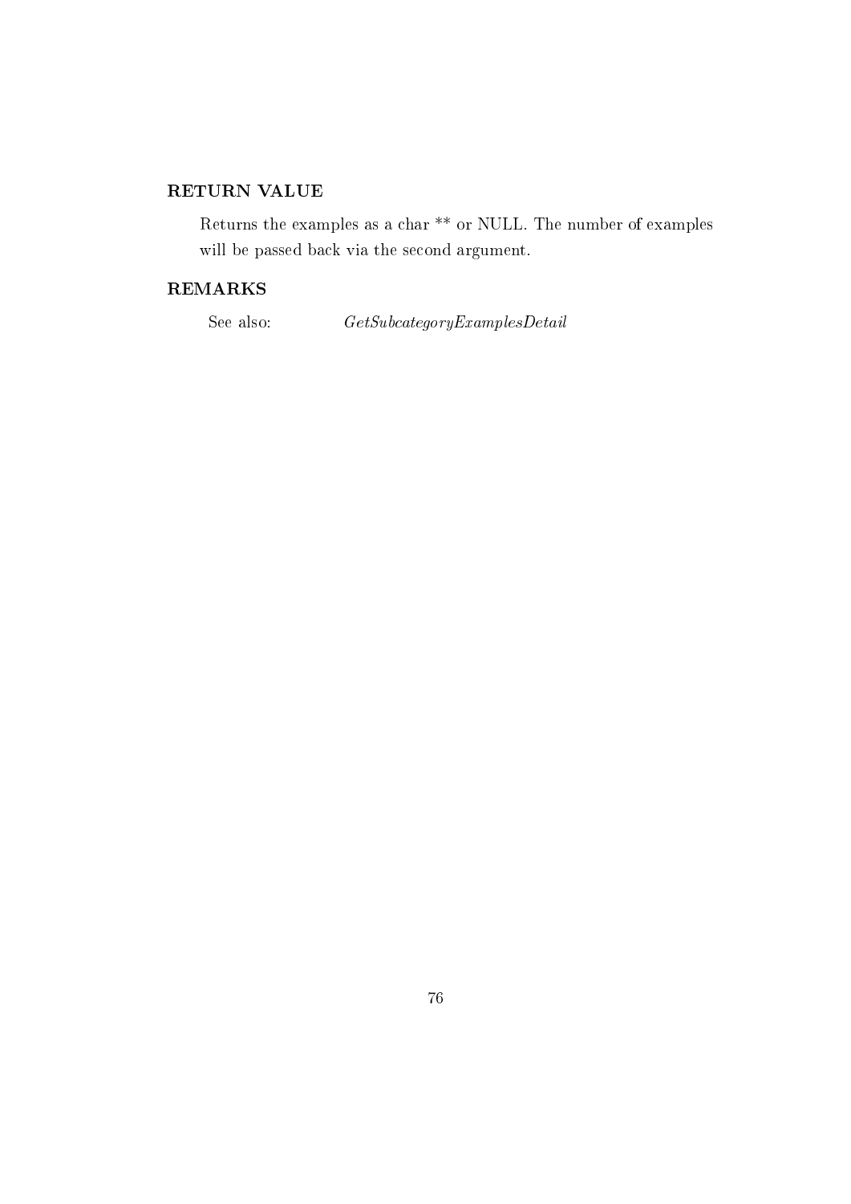### RETURN VALUE

Returns the examples as a char ** or NULL. The number of examples will be passed back via the second argument.

### REMARKS

See also: *GetSubcategoryExamplesDetail*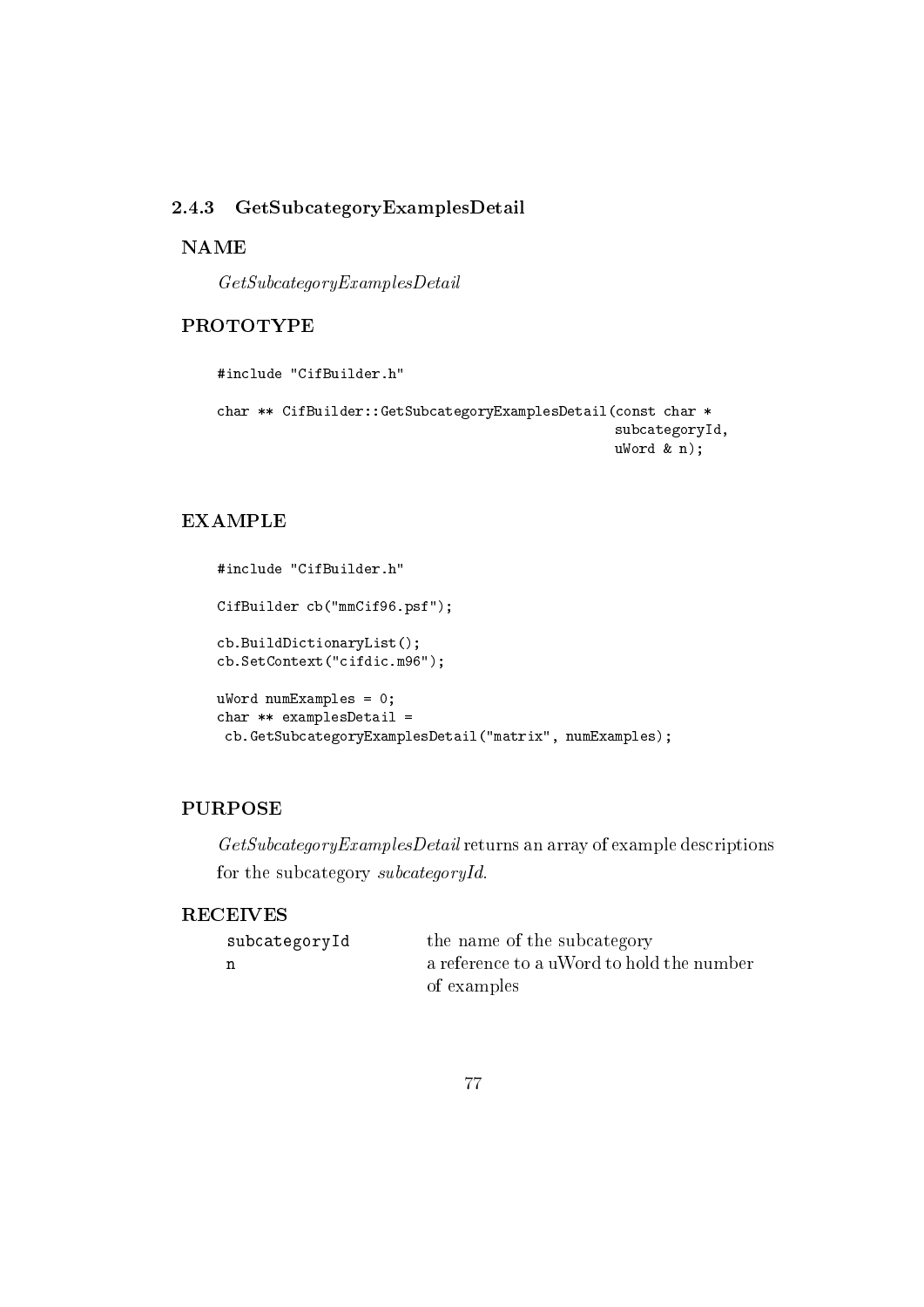### 2.4.3 GetSubcategoryExamplesDetail

**NAME**

*GetSubcategoryExamplesDetail*

**PROTOTYPE**

```
#include "CifBuilder.h"

char ** CifBuilder::GetSubcategoryExamplesDetail(const char *
                                                 subcategoryId,
                                                 uWord & n);
```

**EXAMPLE**

```
#include "CifBuilder.h"

CifBuilder cb("mmCif96.psf");

cb.BuildDictionaryList();
cb.SetContext("cifdic.m96");

uWord numExamples = 0;
char ** examplesDetail =
 cb.GetSubcategoryExamplesDetail("matrix", numExamples);
```

**PURPOSE**

*GetSubcategoryExamplesDetail* returns an array of example descriptions for the subcategory *subcategoryId*.

**RECEIVES**

| | |
|---|---|
| `subcategoryId` | the name of the subcategory |
| `n` | a reference to a uWord to hold the number of examples |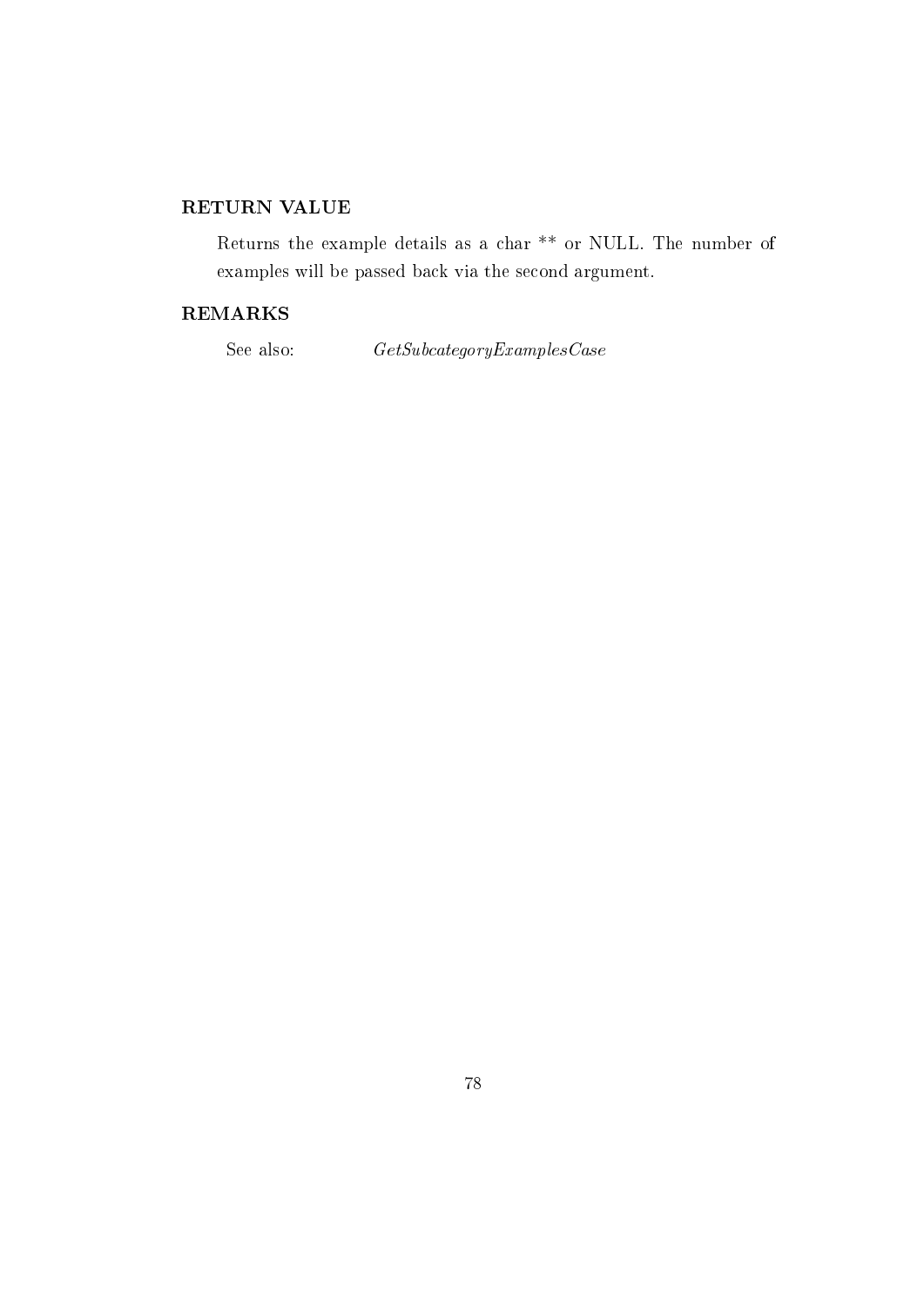### RETURN VALUE

Returns the example details as a char ** or NULL. The number of examples will be passed back via the second argument.

### REMARKS

See also: *GetSubcategoryExamplesCase*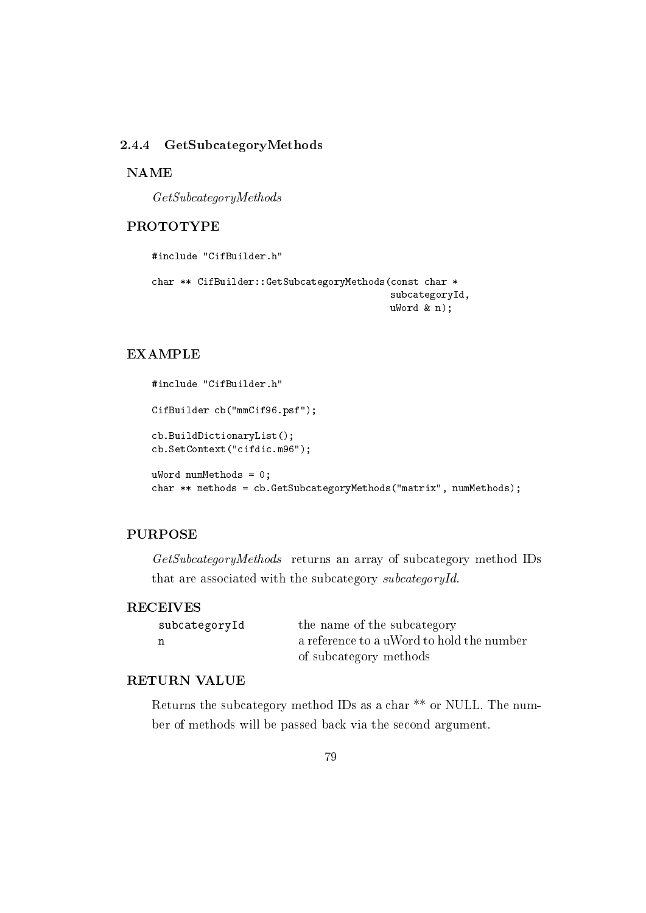### 2.4.4 GetSubcategoryMethods

**NAME**

*GetSubcategoryMethods*

**PROTOTYPE**

```
#include "CifBuilder.h"

char ** CifBuilder::GetSubcategoryMethods(const char *
                                          subcategoryId,
                                          uWord & n);
```

**EXAMPLE**

```
#include "CifBuilder.h"

CifBuilder cb("mmCif96.psf");

cb.BuildDictionaryList();
cb.SetContext("cifdic.m96");

uWord numMethods = 0;
char ** methods = cb.GetSubcategoryMethods("matrix", numMethods);
```

**PURPOSE**

*GetSubcategoryMethods* returns an array of subcategory method IDs that are associated with the subcategory *subcategoryId*.

**RECEIVES**

| | |
|---|---|
| subcategoryId | the name of the subcategory |
| n | a reference to a uWord to hold the number of subcategory methods |

**RETURN VALUE**

Returns the subcategory method IDs as a char ** or NULL. The number of methods will be passed back via the second argument.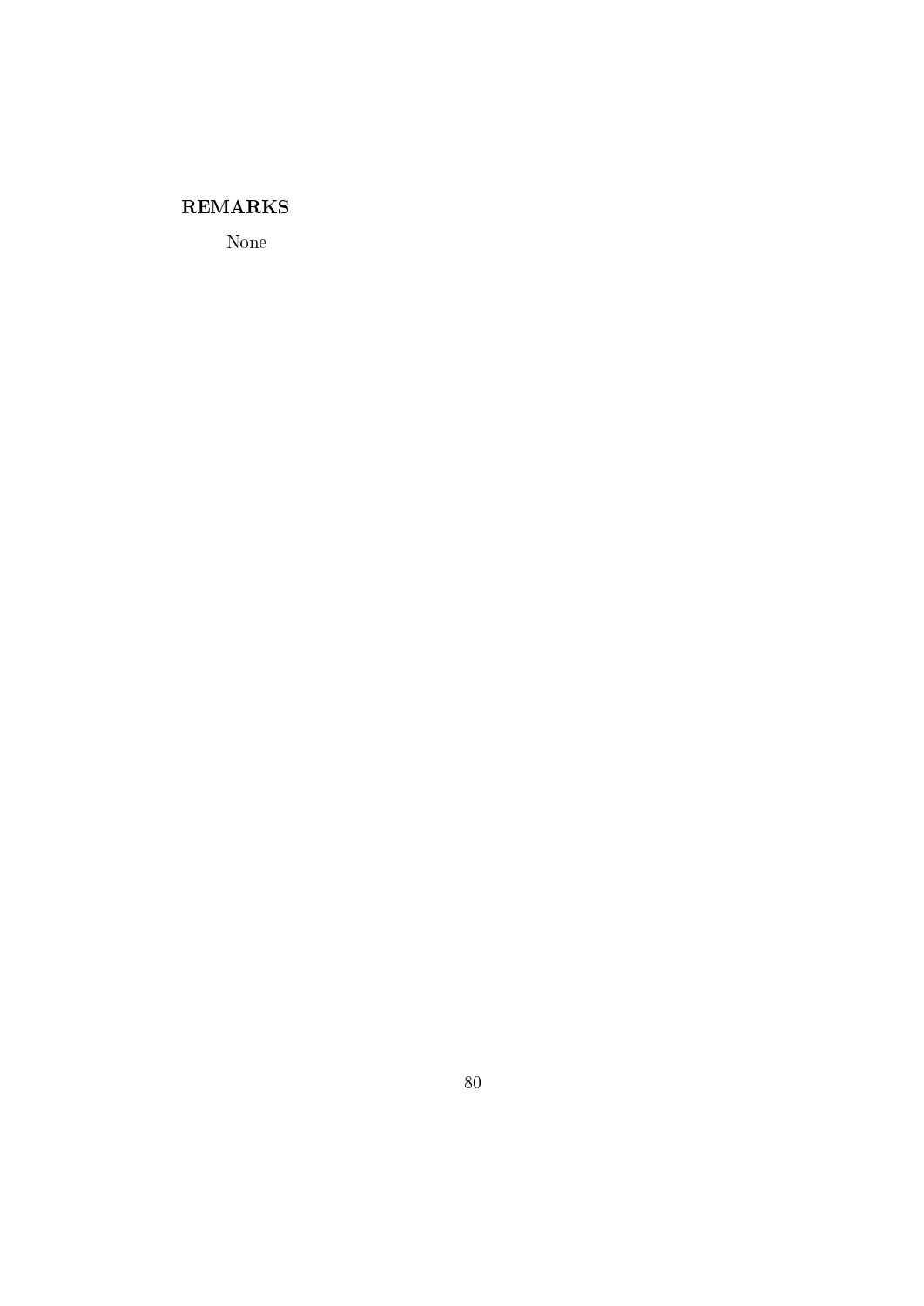### REMARKS

None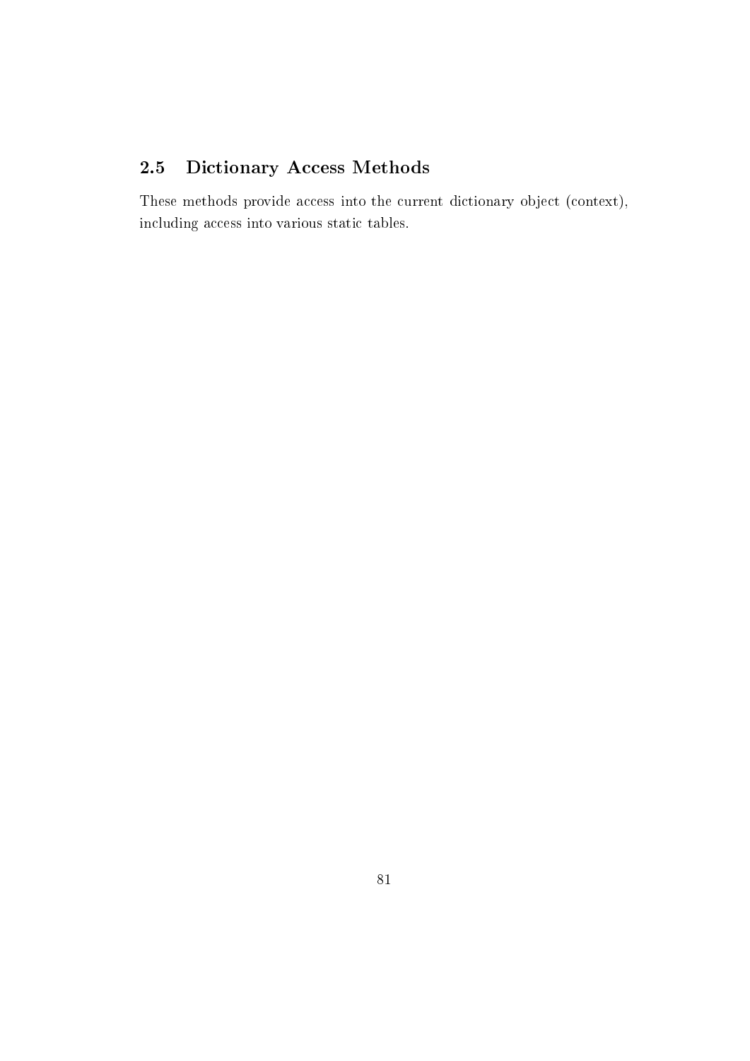## 2.5 Dictionary Access Methods

These methods provide access into the current dictionary object (context), including access into various static tables.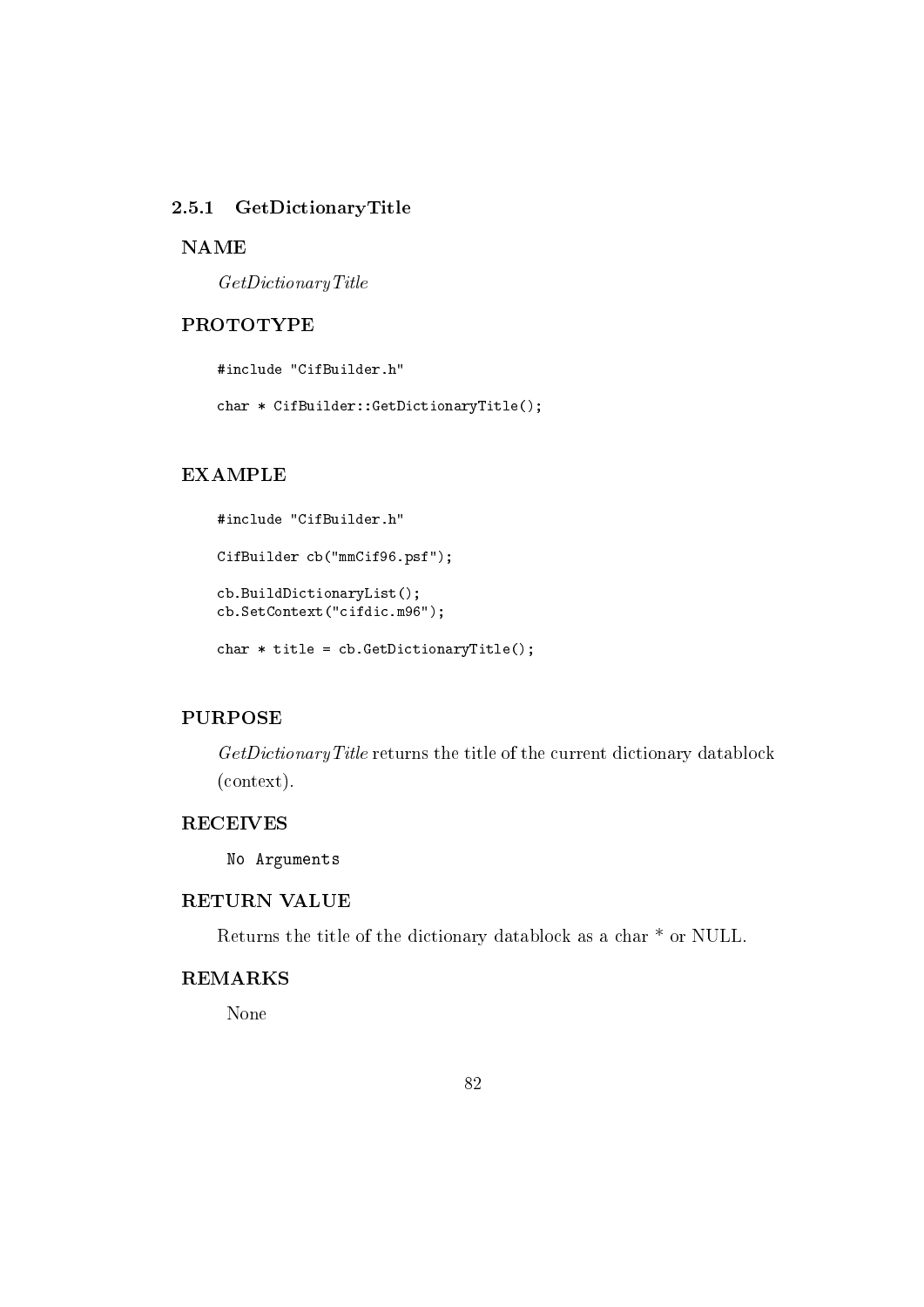### 2.5.1 GetDictionaryTitle

**NAME**

*GetDictionaryTitle*

**PROTOTYPE**

```
#include "CifBuilder.h"

char * CifBuilder::GetDictionaryTitle();
```

**EXAMPLE**

```
#include "CifBuilder.h"

CifBuilder cb("mmCif96.psf");

cb.BuildDictionaryList();
cb.SetContext("cifdic.m96");

char * title = cb.GetDictionaryTitle();
```

**PURPOSE**

*GetDictionaryTitle* returns the title of the current dictionary datablock (context).

**RECEIVES**

`No Arguments`

**RETURN VALUE**

Returns the title of the dictionary datablock as a char * or NULL.

**REMARKS**

None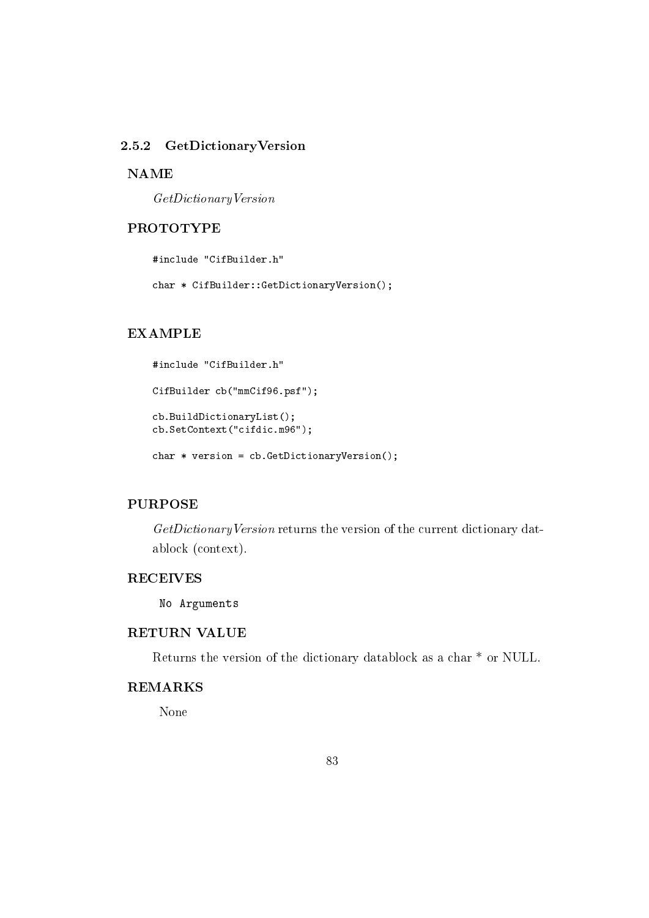### 2.5.2 GetDictionaryVersion

**NAME**

*GetDictionaryVersion*

**PROTOTYPE**

```
#include "CifBuilder.h"

char * CifBuilder::GetDictionaryVersion();
```

**EXAMPLE**

```
#include "CifBuilder.h"

CifBuilder cb("mmCif96.psf");

cb.BuildDictionaryList();
cb.SetContext("cifdic.m96");

char * version = cb.GetDictionaryVersion();
```

**PURPOSE**

*GetDictionaryVersion* returns the version of the current dictionary datablock (context).

**RECEIVES**

No Arguments

**RETURN VALUE**

Returns the version of the dictionary datablock as a char * or NULL.

**REMARKS**

None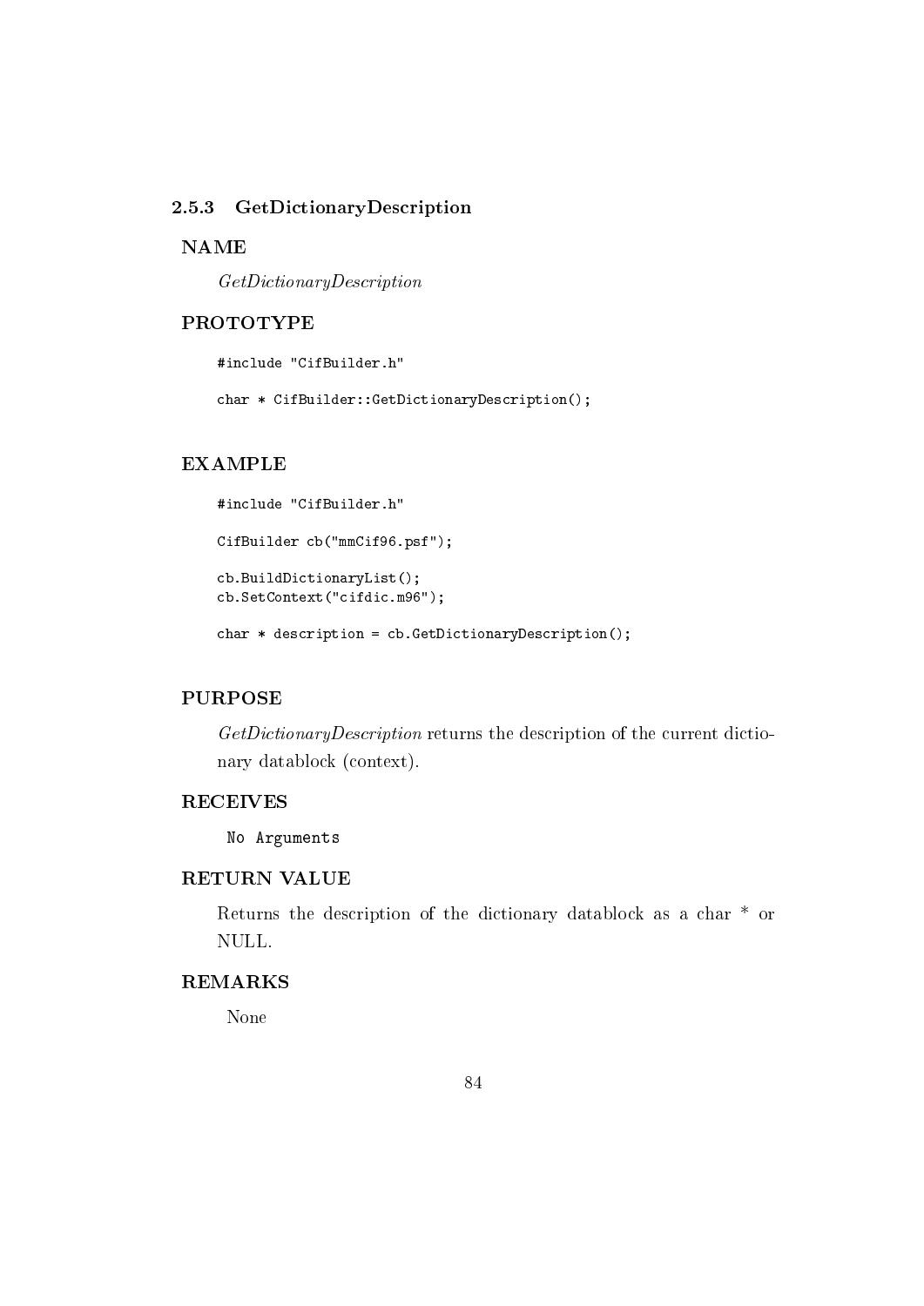### 2.5.3 GetDictionaryDescription

**NAME**

*GetDictionaryDescription*

**PROTOTYPE**

```
#include "CifBuilder.h"

char * CifBuilder::GetDictionaryDescription();
```

**EXAMPLE**

```
#include "CifBuilder.h"

CifBuilder cb("mmCif96.psf");

cb.BuildDictionaryList();
cb.SetContext("cifdic.m96");

char * description = cb.GetDictionaryDescription();
```

**PURPOSE**

*GetDictionaryDescription* returns the description of the current dictionary datablock (context).

**RECEIVES**

`No Arguments`

**RETURN VALUE**

Returns the description of the dictionary datablock as a char * or NULL.

**REMARKS**

None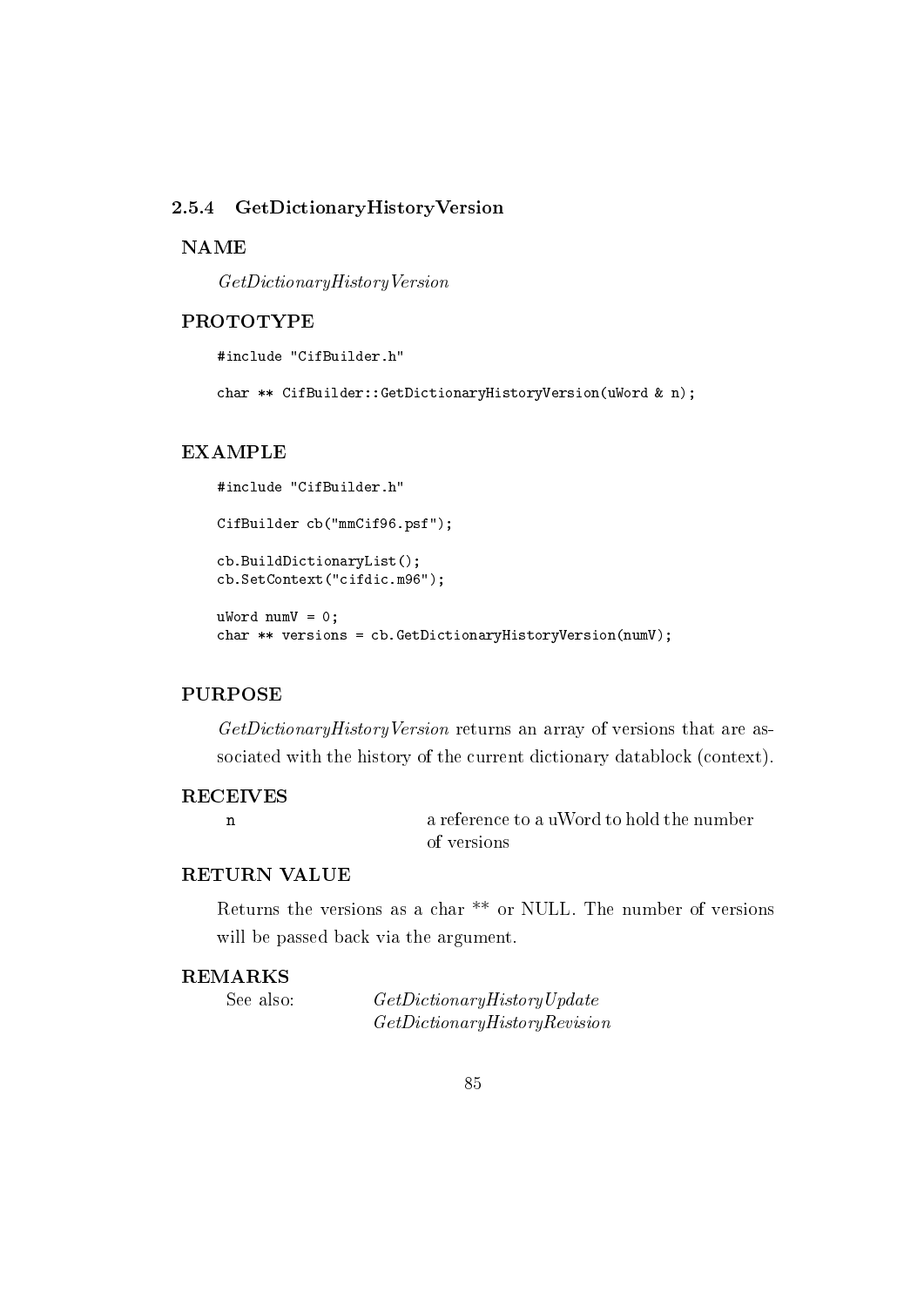### 2.5.4 GetDictionaryHistoryVersion

**NAME**

*GetDictionaryHistoryVersion*

**PROTOTYPE**

```
#include "CifBuilder.h"

char ** CifBuilder::GetDictionaryHistoryVersion(uWord & n);
```

**EXAMPLE**

```
#include "CifBuilder.h"

CifBuilder cb("mmCif96.psf");

cb.BuildDictionaryList();
cb.SetContext("cifdic.m96");

uWord numV = 0;
char ** versions = cb.GetDictionaryHistoryVersion(numV);
```

**PURPOSE**

*GetDictionaryHistoryVersion* returns an array of versions that are associated with the history of the current dictionary datablock (context).

**RECEIVES**

| | |
|---|---|
| `n` | a reference to a uWord to hold the number of versions |

**RETURN VALUE**

Returns the versions as a char ** or NULL. The number of versions will be passed back via the argument.

**REMARKS**

See also: *GetDictionaryHistoryUpdate*
*GetDictionaryHistoryRevision*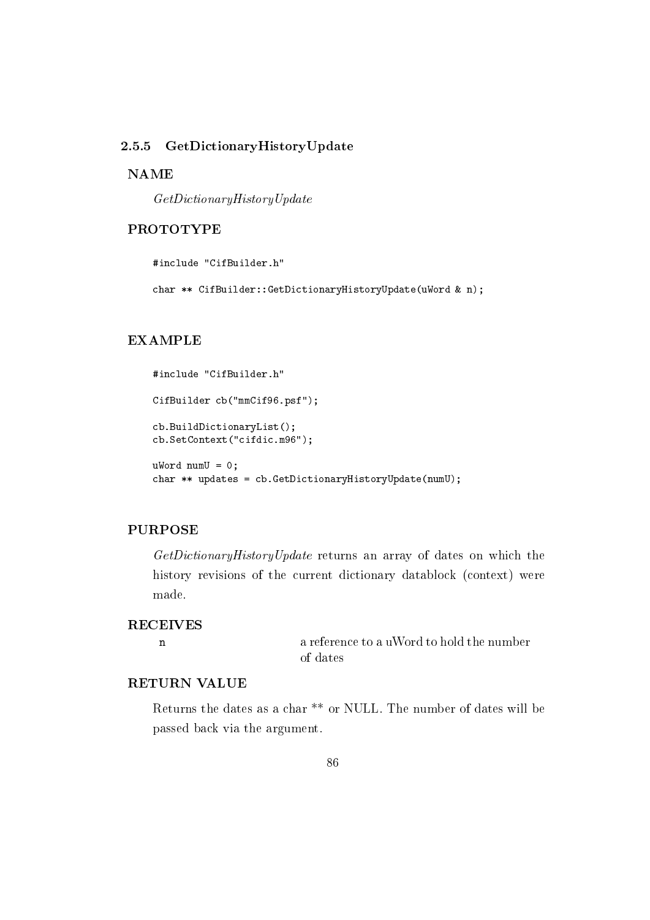### 2.5.5 GetDictionaryHistoryUpdate

**NAME**

*GetDictionaryHistoryUpdate*

**PROTOTYPE**

```
#include "CifBuilder.h"

char ** CifBuilder::GetDictionaryHistoryUpdate(uWord & n);
```

**EXAMPLE**

```
#include "CifBuilder.h"

CifBuilder cb("mmCif96.psf");

cb.BuildDictionaryList();
cb.SetContext("cifdic.m96");

uWord numU = 0;
char ** updates = cb.GetDictionaryHistoryUpdate(numU);
```

**PURPOSE**

*GetDictionaryHistoryUpdate* returns an array of dates on which the history revisions of the current dictionary datablock (context) were made.

**RECEIVES**

| | |
|---|---|
| n | a reference to a uWord to hold the number of dates |

**RETURN VALUE**

Returns the dates as a char ** or NULL. The number of dates will be passed back via the argument.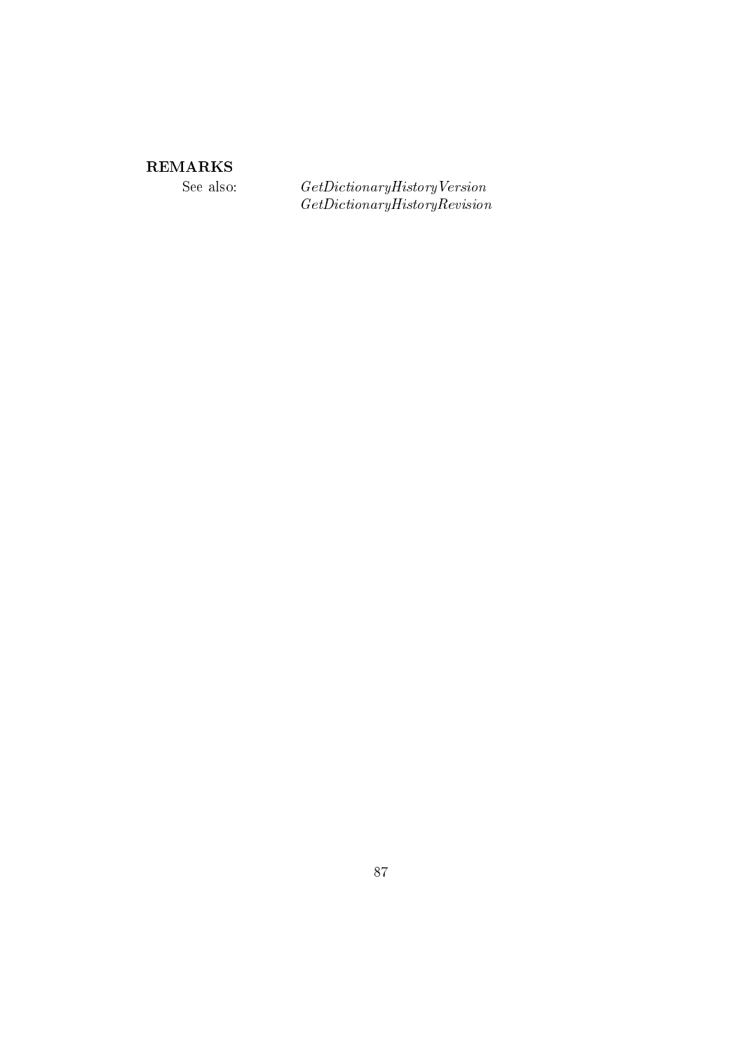**REMARKS**

See also: *GetDictionaryHistoryVersion*
*GetDictionaryHistoryRevision*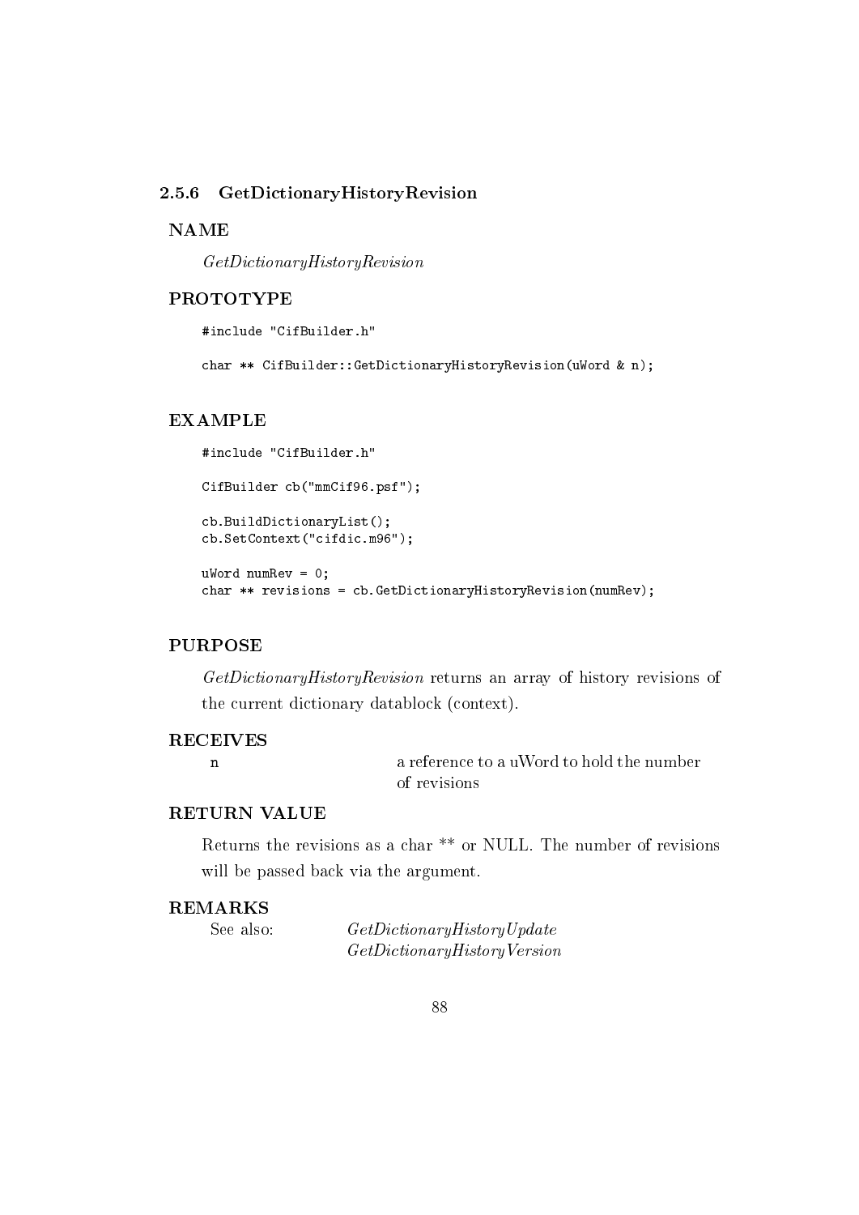### 2.5.6 GetDictionaryHistoryRevision

**NAME**

*GetDictionaryHistoryRevision*

**PROTOTYPE**

```
#include "CifBuilder.h"

char ** CifBuilder::GetDictionaryHistoryRevision(uWord & n);
```

**EXAMPLE**

```
#include "CifBuilder.h"

CifBuilder cb("mmCif96.psf");

cb.BuildDictionaryList();
cb.SetContext("cifdic.m96");

uWord numRev = 0;
char ** revisions = cb.GetDictionaryHistoryRevision(numRev);
```

**PURPOSE**

*GetDictionaryHistoryRevision* returns an array of history revisions of the current dictionary datablock (context).

**RECEIVES**

| | |
|---|---|
| `n` | a reference to a uWord to hold the number of revisions |

**RETURN VALUE**

Returns the revisions as a char ** or NULL. The number of revisions will be passed back via the argument.

**REMARKS**

See also: *GetDictionaryHistoryUpdate*
*GetDictionaryHistoryVersion*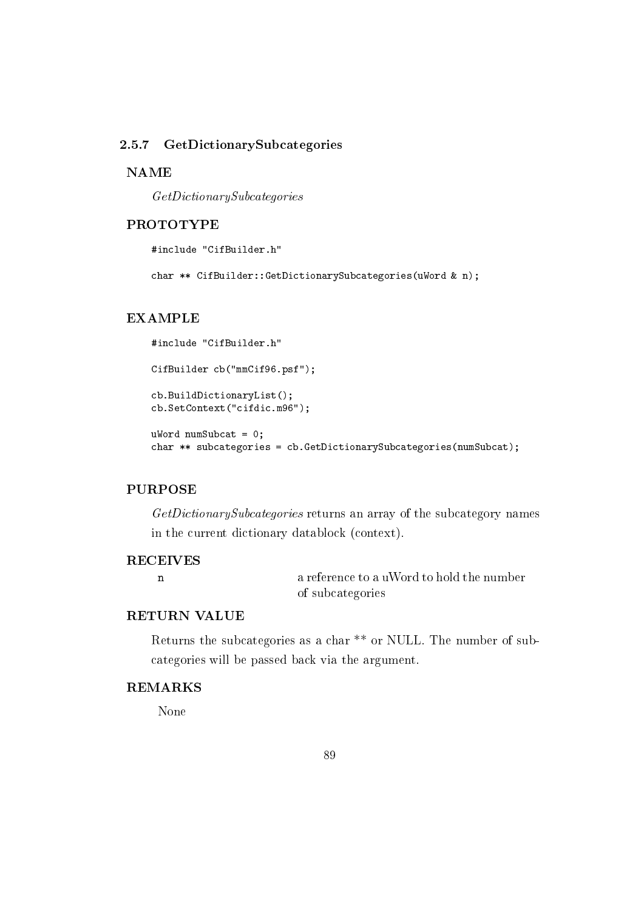### 2.5.7 GetDictionarySubcategories

**NAME**

*GetDictionarySubcategories*

**PROTOTYPE**

```
#include "CifBuilder.h"

char ** CifBuilder::GetDictionarySubcategories(uWord & n);
```

**EXAMPLE**

```
#include "CifBuilder.h"

CifBuilder cb("mmCif96.psf");

cb.BuildDictionaryList();
cb.SetContext("cifdic.m96");

uWord numSubcat = 0;
char ** subcategories = cb.GetDictionarySubcategories(numSubcat);
```

**PURPOSE**

*GetDictionarySubcategories* returns an array of the subcategory names in the current dictionary datablock (context).

**RECEIVES**

| | |
|---|---|
| n | a reference to a uWord to hold the number of subcategories |

**RETURN VALUE**

Returns the subcategories as a char ** or NULL. The number of subcategories will be passed back via the argument.

**REMARKS**

None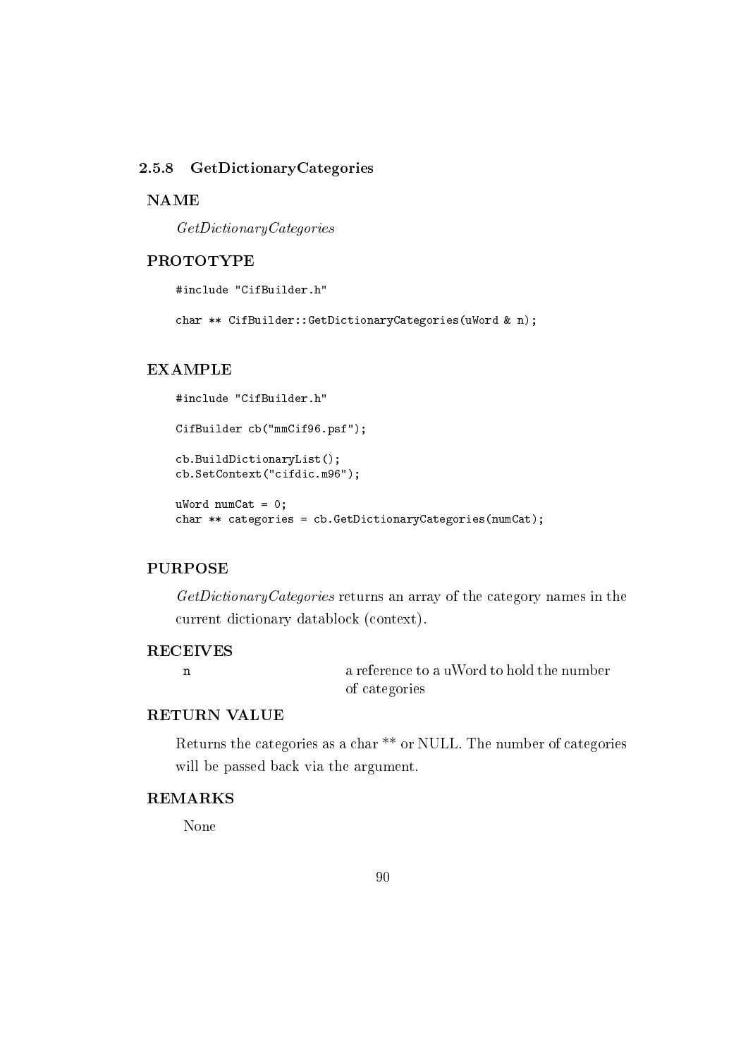### 2.5.8 GetDictionaryCategories

**NAME**

*GetDictionaryCategories*

**PROTOTYPE**

```
#include "CifBuilder.h"

char ** CifBuilder::GetDictionaryCategories(uWord & n);
```

**EXAMPLE**

```
#include "CifBuilder.h"

CifBuilder cb("mmCif96.psf");

cb.BuildDictionaryList();
cb.SetContext("cifdic.m96");

uWord numCat = 0;
char ** categories = cb.GetDictionaryCategories(numCat);
```

**PURPOSE**

*GetDictionaryCategories* returns an array of the category names in the current dictionary datablock (context).

**RECEIVES**

| | |
|---|---|
| `n` | a reference to a uWord to hold the number of categories |

**RETURN VALUE**

Returns the categories as a char ** or NULL. The number of categories will be passed back via the argument.

**REMARKS**

None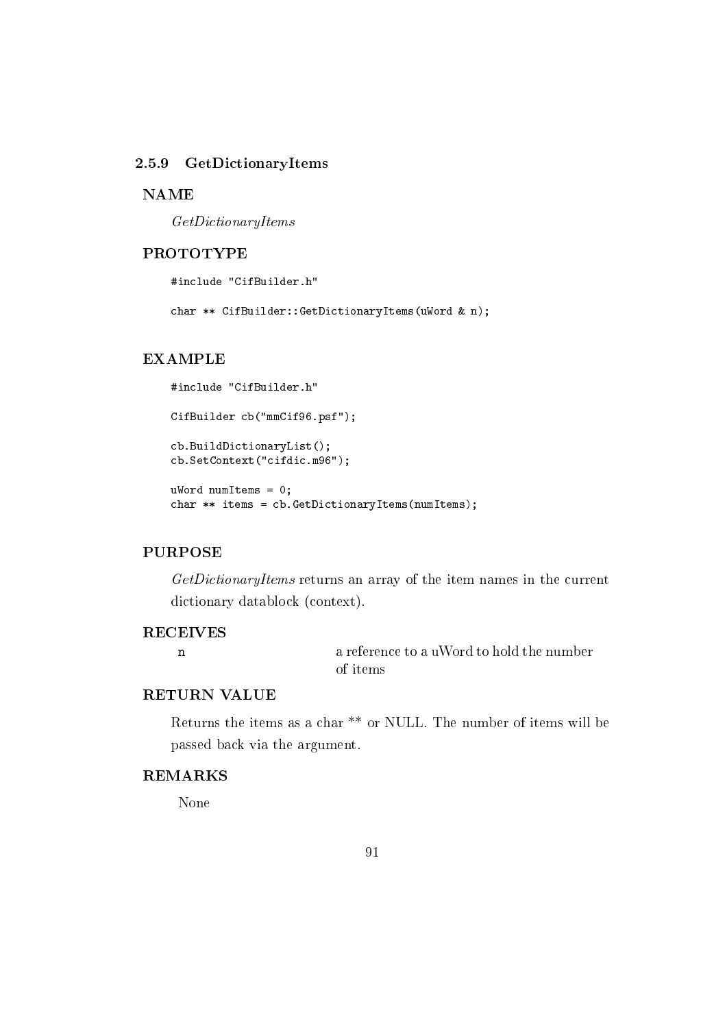### 2.5.9 GetDictionaryItems

**NAME**

*GetDictionaryItems*

**PROTOTYPE**

```
#include "CifBuilder.h"

char ** CifBuilder::GetDictionaryItems(uWord & n);
```

**EXAMPLE**

```
#include "CifBuilder.h"

CifBuilder cb("mmCif96.psf");

cb.BuildDictionaryList();
cb.SetContext("cifdic.m96");

uWord numItems = 0;
char ** items = cb.GetDictionaryItems(numItems);
```

**PURPOSE**

*GetDictionaryItems* returns an array of the item names in the current dictionary datablock (context).

**RECEIVES**

| | |
|---|---|
| `n` | a reference to a uWord to hold the number of items |

**RETURN VALUE**

Returns the items as a char ** or NULL. The number of items will be passed back via the argument.

**REMARKS**

None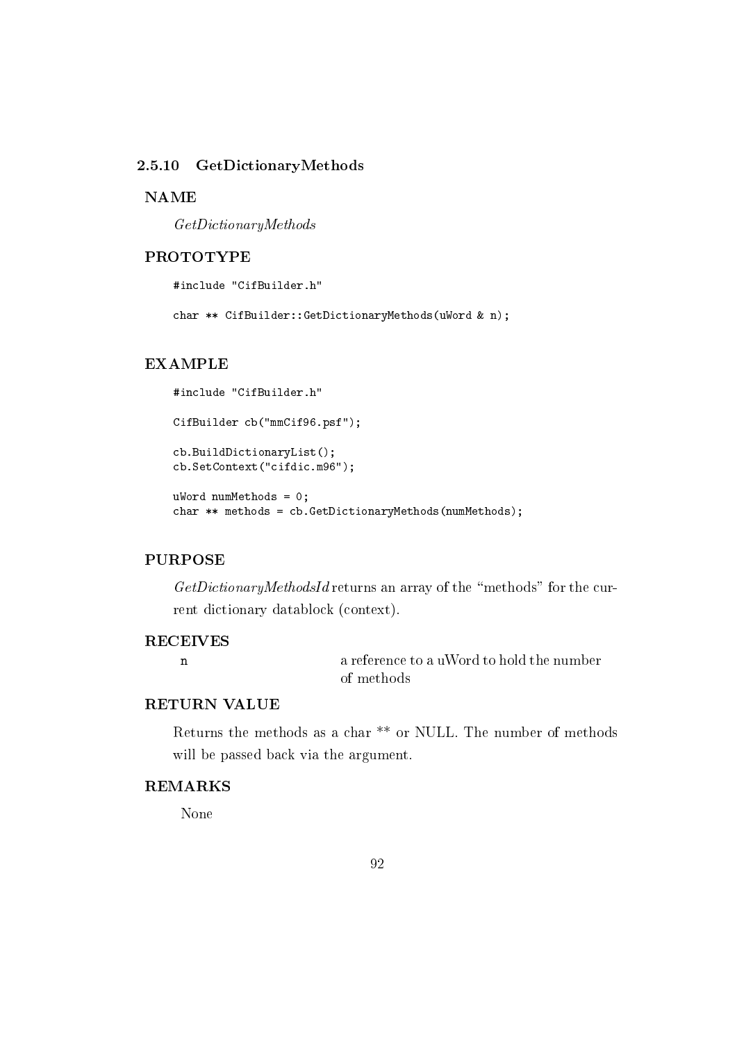### 2.5.10 GetDictionaryMethods

**NAME**

*GetDictionaryMethods*

**PROTOTYPE**

```
#include "CifBuilder.h"

char ** CifBuilder::GetDictionaryMethods(uWord & n);
```

**EXAMPLE**

```
#include "CifBuilder.h"

CifBuilder cb("mmCif96.psf");

cb.BuildDictionaryList();
cb.SetContext("cifdic.m96");

uWord numMethods = 0;
char ** methods = cb.GetDictionaryMethods(numMethods);
```

**PURPOSE**

*GetDictionaryMethodsId* returns an array of the "methods" for the current dictionary datablock (context).

**RECEIVES**

| | |
|---|---|
| n | a reference to a uWord to hold the number of methods |

**RETURN VALUE**

Returns the methods as a char ** or NULL. The number of methods will be passed back via the argument.

**REMARKS**

None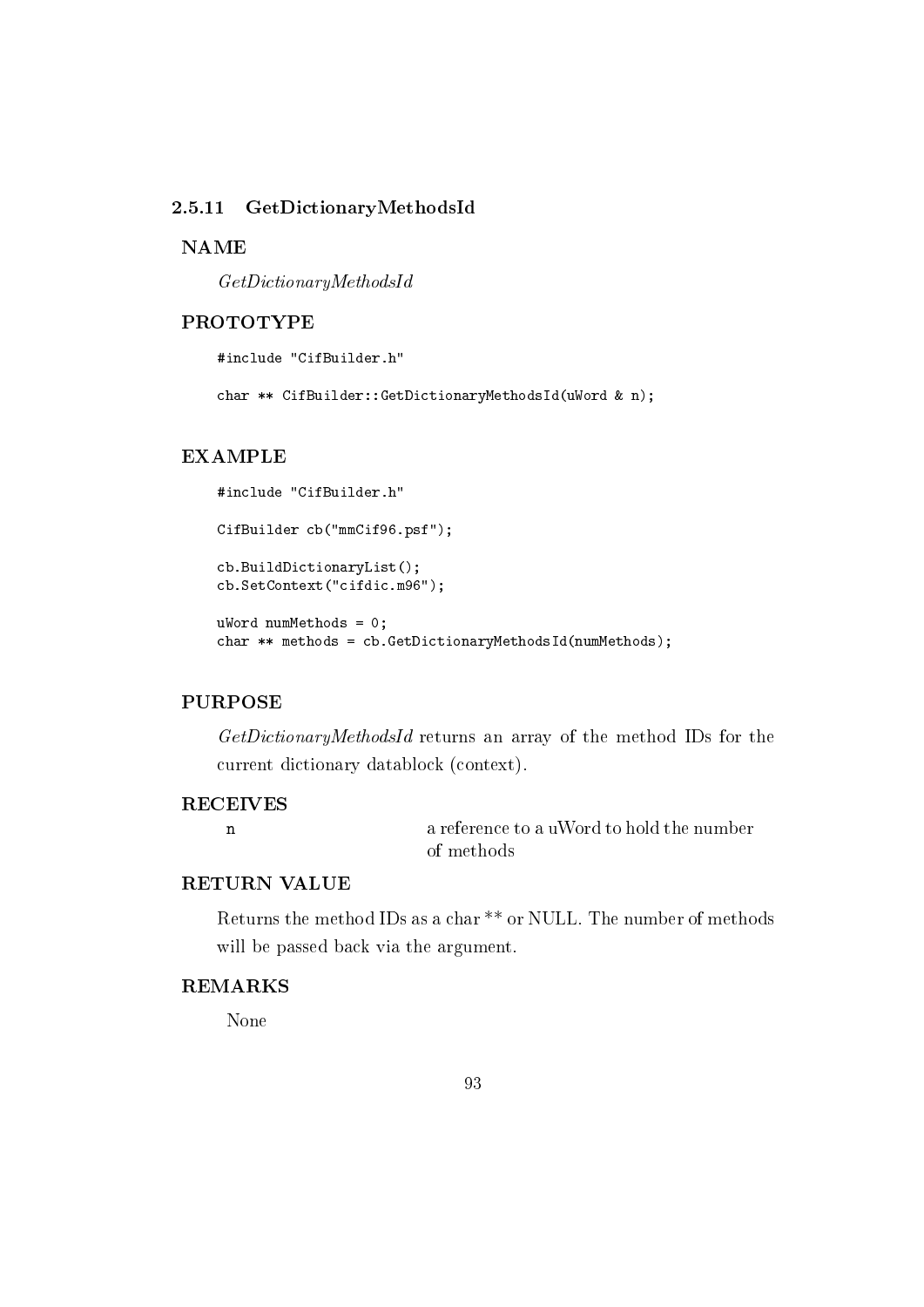### 2.5.11 GetDictionaryMethodsId

**NAME**

*GetDictionaryMethodsId*

**PROTOTYPE**

```
#include "CifBuilder.h"

char ** CifBuilder::GetDictionaryMethodsId(uWord & n);
```

**EXAMPLE**

```
#include "CifBuilder.h"

CifBuilder cb("mmCif96.psf");

cb.BuildDictionaryList();
cb.SetContext("cifdic.m96");

uWord numMethods = 0;
char ** methods = cb.GetDictionaryMethodsId(numMethods);
```

**PURPOSE**

*GetDictionaryMethodsId* returns an array of the method IDs for the current dictionary datablock (context).

**RECEIVES**

| | |
|---|---|
| `n` | a reference to a uWord to hold the number of methods |

**RETURN VALUE**

Returns the method IDs as a char ** or NULL. The number of methods will be passed back via the argument.

**REMARKS**

None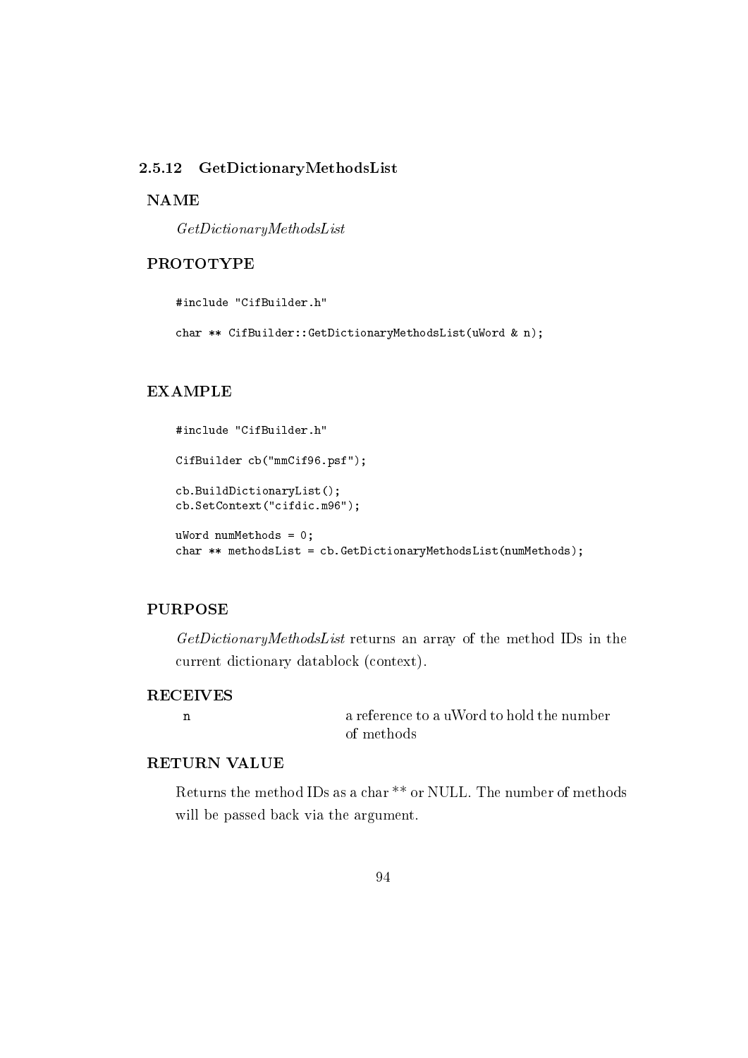### 2.5.12 GetDictionaryMethodsList

**NAME**

*GetDictionaryMethodsList*

**PROTOTYPE**

```
#include "CifBuilder.h"

char ** CifBuilder::GetDictionaryMethodsList(uWord & n);
```

**EXAMPLE**

```
#include "CifBuilder.h"

CifBuilder cb("mmCif96.psf");

cb.BuildDictionaryList();
cb.SetContext("cifdic.m96");

uWord numMethods = 0;
char ** methodsList = cb.GetDictionaryMethodsList(numMethods);
```

**PURPOSE**

*GetDictionaryMethodsList* returns an array of the method IDs in the current dictionary datablock (context).

**RECEIVES**

| | |
|---|---|
| `n` | a reference to a uWord to hold the number of methods |

**RETURN VALUE**

Returns the method IDs as a char ** or NULL. The number of methods will be passed back via the argument.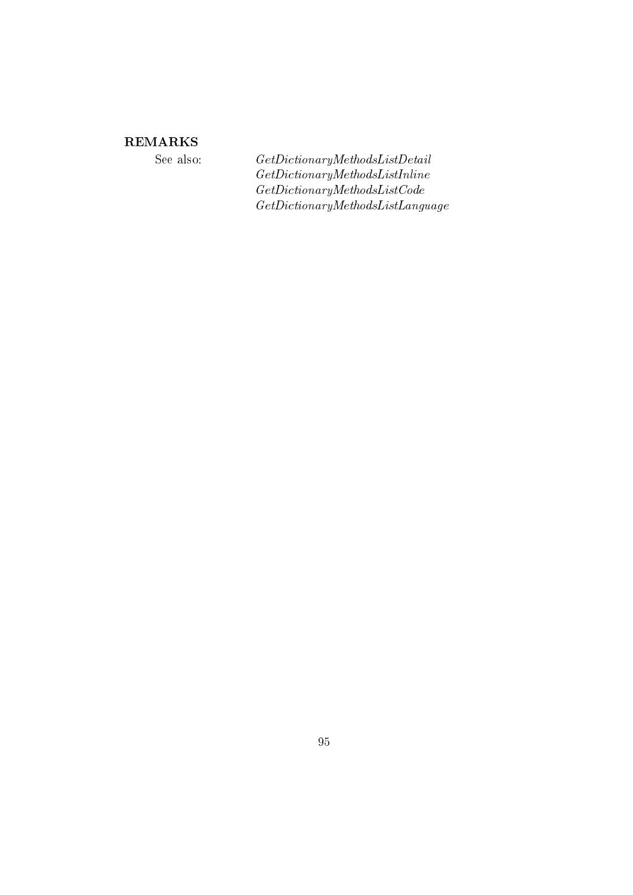**REMARKS**

See also: *GetDictionaryMethodsListDetail*
*GetDictionaryMethodsListInline*
*GetDictionaryMethodsListCode*
*GetDictionaryMethodsListLanguage*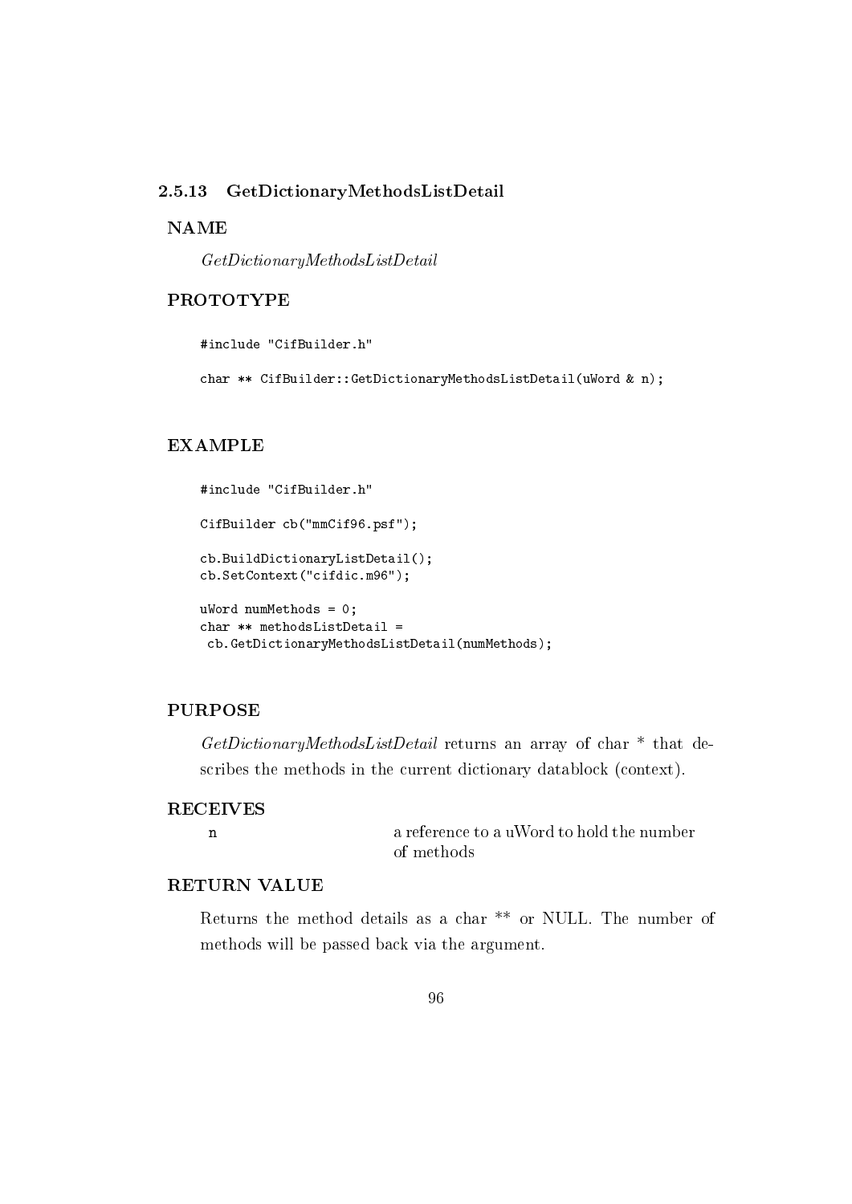### 2.5.13 GetDictionaryMethodsListDetail

**NAME**

*GetDictionaryMethodsListDetail*

**PROTOTYPE**

```
#include "CifBuilder.h"

char ** CifBuilder::GetDictionaryMethodsListDetail(uWord & n);
```

**EXAMPLE**

```
#include "CifBuilder.h"

CifBuilder cb("mmCif96.psf");

cb.BuildDictionaryListDetail();
cb.SetContext("cifdic.m96");

uWord numMethods = 0;
char ** methodsListDetail =
 cb.GetDictionaryMethodsListDetail(numMethods);
```

**PURPOSE**

*GetDictionaryMethodsListDetail* returns an array of char * that describes the methods in the current dictionary datablock (context).

**RECEIVES**

| | |
|---|---|
| n | a reference to a uWord to hold the number of methods |

**RETURN VALUE**

Returns the method details as a char ** or NULL. The number of methods will be passed back via the argument.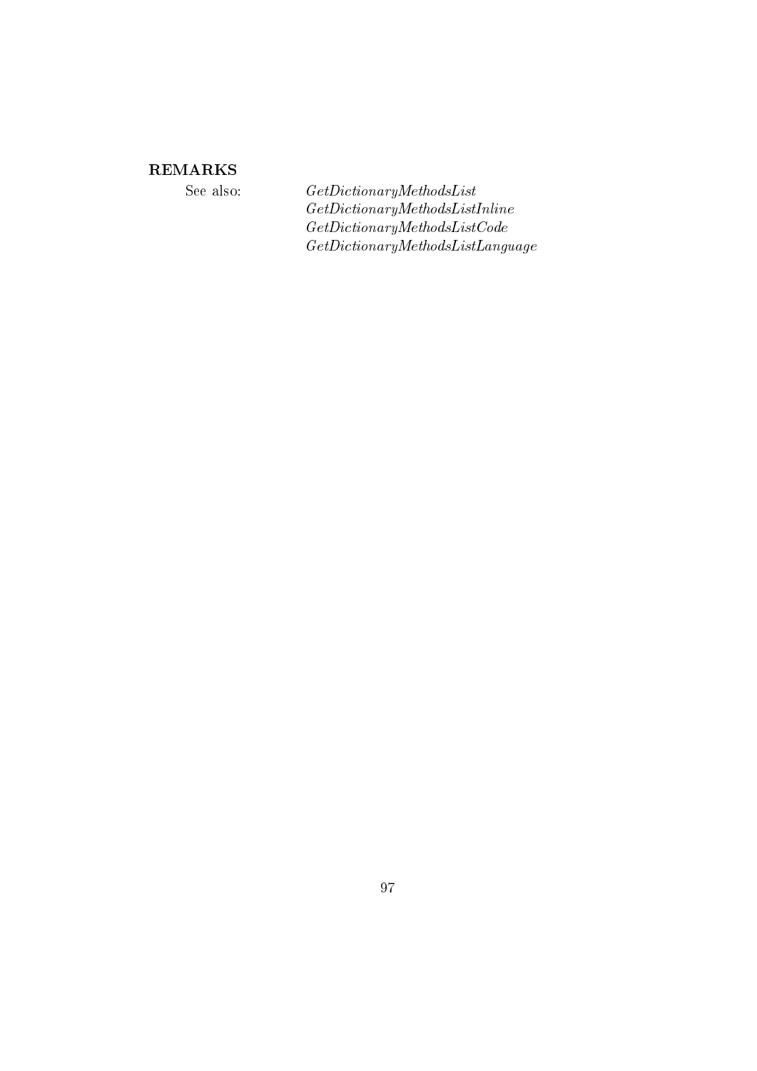## REMARKS

See also: *GetDictionaryMethodsList*
*GetDictionaryMethodsListInline*
*GetDictionaryMethodsListCode*
*GetDictionaryMethodsListLanguage*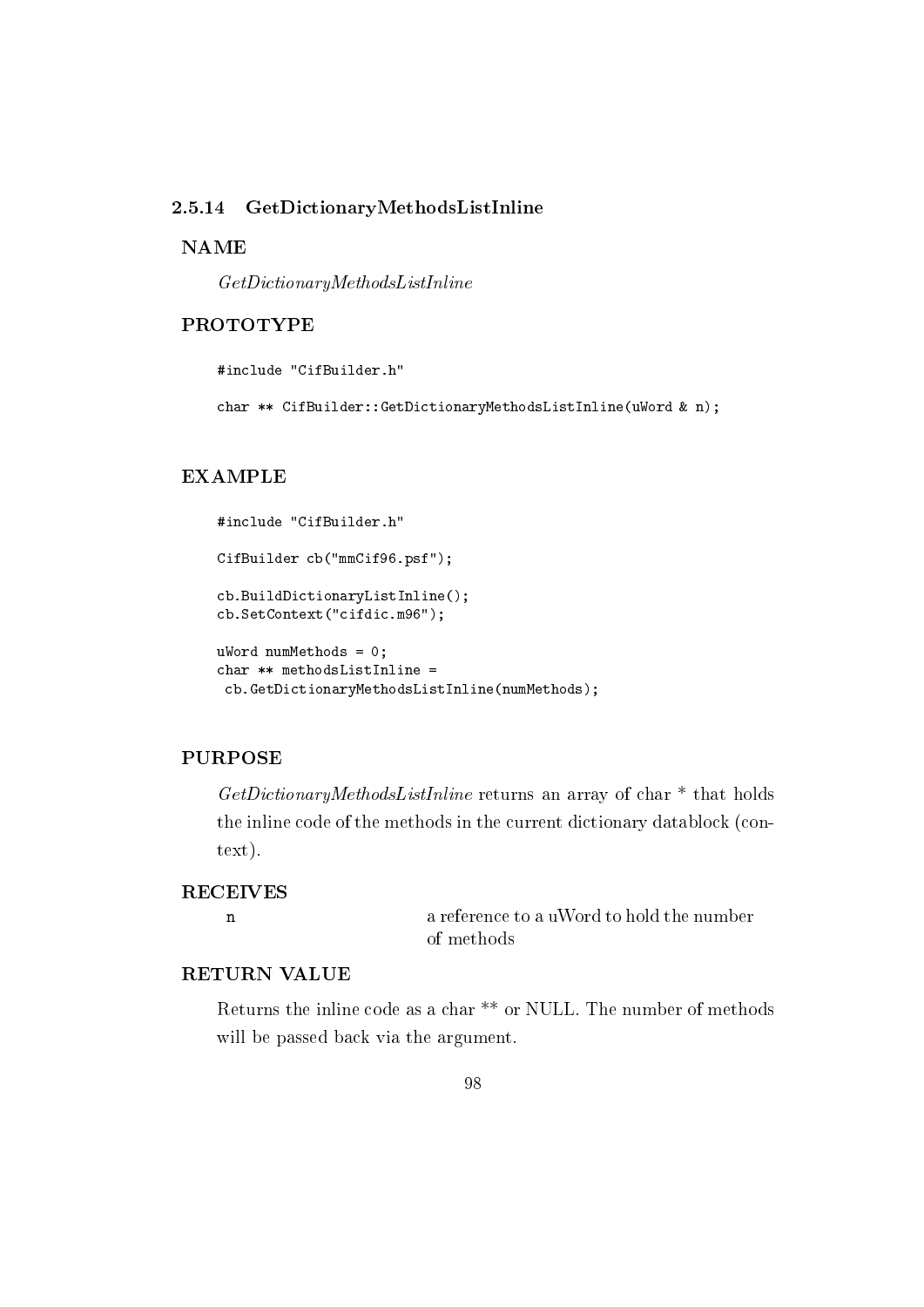### 2.5.14 GetDictionaryMethodsListInline

**NAME**

*GetDictionaryMethodsListInline*

**PROTOTYPE**

```
#include "CifBuilder.h"

char ** CifBuilder::GetDictionaryMethodsListInline(uWord & n);
```

**EXAMPLE**

```
#include "CifBuilder.h"

CifBuilder cb("mmCif96.psf");

cb.BuildDictionaryListInline();
cb.SetContext("cifdic.m96");

uWord numMethods = 0;
char ** methodsListInline =
 cb.GetDictionaryMethodsListInline(numMethods);
```

**PURPOSE**

*GetDictionaryMethodsListInline* returns an array of char * that holds the inline code of the methods in the current dictionary datablock (context).

**RECEIVES**

| | |
|---|---|
| `n` | a reference to a uWord to hold the number of methods |

**RETURN VALUE**

Returns the inline code as a char ** or NULL. The number of methods will be passed back via the argument.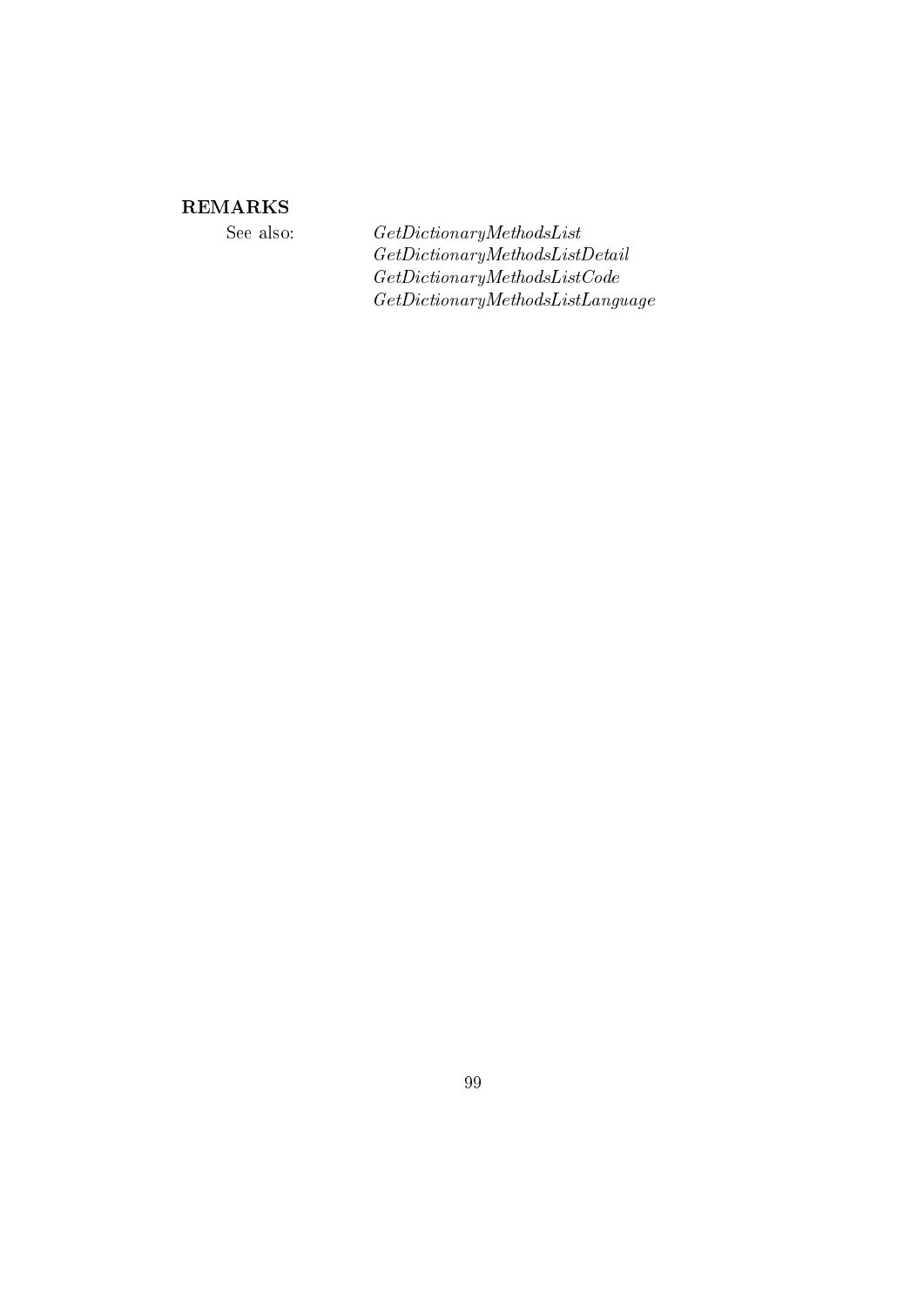**REMARKS**

See also: *GetDictionaryMethodsList*
*GetDictionaryMethodsListDetail*
*GetDictionaryMethodsListCode*
*GetDictionaryMethodsListLanguage*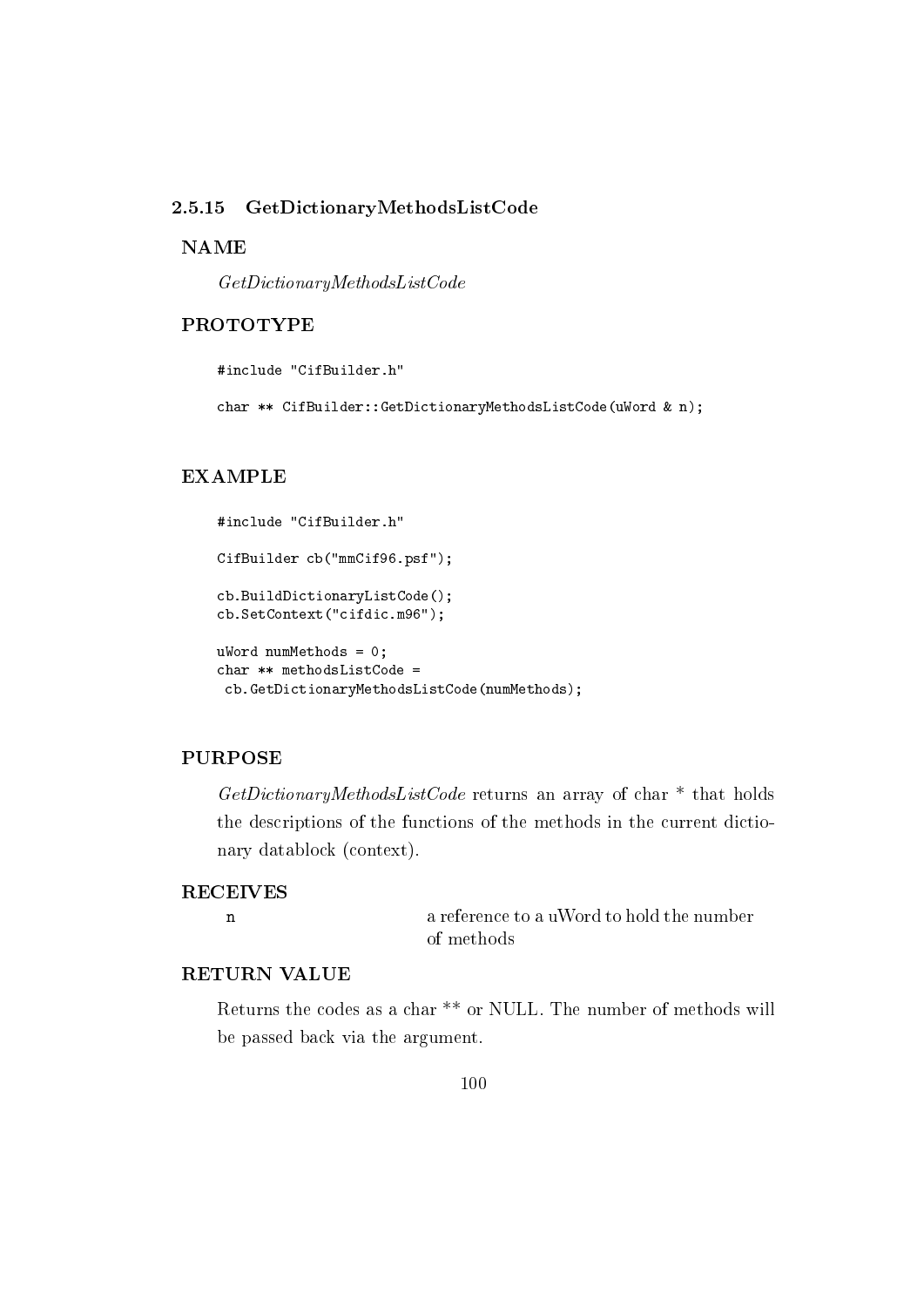### 2.5.15 GetDictionaryMethodsListCode

**NAME**

*GetDictionaryMethodsListCode*

**PROTOTYPE**

```
#include "CifBuilder.h"

char ** CifBuilder::GetDictionaryMethodsListCode(uWord & n);
```

**EXAMPLE**

```
#include "CifBuilder.h"

CifBuilder cb("mmCif96.psf");

cb.BuildDictionaryListCode();
cb.SetContext("cifdic.m96");

uWord numMethods = 0;
char ** methodsListCode =
 cb.GetDictionaryMethodsListCode(numMethods);
```

**PURPOSE**

*GetDictionaryMethodsListCode* returns an array of char * that holds the descriptions of the functions of the methods in the current dictionary datablock (context).

**RECEIVES**

| | |
|---|---|
| `n` | a reference to a uWord to hold the number of methods |

**RETURN VALUE**

Returns the codes as a char ** or NULL. The number of methods will be passed back via the argument.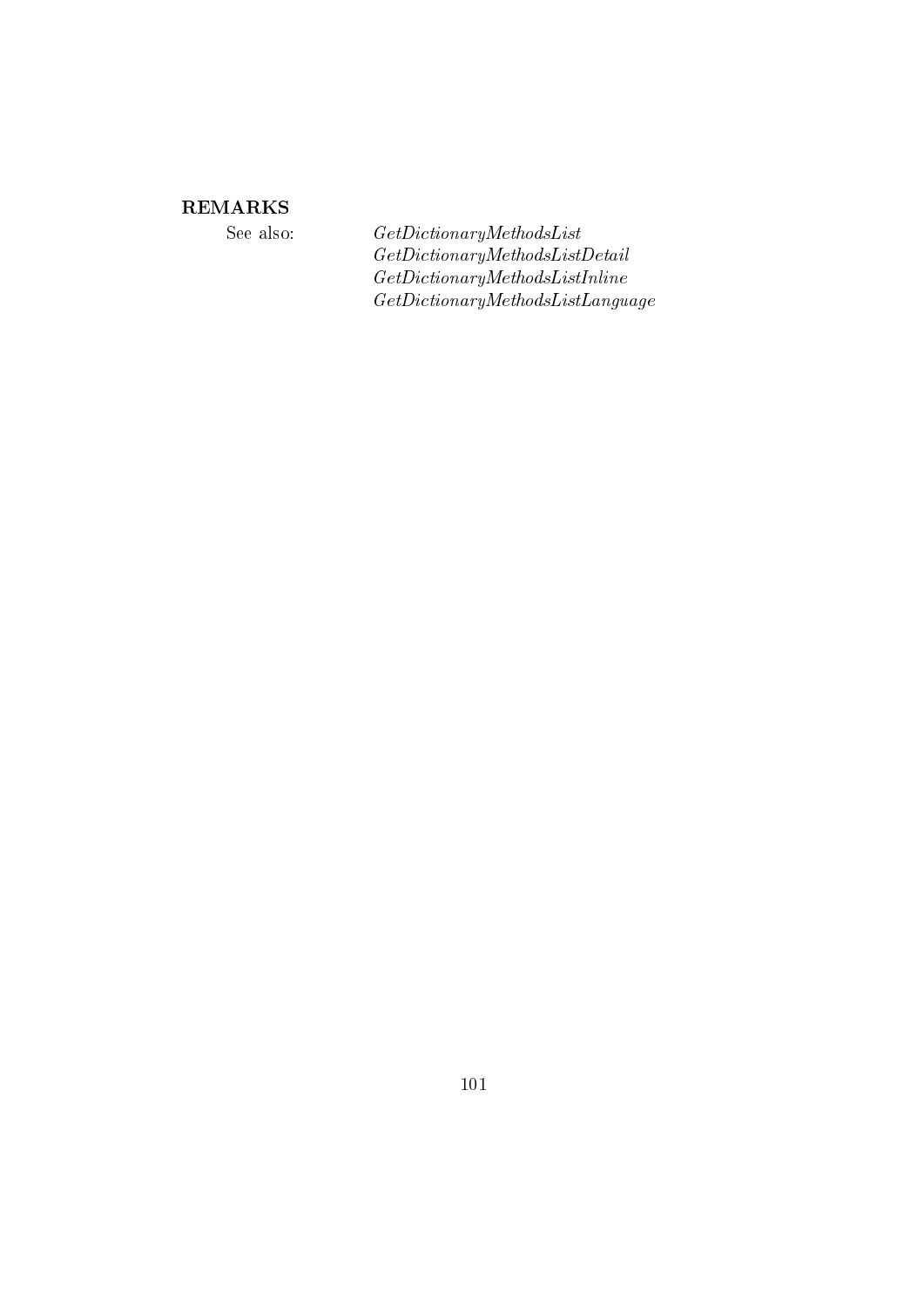**REMARKS**

See also: *GetDictionaryMethodsList*
*GetDictionaryMethodsListDetail*
*GetDictionaryMethodsListInline*
*GetDictionaryMethodsListLanguage*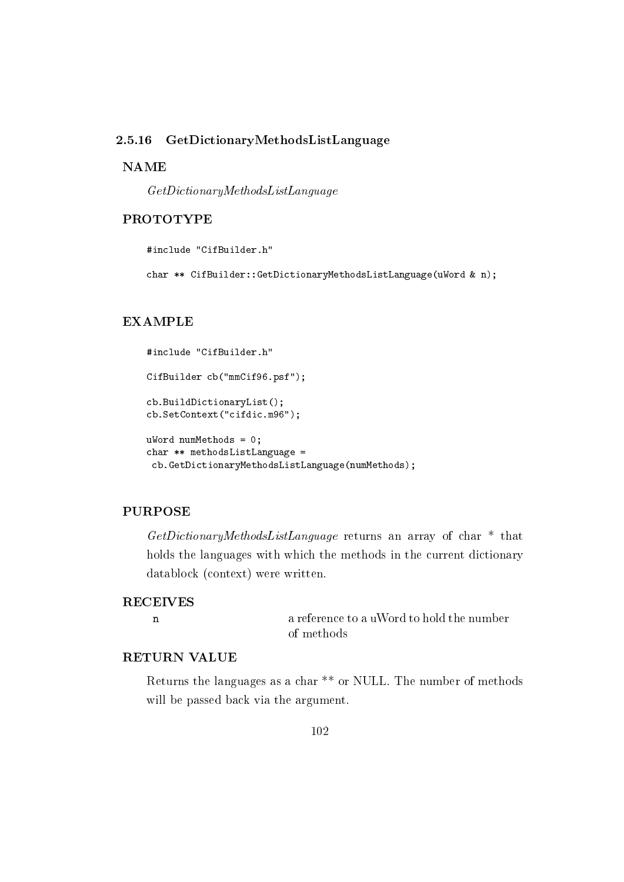### 2.5.16 GetDictionaryMethodsListLanguage

**NAME**

*GetDictionaryMethodsListLanguage*

**PROTOTYPE**

```
#include "CifBuilder.h"

char ** CifBuilder::GetDictionaryMethodsListLanguage(uWord & n);
```

**EXAMPLE**

```
#include "CifBuilder.h"

CifBuilder cb("mmCif96.psf");

cb.BuildDictionaryList();
cb.SetContext("cifdic.m96");

uWord numMethods = 0;
char ** methodsListLanguage =
 cb.GetDictionaryMethodsListLanguage(numMethods);
```

**PURPOSE**

*GetDictionaryMethodsListLanguage* returns an array of char * that holds the languages with which the methods in the current dictionary datablock (context) were written.

**RECEIVES**

| | |
|---|---|
| `n` | a reference to a uWord to hold the number of methods |

**RETURN VALUE**

Returns the languages as a char ** or NULL. The number of methods will be passed back via the argument.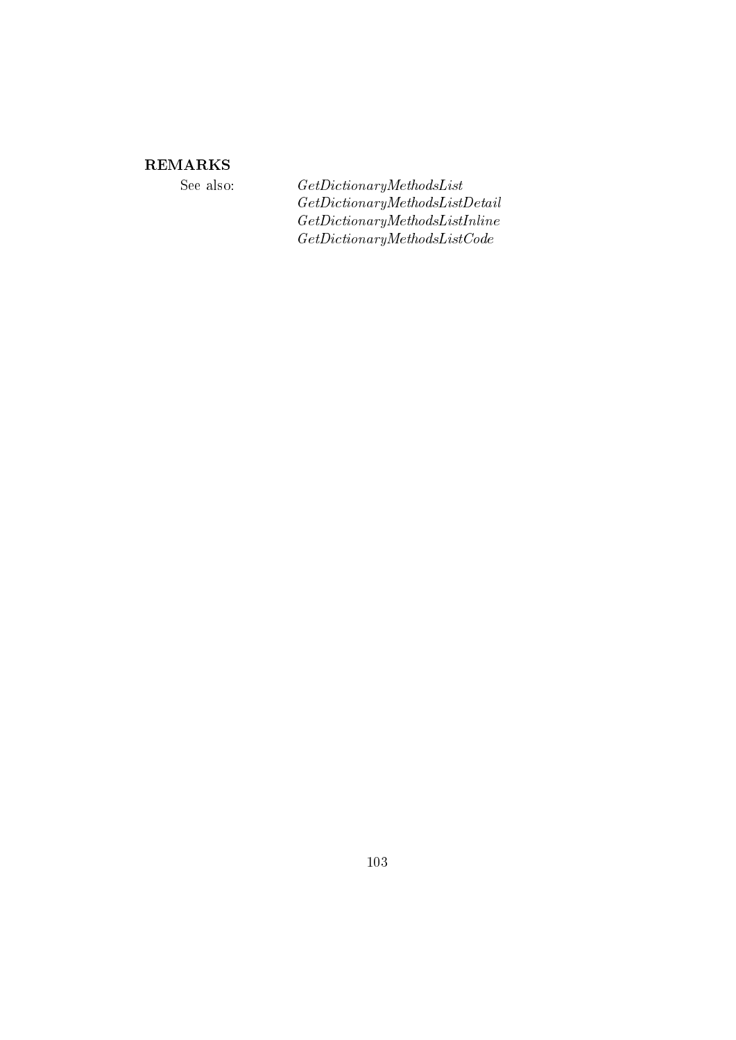### REMARKS

See also:

*GetDictionaryMethodsList*
*GetDictionaryMethodsListDetail*
*GetDictionaryMethodsListInline*
*GetDictionaryMethodsListCode*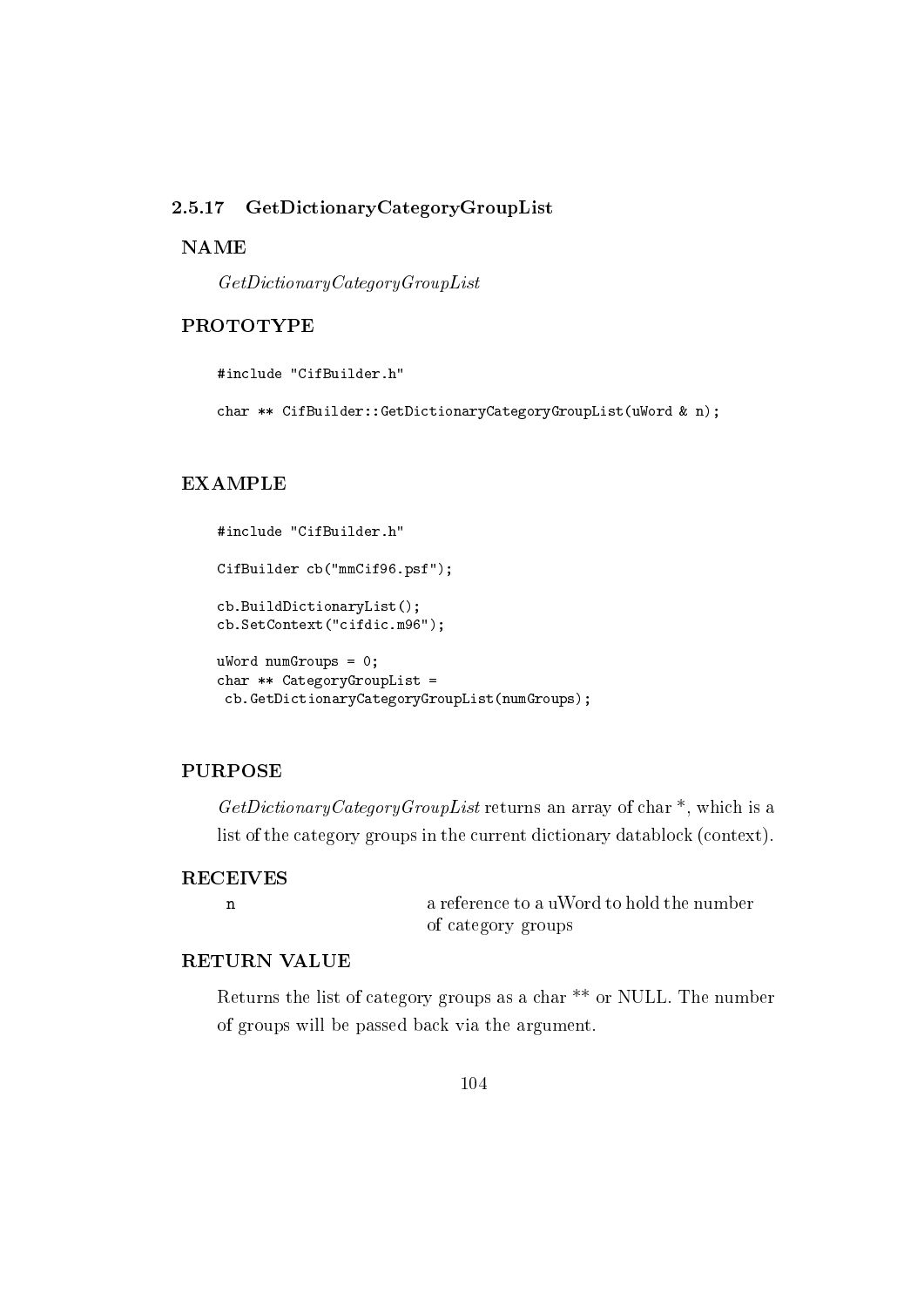### 2.5.17 GetDictionaryCategoryGroupList

**NAME**

*GetDictionaryCategoryGroupList*

**PROTOTYPE**

```
#include "CifBuilder.h"

char ** CifBuilder::GetDictionaryCategoryGroupList(uWord & n);
```

**EXAMPLE**

```
#include "CifBuilder.h"

CifBuilder cb("mmCif96.psf");

cb.BuildDictionaryList();
cb.SetContext("cifdic.m96");

uWord numGroups = 0;
char ** CategoryGroupList =
 cb.GetDictionaryCategoryGroupList(numGroups);
```

**PURPOSE**

*GetDictionaryCategoryGroupList* returns an array of char *, which is a list of the category groups in the current dictionary datablock (context).

**RECEIVES**

| | |
|---|---|
| `n` | a reference to a uWord to hold the number of category groups |

**RETURN VALUE**

Returns the list of category groups as a char ** or NULL. The number of groups will be passed back via the argument.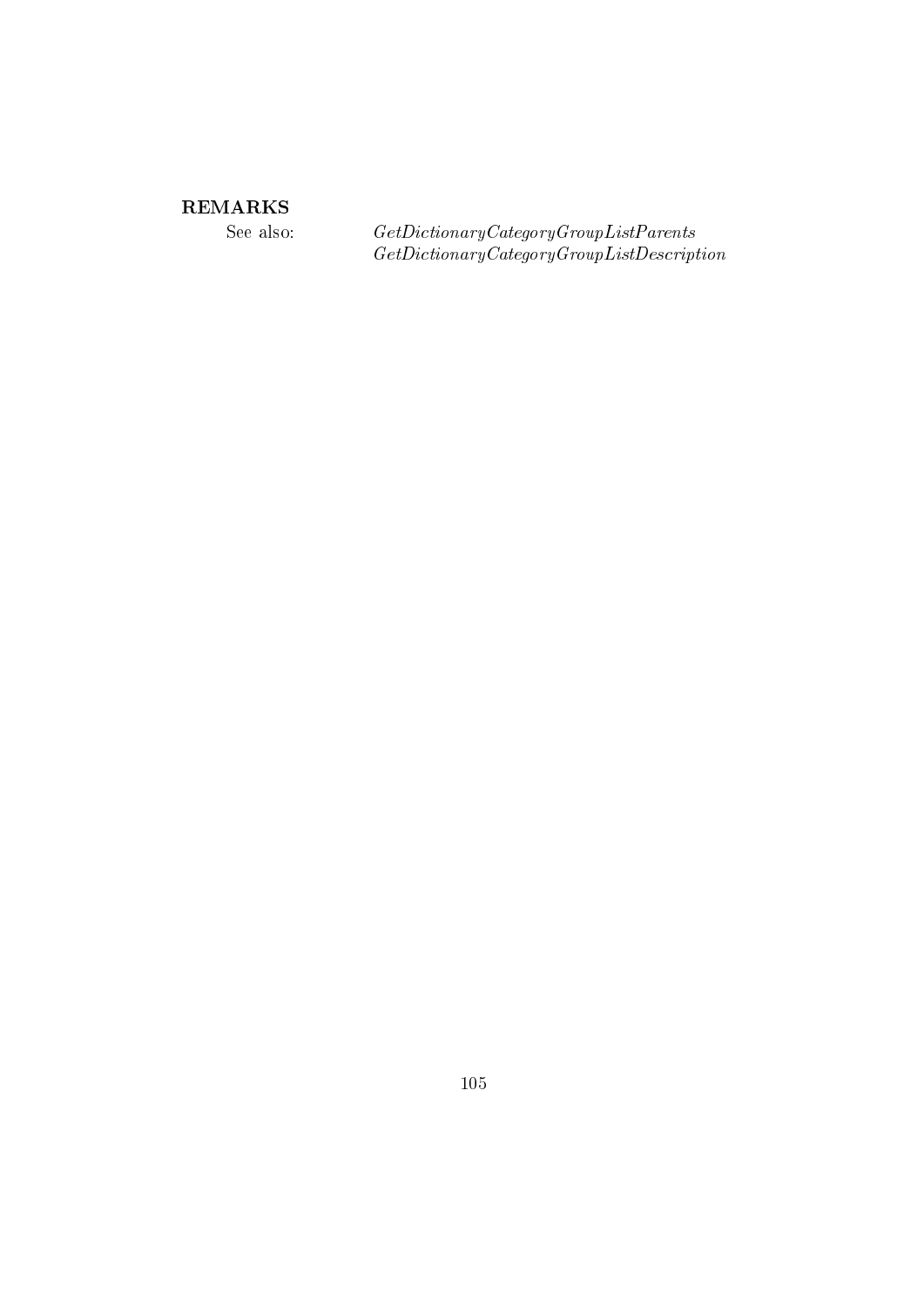**REMARKS**

See also: *GetDictionaryCategoryGroupListParents*
*GetDictionaryCategoryGroupListDescription*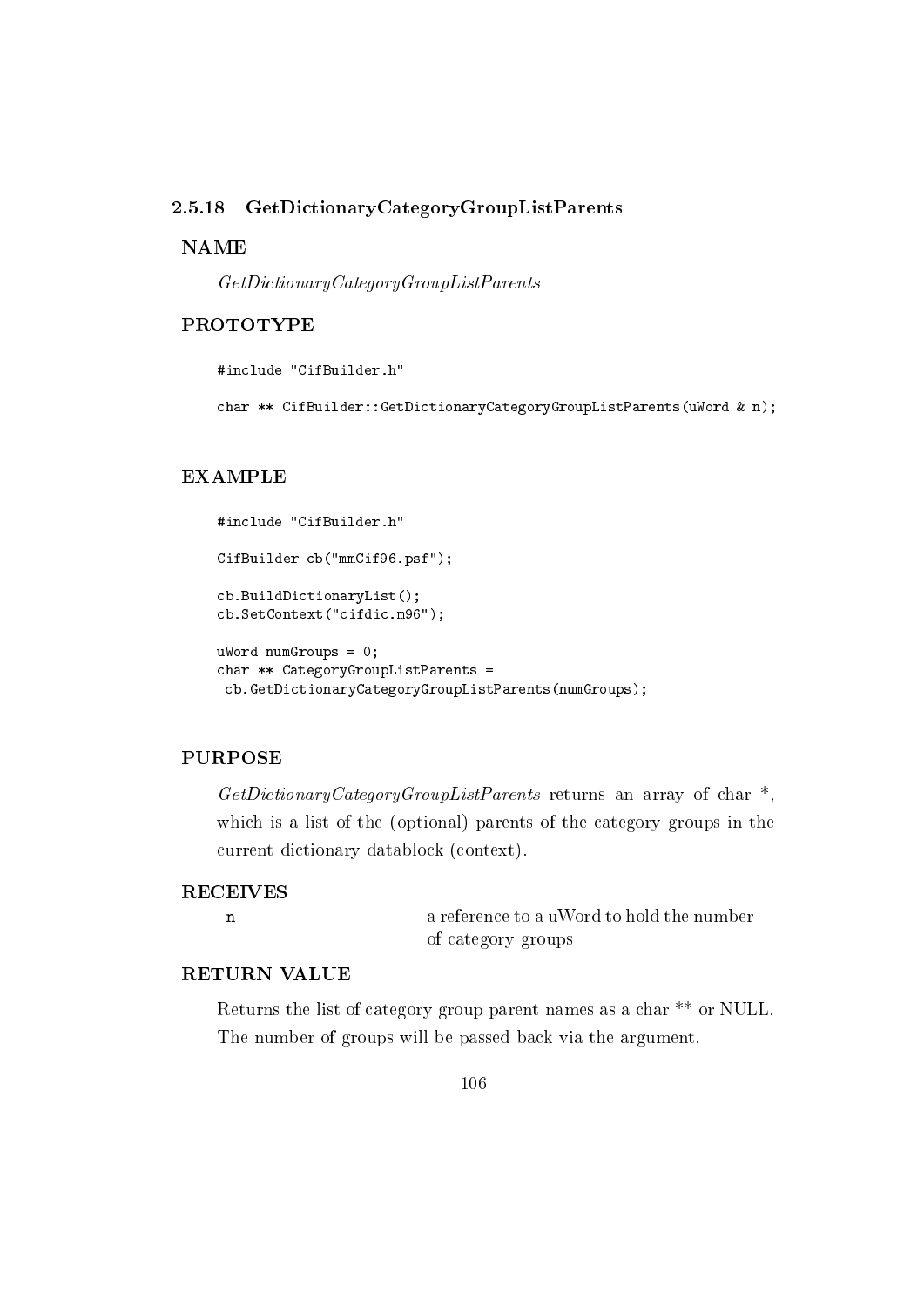### 2.5.18 GetDictionaryCategoryGroupListParents

**NAME**

*GetDictionaryCategoryGroupListParents*

**PROTOTYPE**

```
#include "CifBuilder.h"

char ** CifBuilder::GetDictionaryCategoryGroupListParents(uWord & n);
```

**EXAMPLE**

```
#include "CifBuilder.h"

CifBuilder cb("mmCif96.psf");

cb.BuildDictionaryList();
cb.SetContext("cifdic.m96");

uWord numGroups = 0;
char ** CategoryGroupListParents =
 cb.GetDictionaryCategoryGroupListParents(numGroups);
```

**PURPOSE**

*GetDictionaryCategoryGroupListParents* returns an array of char *, which is a list of the (optional) parents of the category groups in the current dictionary datablock (context).

**RECEIVES**

| | |
|---|---|
| `n` | a reference to a uWord to hold the number of category groups |

**RETURN VALUE**

Returns the list of category group parent names as a char ** or NULL. The number of groups will be passed back via the argument.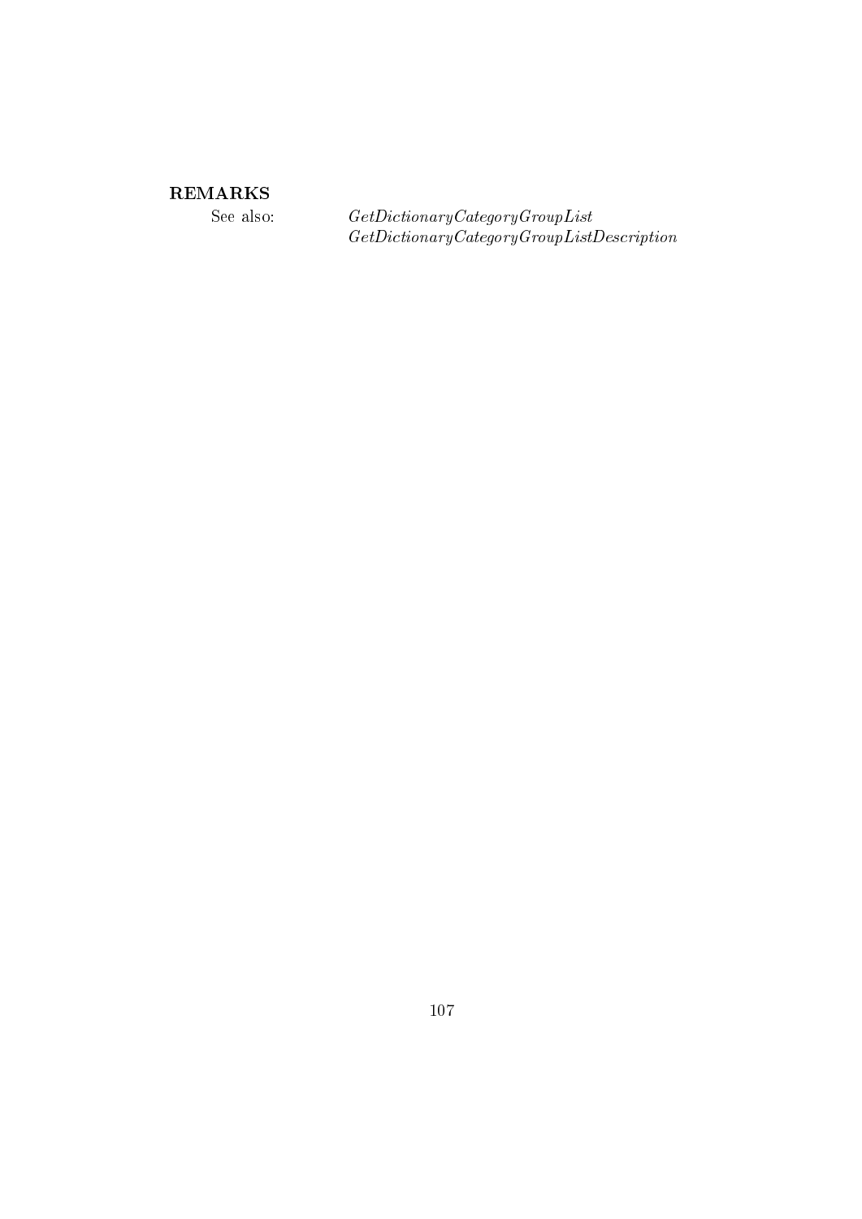**REMARKS**

See also: *GetDictionaryCategoryGroupList*
*GetDictionaryCategoryGroupListDescription*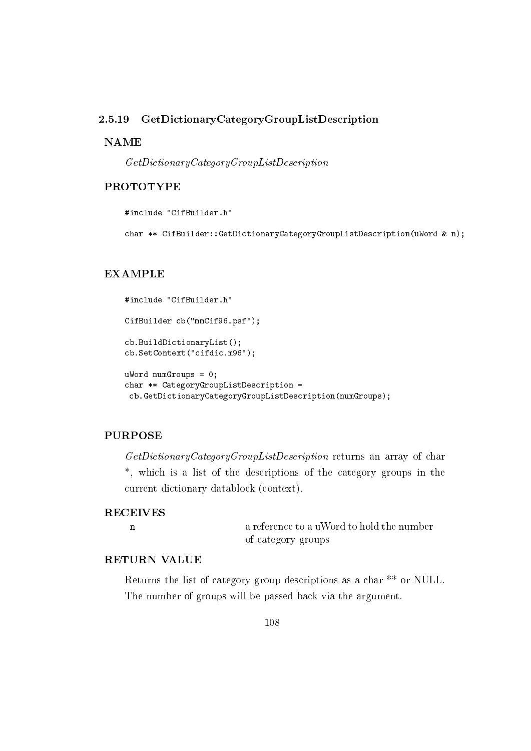### 2.5.19 GetDictionaryCategoryGroupListDescription

**NAME**

*GetDictionaryCategoryGroupListDescription*

**PROTOTYPE**

```
#include "CifBuilder.h"

char ** CifBuilder::GetDictionaryCategoryGroupListDescription(uWord & n);
```

**EXAMPLE**

```
#include "CifBuilder.h"

CifBuilder cb("mmCif96.psf");

cb.BuildDictionaryList();
cb.SetContext("cifdic.m96");

uWord numGroups = 0;
char ** CategoryGroupListDescription =
 cb.GetDictionaryCategoryGroupListDescription(numGroups);
```

**PURPOSE**

*GetDictionaryCategoryGroupListDescription* returns an array of char *, which is a list of the descriptions of the category groups in the current dictionary datablock (context).

**RECEIVES**

| | |
|---|---|
| `n` | a reference to a uWord to hold the number of category groups |

**RETURN VALUE**

Returns the list of category group descriptions as a char ** or NULL. The number of groups will be passed back via the argument.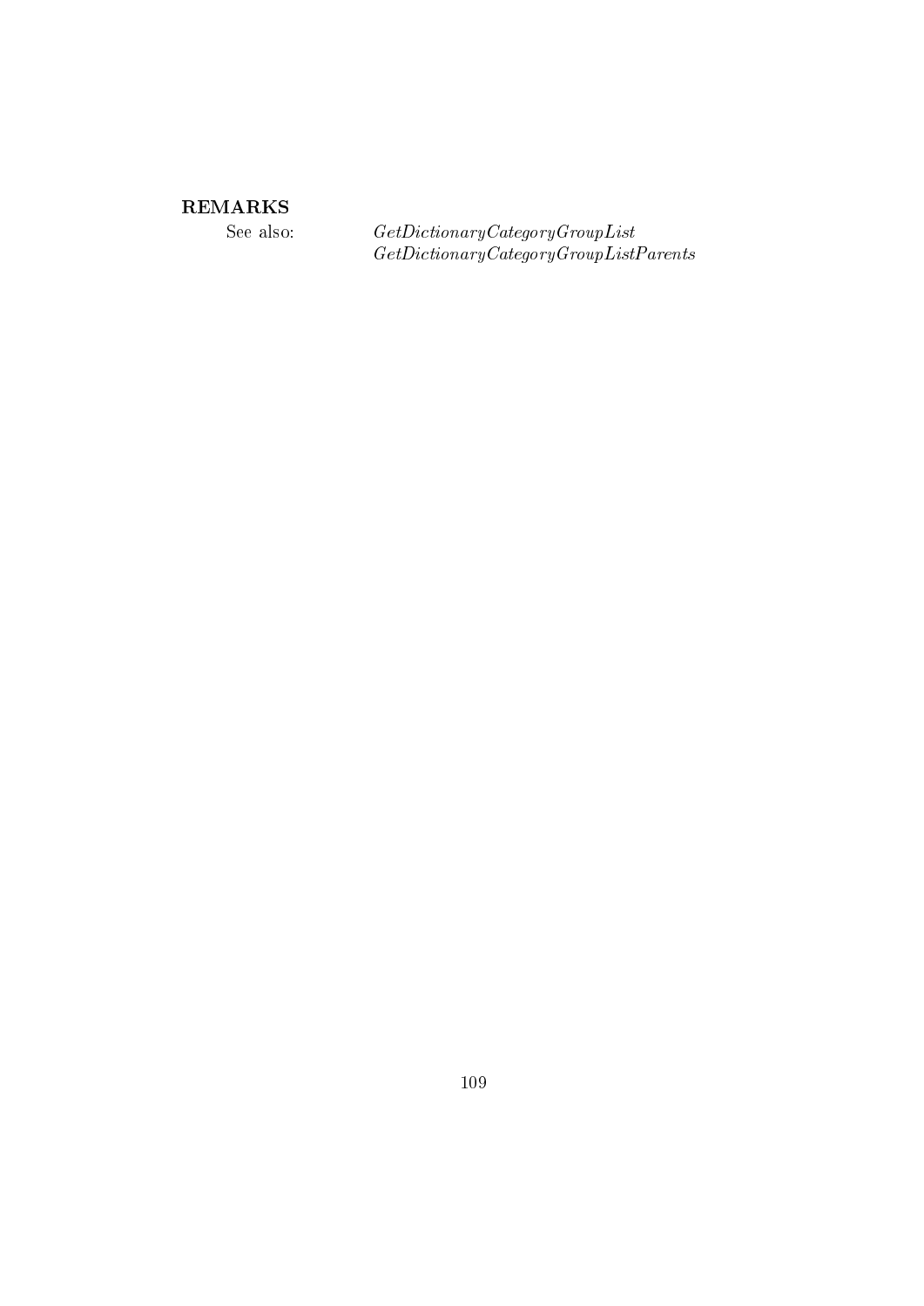## REMARKS

See also: *GetDictionaryCategoryGroupList*
*GetDictionaryCategoryGroupListParents*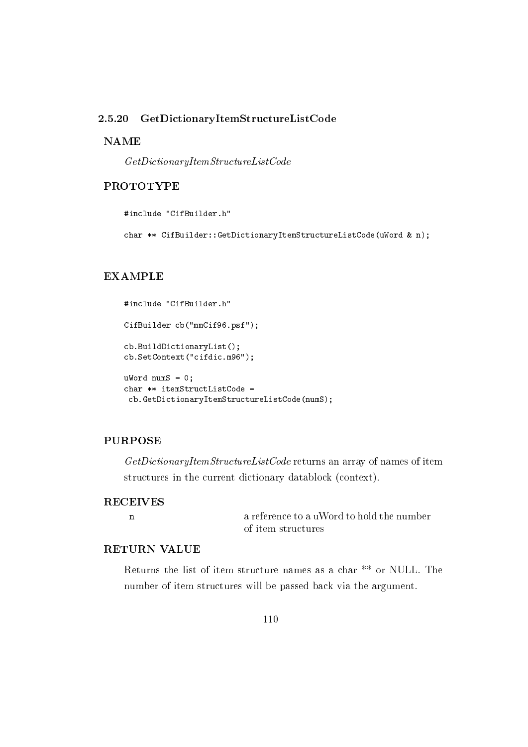### 2.5.20 GetDictionaryItemStructureListCode

**NAME**

*GetDictionaryItemStructureListCode*

**PROTOTYPE**

```
#include "CifBuilder.h"

char ** CifBuilder::GetDictionaryItemStructureListCode(uWord & n);
```

**EXAMPLE**

```
#include "CifBuilder.h"

CifBuilder cb("mmCif96.psf");

cb.BuildDictionaryList();
cb.SetContext("cifdic.m96");

uWord numS = 0;
char ** itemStructListCode =
 cb.GetDictionaryItemStructureListCode(numS);
```

**PURPOSE**

*GetDictionaryItemStructureListCode* returns an array of names of item structures in the current dictionary datablock (context).

**RECEIVES**

| | |
|---|---|
| `n` | a reference to a uWord to hold the number of item structures |

**RETURN VALUE**

Returns the list of item structure names as a char ** or NULL. The number of item structures will be passed back via the argument.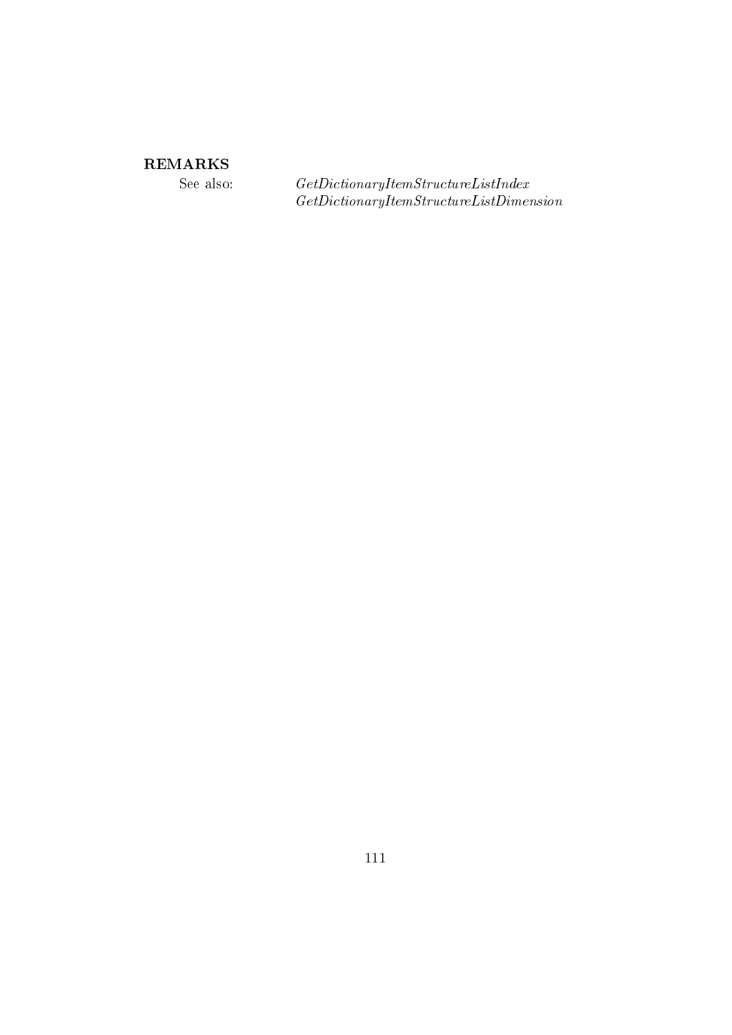**REMARKS**

See also: *GetDictionaryItemStructureListIndex*
*GetDictionaryItemStructureListDimension*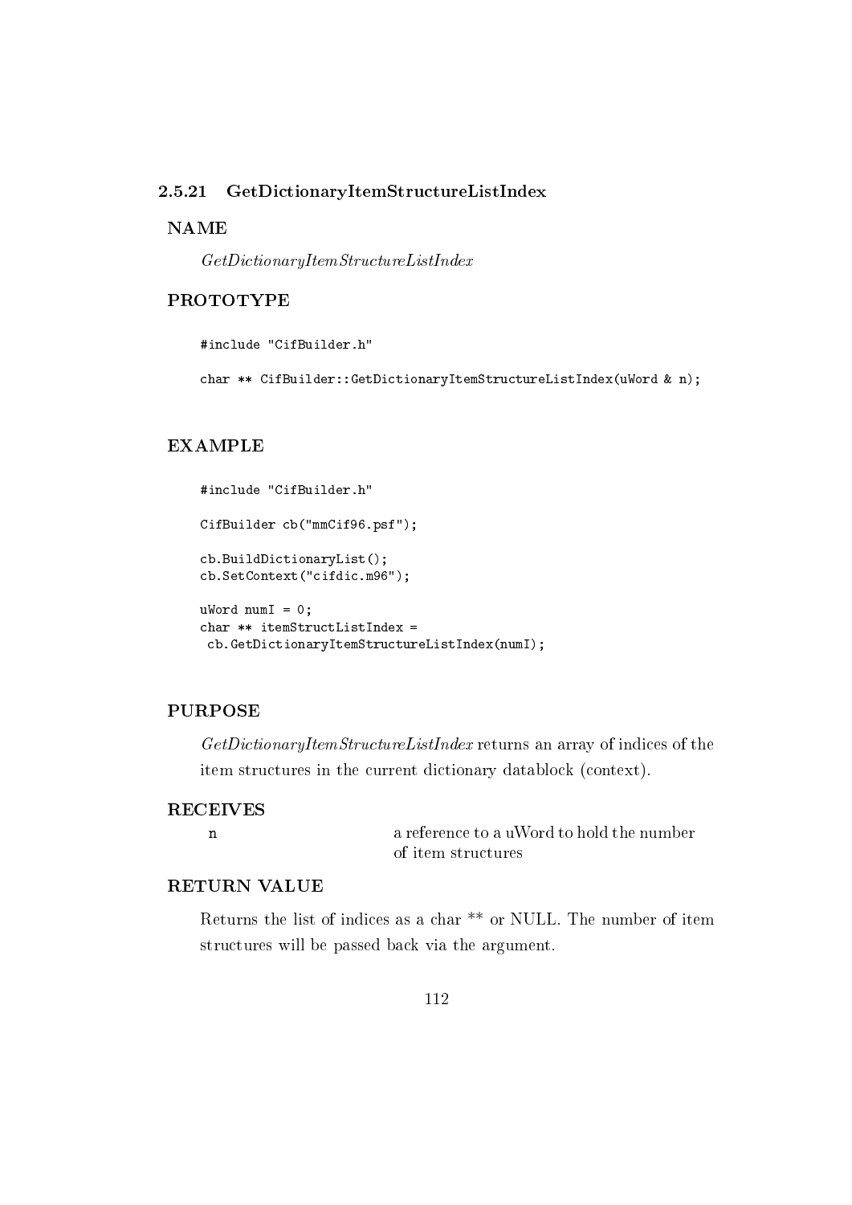### 2.5.21 GetDictionaryItemStructureListIndex

**NAME**

*GetDictionaryItemStructureListIndex*

**PROTOTYPE**

```
#include "CifBuilder.h"

char ** CifBuilder::GetDictionaryItemStructureListIndex(uWord & n);
```

**EXAMPLE**

```
#include "CifBuilder.h"

CifBuilder cb("mmCif96.psf");

cb.BuildDictionaryList();
cb.SetContext("cifdic.m96");

uWord numI = 0;
char ** itemStructListIndex =
 cb.GetDictionaryItemStructureListIndex(numI);
```

**PURPOSE**

*GetDictionaryItemStructureListIndex* returns an array of indices of the item structures in the current dictionary datablock (context).

**RECEIVES**

| | |
|---|---|
| `n` | a reference to a uWord to hold the number of item structures |

**RETURN VALUE**

Returns the list of indices as a char ** or NULL. The number of item structures will be passed back via the argument.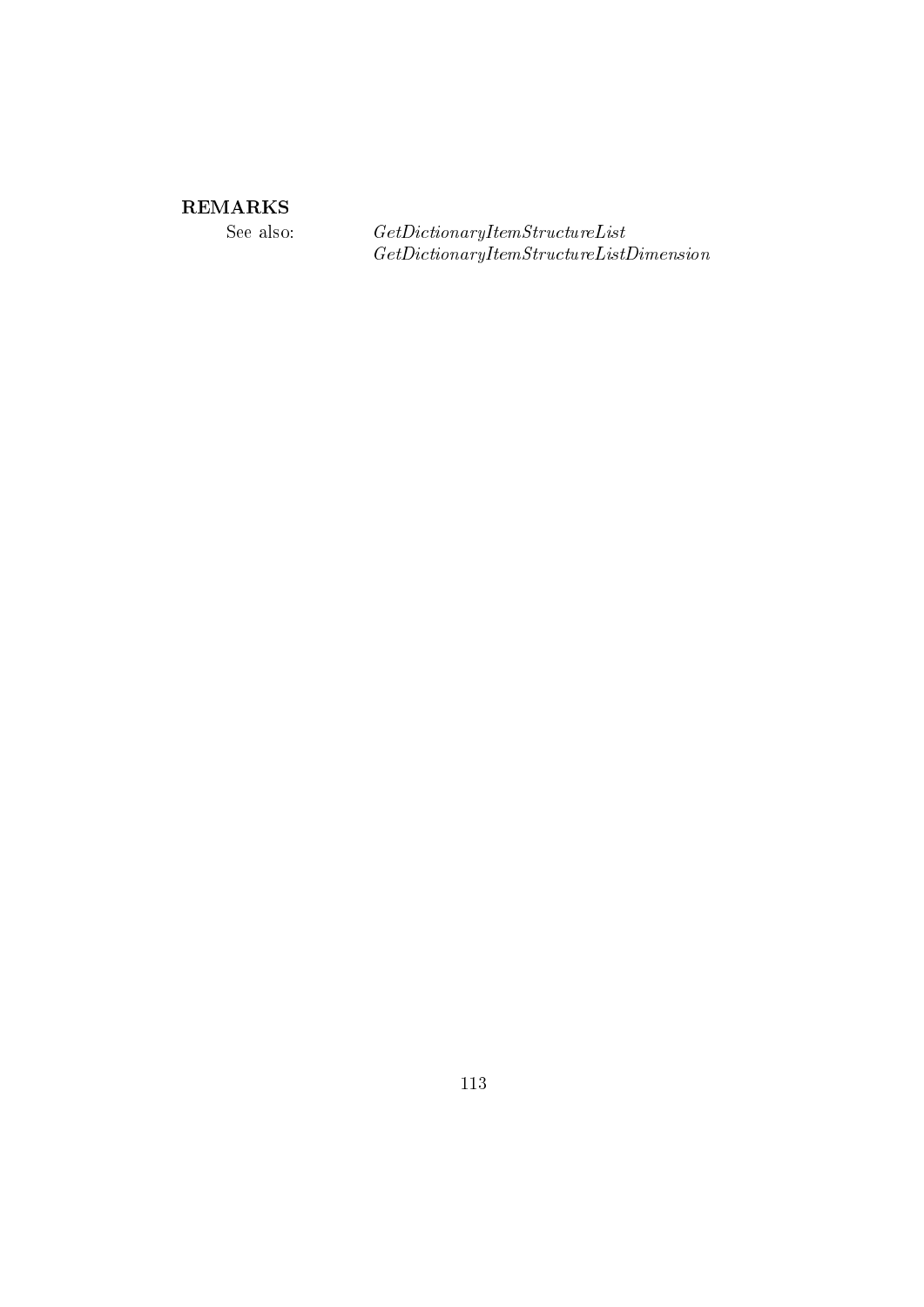**REMARKS**

See also: *GetDictionaryItemStructureList*
*GetDictionaryItemStructureListDimension*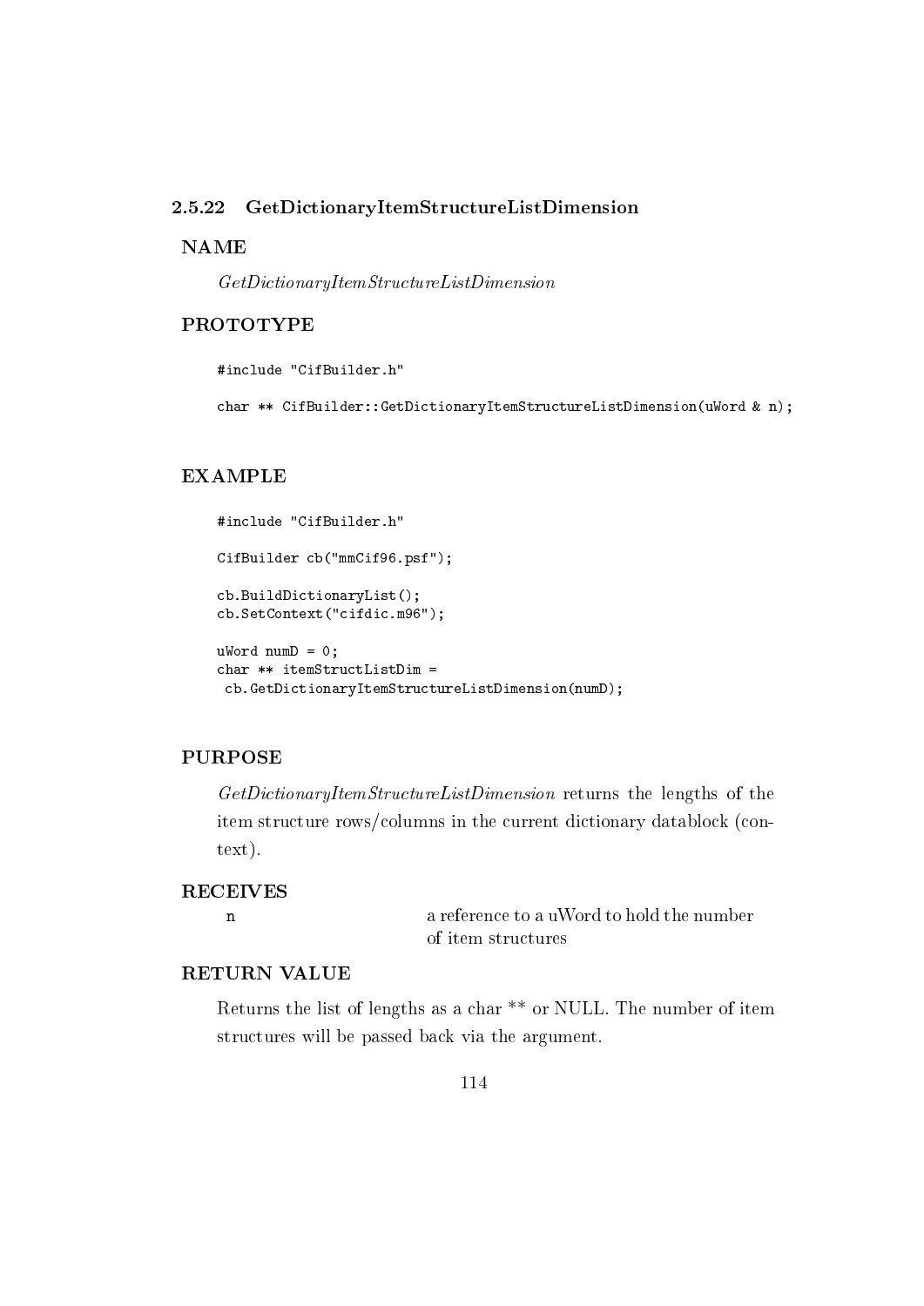### 2.5.22 GetDictionaryItemStructureListDimension

#### NAME

*GetDictionaryItemStructureListDimension*

#### PROTOTYPE

```
#include "CifBuilder.h"

char ** CifBuilder::GetDictionaryItemStructureListDimension(uWord & n);
```

#### EXAMPLE

```
#include "CifBuilder.h"

CifBuilder cb("mmCif96.psf");

cb.BuildDictionaryList();
cb.SetContext("cifdic.m96");

uWord numD = 0;
char ** itemStructListDim =
 cb.GetDictionaryItemStructureListDimension(numD);
```

#### PURPOSE

*GetDictionaryItemStructureListDimension* returns the lengths of the item structure rows/columns in the current dictionary datablock (context).

#### RECEIVES

| | |
|---|---|
| `n` | a reference to a uWord to hold the number of item structures |

#### RETURN VALUE

Returns the list of lengths as a char ** or NULL. The number of item structures will be passed back via the argument.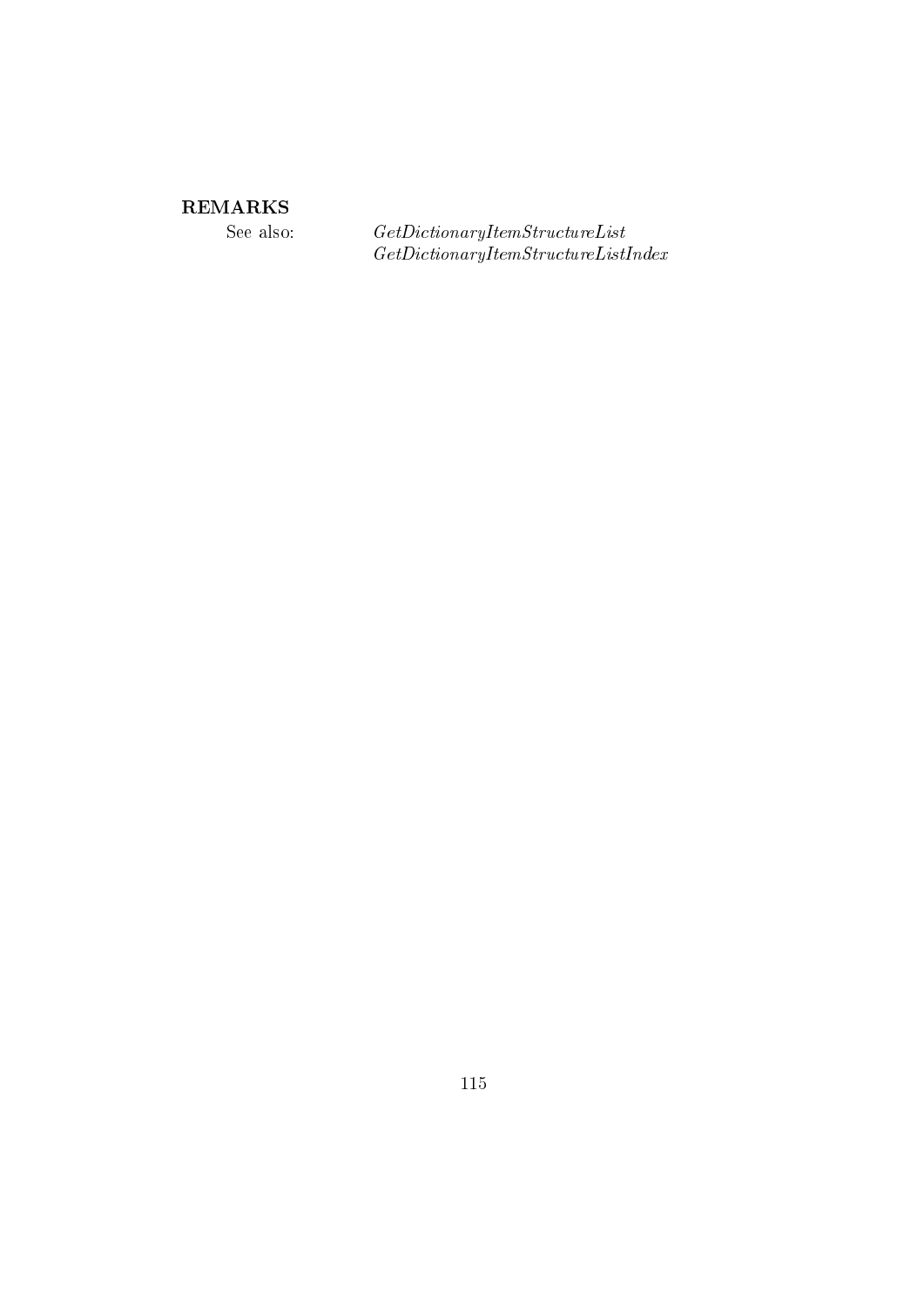**REMARKS**

See also: *GetDictionaryItemStructureList*
*GetDictionaryItemStructureListIndex*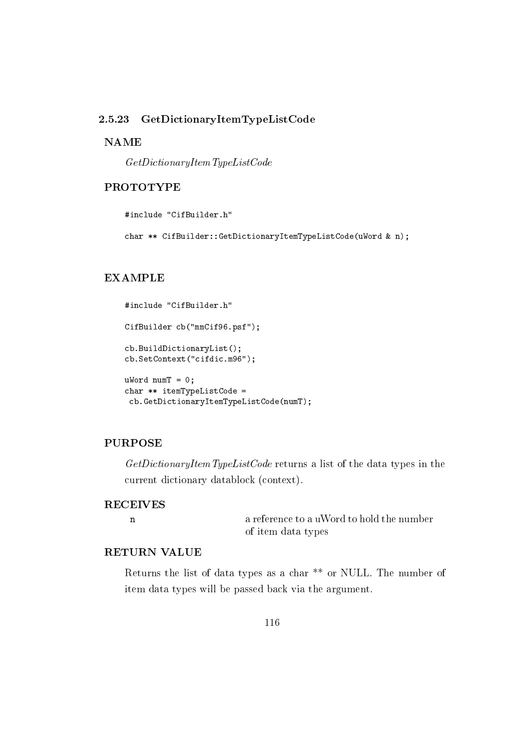### 2.5.23 GetDictionaryItemTypeListCode

**NAME**

*GetDictionaryItemTypeListCode*

**PROTOTYPE**

```
#include "CifBuilder.h"

char ** CifBuilder::GetDictionaryItemTypeListCode(uWord & n);
```

**EXAMPLE**

```
#include "CifBuilder.h"

CifBuilder cb("mmCif96.psf");

cb.BuildDictionaryList();
cb.SetContext("cifdic.m96");

uWord numT = 0;
char ** itemTypeListCode =
 cb.GetDictionaryItemTypeListCode(numT);
```

**PURPOSE**

*GetDictionaryItemTypeListCode* returns a list of the data types in the current dictionary datablock (context).

**RECEIVES**

| | |
|---|---|
| n | a reference to a uWord to hold the number of item data types |

**RETURN VALUE**

Returns the list of data types as a char ** or NULL. The number of item data types will be passed back via the argument.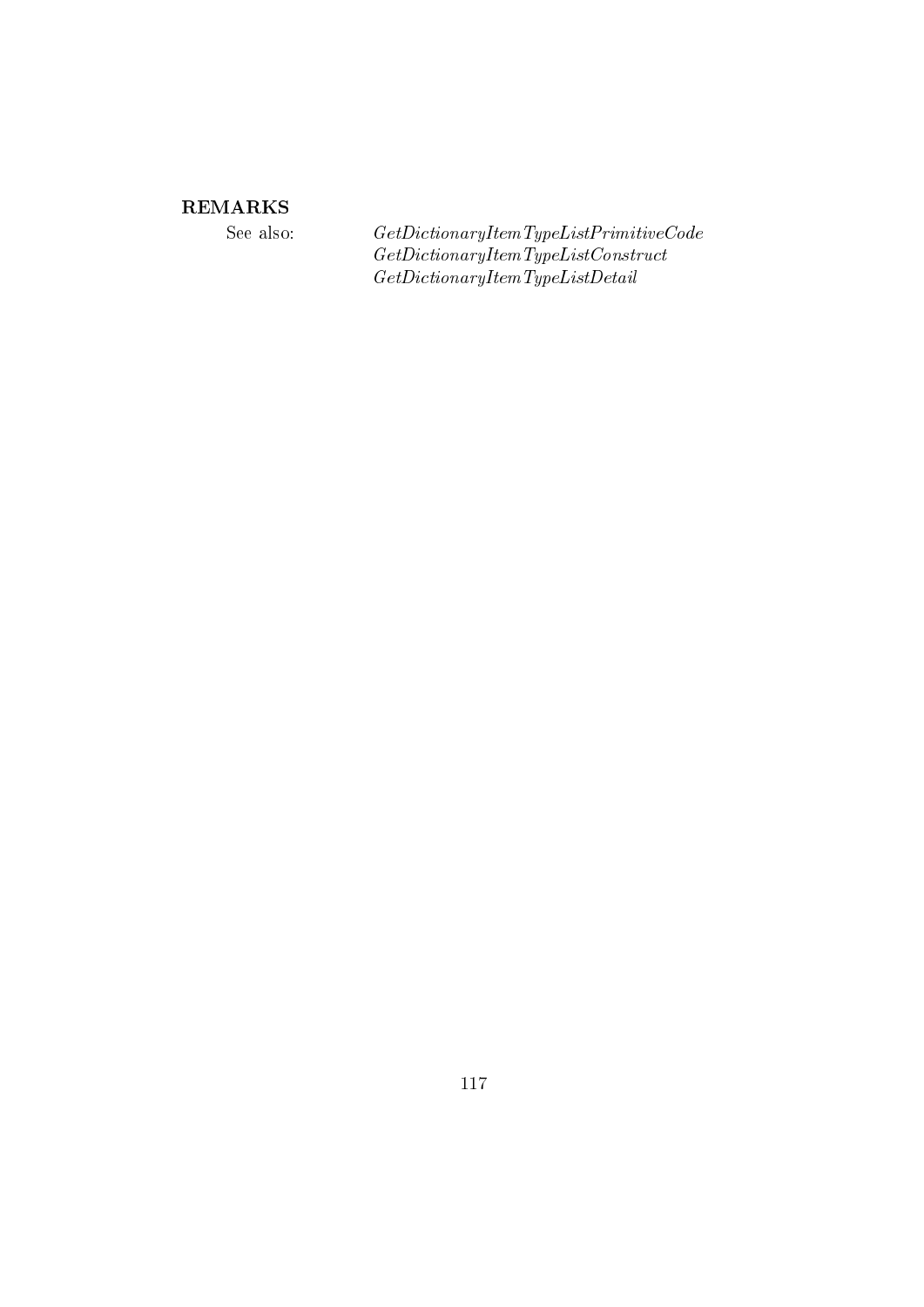**REMARKS**

See also: *GetDictionaryItemTypeListPrimitiveCode*
*GetDictionaryItemTypeListConstruct*
*GetDictionaryItemTypeListDetail*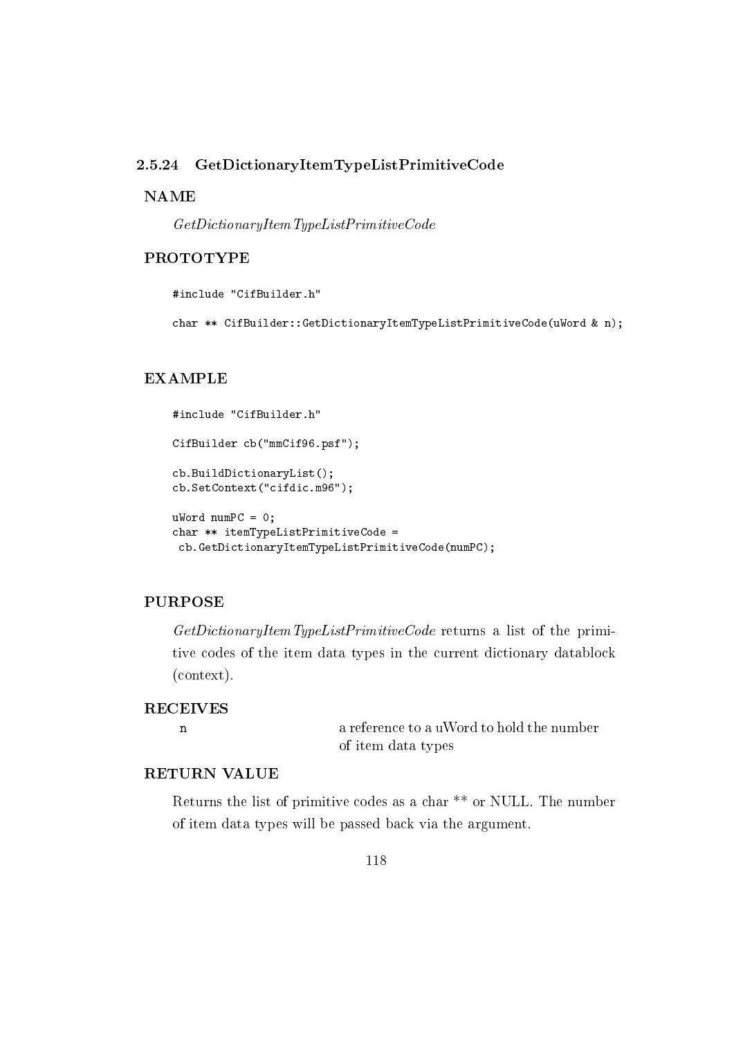### 2.5.24 GetDictionaryItemTypeListPrimitiveCode

**NAME**

*GetDictionaryItemTypeListPrimitiveCode*

**PROTOTYPE**

```
#include "CifBuilder.h"

char ** CifBuilder::GetDictionaryItemTypeListPrimitiveCode(uWord & n);
```

**EXAMPLE**

```
#include "CifBuilder.h"

CifBuilder cb("mmCif96.psf");

cb.BuildDictionaryList();
cb.SetContext("cifdic.m96");

uWord numPC = 0;
char ** itemTypeListPrimitiveCode =
 cb.GetDictionaryItemTypeListPrimitiveCode(numPC);
```

**PURPOSE**

*GetDictionaryItemTypeListPrimitiveCode* returns a list of the primitive codes of the item data types in the current dictionary datablock (context).

**RECEIVES**

| | |
|---|---|
| n | a reference to a uWord to hold the number of item data types |

**RETURN VALUE**

Returns the list of primitive codes as a char ** or NULL. The number of item data types will be passed back via the argument.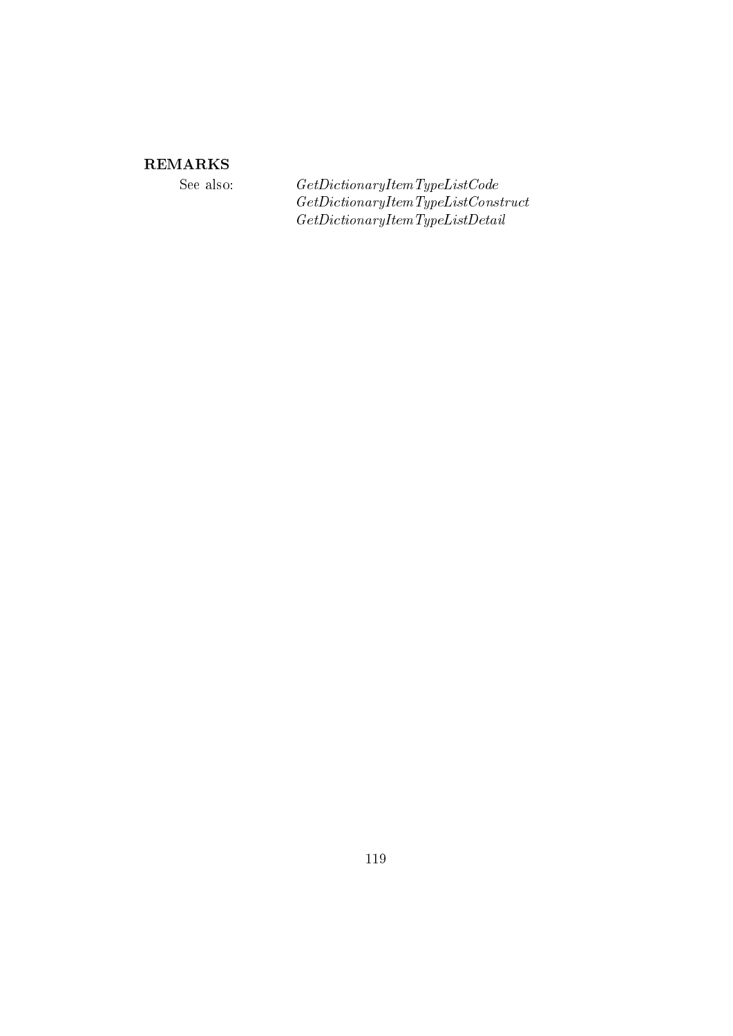**REMARKS**

See also: *GetDictionaryItemTypeListCode*
*GetDictionaryItemTypeListConstruct*
*GetDictionaryItemTypeListDetail*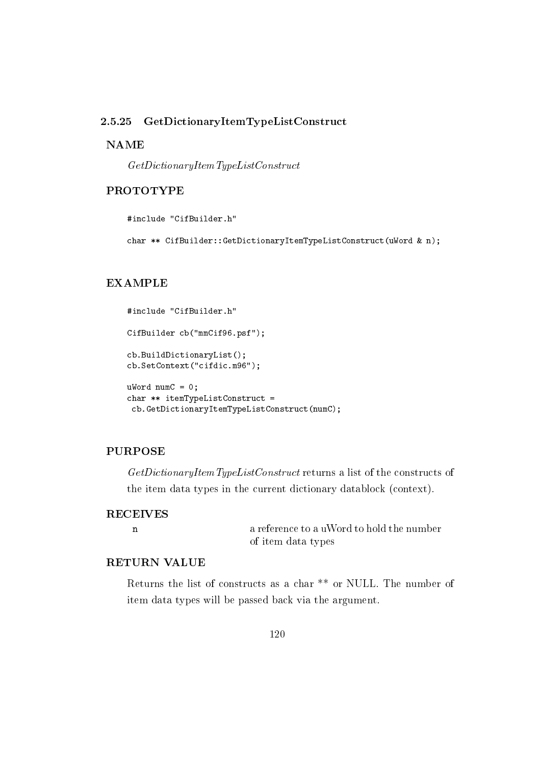### 2.5.25 GetDictionaryItemTypeListConstruct

**NAME**

*GetDictionaryItemTypeListConstruct*

**PROTOTYPE**

```
#include "CifBuilder.h"

char ** CifBuilder::GetDictionaryItemTypeListConstruct(uWord & n);
```

**EXAMPLE**

```
#include "CifBuilder.h"

CifBuilder cb("mmCif96.psf");

cb.BuildDictionaryList();
cb.SetContext("cifdic.m96");

uWord numC = 0;
char ** itemTypeListConstruct =
 cb.GetDictionaryItemTypeListConstruct(numC);
```

**PURPOSE**

*GetDictionaryItemTypeListConstruct* returns a list of the constructs of the item data types in the current dictionary datablock (context).

**RECEIVES**

| | |
|---|---|
| n | a reference to a uWord to hold the number of item data types |

**RETURN VALUE**

Returns the list of constructs as a char ** or NULL. The number of item data types will be passed back via the argument.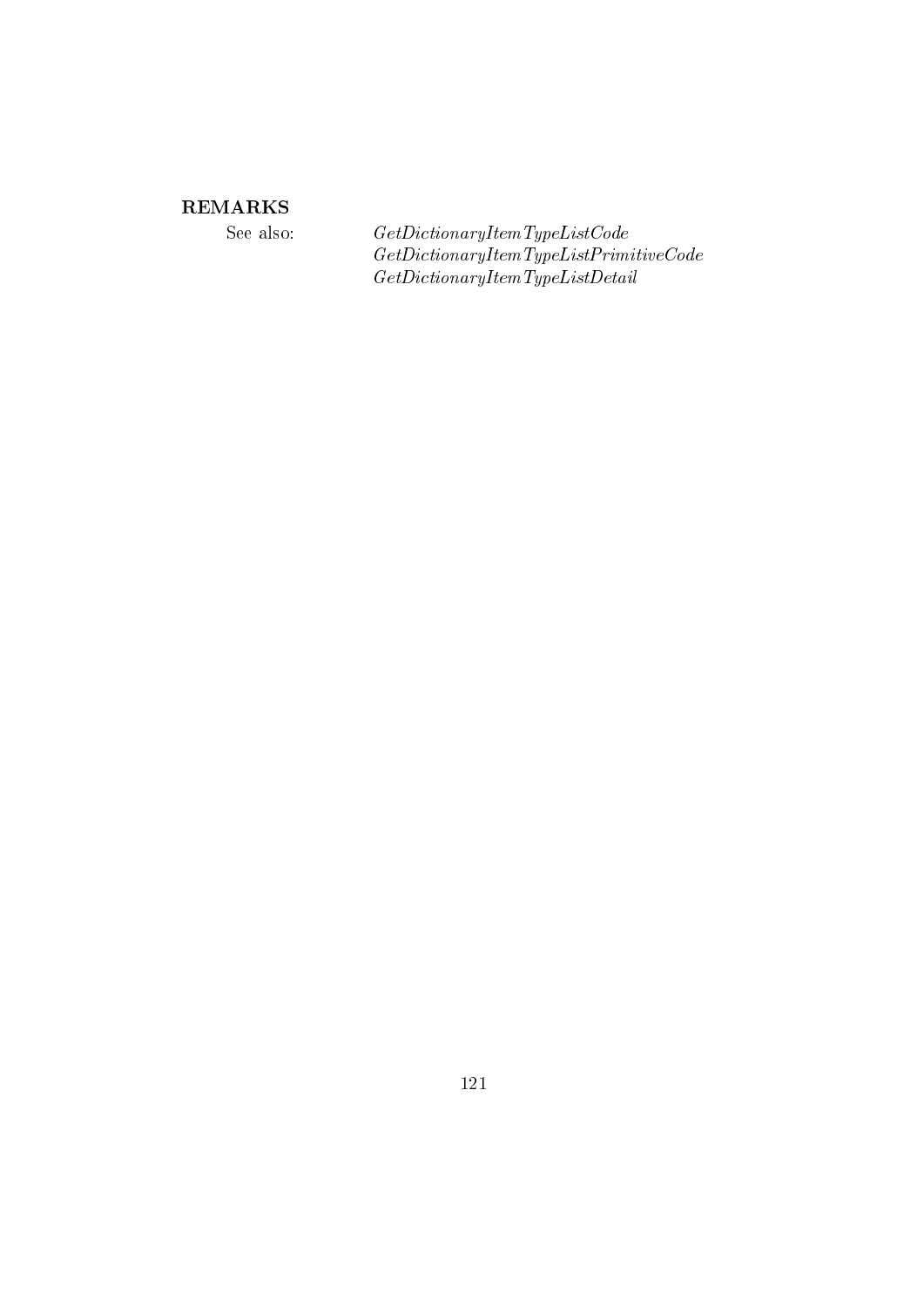## REMARKS

See also:

*GetDictionaryItemTypeListCode*
*GetDictionaryItemTypeListPrimitiveCode*
*GetDictionaryItemTypeListDetail*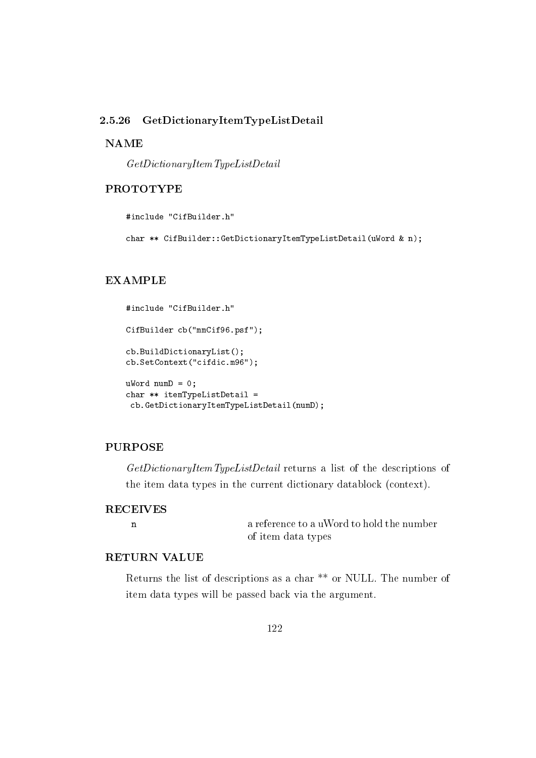### 2.5.26 GetDictionaryItemTypeListDetail

**NAME**

*GetDictionaryItemTypeListDetail*

**PROTOTYPE**

```
#include "CifBuilder.h"

char ** CifBuilder::GetDictionaryItemTypeListDetail(uWord & n);
```

**EXAMPLE**

```
#include "CifBuilder.h"

CifBuilder cb("mmCif96.psf");

cb.BuildDictionaryList();
cb.SetContext("cifdic.m96");

uWord numD = 0;
char ** itemTypeListDetail =
 cb.GetDictionaryItemTypeListDetail(numD);
```

**PURPOSE**

*GetDictionaryItemTypeListDetail* returns a list of the descriptions of the item data types in the current dictionary datablock (context).

**RECEIVES**

| | |
|---|---|
| n | a reference to a uWord to hold the number of item data types |

**RETURN VALUE**

Returns the list of descriptions as a char ** or NULL. The number of item data types will be passed back via the argument.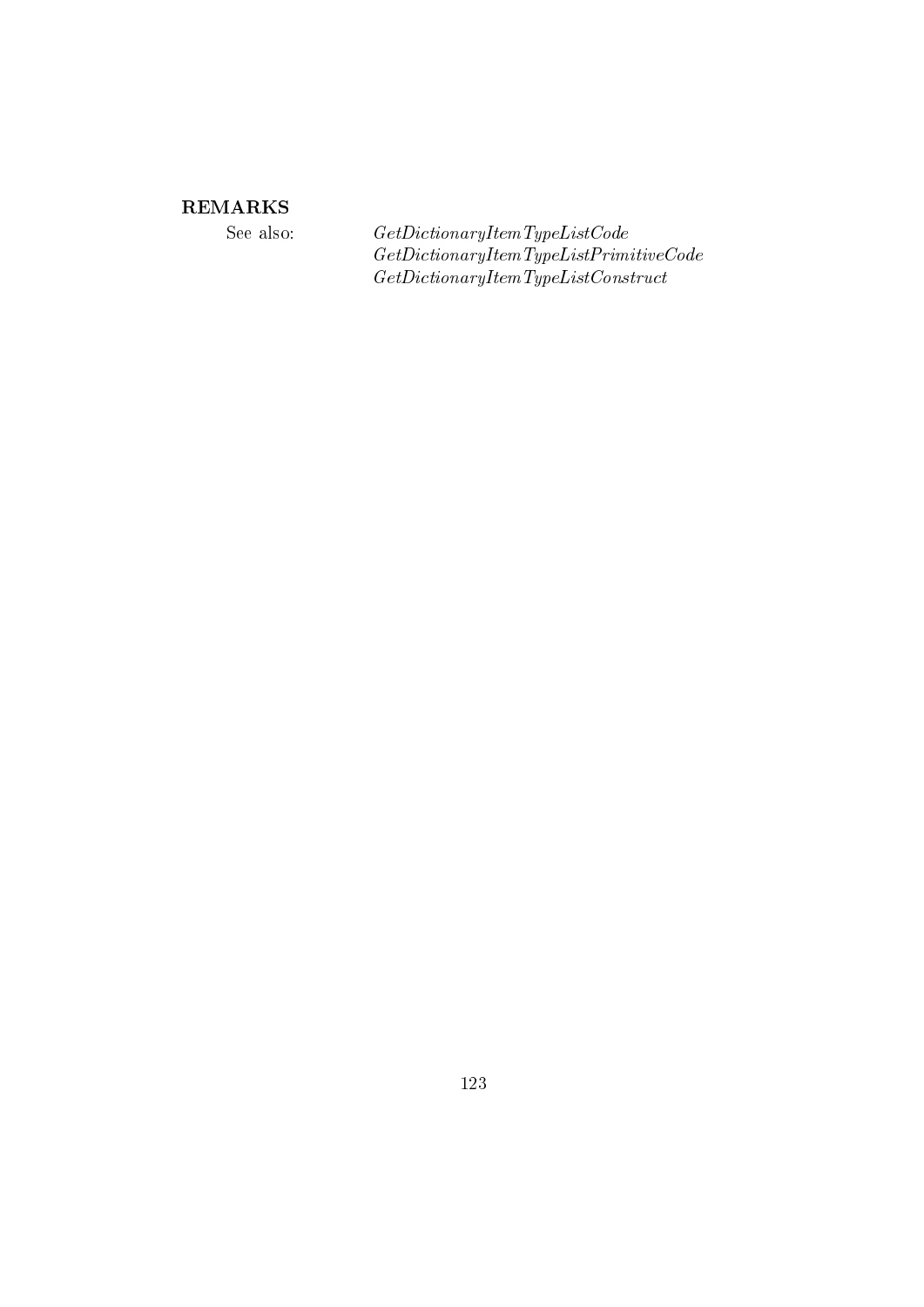**REMARKS**

See also: *GetDictionaryItemTypeListCode*
*GetDictionaryItemTypeListPrimitiveCode*
*GetDictionaryItemTypeListConstruct*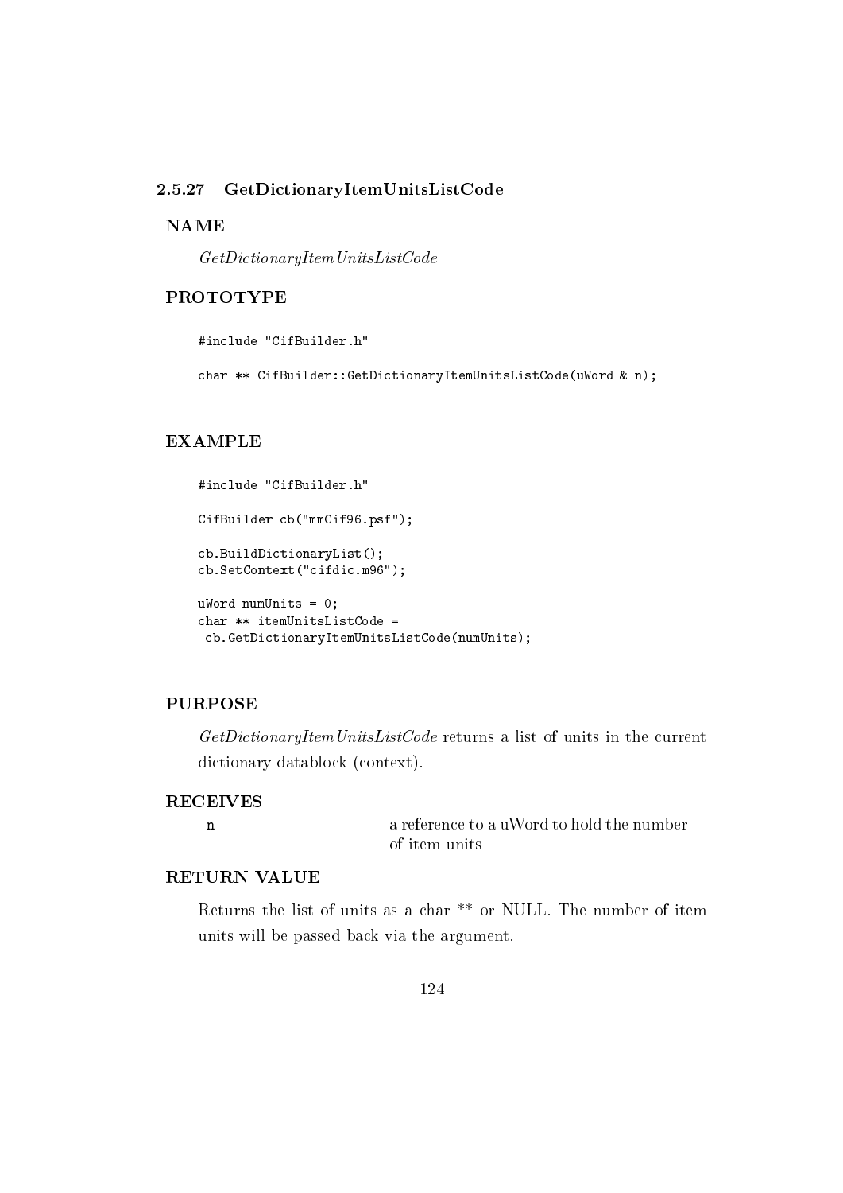### 2.5.27 GetDictionaryItemUnitsListCode

**NAME**

*GetDictionaryItemUnitsListCode*

**PROTOTYPE**

```
#include "CifBuilder.h"

char ** CifBuilder::GetDictionaryItemUnitsListCode(uWord & n);
```

**EXAMPLE**

```
#include "CifBuilder.h"

CifBuilder cb("mmCif96.psf");

cb.BuildDictionaryList();
cb.SetContext("cifdic.m96");

uWord numUnits = 0;
char ** itemUnitsListCode =
 cb.GetDictionaryItemUnitsListCode(numUnits);
```

**PURPOSE**

*GetDictionaryItemUnitsListCode* returns a list of units in the current dictionary datablock (context).

**RECEIVES**

| | |
|---|---|
| n | a reference to a uWord to hold the number of item units |

**RETURN VALUE**

Returns the list of units as a char ** or NULL. The number of item units will be passed back via the argument.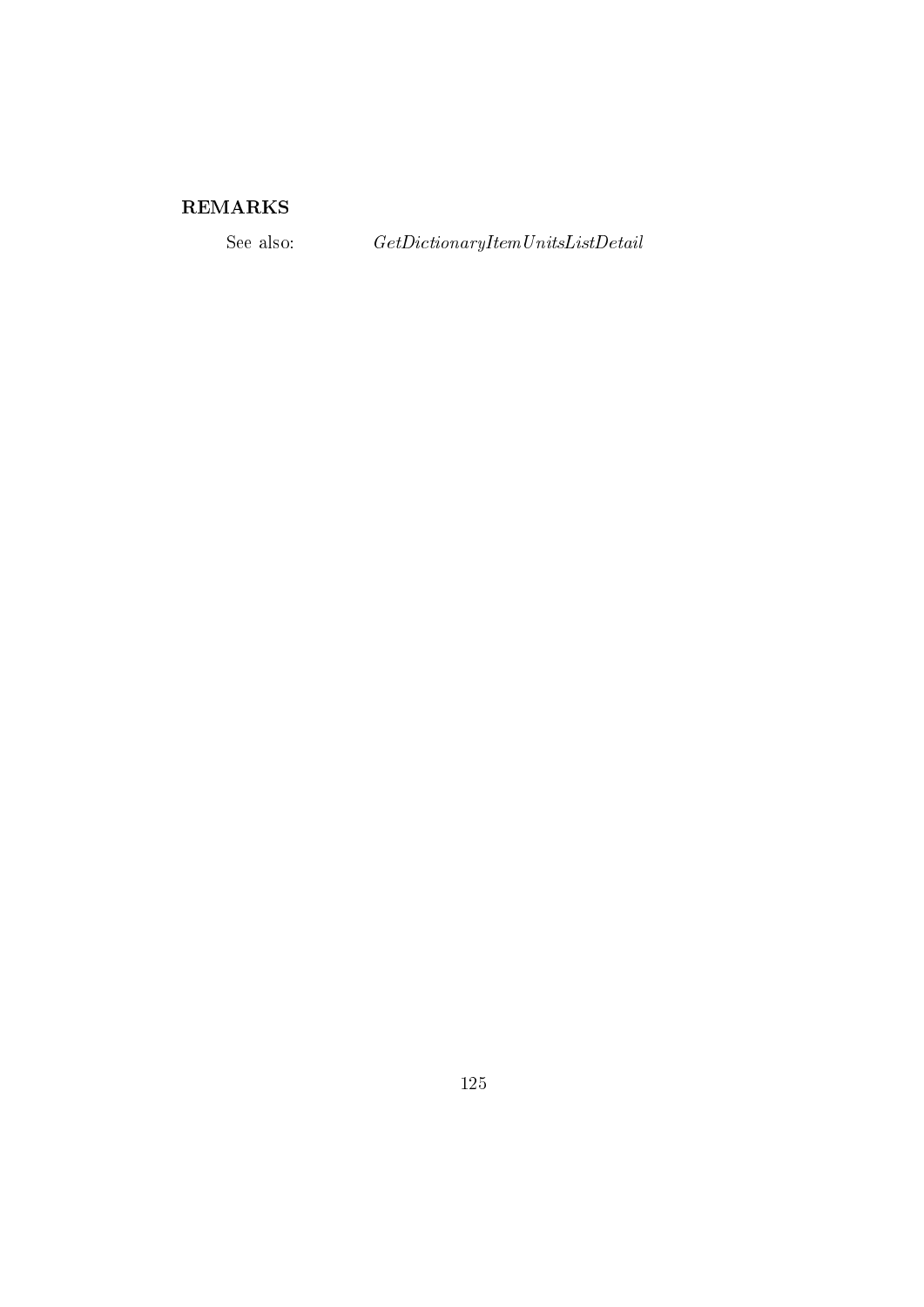### REMARKS

See also: *GetDictionaryItemUnitsListDetail*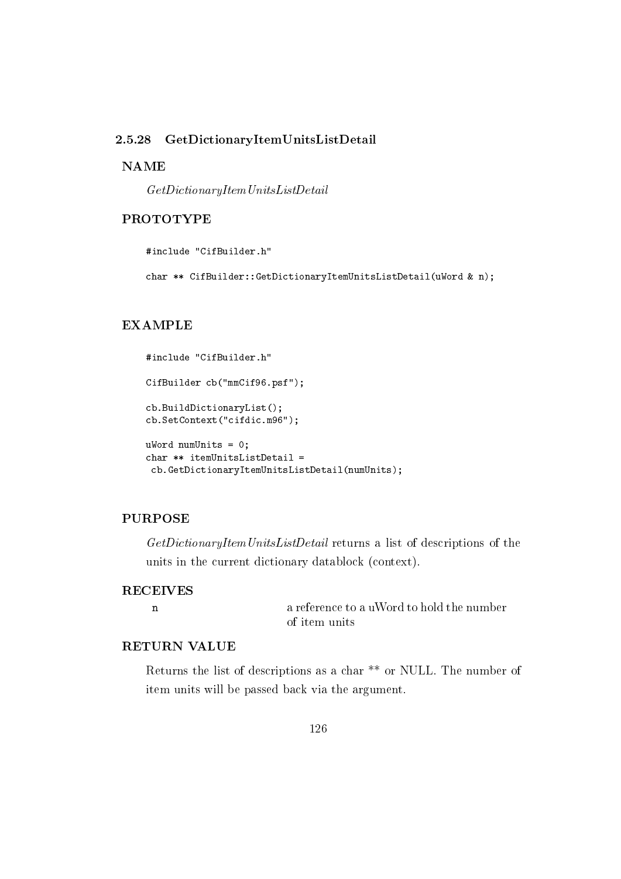### 2.5.28 GetDictionaryItemUnitsListDetail

**NAME**

*GetDictionaryItemUnitsListDetail*

**PROTOTYPE**

```
#include "CifBuilder.h"

char ** CifBuilder::GetDictionaryItemUnitsListDetail(uWord & n);
```

**EXAMPLE**

```
#include "CifBuilder.h"

CifBuilder cb("mmCif96.psf");

cb.BuildDictionaryList();
cb.SetContext("cifdic.m96");

uWord numUnits = 0;
char ** itemUnitsListDetail =
 cb.GetDictionaryItemUnitsListDetail(numUnits);
```

**PURPOSE**

*GetDictionaryItemUnitsListDetail* returns a list of descriptions of the units in the current dictionary datablock (context).

**RECEIVES**

| | |
|---|---|
| n | a reference to a uWord to hold the number of item units |

**RETURN VALUE**

Returns the list of descriptions as a char ** or NULL. The number of item units will be passed back via the argument.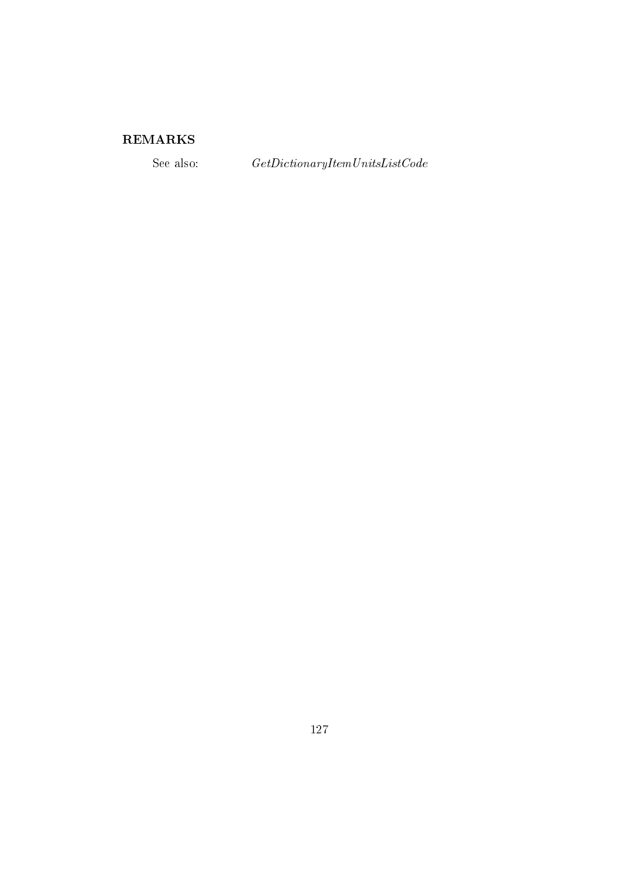**REMARKS**

See also: *GetDictionaryItemUnitsListCode*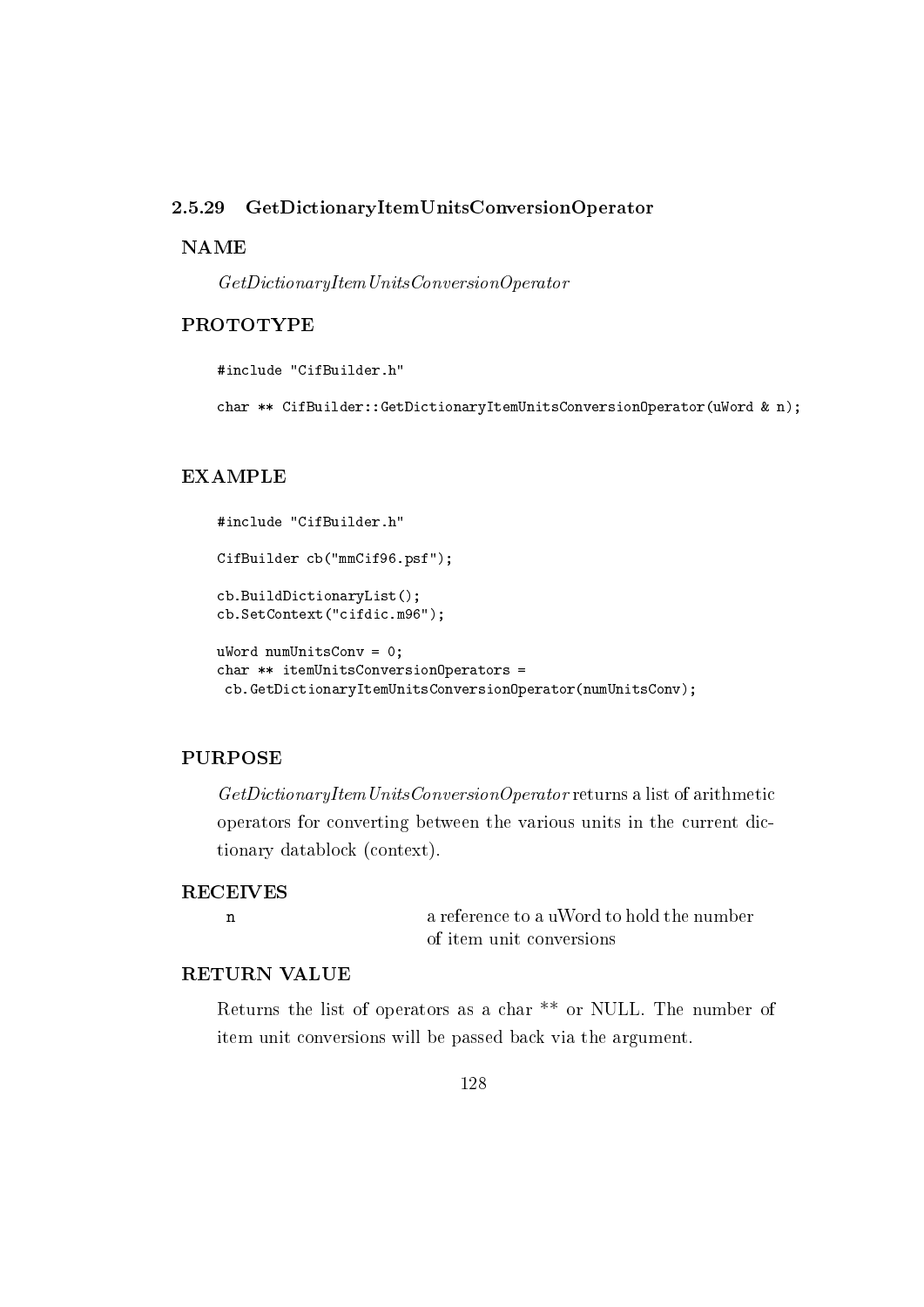### 2.5.29 GetDictionaryItemUnitsConversionOperator

**NAME**

*GetDictionaryItemUnitsConversionOperator*

**PROTOTYPE**

```
#include "CifBuilder.h"

char ** CifBuilder::GetDictionaryItemUnitsConversionOperator(uWord & n);
```

**EXAMPLE**

```
#include "CifBuilder.h"

CifBuilder cb("mmCif96.psf");

cb.BuildDictionaryList();
cb.SetContext("cifdic.m96");

uWord numUnitsConv = 0;
char ** itemUnitsConversionOperators =
 cb.GetDictionaryItemUnitsConversionOperator(numUnitsConv);
```

**PURPOSE**

*GetDictionaryItemUnitsConversionOperator* returns a list of arithmetic operators for converting between the various units in the current dictionary datablock (context).

**RECEIVES**

| | |
|---|---|
| n | a reference to a uWord to hold the number of item unit conversions |

**RETURN VALUE**

Returns the list of operators as a char ** or NULL. The number of item unit conversions will be passed back via the argument.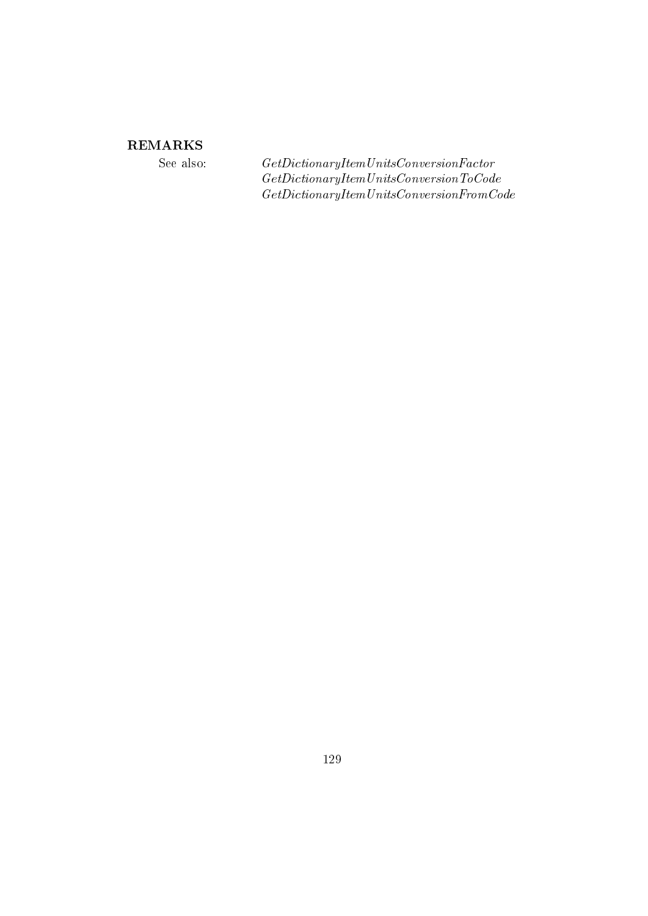**REMARKS**

See also: *GetDictionaryItemUnitsConversionFactor*
*GetDictionaryItemUnitsConversionToCode*
*GetDictionaryItemUnitsConversionFromCode*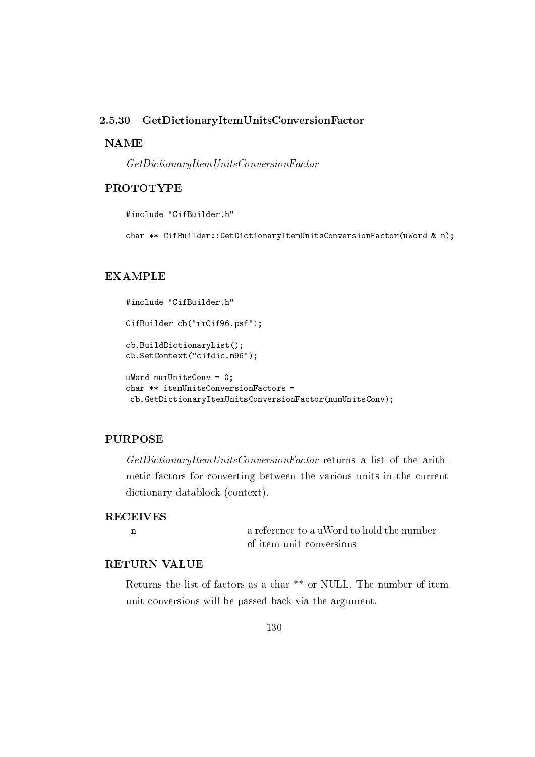### 2.5.30 GetDictionaryItemUnitsConversionFactor

**NAME**

*GetDictionaryItemUnitsConversionFactor*

**PROTOTYPE**

```
#include "CifBuilder.h"

char ** CifBuilder::GetDictionaryItemUnitsConversionFactor(uWord & n);
```

**EXAMPLE**

```
#include "CifBuilder.h"

CifBuilder cb("mmCif96.psf");

cb.BuildDictionaryList();
cb.SetContext("cifdic.m96");

uWord numUnitsConv = 0;
char ** itemUnitsConversionFactors =
 cb.GetDictionaryItemUnitsConversionFactor(numUnitsConv);
```

**PURPOSE**

*GetDictionaryItemUnitsConversionFactor* returns a list of the arithmetic factors for converting between the various units in the current dictionary datablock (context).

**RECEIVES**

| | |
|---|---|
| n | a reference to a uWord to hold the number of item unit conversions |

**RETURN VALUE**

Returns the list of factors as a char ** or NULL. The number of item unit conversions will be passed back via the argument.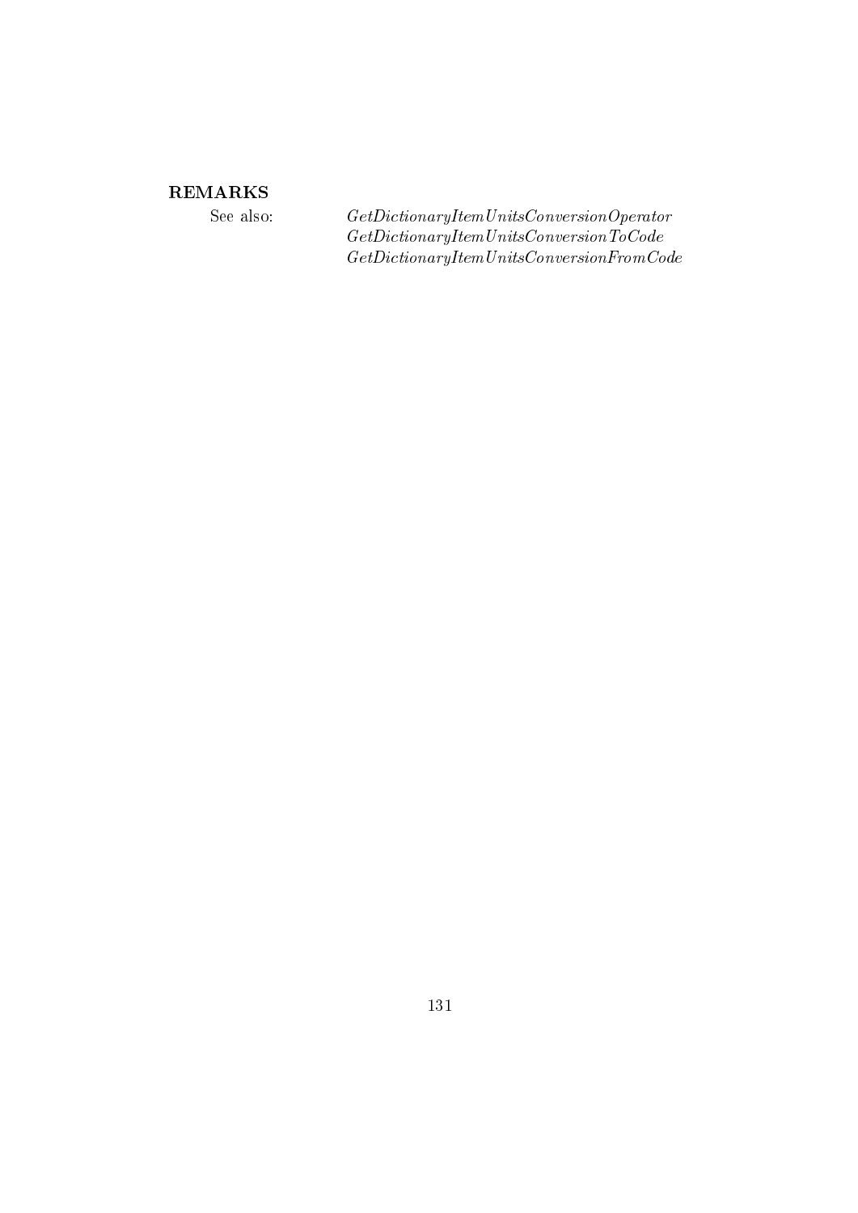**REMARKS**

See also: *GetDictionaryItemUnitsConversionOperator*
*GetDictionaryItemUnitsConversionToCode*
*GetDictionaryItemUnitsConversionFromCode*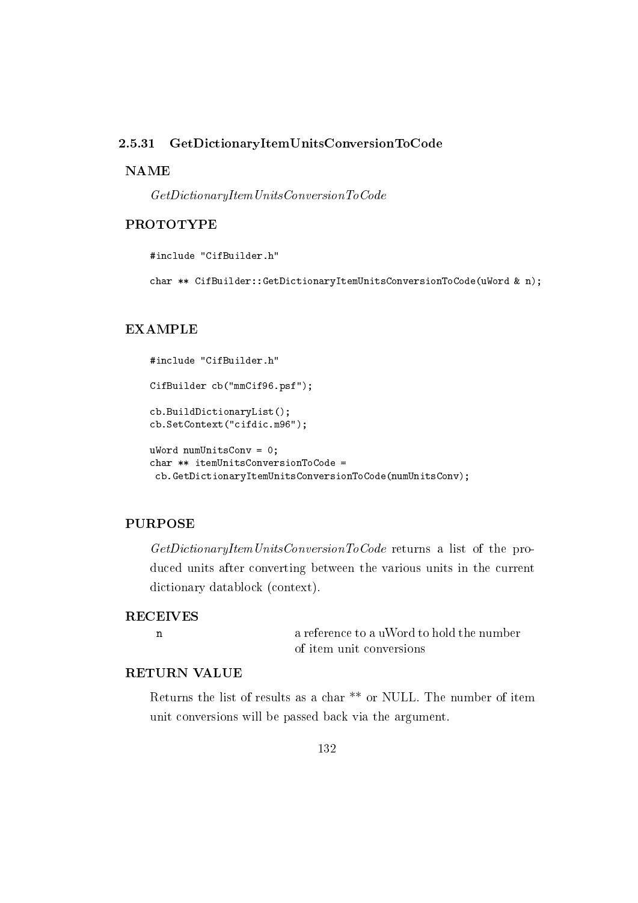### 2.5.31 GetDictionaryItemUnitsConversionToCode

**NAME**

*GetDictionaryItemUnitsConversionToCode*

**PROTOTYPE**

```
#include "CifBuilder.h"

char ** CifBuilder::GetDictionaryItemUnitsConversionToCode(uWord & n);
```

**EXAMPLE**

```
#include "CifBuilder.h"

CifBuilder cb("mmCif96.psf");

cb.BuildDictionaryList();
cb.SetContext("cifdic.m96");

uWord numUnitsConv = 0;
char ** itemUnitsConversionToCode =
 cb.GetDictionaryItemUnitsConversionToCode(numUnitsConv);
```

**PURPOSE**

*GetDictionaryItemUnitsConversionToCode* returns a list of the produced units after converting between the various units in the current dictionary datablock (context).

**RECEIVES**

| | |
|---|---|
| n | a reference to a uWord to hold the number of item unit conversions |

**RETURN VALUE**

Returns the list of results as a char ** or NULL. The number of item unit conversions will be passed back via the argument.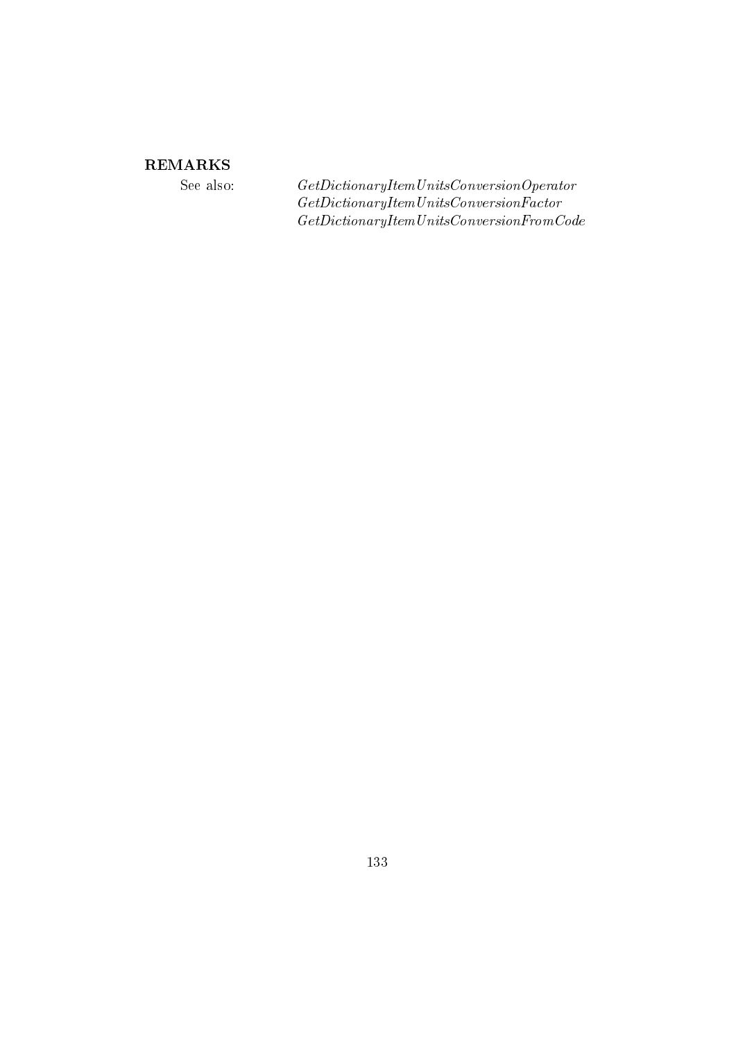**REMARKS**

See also: *GetDictionaryItemUnitsConversionOperator*
*GetDictionaryItemUnitsConversionFactor*
*GetDictionaryItemUnitsConversionFromCode*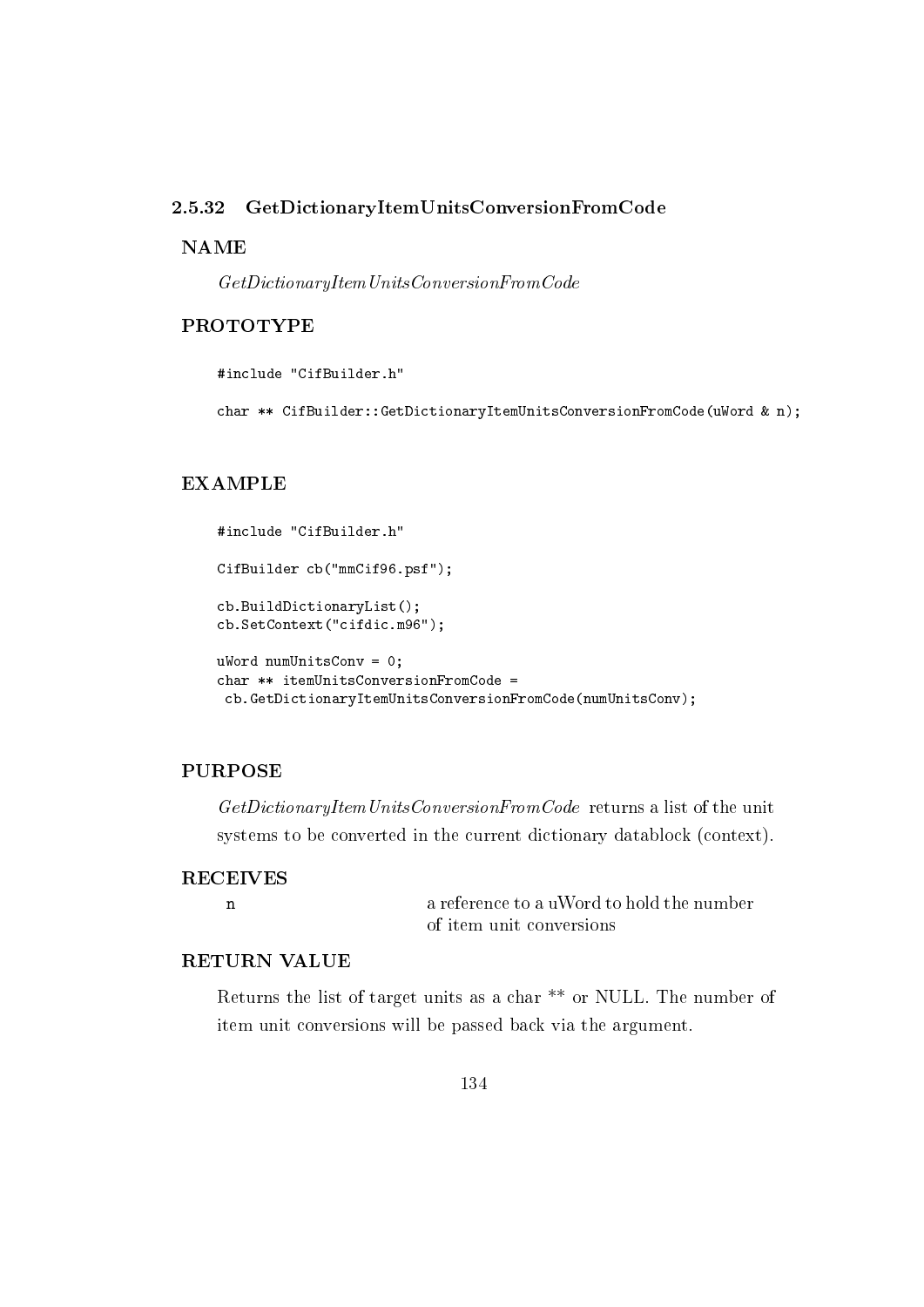### 2.5.32 GetDictionaryItemUnitsConversionFromCode

**NAME**

*GetDictionaryItemUnitsConversionFromCode*

**PROTOTYPE**

```
#include "CifBuilder.h"

char ** CifBuilder::GetDictionaryItemUnitsConversionFromCode(uWord & n);
```

**EXAMPLE**

```
#include "CifBuilder.h"

CifBuilder cb("mmCif96.psf");

cb.BuildDictionaryList();
cb.SetContext("cifdic.m96");

uWord numUnitsConv = 0;
char ** itemUnitsConversionFromCode =
 cb.GetDictionaryItemUnitsConversionFromCode(numUnitsConv);
```

**PURPOSE**

*GetDictionaryItemUnitsConversionFromCode* returns a list of the unit systems to be converted in the current dictionary datablock (context).

**RECEIVES**

| | |
|---|---|
| `n` | a reference to a uWord to hold the number of item unit conversions |

**RETURN VALUE**

Returns the list of target units as a char ** or NULL. The number of item unit conversions will be passed back via the argument.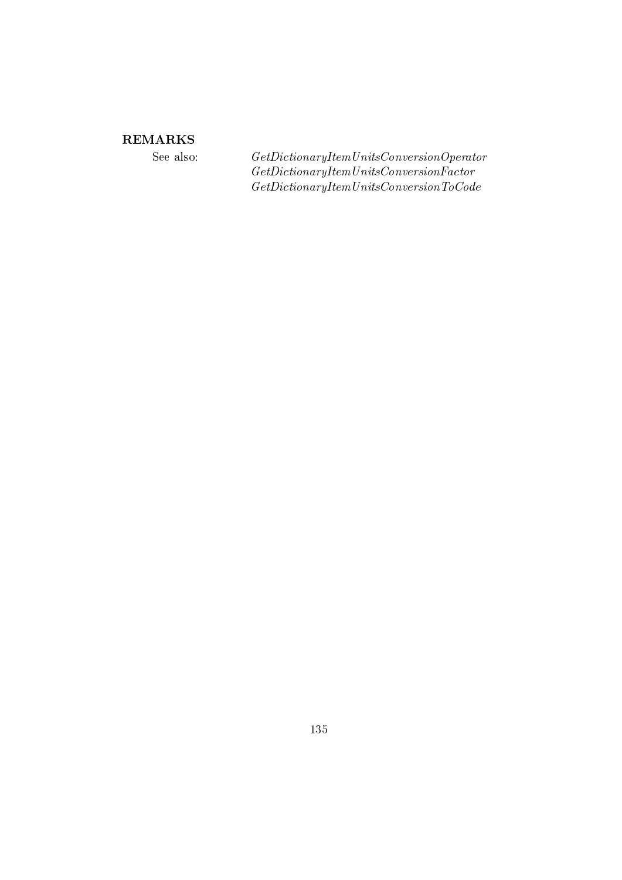## REMARKS

See also:

*GetDictionaryItemUnitsConversionOperator*
*GetDictionaryItemUnitsConversionFactor*
*GetDictionaryItemUnitsConversionToCode*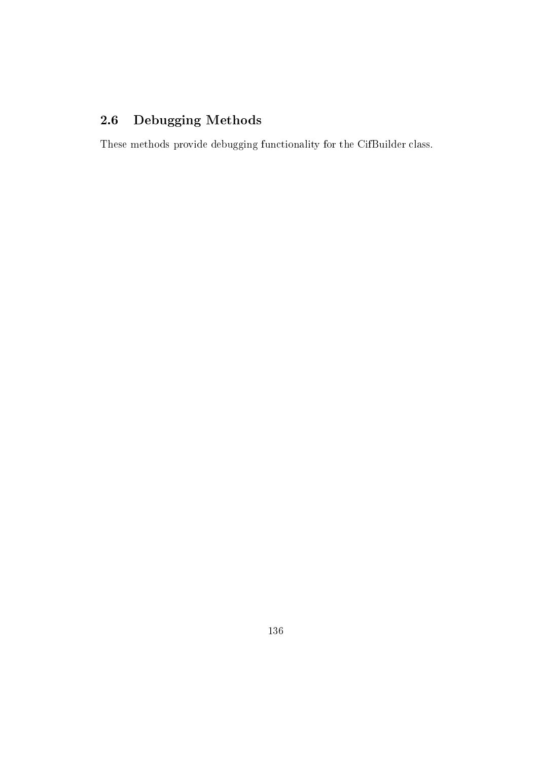## 2.6 Debugging Methods

These methods provide debugging functionality for the CifBuilder class.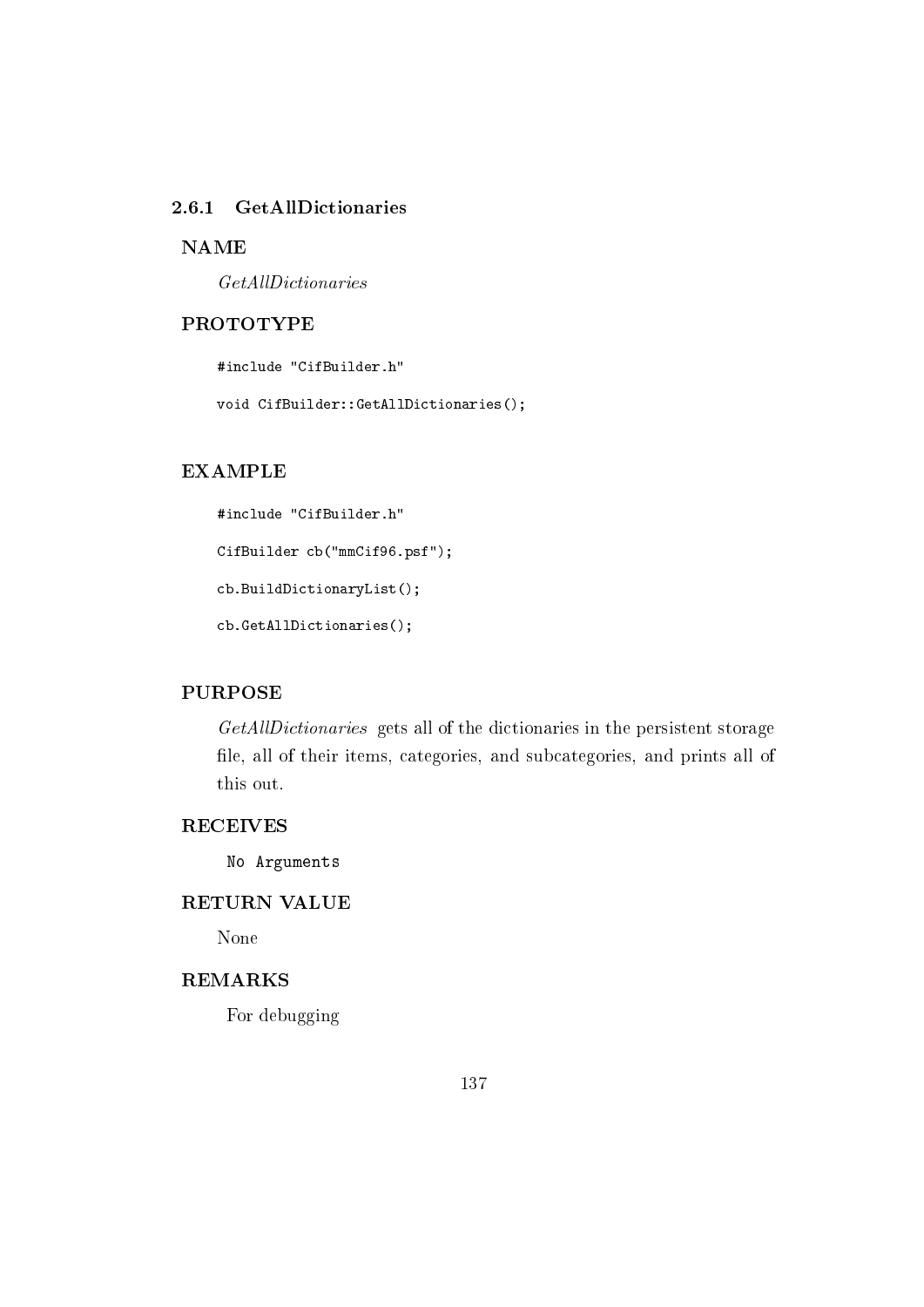### 2.6.1 GetAllDictionaries

**NAME**

*GetAllDictionaries*

**PROTOTYPE**

```
#include "CifBuilder.h"

void CifBuilder::GetAllDictionaries();
```

**EXAMPLE**

```
#include "CifBuilder.h"

CifBuilder cb("mmCif96.psf");

cb.BuildDictionaryList();

cb.GetAllDictionaries();
```

**PURPOSE**

*GetAllDictionaries* gets all of the dictionaries in the persistent storage file, all of their items, categories, and subcategories, and prints all of this out.

**RECEIVES**

`No Arguments`

**RETURN VALUE**

None

**REMARKS**

For debugging